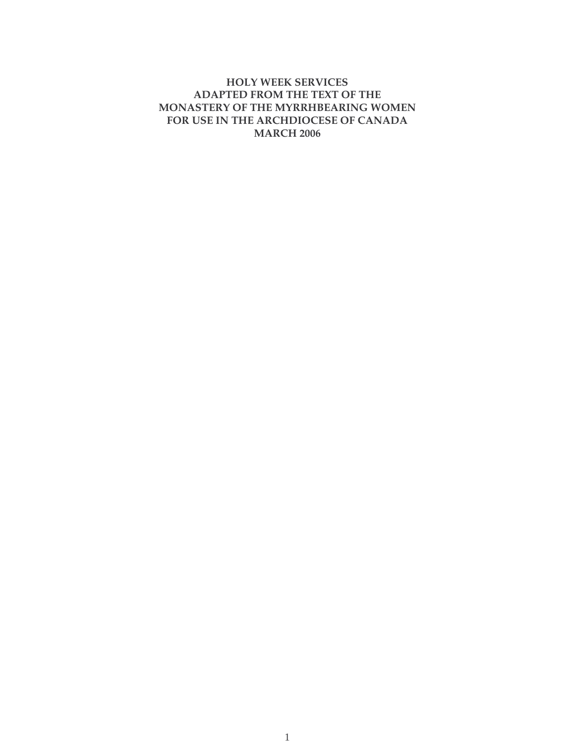# HOLY WEEK SERVICES
# ADAPTED FROM THE TEXT OF THE
# MONASTERY OF THE MYRRHBEARING WOMEN
# FOR USE IN THE ARCHDIOCESE OF CANADA
# MARCH 2006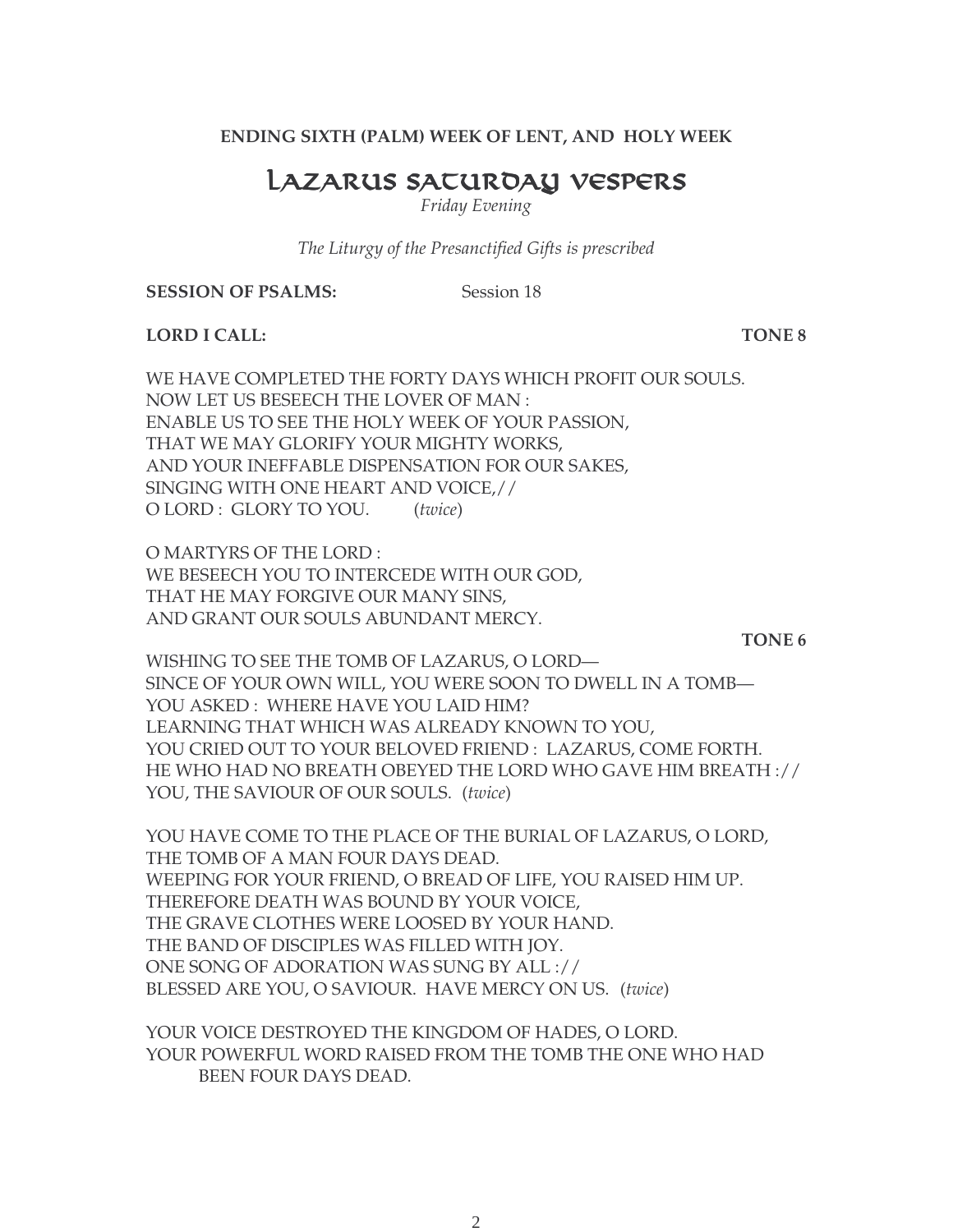**ENDING SIXTH (PALM) WEEK OF LENT, AND HOLY WEEK**

# Lazarus Saturday Vespers

*Friday Evening*

*The Liturgy of the Presanctified Gifts is prescribed*

**SESSION OF PSALMS:** Session 18

**LORD I CALL:** **TONE 8**

WE HAVE COMPLETED THE FORTY DAYS WHICH PROFIT OUR SOULS.
NOW LET US BESEECH THE LOVER OF MAN :
ENABLE US TO SEE THE HOLY WEEK OF YOUR PASSION,
THAT WE MAY GLORIFY YOUR MIGHTY WORKS,
AND YOUR INEFFABLE DISPENSATION FOR OUR SAKES,
SINGING WITH ONE HEART AND VOICE,//
O LORD : GLORY TO YOU. (*twice*)

O MARTYRS OF THE LORD :
WE BESEECH YOU TO INTERCEDE WITH OUR GOD,
THAT HE MAY FORGIVE OUR MANY SINS,
AND GRANT OUR SOULS ABUNDANT MERCY.

**TONE 6**

WISHING TO SEE THE TOMB OF LAZARUS, O LORD—
SINCE OF YOUR OWN WILL, YOU WERE SOON TO DWELL IN A TOMB—
YOU ASKED : WHERE HAVE YOU LAID HIM?
LEARNING THAT WHICH WAS ALREADY KNOWN TO YOU,
YOU CRIED OUT TO YOUR BELOVED FRIEND : LAZARUS, COME FORTH.
HE WHO HAD NO BREATH OBEYED THE LORD WHO GAVE HIM BREATH ://
YOU, THE SAVIOUR OF OUR SOULS. (*twice*)

YOU HAVE COME TO THE PLACE OF THE BURIAL OF LAZARUS, O LORD,
THE TOMB OF A MAN FOUR DAYS DEAD.
WEEPING FOR YOUR FRIEND, O BREAD OF LIFE, YOU RAISED HIM UP.
THEREFORE DEATH WAS BOUND BY YOUR VOICE,
THE GRAVE CLOTHES WERE LOOSED BY YOUR HAND.
THE BAND OF DISCIPLES WAS FILLED WITH JOY.
ONE SONG OF ADORATION WAS SUNG BY ALL ://
BLESSED ARE YOU, O SAVIOUR. HAVE MERCY ON US. (*twice*)

YOUR VOICE DESTROYED THE KINGDOM OF HADES, O LORD.
YOUR POWERFUL WORD RAISED FROM THE TOMB THE ONE WHO HAD BEEN FOUR DAYS DEAD.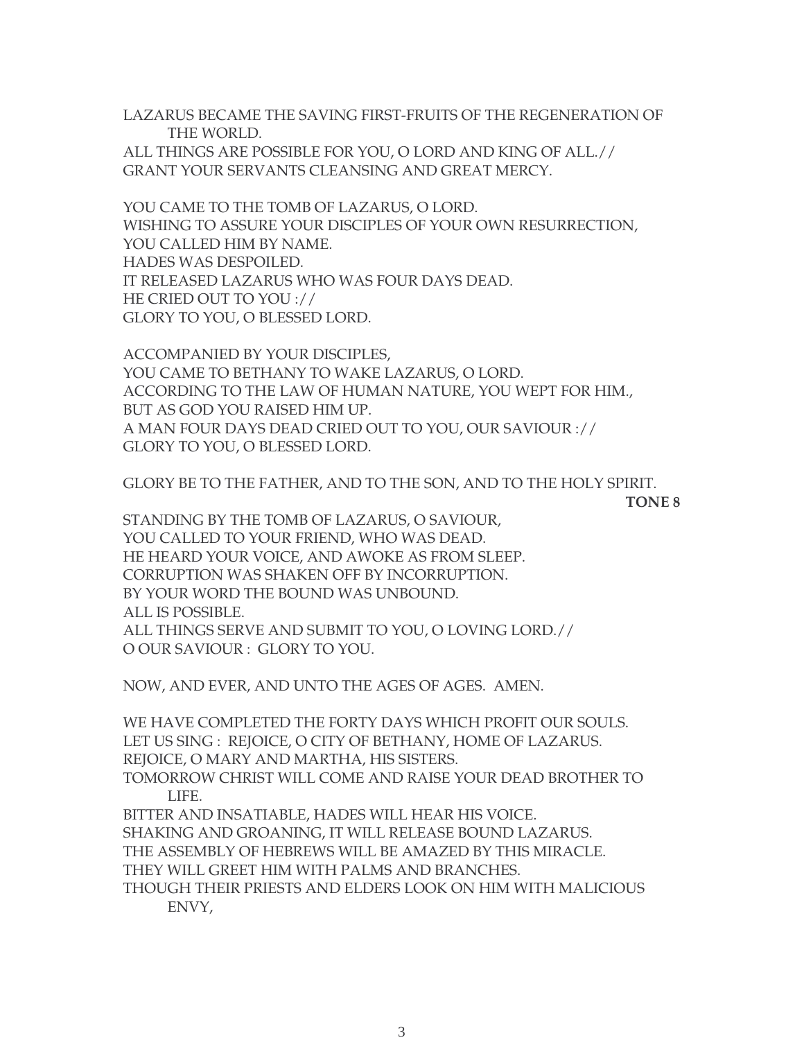LAZARUS BECAME THE SAVING FIRST-FRUITS OF THE REGENERATION OF THE WORLD.
ALL THINGS ARE POSSIBLE FOR YOU, O LORD AND KING OF ALL.//
GRANT YOUR SERVANTS CLEANSING AND GREAT MERCY.

YOU CAME TO THE TOMB OF LAZARUS, O LORD.
WISHING TO ASSURE YOUR DISCIPLES OF YOUR OWN RESURRECTION,
YOU CALLED HIM BY NAME.
HADES WAS DESPOILED.
IT RELEASED LAZARUS WHO WAS FOUR DAYS DEAD.
HE CRIED OUT TO YOU ://
GLORY TO YOU, O BLESSED LORD.

ACCOMPANIED BY YOUR DISCIPLES,
YOU CAME TO BETHANY TO WAKE LAZARUS, O LORD.
ACCORDING TO THE LAW OF HUMAN NATURE, YOU WEPT FOR HIM.,
BUT AS GOD YOU RAISED HIM UP.
A MAN FOUR DAYS DEAD CRIED OUT TO YOU, OUR SAVIOUR ://
GLORY TO YOU, O BLESSED LORD.

GLORY BE TO THE FATHER, AND TO THE SON, AND TO THE HOLY SPIRIT.

**TONE 8**

STANDING BY THE TOMB OF LAZARUS, O SAVIOUR,
YOU CALLED TO YOUR FRIEND, WHO WAS DEAD.
HE HEARD YOUR VOICE, AND AWOKE AS FROM SLEEP.
CORRUPTION WAS SHAKEN OFF BY INCORRUPTION.
BY YOUR WORD THE BOUND WAS UNBOUND.
ALL IS POSSIBLE.
ALL THINGS SERVE AND SUBMIT TO YOU, O LOVING LORD.//
O OUR SAVIOUR : GLORY TO YOU.

NOW, AND EVER, AND UNTO THE AGES OF AGES. AMEN.

WE HAVE COMPLETED THE FORTY DAYS WHICH PROFIT OUR SOULS.
LET US SING : REJOICE, O CITY OF BETHANY, HOME OF LAZARUS.
REJOICE, O MARY AND MARTHA, HIS SISTERS.
TOMORROW CHRIST WILL COME AND RAISE YOUR DEAD BROTHER TO LIFE.
BITTER AND INSATIABLE, HADES WILL HEAR HIS VOICE.
SHAKING AND GROANING, IT WILL RELEASE BOUND LAZARUS.
THE ASSEMBLY OF HEBREWS WILL BE AMAZED BY THIS MIRACLE.
THEY WILL GREET HIM WITH PALMS AND BRANCHES.
THOUGH THEIR PRIESTS AND ELDERS LOOK ON HIM WITH MALICIOUS ENVY,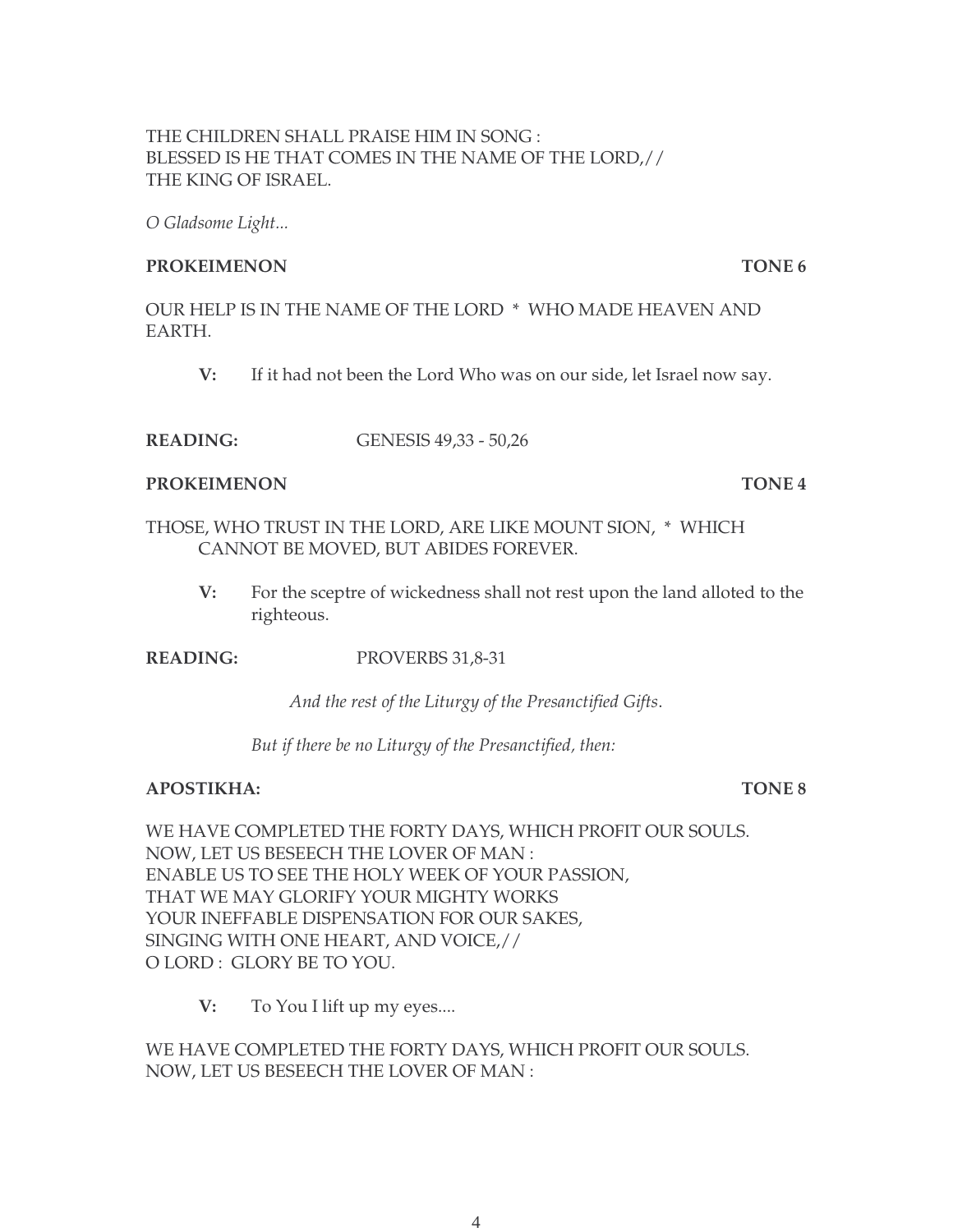THE CHILDREN SHALL PRAISE HIM IN SONG :
BLESSED IS HE THAT COMES IN THE NAME OF THE LORD,//
THE KING OF ISRAEL.

*O Gladsome Light...*

**PROKEIMENON** **TONE 6**

OUR HELP IS IN THE NAME OF THE LORD * WHO MADE HEAVEN AND EARTH.

**V:** If it had not been the Lord Who was on our side, let Israel now say.

**READING:** GENESIS 49,33 - 50,26

**PROKEIMENON** **TONE 4**

THOSE, WHO TRUST IN THE LORD, ARE LIKE MOUNT SION, * WHICH CANNOT BE MOVED, BUT ABIDES FOREVER.

**V:** For the sceptre of wickedness shall not rest upon the land alloted to the righteous.

**READING:** PROVERBS 31,8-31

*And the rest of the Liturgy of the Presanctified Gifts.*

*But if there be no Liturgy of the Presanctified, then:*

**APOSTIKHA:** **TONE 8**

WE HAVE COMPLETED THE FORTY DAYS, WHICH PROFIT OUR SOULS.
NOW, LET US BESEECH THE LOVER OF MAN :
ENABLE US TO SEE THE HOLY WEEK OF YOUR PASSION,
THAT WE MAY GLORIFY YOUR MIGHTY WORKS
YOUR INEFFABLE DISPENSATION FOR OUR SAKES,
SINGING WITH ONE HEART, AND VOICE,//
O LORD : GLORY BE TO YOU.

**V:** To You I lift up my eyes....

WE HAVE COMPLETED THE FORTY DAYS, WHICH PROFIT OUR SOULS.
NOW, LET US BESEECH THE LOVER OF MAN :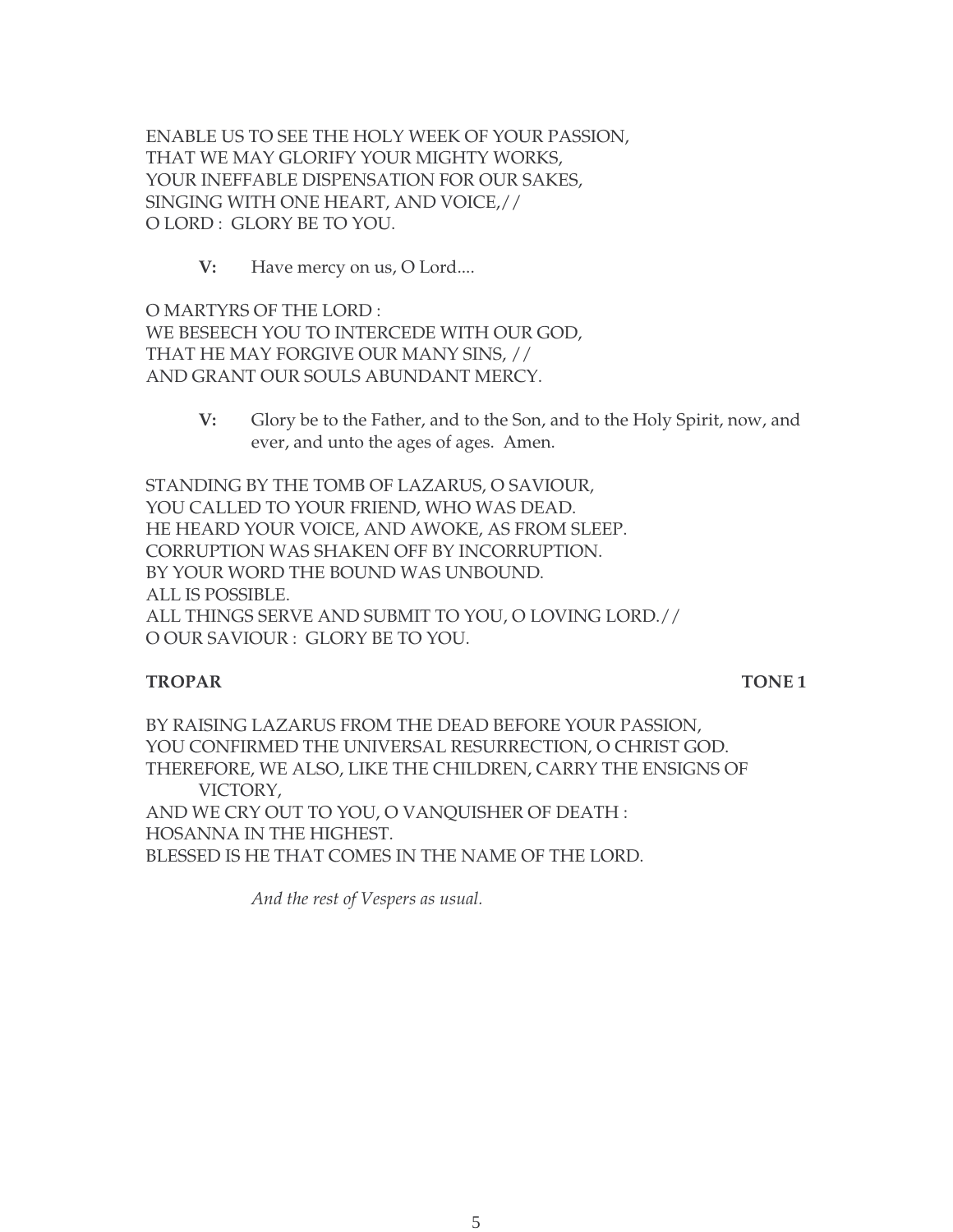ENABLE US TO SEE THE HOLY WEEK OF YOUR PASSION,
THAT WE MAY GLORIFY YOUR MIGHTY WORKS,
YOUR INEFFABLE DISPENSATION FOR OUR SAKES,
SINGING WITH ONE HEART, AND VOICE,//
O LORD : GLORY BE TO YOU.

> **V:** Have mercy on us, O Lord....

O MARTYRS OF THE LORD :
WE BESEECH YOU TO INTERCEDE WITH OUR GOD,
THAT HE MAY FORGIVE OUR MANY SINS, //
AND GRANT OUR SOULS ABUNDANT MERCY.

> **V:** Glory be to the Father, and to the Son, and to the Holy Spirit, now, and ever, and unto the ages of ages. Amen.

STANDING BY THE TOMB OF LAZARUS, O SAVIOUR,
YOU CALLED TO YOUR FRIEND, WHO WAS DEAD.
HE HEARD YOUR VOICE, AND AWOKE, AS FROM SLEEP.
CORRUPTION WAS SHAKEN OFF BY INCORRUPTION.
BY YOUR WORD THE BOUND WAS UNBOUND.
ALL IS POSSIBLE.
ALL THINGS SERVE AND SUBMIT TO YOU, O LOVING LORD.//
O OUR SAVIOUR : GLORY BE TO YOU.

**TROPAR** **TONE 1**

BY RAISING LAZARUS FROM THE DEAD BEFORE YOUR PASSION,
YOU CONFIRMED THE UNIVERSAL RESURRECTION, O CHRIST GOD.
THEREFORE, WE ALSO, LIKE THE CHILDREN, CARRY THE ENSIGNS OF VICTORY,
AND WE CRY OUT TO YOU, O VANQUISHER OF DEATH :
HOSANNA IN THE HIGHEST.
BLESSED IS HE THAT COMES IN THE NAME OF THE LORD.

*And the rest of Vespers as usual.*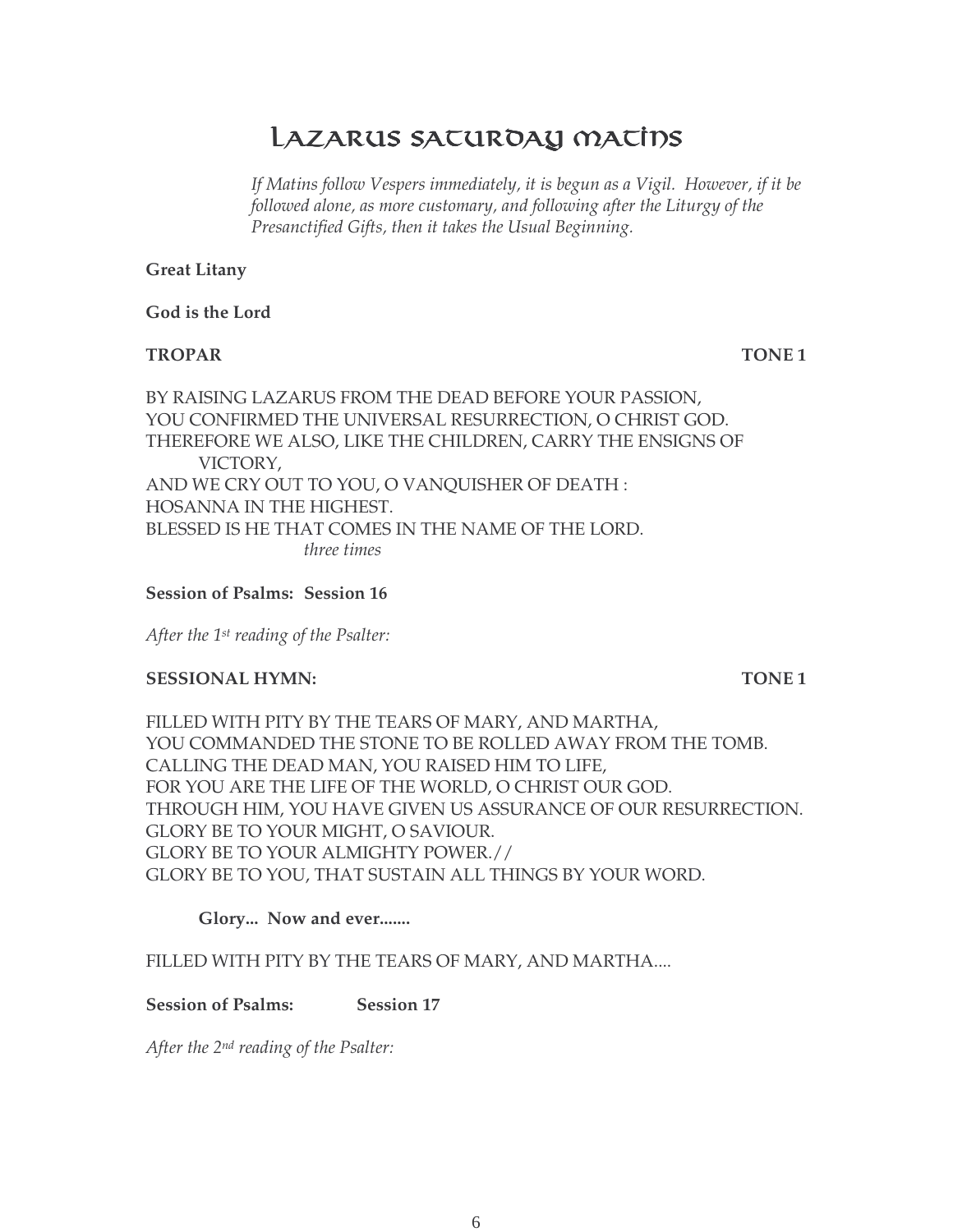# Lazarus Saturday Matins

*If Matins follow Vespers immediately, it is begun as a Vigil. However, if it be followed alone, as more customary, and following after the Liturgy of the Presanctified Gifts, then it takes the Usual Beginning.*

**Great Litany**

**God is the Lord**

**TROPAR** **TONE 1**

BY RAISING LAZARUS FROM THE DEAD BEFORE YOUR PASSION,
YOU CONFIRMED THE UNIVERSAL RESURRECTION, O CHRIST GOD.
THEREFORE WE ALSO, LIKE THE CHILDREN, CARRY THE ENSIGNS OF VICTORY,
AND WE CRY OUT TO YOU, O VANQUISHER OF DEATH :
HOSANNA IN THE HIGHEST.
BLESSED IS HE THAT COMES IN THE NAME OF THE LORD.
*three times*

**Session of Psalms: Session 16**

*After the 1st reading of the Psalter:*

**SESSIONAL HYMN:** **TONE 1**

FILLED WITH PITY BY THE TEARS OF MARY, AND MARTHA,
YOU COMMANDED THE STONE TO BE ROLLED AWAY FROM THE TOMB.
CALLING THE DEAD MAN, YOU RAISED HIM TO LIFE,
FOR YOU ARE THE LIFE OF THE WORLD, O CHRIST OUR GOD.
THROUGH HIM, YOU HAVE GIVEN US ASSURANCE OF OUR RESURRECTION.
GLORY BE TO YOUR MIGHT, O SAVIOUR.
GLORY BE TO YOUR ALMIGHTY POWER.//
GLORY BE TO YOU, THAT SUSTAIN ALL THINGS BY YOUR WORD.

**Glory... Now and ever.......**

FILLED WITH PITY BY THE TEARS OF MARY, AND MARTHA....

**Session of Psalms: Session 17**

*After the 2nd reading of the Psalter:*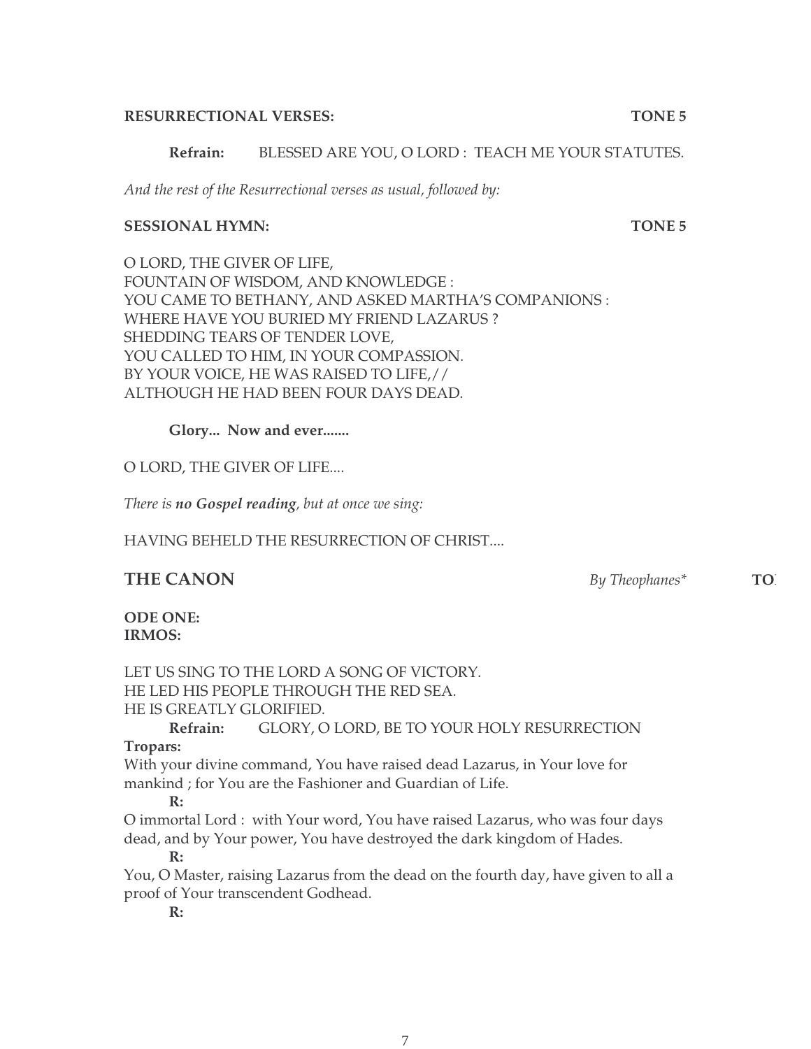**RESURRECTIONAL VERSES:** **TONE 5**

**Refrain:** BLESSED ARE YOU, O LORD : TEACH ME YOUR STATUTES.

*And the rest of the Resurrectional verses as usual, followed by:*

**SESSIONAL HYMN:** **TONE 5**

O LORD, THE GIVER OF LIFE,
FOUNTAIN OF WISDOM, AND KNOWLEDGE :
YOU CAME TO BETHANY, AND ASKED MARTHA'S COMPANIONS :
WHERE HAVE YOU BURIED MY FRIEND LAZARUS ?
SHEDDING TEARS OF TENDER LOVE,
YOU CALLED TO HIM, IN YOUR COMPASSION.
BY YOUR VOICE, HE WAS RAISED TO LIFE,//
ALTHOUGH HE HAD BEEN FOUR DAYS DEAD.

**Glory... Now and ever.......**

O LORD, THE GIVER OF LIFE....

*There is **no Gospel reading**, but at once we sing:*

HAVING BEHELD THE RESURRECTION OF CHRIST....

## THE CANON

*By Theophanes** **TO**

**ODE ONE:**
**IRMOS:**

LET US SING TO THE LORD A SONG OF VICTORY.
HE LED HIS PEOPLE THROUGH THE RED SEA.
HE IS GREATLY GLORIFIED.

**Refrain:** GLORY, O LORD, BE TO YOUR HOLY RESURRECTION

**Tropars:**

With your divine command, You have raised dead Lazarus, in Your love for mankind ; for You are the Fashioner and Guardian of Life.

**R:**

O immortal Lord : with Your word, You have raised Lazarus, who was four days dead, and by Your power, You have destroyed the dark kingdom of Hades.

**R:**

You, O Master, raising Lazarus from the dead on the fourth day, have given to all a proof of Your transcendent Godhead.

**R:**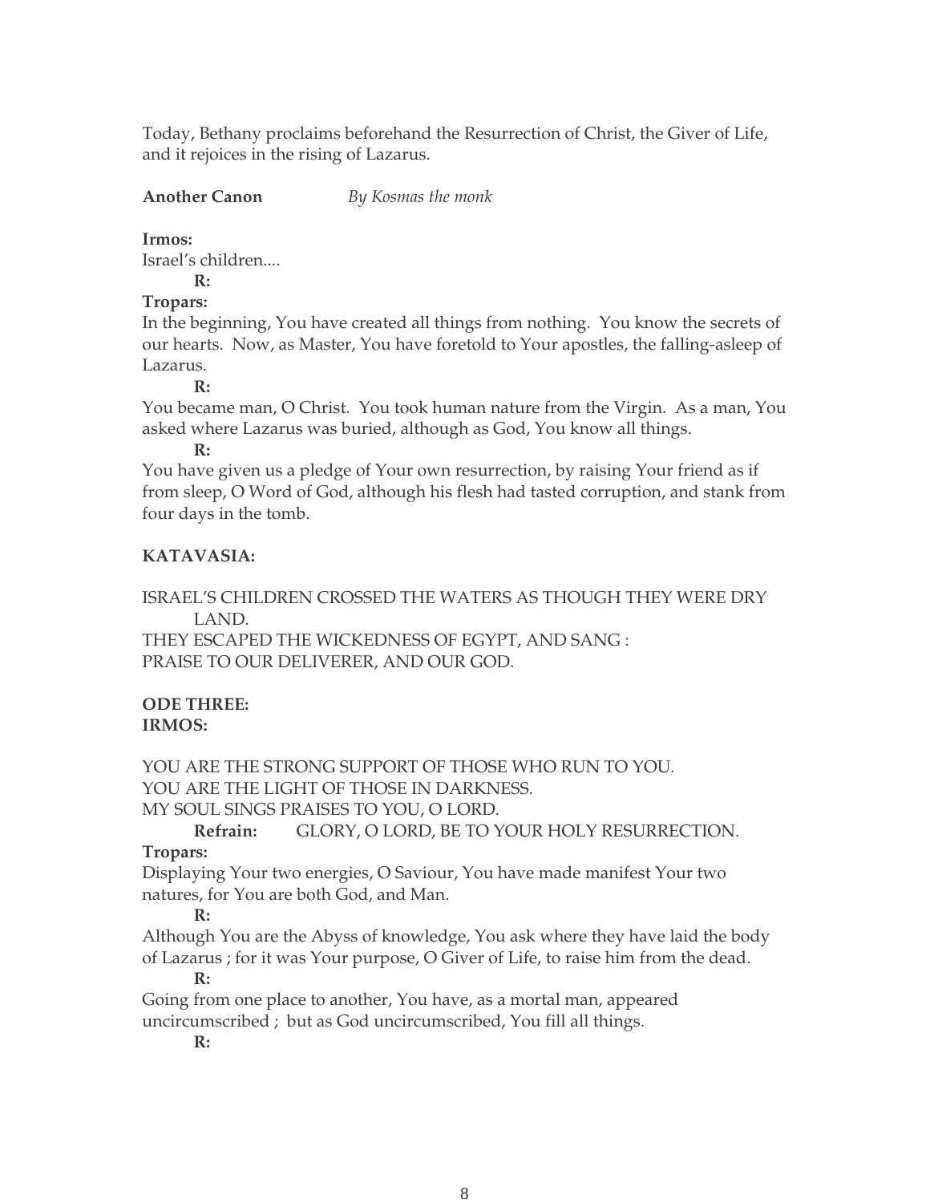Today, Bethany proclaims beforehand the Resurrection of Christ, the Giver of Life, and it rejoices in the rising of Lazarus.

**Another Canon** *By Kosmas the monk*

**Irmos:**
Israel's children....

**R:**

**Tropars:**
In the beginning, You have created all things from nothing. You know the secrets of our hearts. Now, as Master, You have foretold to Your apostles, the falling-asleep of Lazarus.

**R:**

You became man, O Christ. You took human nature from the Virgin. As a man, You asked where Lazarus was buried, although as God, You know all things.

**R:**

You have given us a pledge of Your own resurrection, by raising Your friend as if from sleep, O Word of God, although his flesh had tasted corruption, and stank from four days in the tomb.

**KATAVASIA:**

ISRAEL'S CHILDREN CROSSED THE WATERS AS THOUGH THEY WERE DRY LAND.
THEY ESCAPED THE WICKEDNESS OF EGYPT, AND SANG :
PRAISE TO OUR DELIVERER, AND OUR GOD.

**ODE THREE:**
**IRMOS:**

YOU ARE THE STRONG SUPPORT OF THOSE WHO RUN TO YOU.
YOU ARE THE LIGHT OF THOSE IN DARKNESS.
MY SOUL SINGS PRAISES TO YOU, O LORD.

**Refrain:** GLORY, O LORD, BE TO YOUR HOLY RESURRECTION.

**Tropars:**
Displaying Your two energies, O Saviour, You have made manifest Your two natures, for You are both God, and Man.

**R:**

Although You are the Abyss of knowledge, You ask where they have laid the body of Lazarus ; for it was Your purpose, O Giver of Life, to raise him from the dead.

**R:**

Going from one place to another, You have, as a mortal man, appeared uncircumscribed ; but as God uncircumscribed, You fill all things.

**R:**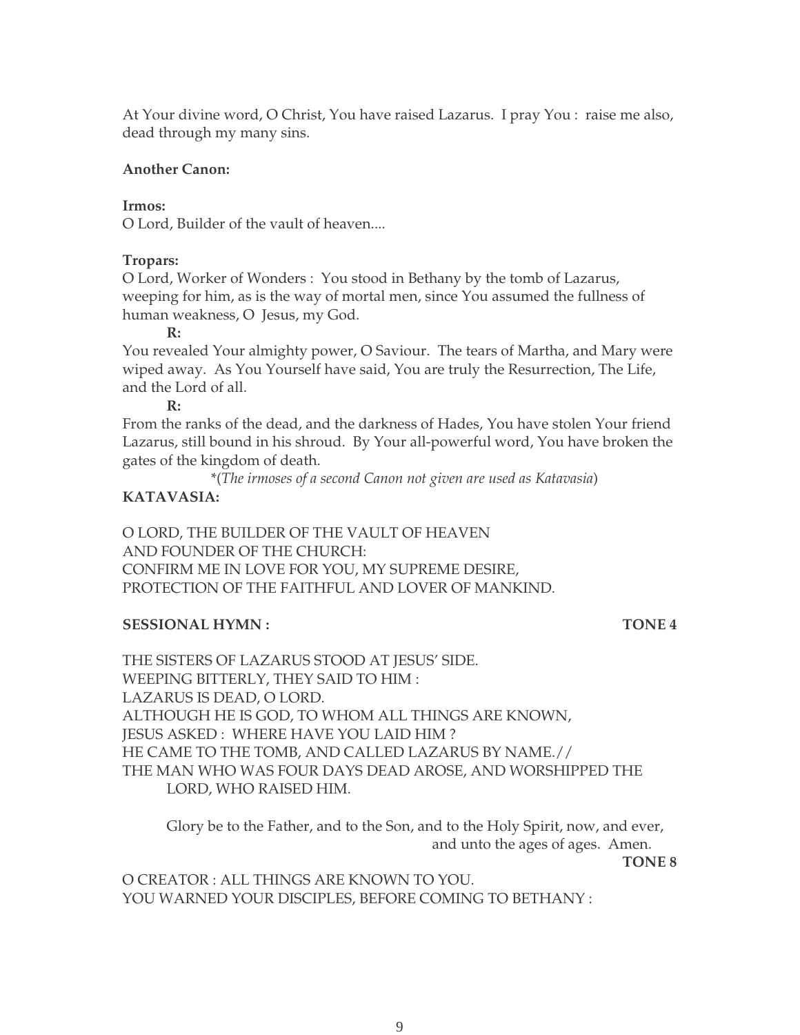At Your divine word, O Christ, You have raised Lazarus. I pray You : raise me also, dead through my many sins.

**Another Canon:**

**Irmos:**
O Lord, Builder of the vault of heaven....

**Tropars:**
O Lord, Worker of Wonders : You stood in Bethany by the tomb of Lazarus, weeping for him, as is the way of mortal men, since You assumed the fullness of human weakness, O Jesus, my God.

**R:**

You revealed Your almighty power, O Saviour. The tears of Martha, and Mary were wiped away. As You Yourself have said, You are truly the Resurrection, The Life, and the Lord of all.

**R:**

From the ranks of the dead, and the darkness of Hades, You have stolen Your friend Lazarus, still bound in his shroud. By Your all-powerful word, You have broken the gates of the kingdom of death.

*(*The irmoses of a second Canon not given are used as Katavasia*)

**KATAVASIA:**

O LORD, THE BUILDER OF THE VAULT OF HEAVEN
AND FOUNDER OF THE CHURCH:
CONFIRM ME IN LOVE FOR YOU, MY SUPREME DESIRE,
PROTECTION OF THE FAITHFUL AND LOVER OF MANKIND.

**SESSIONAL HYMN : TONE 4**

THE SISTERS OF LAZARUS STOOD AT JESUS' SIDE.
WEEPING BITTERLY, THEY SAID TO HIM :
LAZARUS IS DEAD, O LORD.
ALTHOUGH HE IS GOD, TO WHOM ALL THINGS ARE KNOWN,
JESUS ASKED : WHERE HAVE YOU LAID HIM ?
HE CAME TO THE TOMB, AND CALLED LAZARUS BY NAME.//
THE MAN WHO WAS FOUR DAYS DEAD AROSE, AND WORSHIPPED THE LORD, WHO RAISED HIM.

Glory be to the Father, and to the Son, and to the Holy Spirit, now, and ever, and unto the ages of ages. Amen.

**TONE 8**

O CREATOR : ALL THINGS ARE KNOWN TO YOU.
YOU WARNED YOUR DISCIPLES, BEFORE COMING TO BETHANY :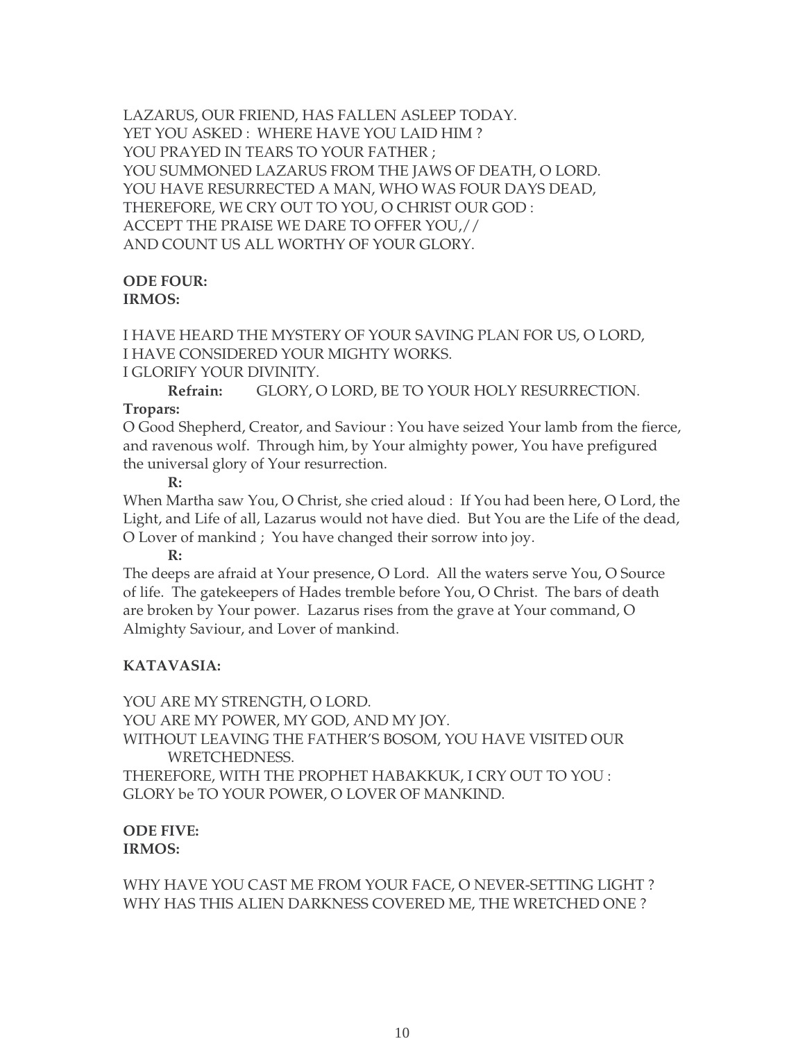LAZARUS, OUR FRIEND, HAS FALLEN ASLEEP TODAY.
YET YOU ASKED : WHERE HAVE YOU LAID HIM ?
YOU PRAYED IN TEARS TO YOUR FATHER ;
YOU SUMMONED LAZARUS FROM THE JAWS OF DEATH, O LORD.
YOU HAVE RESURRECTED A MAN, WHO WAS FOUR DAYS DEAD,
THEREFORE, WE CRY OUT TO YOU, O CHRIST OUR GOD :
ACCEPT THE PRAISE WE DARE TO OFFER YOU,//
AND COUNT US ALL WORTHY OF YOUR GLORY.

**ODE FOUR:**
**IRMOS:**

I HAVE HEARD THE MYSTERY OF YOUR SAVING PLAN FOR US, O LORD,
I HAVE CONSIDERED YOUR MIGHTY WORKS.
I GLORIFY YOUR DIVINITY.

**Refrain:** GLORY, O LORD, BE TO YOUR HOLY RESURRECTION.

**Tropars:**
O Good Shepherd, Creator, and Saviour : You have seized Your lamb from the fierce, and ravenous wolf. Through him, by Your almighty power, You have prefigured the universal glory of Your resurrection.

**R:**

When Martha saw You, O Christ, she cried aloud : If You had been here, O Lord, the Light, and Life of all, Lazarus would not have died. But You are the Life of the dead, O Lover of mankind ; You have changed their sorrow into joy.

**R:**

The deeps are afraid at Your presence, O Lord. All the waters serve You, O Source of life. The gatekeepers of Hades tremble before You, O Christ. The bars of death are broken by Your power. Lazarus rises from the grave at Your command, O Almighty Saviour, and Lover of mankind.

**KATAVASIA:**

YOU ARE MY STRENGTH, O LORD.
YOU ARE MY POWER, MY GOD, AND MY JOY.
WITHOUT LEAVING THE FATHER'S BOSOM, YOU HAVE VISITED OUR WRETCHEDNESS.
THEREFORE, WITH THE PROPHET HABAKKUK, I CRY OUT TO YOU :
GLORY be TO YOUR POWER, O LOVER OF MANKIND.

**ODE FIVE:**
**IRMOS:**

WHY HAVE YOU CAST ME FROM YOUR FACE, O NEVER-SETTING LIGHT ?
WHY HAS THIS ALIEN DARKNESS COVERED ME, THE WRETCHED ONE ?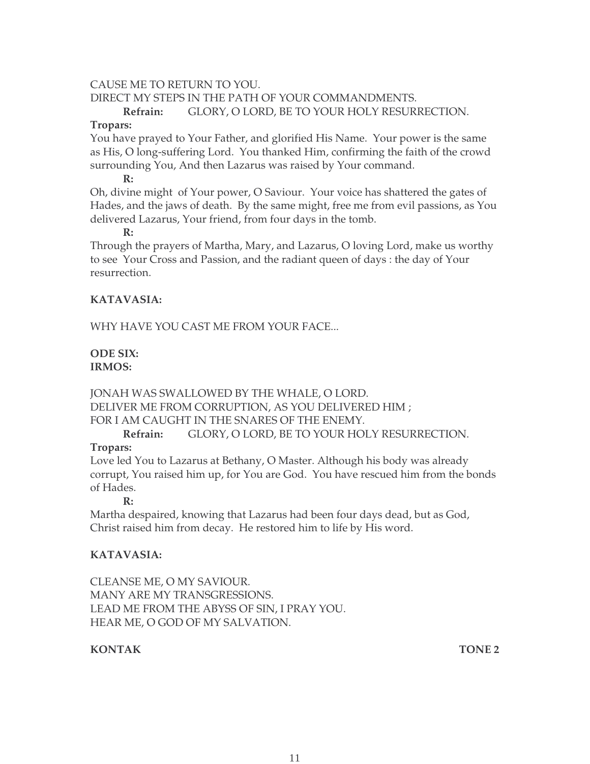CAUSE ME TO RETURN TO YOU.
DIRECT MY STEPS IN THE PATH OF YOUR COMMANDMENTS.

**Refrain:** GLORY, O LORD, BE TO YOUR HOLY RESURRECTION.

**Tropars:**

You have prayed to Your Father, and glorified His Name. Your power is the same as His, O long-suffering Lord. You thanked Him, confirming the faith of the crowd surrounding You, And then Lazarus was raised by Your command.

**R:**

Oh, divine might of Your power, O Saviour. Your voice has shattered the gates of Hades, and the jaws of death. By the same might, free me from evil passions, as You delivered Lazarus, Your friend, from four days in the tomb.

**R:**

Through the prayers of Martha, Mary, and Lazarus, O loving Lord, make us worthy to see Your Cross and Passion, and the radiant queen of days : the day of Your resurrection.

**KATAVASIA:**

WHY HAVE YOU CAST ME FROM YOUR FACE...

**ODE SIX:**
**IRMOS:**

JONAH WAS SWALLOWED BY THE WHALE, O LORD.
DELIVER ME FROM CORRUPTION, AS YOU DELIVERED HIM ;
FOR I AM CAUGHT IN THE SNARES OF THE ENEMY.

**Refrain:** GLORY, O LORD, BE TO YOUR HOLY RESURRECTION.

**Tropars:**

Love led You to Lazarus at Bethany, O Master. Although his body was already corrupt, You raised him up, for You are God. You have rescued him from the bonds of Hades.

**R:**

Martha despaired, knowing that Lazarus had been four days dead, but as God, Christ raised him from decay. He restored him to life by His word.

**KATAVASIA:**

CLEANSE ME, O MY SAVIOUR.
MANY ARE MY TRANSGRESSIONS.
LEAD ME FROM THE ABYSS OF SIN, I PRAY YOU.
HEAR ME, O GOD OF MY SALVATION.

**KONTAK** **TONE 2**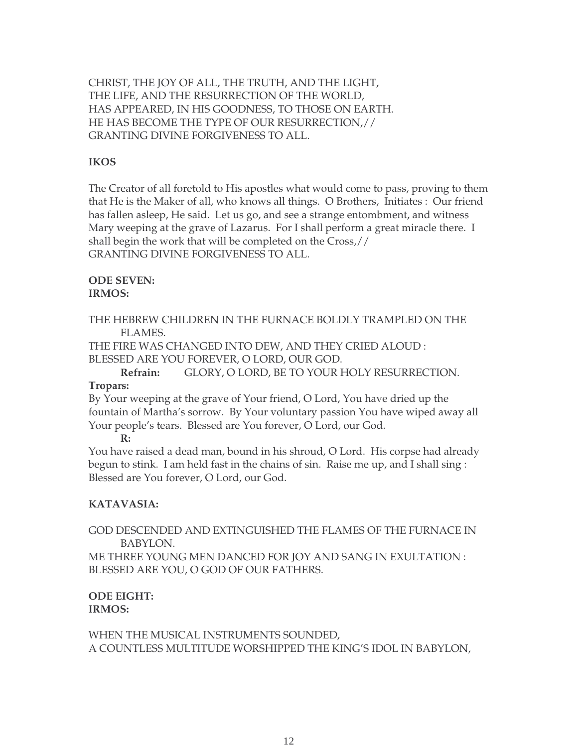CHRIST, THE JOY OF ALL, THE TRUTH, AND THE LIGHT,
THE LIFE, AND THE RESURRECTION OF THE WORLD,
HAS APPEARED, IN HIS GOODNESS, TO THOSE ON EARTH.
HE HAS BECOME THE TYPE OF OUR RESURRECTION,//
GRANTING DIVINE FORGIVENESS TO ALL.

**IKOS**

The Creator of all foretold to His apostles what would come to pass, proving to them that He is the Maker of all, who knows all things. O Brothers, Initiates : Our friend has fallen asleep, He said. Let us go, and see a strange entombment, and witness Mary weeping at the grave of Lazarus. For I shall perform a great miracle there. I shall begin the work that will be completed on the Cross,//
GRANTING DIVINE FORGIVENESS TO ALL.

**ODE SEVEN:**
**IRMOS:**

THE HEBREW CHILDREN IN THE FURNACE BOLDLY TRAMPLED ON THE FLAMES.
THE FIRE WAS CHANGED INTO DEW, AND THEY CRIED ALOUD :
BLESSED ARE YOU FOREVER, O LORD, OUR GOD.

**Refrain:** GLORY, O LORD, BE TO YOUR HOLY RESURRECTION.

**Tropars:**
By Your weeping at the grave of Your friend, O Lord, You have dried up the fountain of Martha's sorrow. By Your voluntary passion You have wiped away all Your people's tears. Blessed are You forever, O Lord, our God.

**R:**
You have raised a dead man, bound in his shroud, O Lord. His corpse had already begun to stink. I am held fast in the chains of sin. Raise me up, and I shall sing : Blessed are You forever, O Lord, our God.

**KATAVASIA:**

GOD DESCENDED AND EXTINGUISHED THE FLAMES OF THE FURNACE IN BABYLON.
ME THREE YOUNG MEN DANCED FOR JOY AND SANG IN EXULTATION :
BLESSED ARE YOU, O GOD OF OUR FATHERS.

**ODE EIGHT:**
**IRMOS:**

WHEN THE MUSICAL INSTRUMENTS SOUNDED,
A COUNTLESS MULTITUDE WORSHIPPED THE KING'S IDOL IN BABYLON,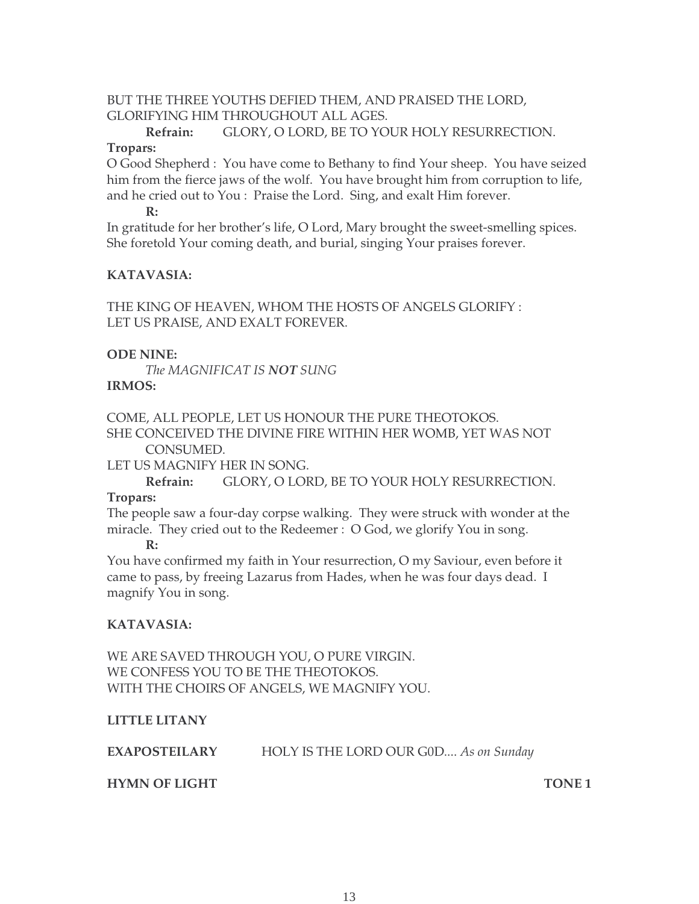BUT THE THREE YOUTHS DEFIED THEM, AND PRAISED THE LORD,
GLORIFYING HIM THROUGHOUT ALL AGES.

**Refrain:** GLORY, O LORD, BE TO YOUR HOLY RESURRECTION.

**Tropars:**

O Good Shepherd : You have come to Bethany to find Your sheep. You have seized him from the fierce jaws of the wolf. You have brought him from corruption to life, and he cried out to You : Praise the Lord. Sing, and exalt Him forever.

**R:**

In gratitude for her brother's life, O Lord, Mary brought the sweet-smelling spices. She foretold Your coming death, and burial, singing Your praises forever.

**KATAVASIA:**

THE KING OF HEAVEN, WHOM THE HOSTS OF ANGELS GLORIFY :
LET US PRAISE, AND EXALT FOREVER.

**ODE NINE:**

*The MAGNIFICAT IS **NOT** SUNG*

**IRMOS:**

COME, ALL PEOPLE, LET US HONOUR THE PURE THEOTOKOS.
SHE CONCEIVED THE DIVINE FIRE WITHIN HER WOMB, YET WAS NOT CONSUMED.
LET US MAGNIFY HER IN SONG.

**Refrain:** GLORY, O LORD, BE TO YOUR HOLY RESURRECTION.

**Tropars:**

The people saw a four-day corpse walking. They were struck with wonder at the miracle. They cried out to the Redeemer : O God, we glorify You in song.

**R:**

You have confirmed my faith in Your resurrection, O my Saviour, even before it came to pass, by freeing Lazarus from Hades, when he was four days dead. I magnify You in song.

**KATAVASIA:**

WE ARE SAVED THROUGH YOU, O PURE VIRGIN.
WE CONFESS YOU TO BE THE THEOTOKOS.
WITH THE CHOIRS OF ANGELS, WE MAGNIFY YOU.

**LITTLE LITANY**

**EXAPOSTEILARY** HOLY IS THE LORD OUR G0D.... *As on Sunday*

**HYMN OF LIGHT** **TONE 1**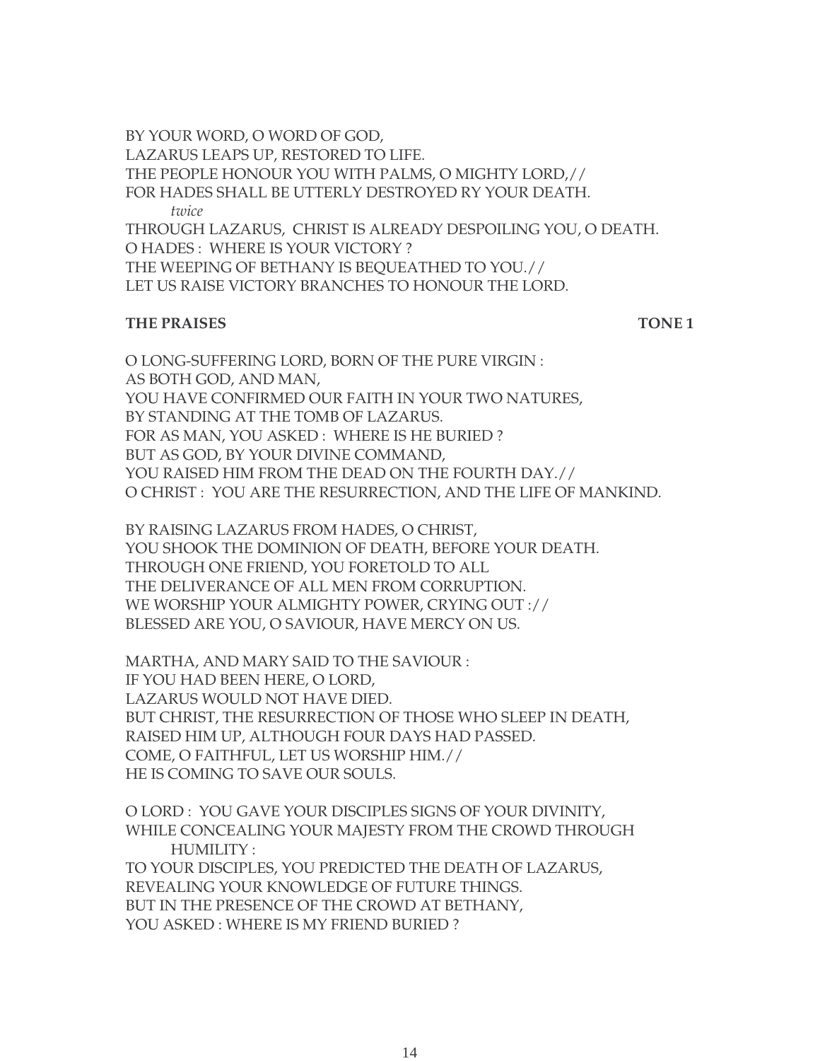BY YOUR WORD, O WORD OF GOD,  
LAZARUS LEAPS UP, RESTORED TO LIFE.  
THE PEOPLE HONOUR YOU WITH PALMS, O MIGHTY LORD,//  
FOR HADES SHALL BE UTTERLY DESTROYED RY YOUR DEATH.  
*twice*  
THROUGH LAZARUS, CHRIST IS ALREADY DESPOILING YOU, O DEATH.  
O HADES : WHERE IS YOUR VICTORY ?  
THE WEEPING OF BETHANY IS BEQUEATHED TO YOU.//  
LET US RAISE VICTORY BRANCHES TO HONOUR THE LORD.

**THE PRAISES** **TONE 1**

O LONG-SUFFERING LORD, BORN OF THE PURE VIRGIN :  
AS BOTH GOD, AND MAN,  
YOU HAVE CONFIRMED OUR FAITH IN YOUR TWO NATURES,  
BY STANDING AT THE TOMB OF LAZARUS.  
FOR AS MAN, YOU ASKED : WHERE IS HE BURIED ?  
BUT AS GOD, BY YOUR DIVINE COMMAND,  
YOU RAISED HIM FROM THE DEAD ON THE FOURTH DAY.//  
O CHRIST : YOU ARE THE RESURRECTION, AND THE LIFE OF MANKIND.

BY RAISING LAZARUS FROM HADES, O CHRIST,  
YOU SHOOK THE DOMINION OF DEATH, BEFORE YOUR DEATH.  
THROUGH ONE FRIEND, YOU FORETOLD TO ALL  
THE DELIVERANCE OF ALL MEN FROM CORRUPTION.  
WE WORSHIP YOUR ALMIGHTY POWER, CRYING OUT ://  
BLESSED ARE YOU, O SAVIOUR, HAVE MERCY ON US.

MARTHA, AND MARY SAID TO THE SAVIOUR :  
IF YOU HAD BEEN HERE, O LORD,  
LAZARUS WOULD NOT HAVE DIED.  
BUT CHRIST, THE RESURRECTION OF THOSE WHO SLEEP IN DEATH,  
RAISED HIM UP, ALTHOUGH FOUR DAYS HAD PASSED.  
COME, O FAITHFUL, LET US WORSHIP HIM.//  
HE IS COMING TO SAVE OUR SOULS.

O LORD : YOU GAVE YOUR DISCIPLES SIGNS OF YOUR DIVINITY,  
WHILE CONCEALING YOUR MAJESTY FROM THE CROWD THROUGH  
HUMILITY :  
TO YOUR DISCIPLES, YOU PREDICTED THE DEATH OF LAZARUS,  
REVEALING YOUR KNOWLEDGE OF FUTURE THINGS.  
BUT IN THE PRESENCE OF THE CROWD AT BETHANY,  
YOU ASKED : WHERE IS MY FRIEND BURIED ?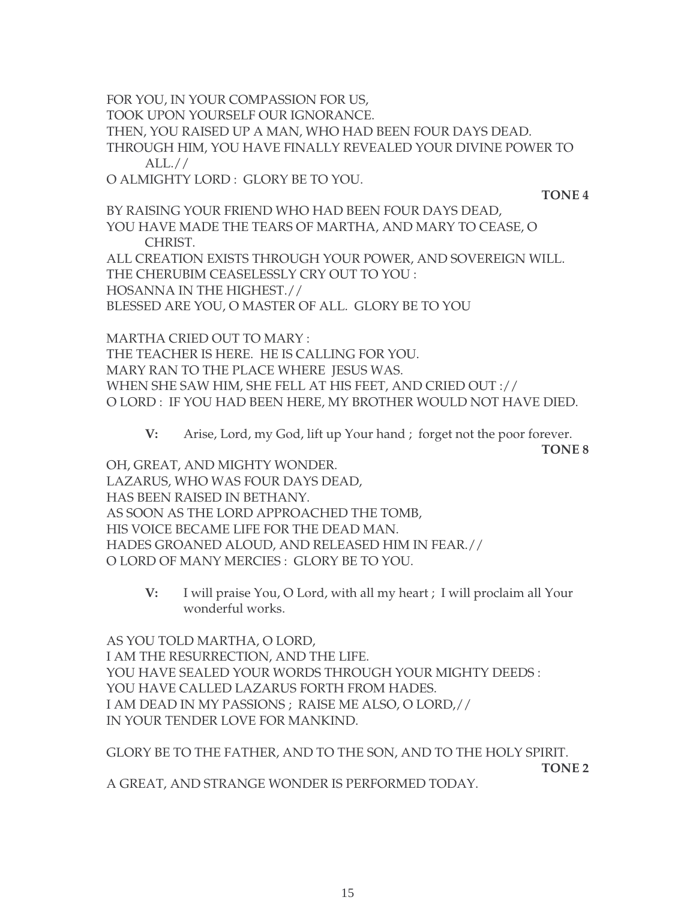FOR YOU, IN YOUR COMPASSION FOR US,
TOOK UPON YOURSELF OUR IGNORANCE.
THEN, YOU RAISED UP A MAN, WHO HAD BEEN FOUR DAYS DEAD.
THROUGH HIM, YOU HAVE FINALLY REVEALED YOUR DIVINE POWER TO ALL.//
O ALMIGHTY LORD : GLORY BE TO YOU.

**TONE 4**

BY RAISING YOUR FRIEND WHO HAD BEEN FOUR DAYS DEAD,
YOU HAVE MADE THE TEARS OF MARTHA, AND MARY TO CEASE, O CHRIST.
ALL CREATION EXISTS THROUGH YOUR POWER, AND SOVEREIGN WILL.
THE CHERUBIM CEASELESSLY CRY OUT TO YOU :
HOSANNA IN THE HIGHEST.//
BLESSED ARE YOU, O MASTER OF ALL. GLORY BE TO YOU

MARTHA CRIED OUT TO MARY :
THE TEACHER IS HERE. HE IS CALLING FOR YOU.
MARY RAN TO THE PLACE WHERE JESUS WAS.
WHEN SHE SAW HIM, SHE FELL AT HIS FEET, AND CRIED OUT ://
O LORD : IF YOU HAD BEEN HERE, MY BROTHER WOULD NOT HAVE DIED.

**V:** Arise, Lord, my God, lift up Your hand ; forget not the poor forever.

**TONE 8**

OH, GREAT, AND MIGHTY WONDER.
LAZARUS, WHO WAS FOUR DAYS DEAD,
HAS BEEN RAISED IN BETHANY.
AS SOON AS THE LORD APPROACHED THE TOMB,
HIS VOICE BECAME LIFE FOR THE DEAD MAN.
HADES GROANED ALOUD, AND RELEASED HIM IN FEAR.//
O LORD OF MANY MERCIES : GLORY BE TO YOU.

**V:** I will praise You, O Lord, with all my heart ; I will proclaim all Your wonderful works.

AS YOU TOLD MARTHA, O LORD,
I AM THE RESURRECTION, AND THE LIFE.
YOU HAVE SEALED YOUR WORDS THROUGH YOUR MIGHTY DEEDS :
YOU HAVE CALLED LAZARUS FORTH FROM HADES.
I AM DEAD IN MY PASSIONS ; RAISE ME ALSO, O LORD,//
IN YOUR TENDER LOVE FOR MANKIND.

GLORY BE TO THE FATHER, AND TO THE SON, AND TO THE HOLY SPIRIT.

**TONE 2**

A GREAT, AND STRANGE WONDER IS PERFORMED TODAY.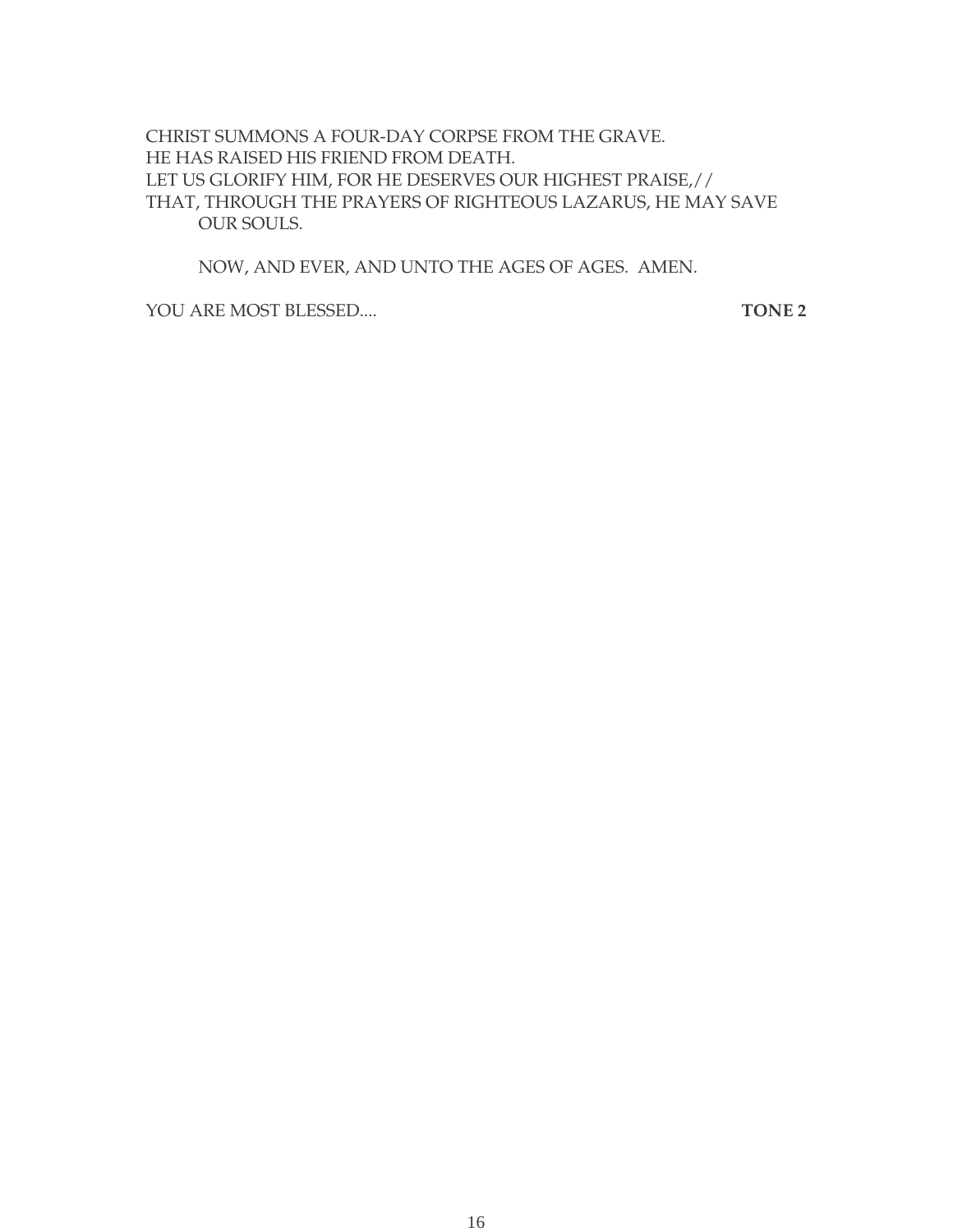CHRIST SUMMONS A FOUR-DAY CORPSE FROM THE GRAVE.
HE HAS RAISED HIS FRIEND FROM DEATH.
LET US GLORIFY HIM, FOR HE DESERVES OUR HIGHEST PRAISE,//
THAT, THROUGH THE PRAYERS OF RIGHTEOUS LAZARUS, HE MAY SAVE
OUR SOULS.

NOW, AND EVER, AND UNTO THE AGES OF AGES. AMEN.

YOU ARE MOST BLESSED.... **TONE 2**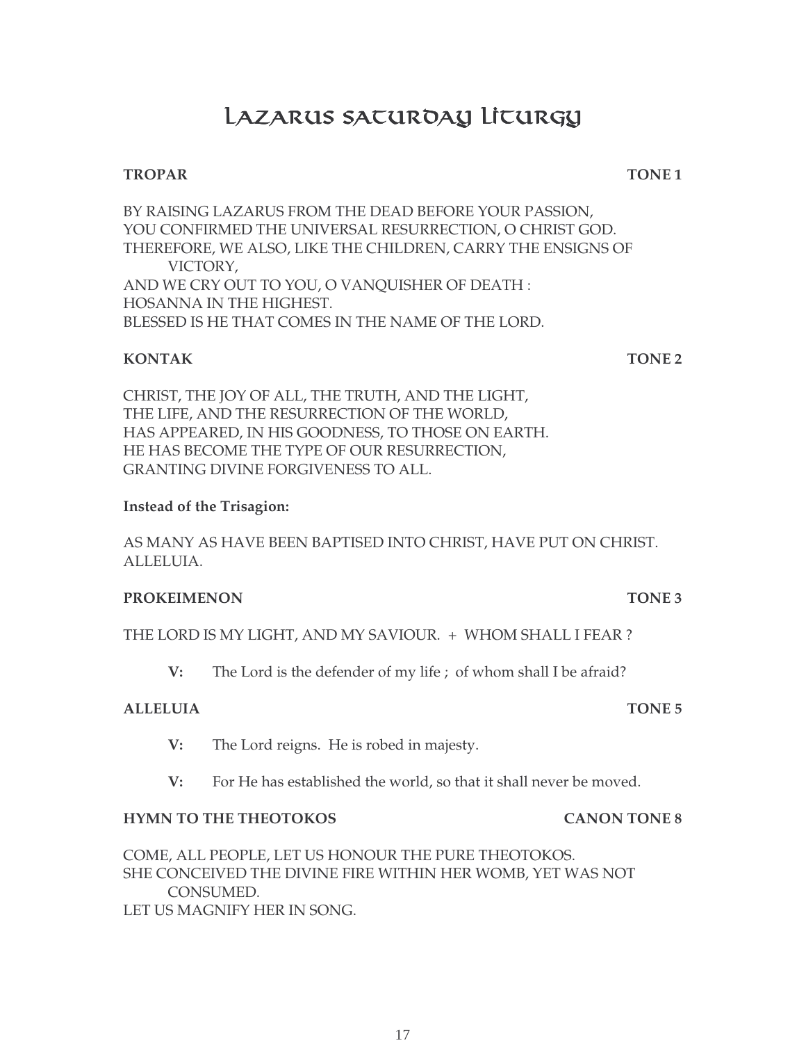# Lazarus Saturday Liturgy

**TROPAR** **TONE 1**

BY RAISING LAZARUS FROM THE DEAD BEFORE YOUR PASSION,
YOU CONFIRMED THE UNIVERSAL RESURRECTION, O CHRIST GOD.
THEREFORE, WE ALSO, LIKE THE CHILDREN, CARRY THE ENSIGNS OF VICTORY,
AND WE CRY OUT TO YOU, O VANQUISHER OF DEATH :
HOSANNA IN THE HIGHEST.
BLESSED IS HE THAT COMES IN THE NAME OF THE LORD.

**KONTAK** **TONE 2**

CHRIST, THE JOY OF ALL, THE TRUTH, AND THE LIGHT,
THE LIFE, AND THE RESURRECTION OF THE WORLD,
HAS APPEARED, IN HIS GOODNESS, TO THOSE ON EARTH.
HE HAS BECOME THE TYPE OF OUR RESURRECTION,
GRANTING DIVINE FORGIVENESS TO ALL.

**Instead of the Trisagion:**

AS MANY AS HAVE BEEN BAPTISED INTO CHRIST, HAVE PUT ON CHRIST.
ALLELUIA.

**PROKEIMENON** **TONE 3**

THE LORD IS MY LIGHT, AND MY SAVIOUR. + WHOM SHALL I FEAR ?

**V:** The Lord is the defender of my life ; of whom shall I be afraid?

**ALLELUIA** **TONE 5**

**V:** The Lord reigns. He is robed in majesty.

**V:** For He has established the world, so that it shall never be moved.

**HYMN TO THE THEOTOKOS** **CANON TONE 8**

COME, ALL PEOPLE, LET US HONOUR THE PURE THEOTOKOS.
SHE CONCEIVED THE DIVINE FIRE WITHIN HER WOMB, YET WAS NOT CONSUMED.
LET US MAGNIFY HER IN SONG.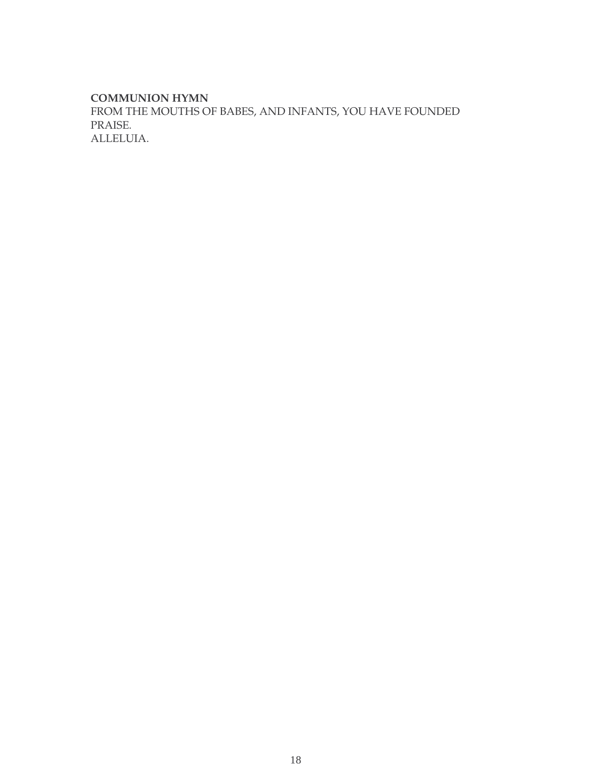**COMMUNION HYMN**

FROM THE MOUTHS OF BABES, AND INFANTS, YOU HAVE FOUNDED PRAISE.
ALLELUIA.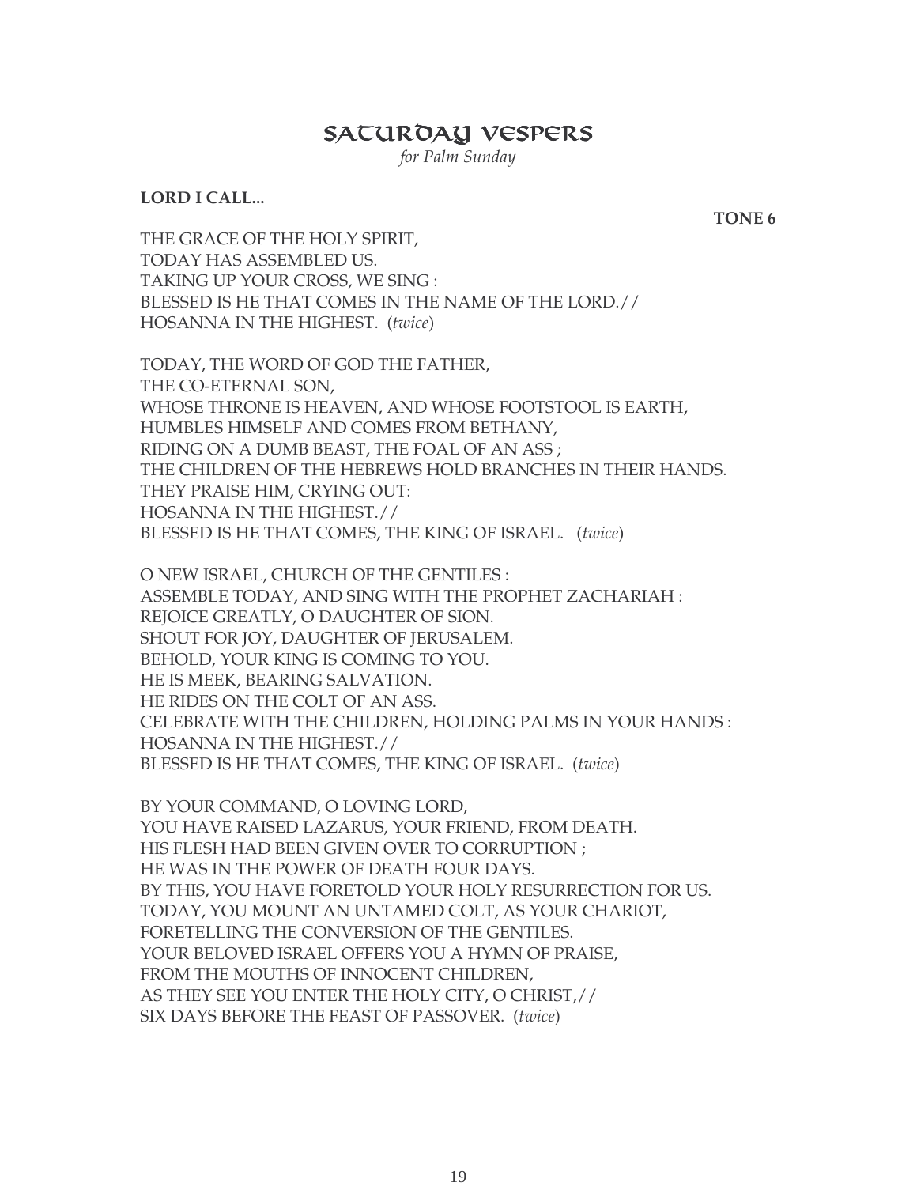# SATURDAY VESPERS

*for Palm Sunday*

**LORD I CALL...**

**TONE 6**

THE GRACE OF THE HOLY SPIRIT,
TODAY HAS ASSEMBLED US.
TAKING UP YOUR CROSS, WE SING :
BLESSED IS HE THAT COMES IN THE NAME OF THE LORD.//
HOSANNA IN THE HIGHEST. (*twice*)

TODAY, THE WORD OF GOD THE FATHER,
THE CO-ETERNAL SON,
WHOSE THRONE IS HEAVEN, AND WHOSE FOOTSTOOL IS EARTH,
HUMBLES HIMSELF AND COMES FROM BETHANY,
RIDING ON A DUMB BEAST, THE FOAL OF AN ASS ;
THE CHILDREN OF THE HEBREWS HOLD BRANCHES IN THEIR HANDS.
THEY PRAISE HIM, CRYING OUT:
HOSANNA IN THE HIGHEST.//
BLESSED IS HE THAT COMES, THE KING OF ISRAEL. (*twice*)

O NEW ISRAEL, CHURCH OF THE GENTILES :
ASSEMBLE TODAY, AND SING WITH THE PROPHET ZACHARIAH :
REJOICE GREATLY, O DAUGHTER OF SION.
SHOUT FOR JOY, DAUGHTER OF JERUSALEM.
BEHOLD, YOUR KING IS COMING TO YOU.
HE IS MEEK, BEARING SALVATION.
HE RIDES ON THE COLT OF AN ASS.
CELEBRATE WITH THE CHILDREN, HOLDING PALMS IN YOUR HANDS :
HOSANNA IN THE HIGHEST.//
BLESSED IS HE THAT COMES, THE KING OF ISRAEL. (*twice*)

BY YOUR COMMAND, O LOVING LORD,
YOU HAVE RAISED LAZARUS, YOUR FRIEND, FROM DEATH.
HIS FLESH HAD BEEN GIVEN OVER TO CORRUPTION ;
HE WAS IN THE POWER OF DEATH FOUR DAYS.
BY THIS, YOU HAVE FORETOLD YOUR HOLY RESURRECTION FOR US.
TODAY, YOU MOUNT AN UNTAMED COLT, AS YOUR CHARIOT,
FORETELLING THE CONVERSION OF THE GENTILES.
YOUR BELOVED ISRAEL OFFERS YOU A HYMN OF PRAISE,
FROM THE MOUTHS OF INNOCENT CHILDREN,
AS THEY SEE YOU ENTER THE HOLY CITY, O CHRIST,//
SIX DAYS BEFORE THE FEAST OF PASSOVER. (*twice*)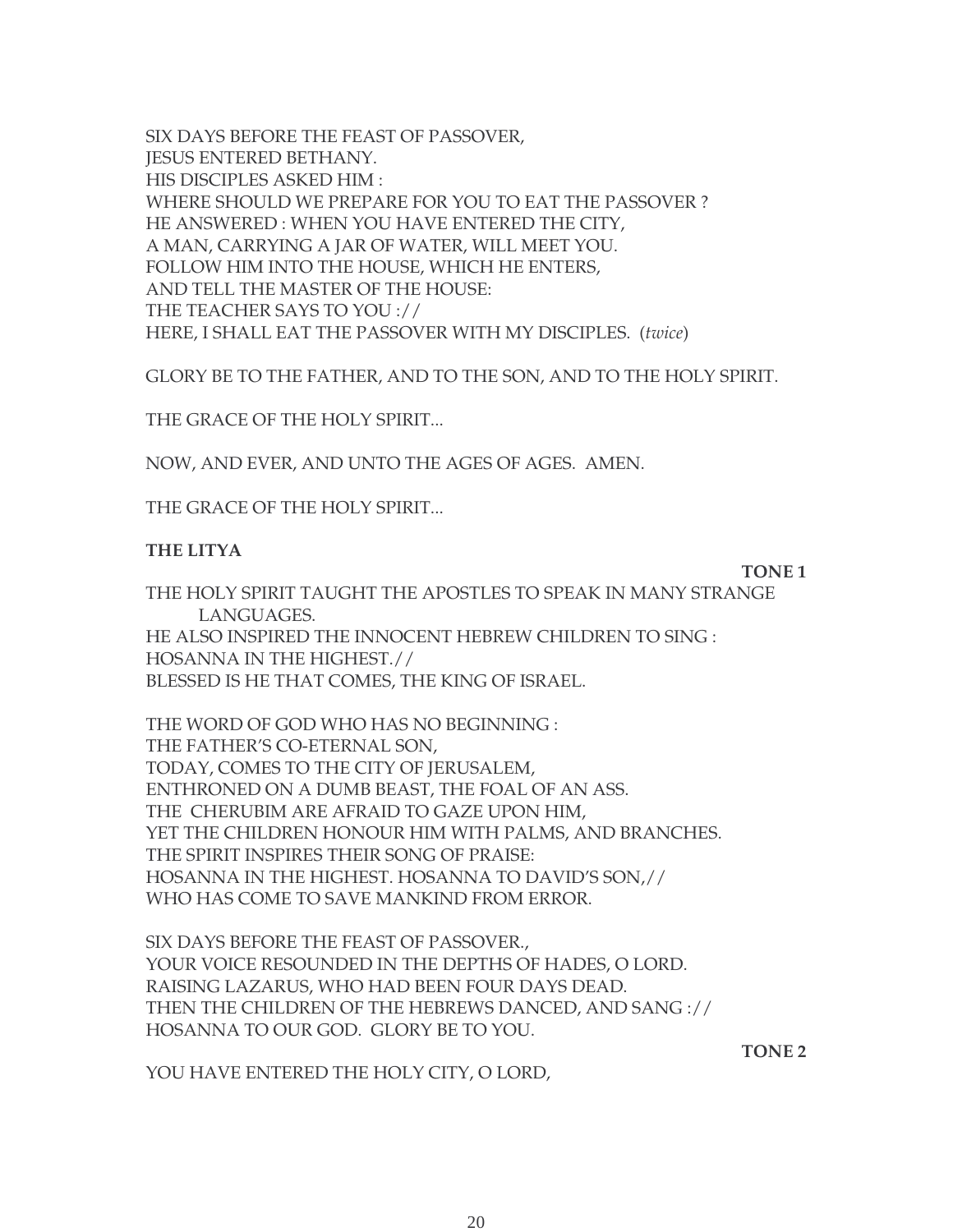SIX DAYS BEFORE THE FEAST OF PASSOVER,
JESUS ENTERED BETHANY.
HIS DISCIPLES ASKED HIM :
WHERE SHOULD WE PREPARE FOR YOU TO EAT THE PASSOVER ?
HE ANSWERED : WHEN YOU HAVE ENTERED THE CITY,
A MAN, CARRYING A JAR OF WATER, WILL MEET YOU.
FOLLOW HIM INTO THE HOUSE, WHICH HE ENTERS,
AND TELL THE MASTER OF THE HOUSE:
THE TEACHER SAYS TO YOU ://
HERE, I SHALL EAT THE PASSOVER WITH MY DISCIPLES. (*twice*)

GLORY BE TO THE FATHER, AND TO THE SON, AND TO THE HOLY SPIRIT.

THE GRACE OF THE HOLY SPIRIT...

NOW, AND EVER, AND UNTO THE AGES OF AGES. AMEN.

THE GRACE OF THE HOLY SPIRIT...

**THE LITYA**

**TONE 1**

THE HOLY SPIRIT TAUGHT THE APOSTLES TO SPEAK IN MANY STRANGE LANGUAGES.
HE ALSO INSPIRED THE INNOCENT HEBREW CHILDREN TO SING :
HOSANNA IN THE HIGHEST.//
BLESSED IS HE THAT COMES, THE KING OF ISRAEL.

THE WORD OF GOD WHO HAS NO BEGINNING :
THE FATHER'S CO-ETERNAL SON,
TODAY, COMES TO THE CITY OF JERUSALEM,
ENTHRONED ON A DUMB BEAST, THE FOAL OF AN ASS.
THE CHERUBIM ARE AFRAID TO GAZE UPON HIM,
YET THE CHILDREN HONOUR HIM WITH PALMS, AND BRANCHES.
THE SPIRIT INSPIRES THEIR SONG OF PRAISE:
HOSANNA IN THE HIGHEST. HOSANNA TO DAVID'S SON,//
WHO HAS COME TO SAVE MANKIND FROM ERROR.

SIX DAYS BEFORE THE FEAST OF PASSOVER.,
YOUR VOICE RESOUNDED IN THE DEPTHS OF HADES, O LORD.
RAISING LAZARUS, WHO HAD BEEN FOUR DAYS DEAD.
THEN THE CHILDREN OF THE HEBREWS DANCED, AND SANG ://
HOSANNA TO OUR GOD. GLORY BE TO YOU.

**TONE 2**

YOU HAVE ENTERED THE HOLY CITY, O LORD,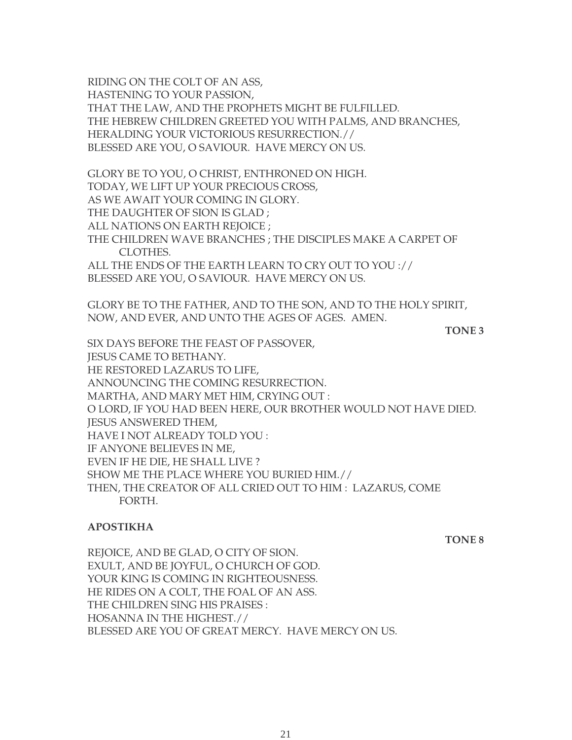RIDING ON THE COLT OF AN ASS,
HASTENING TO YOUR PASSION,
THAT THE LAW, AND THE PROPHETS MIGHT BE FULFILLED.
THE HEBREW CHILDREN GREETED YOU WITH PALMS, AND BRANCHES,
HERALDING YOUR VICTORIOUS RESURRECTION.//
BLESSED ARE YOU, O SAVIOUR. HAVE MERCY ON US.

GLORY BE TO YOU, O CHRIST, ENTHRONED ON HIGH.
TODAY, WE LIFT UP YOUR PRECIOUS CROSS,
AS WE AWAIT YOUR COMING IN GLORY.
THE DAUGHTER OF SION IS GLAD ;
ALL NATIONS ON EARTH REJOICE ;
THE CHILDREN WAVE BRANCHES ; THE DISCIPLES MAKE A CARPET OF CLOTHES.
ALL THE ENDS OF THE EARTH LEARN TO CRY OUT TO YOU ://
BLESSED ARE YOU, O SAVIOUR. HAVE MERCY ON US.

GLORY BE TO THE FATHER, AND TO THE SON, AND TO THE HOLY SPIRIT,
NOW, AND EVER, AND UNTO THE AGES OF AGES. AMEN.

**TONE 3**

SIX DAYS BEFORE THE FEAST OF PASSOVER,
JESUS CAME TO BETHANY.
HE RESTORED LAZARUS TO LIFE,
ANNOUNCING THE COMING RESURRECTION.
MARTHA, AND MARY MET HIM, CRYING OUT :
O LORD, IF YOU HAD BEEN HERE, OUR BROTHER WOULD NOT HAVE DIED.
JESUS ANSWERED THEM,
HAVE I NOT ALREADY TOLD YOU :
IF ANYONE BELIEVES IN ME,
EVEN IF HE DIE, HE SHALL LIVE ?
SHOW ME THE PLACE WHERE YOU BURIED HIM.//
THEN, THE CREATOR OF ALL CRIED OUT TO HIM : LAZARUS, COME FORTH.

**APOSTIKHA**

**TONE 8**

REJOICE, AND BE GLAD, O CITY OF SION.
EXULT, AND BE JOYFUL, O CHURCH OF GOD.
YOUR KING IS COMING IN RIGHTEOUSNESS.
HE RIDES ON A COLT, THE FOAL OF AN ASS.
THE CHILDREN SING HIS PRAISES :
HOSANNA IN THE HIGHEST.//
BLESSED ARE YOU OF GREAT MERCY. HAVE MERCY ON US.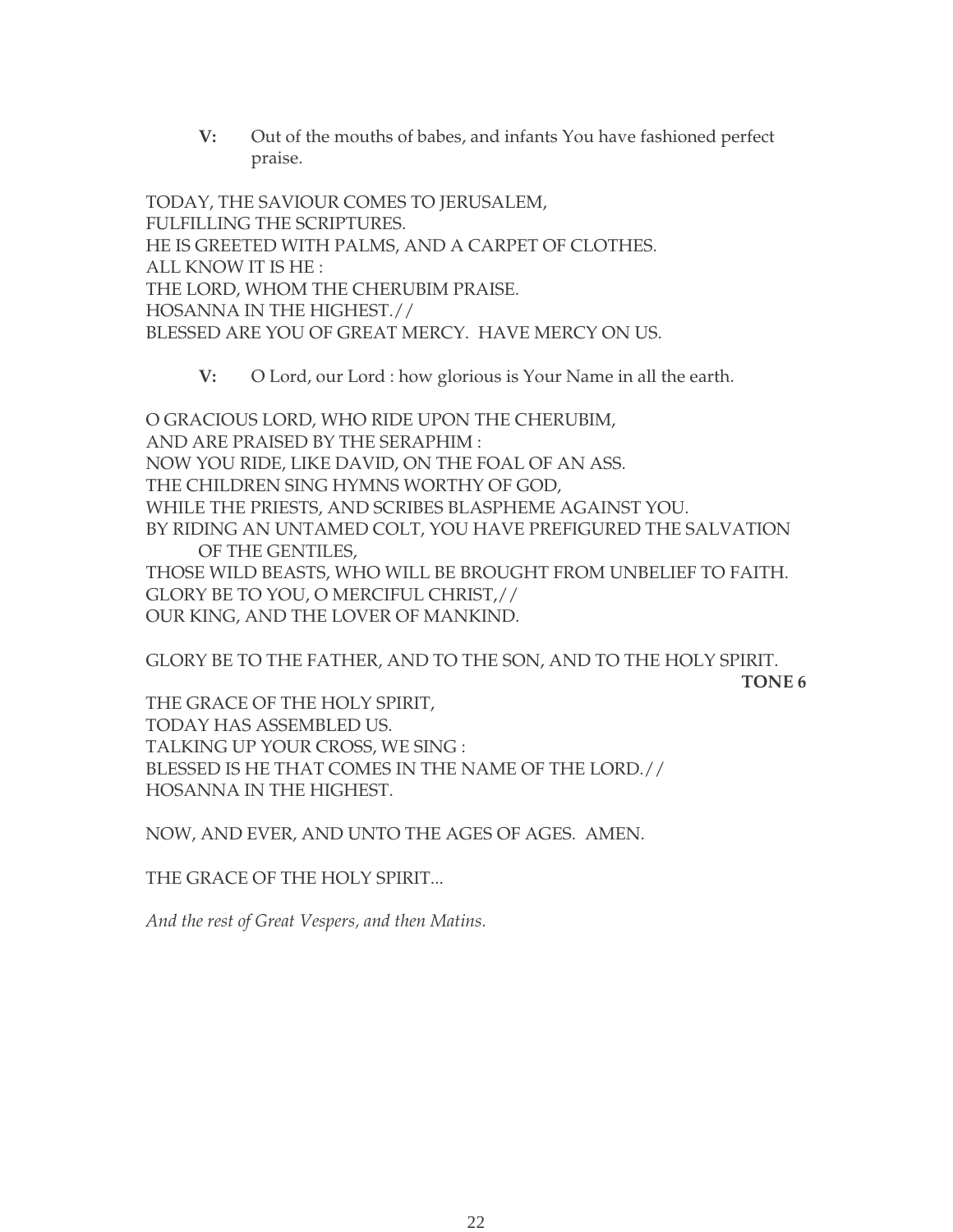**V:** Out of the mouths of babes, and infants You have fashioned perfect praise.

TODAY, THE SAVIOUR COMES TO JERUSALEM,
FULFILLING THE SCRIPTURES.
HE IS GREETED WITH PALMS, AND A CARPET OF CLOTHES.
ALL KNOW IT IS HE :
THE LORD, WHOM THE CHERUBIM PRAISE.
HOSANNA IN THE HIGHEST.//
BLESSED ARE YOU OF GREAT MERCY. HAVE MERCY ON US.

**V:** O Lord, our Lord : how glorious is Your Name in all the earth.

O GRACIOUS LORD, WHO RIDE UPON THE CHERUBIM,
AND ARE PRAISED BY THE SERAPHIM :
NOW YOU RIDE, LIKE DAVID, ON THE FOAL OF AN ASS.
THE CHILDREN SING HYMNS WORTHY OF GOD,
WHILE THE PRIESTS, AND SCRIBES BLASPHEME AGAINST YOU.
BY RIDING AN UNTAMED COLT, YOU HAVE PREFIGURED THE SALVATION OF THE GENTILES,
THOSE WILD BEASTS, WHO WILL BE BROUGHT FROM UNBELIEF TO FAITH.
GLORY BE TO YOU, O MERCIFUL CHRIST,//
OUR KING, AND THE LOVER OF MANKIND.

GLORY BE TO THE FATHER, AND TO THE SON, AND TO THE HOLY SPIRIT.

**TONE 6**

THE GRACE OF THE HOLY SPIRIT,
TODAY HAS ASSEMBLED US.
TALKING UP YOUR CROSS, WE SING :
BLESSED IS HE THAT COMES IN THE NAME OF THE LORD.//
HOSANNA IN THE HIGHEST.

NOW, AND EVER, AND UNTO THE AGES OF AGES. AMEN.

THE GRACE OF THE HOLY SPIRIT...

*And the rest of Great Vespers, and then Matins.*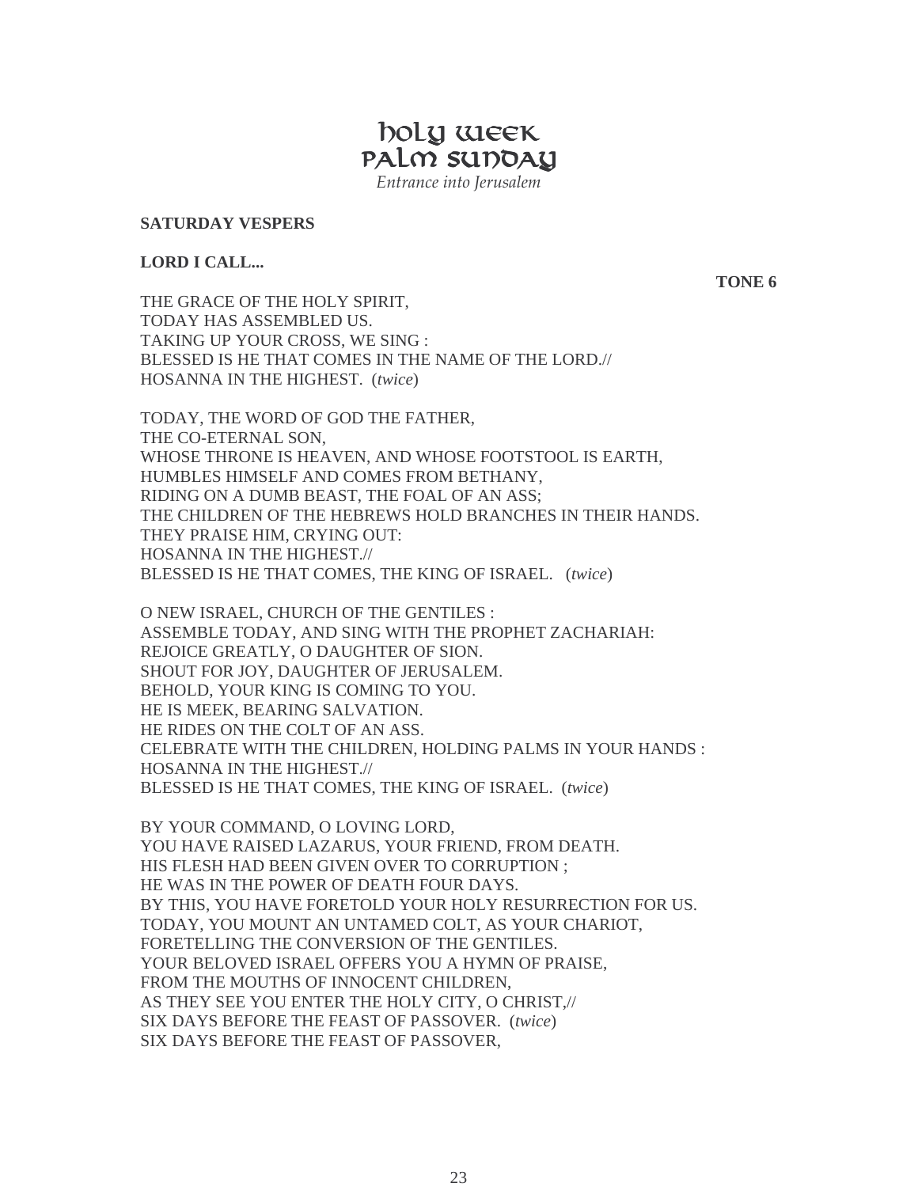# Holy Week
# Palm Sunday

*Entrance into Jerusalem*

**SATURDAY VESPERS**

**LORD I CALL...**

**TONE 6**

THE GRACE OF THE HOLY SPIRIT,
TODAY HAS ASSEMBLED US.
TAKING UP YOUR CROSS, WE SING :
BLESSED IS HE THAT COMES IN THE NAME OF THE LORD.//
HOSANNA IN THE HIGHEST. (*twice*)

TODAY, THE WORD OF GOD THE FATHER,
THE CO-ETERNAL SON,
WHOSE THRONE IS HEAVEN, AND WHOSE FOOTSTOOL IS EARTH,
HUMBLES HIMSELF AND COMES FROM BETHANY,
RIDING ON A DUMB BEAST, THE FOAL OF AN ASS;
THE CHILDREN OF THE HEBREWS HOLD BRANCHES IN THEIR HANDS.
THEY PRAISE HIM, CRYING OUT:
HOSANNA IN THE HIGHEST.//
BLESSED IS HE THAT COMES, THE KING OF ISRAEL. (*twice*)

O NEW ISRAEL, CHURCH OF THE GENTILES :
ASSEMBLE TODAY, AND SING WITH THE PROPHET ZACHARIAH:
REJOICE GREATLY, O DAUGHTER OF SION.
SHOUT FOR JOY, DAUGHTER OF JERUSALEM.
BEHOLD, YOUR KING IS COMING TO YOU.
HE IS MEEK, BEARING SALVATION.
HE RIDES ON THE COLT OF AN ASS.
CELEBRATE WITH THE CHILDREN, HOLDING PALMS IN YOUR HANDS :
HOSANNA IN THE HIGHEST.//
BLESSED IS HE THAT COMES, THE KING OF ISRAEL. (*twice*)

BY YOUR COMMAND, O LOVING LORD,
YOU HAVE RAISED LAZARUS, YOUR FRIEND, FROM DEATH.
HIS FLESH HAD BEEN GIVEN OVER TO CORRUPTION ;
HE WAS IN THE POWER OF DEATH FOUR DAYS.
BY THIS, YOU HAVE FORETOLD YOUR HOLY RESURRECTION FOR US.
TODAY, YOU MOUNT AN UNTAMED COLT, AS YOUR CHARIOT,
FORETELLING THE CONVERSION OF THE GENTILES.
YOUR BELOVED ISRAEL OFFERS YOU A HYMN OF PRAISE,
FROM THE MOUTHS OF INNOCENT CHILDREN,
AS THEY SEE YOU ENTER THE HOLY CITY, O CHRIST,//
SIX DAYS BEFORE THE FEAST OF PASSOVER. (*twice*)
SIX DAYS BEFORE THE FEAST OF PASSOVER,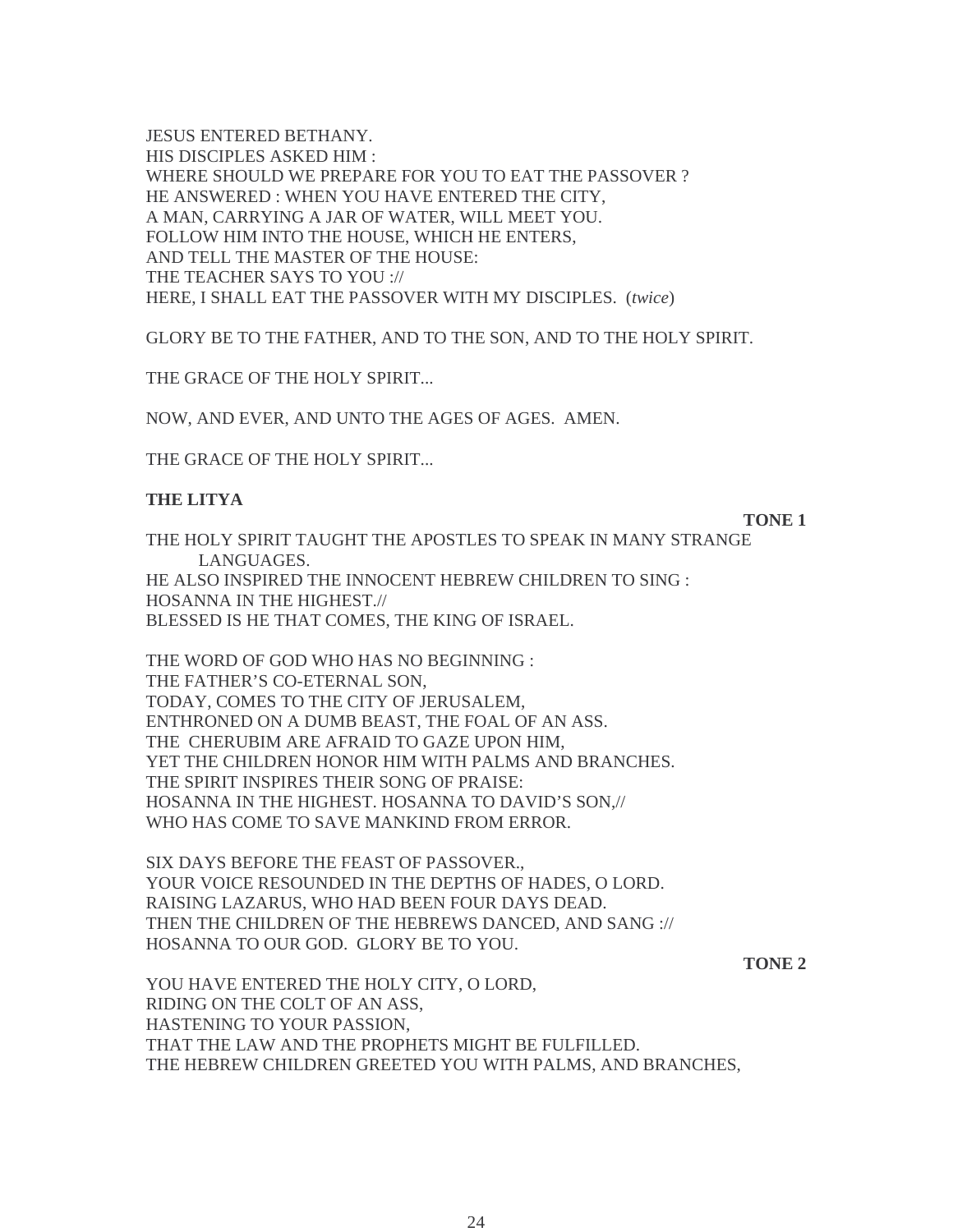JESUS ENTERED BETHANY.
HIS DISCIPLES ASKED HIM :
WHERE SHOULD WE PREPARE FOR YOU TO EAT THE PASSOVER ?
HE ANSWERED : WHEN YOU HAVE ENTERED THE CITY,
A MAN, CARRYING A JAR OF WATER, WILL MEET YOU.
FOLLOW HIM INTO THE HOUSE, WHICH HE ENTERS,
AND TELL THE MASTER OF THE HOUSE:
THE TEACHER SAYS TO YOU ://
HERE, I SHALL EAT THE PASSOVER WITH MY DISCIPLES. (*twice*)

GLORY BE TO THE FATHER, AND TO THE SON, AND TO THE HOLY SPIRIT.

THE GRACE OF THE HOLY SPIRIT...

NOW, AND EVER, AND UNTO THE AGES OF AGES. AMEN.

THE GRACE OF THE HOLY SPIRIT...

**THE LITYA**

**TONE 1**

THE HOLY SPIRIT TAUGHT THE APOSTLES TO SPEAK IN MANY STRANGE LANGUAGES.
HE ALSO INSPIRED THE INNOCENT HEBREW CHILDREN TO SING :
HOSANNA IN THE HIGHEST.//
BLESSED IS HE THAT COMES, THE KING OF ISRAEL.

THE WORD OF GOD WHO HAS NO BEGINNING :
THE FATHER'S CO-ETERNAL SON,
TODAY, COMES TO THE CITY OF JERUSALEM,
ENTHRONED ON A DUMB BEAST, THE FOAL OF AN ASS.
THE CHERUBIM ARE AFRAID TO GAZE UPON HIM,
YET THE CHILDREN HONOR HIM WITH PALMS AND BRANCHES.
THE SPIRIT INSPIRES THEIR SONG OF PRAISE:
HOSANNA IN THE HIGHEST. HOSANNA TO DAVID'S SON,//
WHO HAS COME TO SAVE MANKIND FROM ERROR.

SIX DAYS BEFORE THE FEAST OF PASSOVER.,
YOUR VOICE RESOUNDED IN THE DEPTHS OF HADES, O LORD.
RAISING LAZARUS, WHO HAD BEEN FOUR DAYS DEAD.
THEN THE CHILDREN OF THE HEBREWS DANCED, AND SANG ://
HOSANNA TO OUR GOD. GLORY BE TO YOU.

**TONE 2**

YOU HAVE ENTERED THE HOLY CITY, O LORD,
RIDING ON THE COLT OF AN ASS,
HASTENING TO YOUR PASSION,
THAT THE LAW AND THE PROPHETS MIGHT BE FULFILLED.
THE HEBREW CHILDREN GREETED YOU WITH PALMS, AND BRANCHES,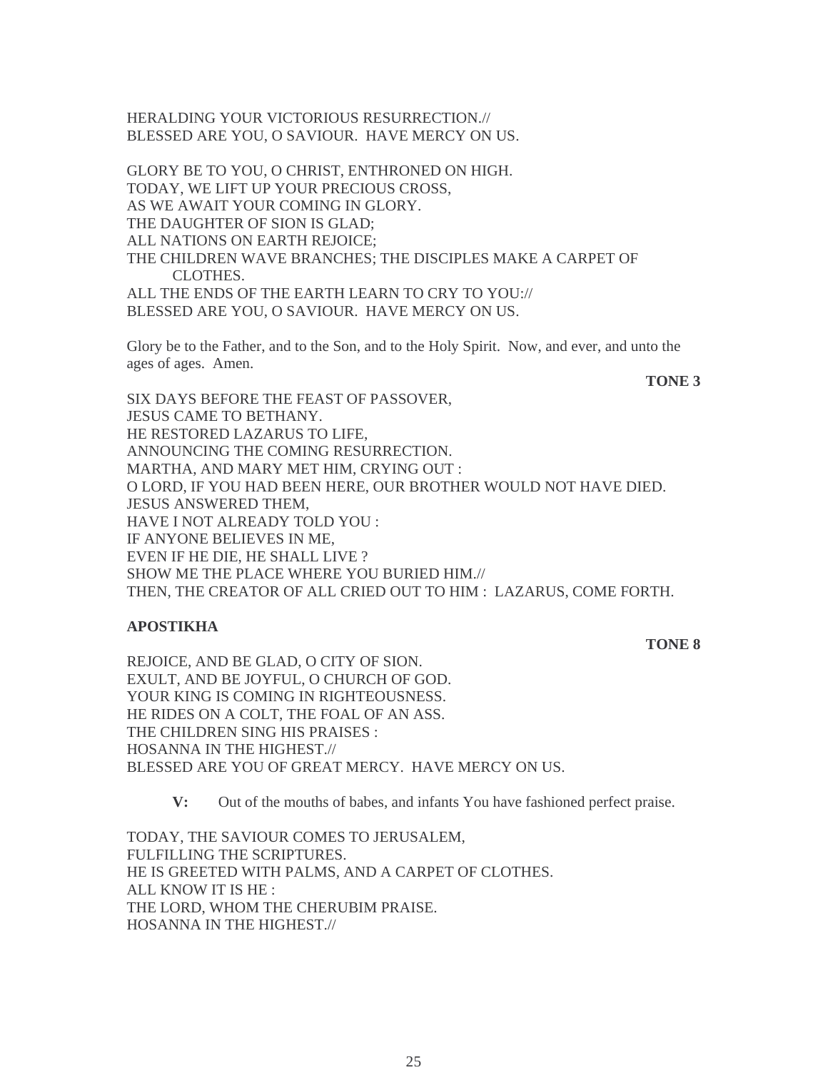HERALDING YOUR VICTORIOUS RESURRECTION.//
BLESSED ARE YOU, O SAVIOUR. HAVE MERCY ON US.

GLORY BE TO YOU, O CHRIST, ENTHRONED ON HIGH.
TODAY, WE LIFT UP YOUR PRECIOUS CROSS,
AS WE AWAIT YOUR COMING IN GLORY.
THE DAUGHTER OF SION IS GLAD;
ALL NATIONS ON EARTH REJOICE;
THE CHILDREN WAVE BRANCHES; THE DISCIPLES MAKE A CARPET OF
CLOTHES.
ALL THE ENDS OF THE EARTH LEARN TO CRY TO YOU://
BLESSED ARE YOU, O SAVIOUR. HAVE MERCY ON US.

Glory be to the Father, and to the Son, and to the Holy Spirit. Now, and ever, and unto the ages of ages. Amen.

**TONE 3**

SIX DAYS BEFORE THE FEAST OF PASSOVER,
JESUS CAME TO BETHANY.
HE RESTORED LAZARUS TO LIFE,
ANNOUNCING THE COMING RESURRECTION.
MARTHA, AND MARY MET HIM, CRYING OUT :
O LORD, IF YOU HAD BEEN HERE, OUR BROTHER WOULD NOT HAVE DIED.
JESUS ANSWERED THEM,
HAVE I NOT ALREADY TOLD YOU :
IF ANYONE BELIEVES IN ME,
EVEN IF HE DIE, HE SHALL LIVE ?
SHOW ME THE PLACE WHERE YOU BURIED HIM.//
THEN, THE CREATOR OF ALL CRIED OUT TO HIM : LAZARUS, COME FORTH.

**APOSTIKHA**

**TONE 8**

REJOICE, AND BE GLAD, O CITY OF SION.
EXULT, AND BE JOYFUL, O CHURCH OF GOD.
YOUR KING IS COMING IN RIGHTEOUSNESS.
HE RIDES ON A COLT, THE FOAL OF AN ASS.
THE CHILDREN SING HIS PRAISES :
HOSANNA IN THE HIGHEST.//
BLESSED ARE YOU OF GREAT MERCY. HAVE MERCY ON US.

**V:** Out of the mouths of babes, and infants You have fashioned perfect praise.

TODAY, THE SAVIOUR COMES TO JERUSALEM,
FULFILLING THE SCRIPTURES.
HE IS GREETED WITH PALMS, AND A CARPET OF CLOTHES.
ALL KNOW IT IS HE :
THE LORD, WHOM THE CHERUBIM PRAISE.
HOSANNA IN THE HIGHEST.//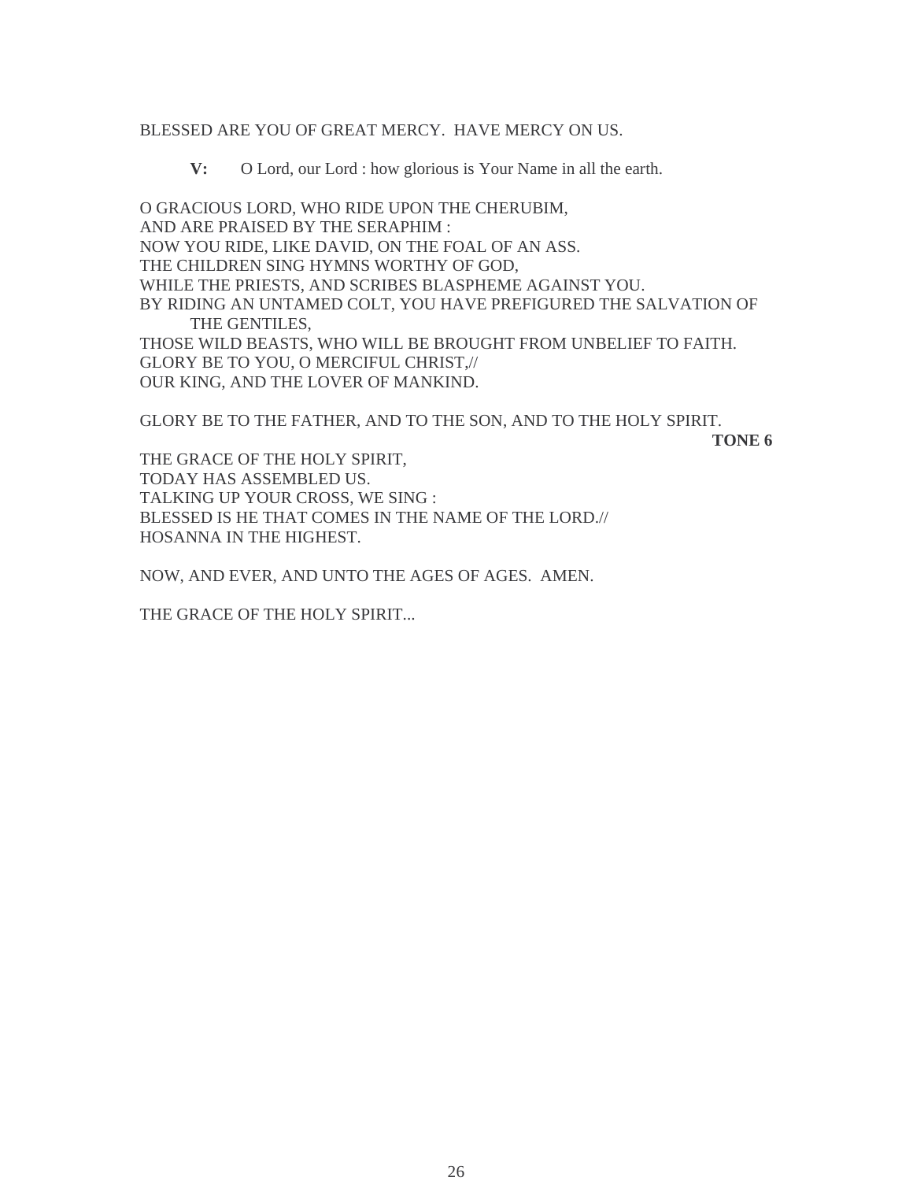BLESSED ARE YOU OF GREAT MERCY.  HAVE MERCY ON US.

**V:** O Lord, our Lord : how glorious is Your Name in all the earth.

O GRACIOUS LORD, WHO RIDE UPON THE CHERUBIM,
AND ARE PRAISED BY THE SERAPHIM :
NOW YOU RIDE, LIKE DAVID, ON THE FOAL OF AN ASS.
THE CHILDREN SING HYMNS WORTHY OF GOD,
WHILE THE PRIESTS, AND SCRIBES BLASPHEME AGAINST YOU.
BY RIDING AN UNTAMED COLT, YOU HAVE PREFIGURED THE SALVATION OF THE GENTILES,
THOSE WILD BEASTS, WHO WILL BE BROUGHT FROM UNBELIEF TO FAITH.
GLORY BE TO YOU, O MERCIFUL CHRIST,//
OUR KING, AND THE LOVER OF MANKIND.

GLORY BE TO THE FATHER, AND TO THE SON, AND TO THE HOLY SPIRIT.

**TONE 6**

THE GRACE OF THE HOLY SPIRIT,
TODAY HAS ASSEMBLED US.
TALKING UP YOUR CROSS, WE SING :
BLESSED IS HE THAT COMES IN THE NAME OF THE LORD.//
HOSANNA IN THE HIGHEST.

NOW, AND EVER, AND UNTO THE AGES OF AGES.  AMEN.

THE GRACE OF THE HOLY SPIRIT...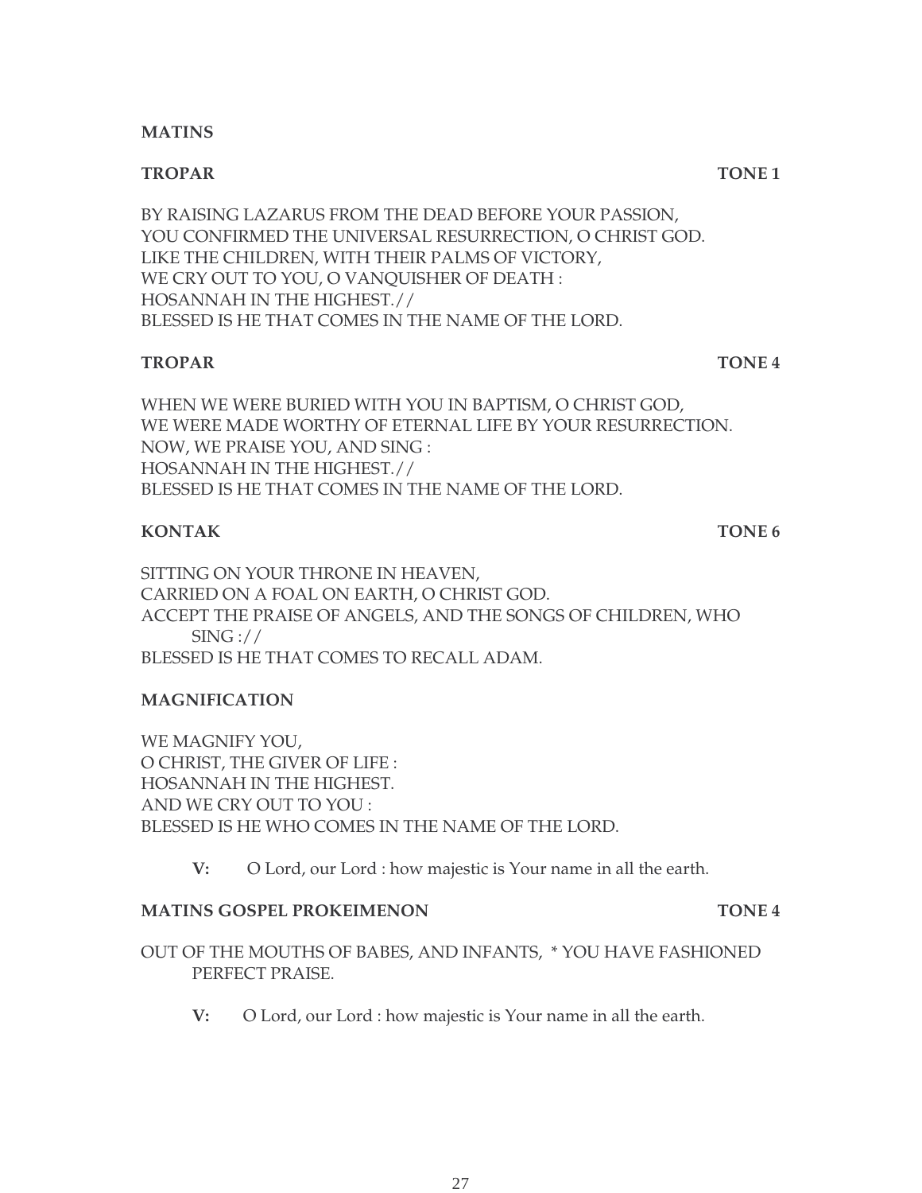## MATINS

**TROPAR** **TONE 1**

BY RAISING LAZARUS FROM THE DEAD BEFORE YOUR PASSION,
YOU CONFIRMED THE UNIVERSAL RESURRECTION, O CHRIST GOD.
LIKE THE CHILDREN, WITH THEIR PALMS OF VICTORY,
WE CRY OUT TO YOU, O VANQUISHER OF DEATH :
HOSANNAH IN THE HIGHEST.//
BLESSED IS HE THAT COMES IN THE NAME OF THE LORD.

**TROPAR** **TONE 4**

WHEN WE WERE BURIED WITH YOU IN BAPTISM, O CHRIST GOD,
WE WERE MADE WORTHY OF ETERNAL LIFE BY YOUR RESURRECTION.
NOW, WE PRAISE YOU, AND SING :
HOSANNAH IN THE HIGHEST.//
BLESSED IS HE THAT COMES IN THE NAME OF THE LORD.

**KONTAK** **TONE 6**

SITTING ON YOUR THRONE IN HEAVEN,
CARRIED ON A FOAL ON EARTH, O CHRIST GOD.
ACCEPT THE PRAISE OF ANGELS, AND THE SONGS OF CHILDREN, WHO SING ://
BLESSED IS HE THAT COMES TO RECALL ADAM.

**MAGNIFICATION**

WE MAGNIFY YOU,
O CHRIST, THE GIVER OF LIFE :
HOSANNAH IN THE HIGHEST.
AND WE CRY OUT TO YOU :
BLESSED IS HE WHO COMES IN THE NAME OF THE LORD.

**V:** O Lord, our Lord : how majestic is Your name in all the earth.

**MATINS GOSPEL PROKEIMENON** **TONE 4**

OUT OF THE MOUTHS OF BABES, AND INFANTS, * YOU HAVE FASHIONED PERFECT PRAISE.

**V:** O Lord, our Lord : how majestic is Your name in all the earth.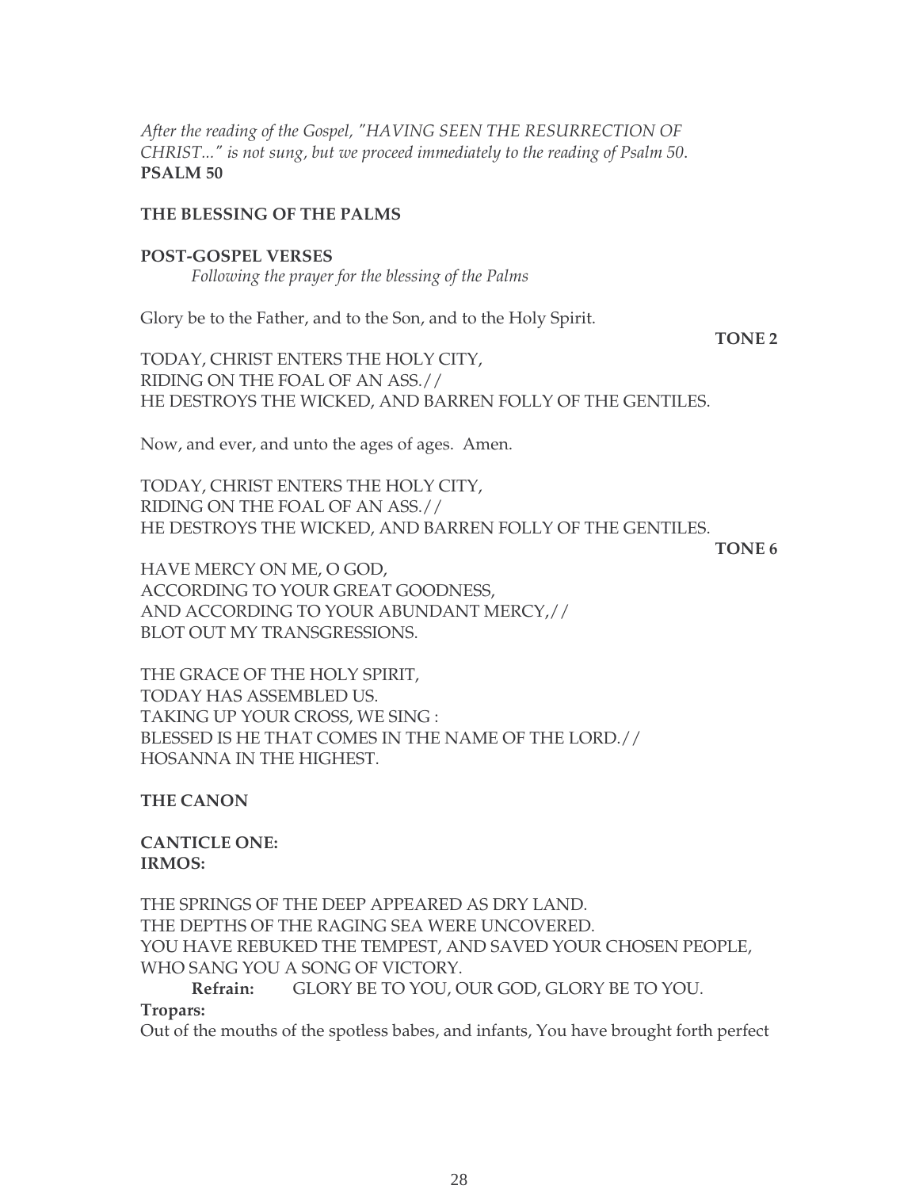*After the reading of the Gospel, "HAVING SEEN THE RESURRECTION OF CHRIST..." is not sung, but we proceed immediately to the reading of Psalm 50.*

**PSALM 50**

**THE BLESSING OF THE PALMS**

**POST-GOSPEL VERSES**

*Following the prayer for the blessing of the Palms*

Glory be to the Father, and to the Son, and to the Holy Spirit.

**TONE 2**

TODAY, CHRIST ENTERS THE HOLY CITY,
RIDING ON THE FOAL OF AN ASS.//
HE DESTROYS THE WICKED, AND BARREN FOLLY OF THE GENTILES.

Now, and ever, and unto the ages of ages. Amen.

TODAY, CHRIST ENTERS THE HOLY CITY,
RIDING ON THE FOAL OF AN ASS.//
HE DESTROYS THE WICKED, AND BARREN FOLLY OF THE GENTILES.

**TONE 6**

HAVE MERCY ON ME, O GOD,
ACCORDING TO YOUR GREAT GOODNESS,
AND ACCORDING TO YOUR ABUNDANT MERCY,//
BLOT OUT MY TRANSGRESSIONS.

THE GRACE OF THE HOLY SPIRIT,
TODAY HAS ASSEMBLED US.
TAKING UP YOUR CROSS, WE SING :
BLESSED IS HE THAT COMES IN THE NAME OF THE LORD.//
HOSANNA IN THE HIGHEST.

**THE CANON**

**CANTICLE ONE:**
**IRMOS:**

THE SPRINGS OF THE DEEP APPEARED AS DRY LAND.
THE DEPTHS OF THE RAGING SEA WERE UNCOVERED.
YOU HAVE REBUKED THE TEMPEST, AND SAVED YOUR CHOSEN PEOPLE,
WHO SANG YOU A SONG OF VICTORY.

**Refrain:** GLORY BE TO YOU, OUR GOD, GLORY BE TO YOU.

**Tropars:**

Out of the mouths of the spotless babes, and infants, You have brought forth perfect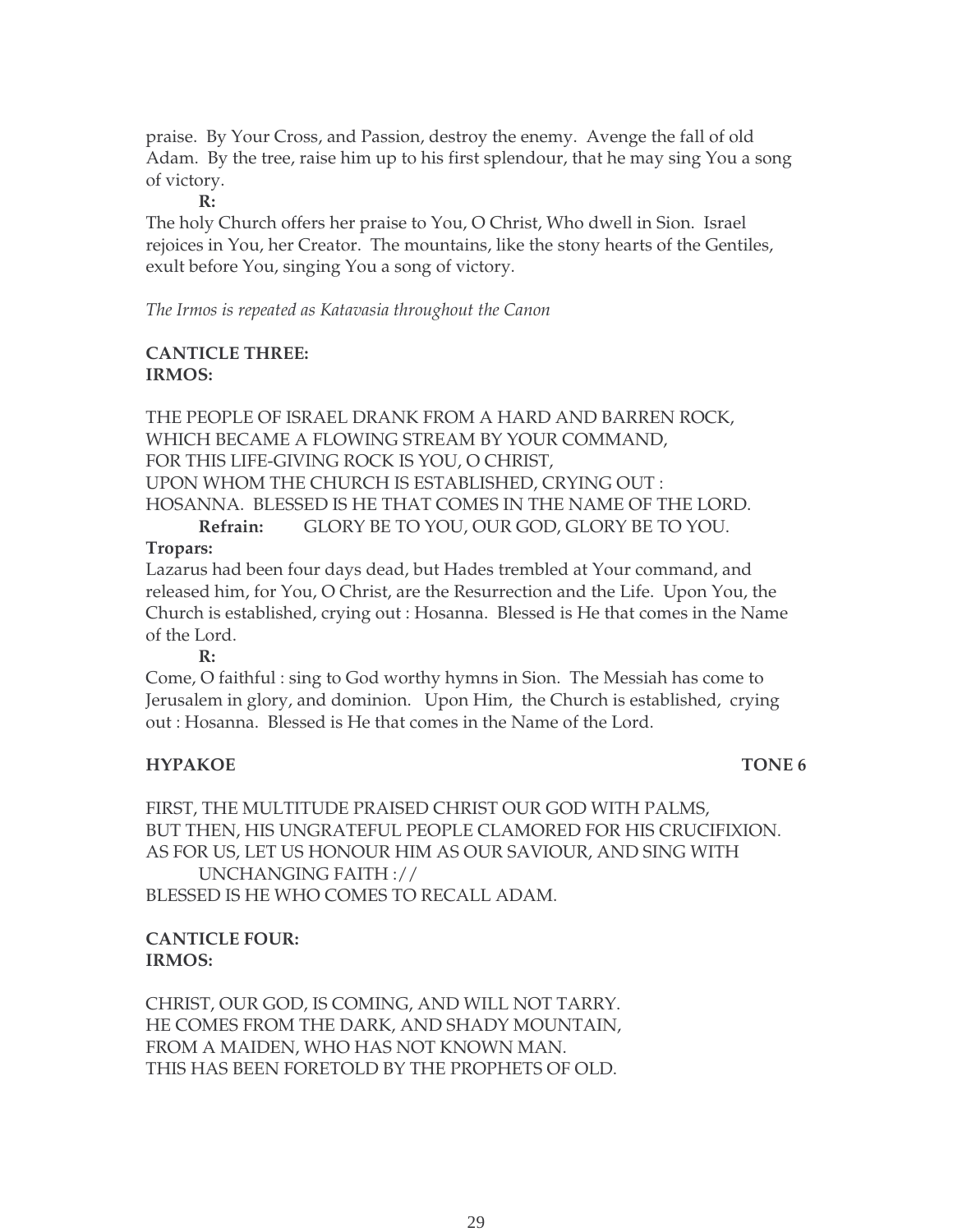praise. By Your Cross, and Passion, destroy the enemy. Avenge the fall of old Adam. By the tree, raise him up to his first splendour, that he may sing You a song of victory.

**R:**

The holy Church offers her praise to You, O Christ, Who dwell in Sion. Israel rejoices in You, her Creator. The mountains, like the stony hearts of the Gentiles, exult before You, singing You a song of victory.

*The Irmos is repeated as Katavasia throughout the Canon*

**CANTICLE THREE:**
**IRMOS:**

THE PEOPLE OF ISRAEL DRANK FROM A HARD AND BARREN ROCK,
WHICH BECAME A FLOWING STREAM BY YOUR COMMAND,
FOR THIS LIFE-GIVING ROCK IS YOU, O CHRIST,
UPON WHOM THE CHURCH IS ESTABLISHED, CRYING OUT :
HOSANNA. BLESSED IS HE THAT COMES IN THE NAME OF THE LORD.

**Refrain:** GLORY BE TO YOU, OUR GOD, GLORY BE TO YOU.

**Tropars:**

Lazarus had been four days dead, but Hades trembled at Your command, and released him, for You, O Christ, are the Resurrection and the Life. Upon You, the Church is established, crying out : Hosanna. Blessed is He that comes in the Name of the Lord.

**R:**

Come, O faithful : sing to God worthy hymns in Sion. The Messiah has come to Jerusalem in glory, and dominion. Upon Him, the Church is established, crying out : Hosanna. Blessed is He that comes in the Name of the Lord.

**HYPAKOE** **TONE 6**

FIRST, THE MULTITUDE PRAISED CHRIST OUR GOD WITH PALMS,
BUT THEN, HIS UNGRATEFUL PEOPLE CLAMORED FOR HIS CRUCIFIXION.
AS FOR US, LET US HONOUR HIM AS OUR SAVIOUR, AND SING WITH UNCHANGING FAITH ://
BLESSED IS HE WHO COMES TO RECALL ADAM.

**CANTICLE FOUR:**
**IRMOS:**

CHRIST, OUR GOD, IS COMING, AND WILL NOT TARRY.
HE COMES FROM THE DARK, AND SHADY MOUNTAIN,
FROM A MAIDEN, WHO HAS NOT KNOWN MAN.
THIS HAS BEEN FORETOLD BY THE PROPHETS OF OLD.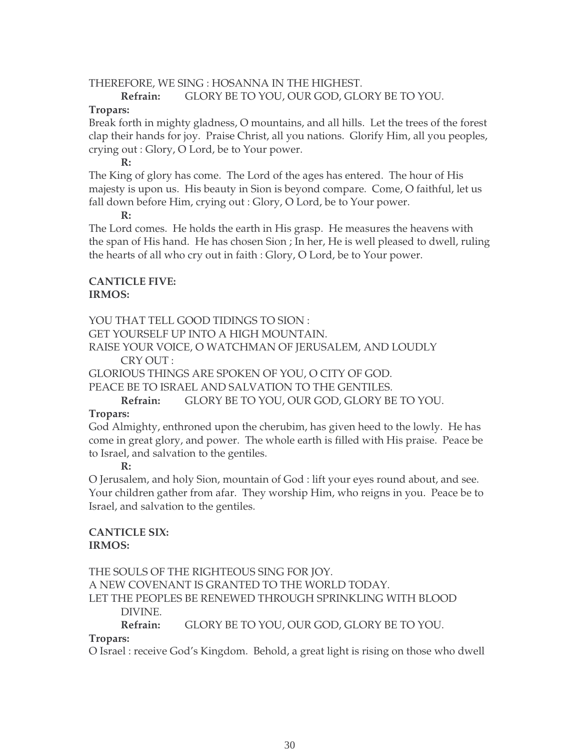THEREFORE, WE SING : HOSANNA IN THE HIGHEST.

**Refrain:** GLORY BE TO YOU, OUR GOD, GLORY BE TO YOU.

**Tropars:**

Break forth in mighty gladness, O mountains, and all hills. Let the trees of the forest clap their hands for joy. Praise Christ, all you nations. Glorify Him, all you peoples, crying out : Glory, O Lord, be to Your power.

**R:**

The King of glory has come. The Lord of the ages has entered. The hour of His majesty is upon us. His beauty in Sion is beyond compare. Come, O faithful, let us fall down before Him, crying out : Glory, O Lord, be to Your power.

**R:**

The Lord comes. He holds the earth in His grasp. He measures the heavens with the span of His hand. He has chosen Sion ; In her, He is well pleased to dwell, ruling the hearts of all who cry out in faith : Glory, O Lord, be to Your power.

**CANTICLE FIVE:**
**IRMOS:**

YOU THAT TELL GOOD TIDINGS TO SION :
GET YOURSELF UP INTO A HIGH MOUNTAIN.
RAISE YOUR VOICE, O WATCHMAN OF JERUSALEM, AND LOUDLY CRY OUT :
GLORIOUS THINGS ARE SPOKEN OF YOU, O CITY OF GOD.
PEACE BE TO ISRAEL AND SALVATION TO THE GENTILES.

**Refrain:** GLORY BE TO YOU, OUR GOD, GLORY BE TO YOU.

**Tropars:**

God Almighty, enthroned upon the cherubim, has given heed to the lowly. He has come in great glory, and power. The whole earth is filled with His praise. Peace be to Israel, and salvation to the gentiles.

**R:**

O Jerusalem, and holy Sion, mountain of God : lift your eyes round about, and see. Your children gather from afar. They worship Him, who reigns in you. Peace be to Israel, and salvation to the gentiles.

**CANTICLE SIX:**
**IRMOS:**

THE SOULS OF THE RIGHTEOUS SING FOR JOY.
A NEW COVENANT IS GRANTED TO THE WORLD TODAY.
LET THE PEOPLES BE RENEWED THROUGH SPRINKLING WITH BLOOD DIVINE.

**Refrain:** GLORY BE TO YOU, OUR GOD, GLORY BE TO YOU.

**Tropars:**

O Israel : receive God's Kingdom. Behold, a great light is rising on those who dwell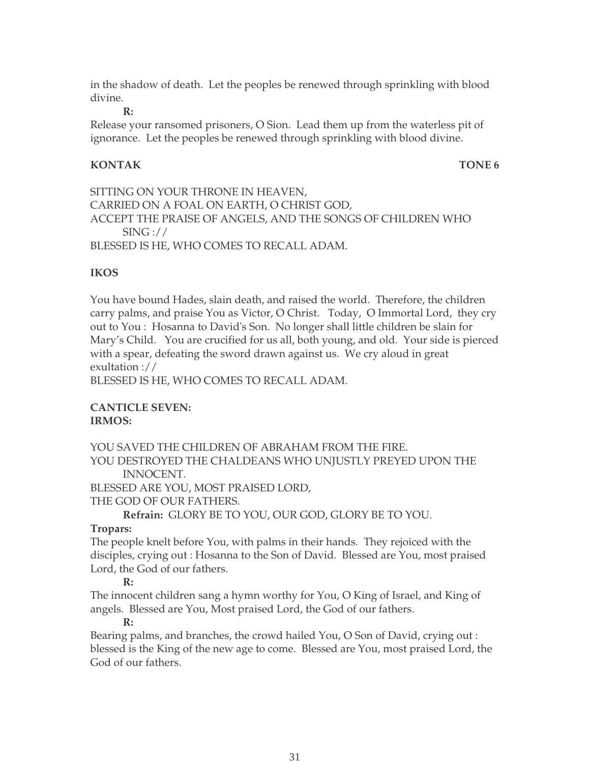in the shadow of death. Let the peoples be renewed through sprinkling with blood divine.

**R:**

Release your ransomed prisoners, O Sion. Lead them up from the waterless pit of ignorance. Let the peoples be renewed through sprinkling with blood divine.

**KONTAK** **TONE 6**

SITTING ON YOUR THRONE IN HEAVEN,
CARRIED ON A FOAL ON EARTH, O CHRIST GOD,
ACCEPT THE PRAISE OF ANGELS, AND THE SONGS OF CHILDREN WHO SING ://
BLESSED IS HE, WHO COMES TO RECALL ADAM.

**IKOS**

You have bound Hades, slain death, and raised the world. Therefore, the children carry palms, and praise You as Victor, O Christ. Today, O Immortal Lord, they cry out to You : Hosanna to David's Son. No longer shall little children be slain for Mary's Child. You are crucified for us all, both young, and old. Your side is pierced with a spear, defeating the sword drawn against us. We cry aloud in great exultation ://
BLESSED IS HE, WHO COMES TO RECALL ADAM.

**CANTICLE SEVEN:**
**IRMOS:**

YOU SAVED THE CHILDREN OF ABRAHAM FROM THE FIRE.
YOU DESTROYED THE CHALDEANS WHO UNJUSTLY PREYED UPON THE INNOCENT.
BLESSED ARE YOU, MOST PRAISED LORD,
THE GOD OF OUR FATHERS.

**Refrain:** GLORY BE TO YOU, OUR GOD, GLORY BE TO YOU.

**Tropars:**
The people knelt before You, with palms in their hands. They rejoiced with the disciples, crying out : Hosanna to the Son of David. Blessed are You, most praised Lord, the God of our fathers.

**R:**

The innocent children sang a hymn worthy for You, O King of Israel, and King of angels. Blessed are You, Most praised Lord, the God of our fathers.

**R:**

Bearing palms, and branches, the crowd hailed You, O Son of David, crying out : blessed is the King of the new age to come. Blessed are You, most praised Lord, the God of our fathers.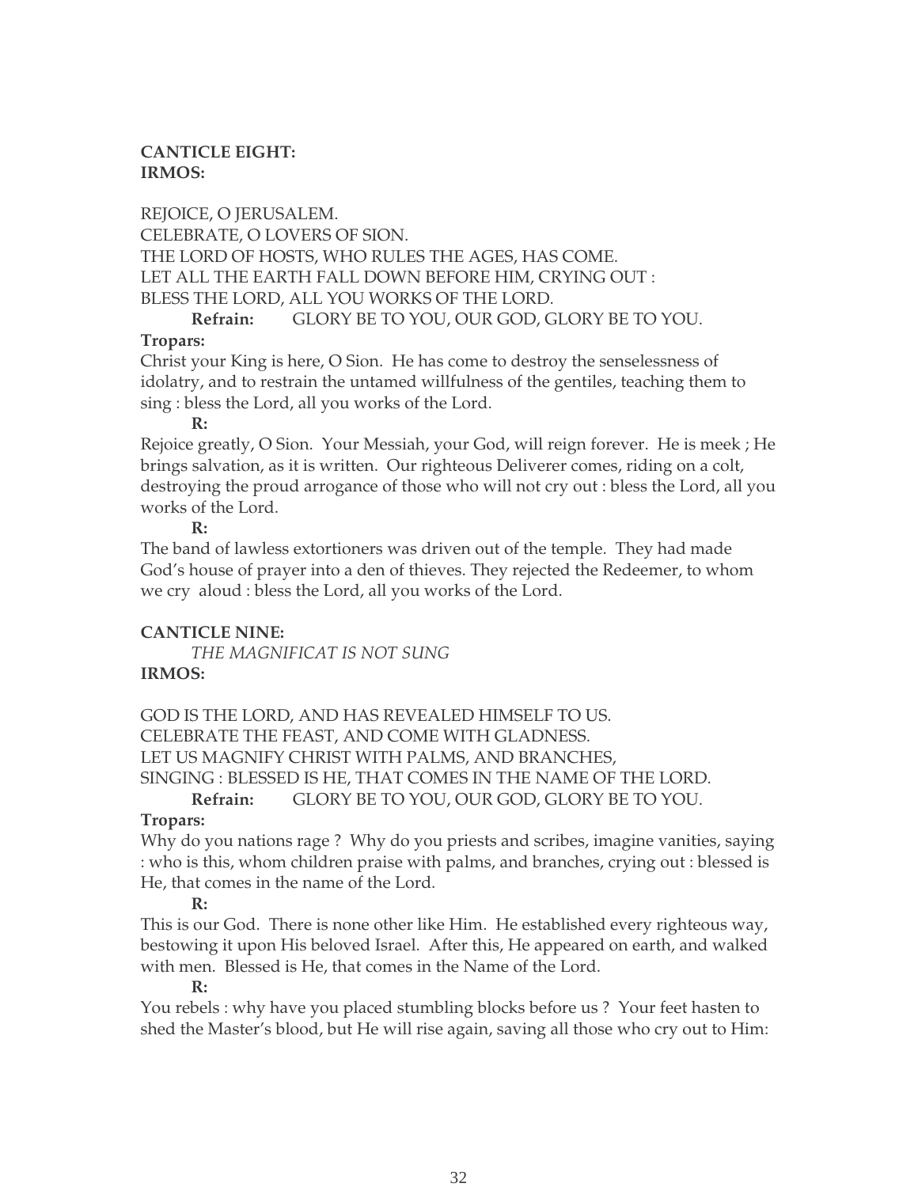**CANTICLE EIGHT:**
**IRMOS:**

REJOICE, O JERUSALEM.
CELEBRATE, O LOVERS OF SION.
THE LORD OF HOSTS, WHO RULES THE AGES, HAS COME.
LET ALL THE EARTH FALL DOWN BEFORE HIM, CRYING OUT :
BLESS THE LORD, ALL YOU WORKS OF THE LORD.

**Refrain:** GLORY BE TO YOU, OUR GOD, GLORY BE TO YOU.

**Tropars:**

Christ your King is here, O Sion. He has come to destroy the senselessness of idolatry, and to restrain the untamed willfulness of the gentiles, teaching them to sing : bless the Lord, all you works of the Lord.

**R:**

Rejoice greatly, O Sion. Your Messiah, your God, will reign forever. He is meek ; He brings salvation, as it is written. Our righteous Deliverer comes, riding on a colt, destroying the proud arrogance of those who will not cry out : bless the Lord, all you works of the Lord.

**R:**

The band of lawless extortioners was driven out of the temple. They had made God's house of prayer into a den of thieves. They rejected the Redeemer, to whom we cry aloud : bless the Lord, all you works of the Lord.

**CANTICLE NINE:**

*THE MAGNIFICAT IS NOT SUNG*

**IRMOS:**

GOD IS THE LORD, AND HAS REVEALED HIMSELF TO US.
CELEBRATE THE FEAST, AND COME WITH GLADNESS.
LET US MAGNIFY CHRIST WITH PALMS, AND BRANCHES,
SINGING : BLESSED IS HE, THAT COMES IN THE NAME OF THE LORD.

**Refrain:** GLORY BE TO YOU, OUR GOD, GLORY BE TO YOU.

**Tropars:**

Why do you nations rage ? Why do you priests and scribes, imagine vanities, saying : who is this, whom children praise with palms, and branches, crying out : blessed is He, that comes in the name of the Lord.

**R:**

This is our God. There is none other like Him. He established every righteous way, bestowing it upon His beloved Israel. After this, He appeared on earth, and walked with men. Blessed is He, that comes in the Name of the Lord.

**R:**

You rebels : why have you placed stumbling blocks before us ? Your feet hasten to shed the Master's blood, but He will rise again, saving all those who cry out to Him: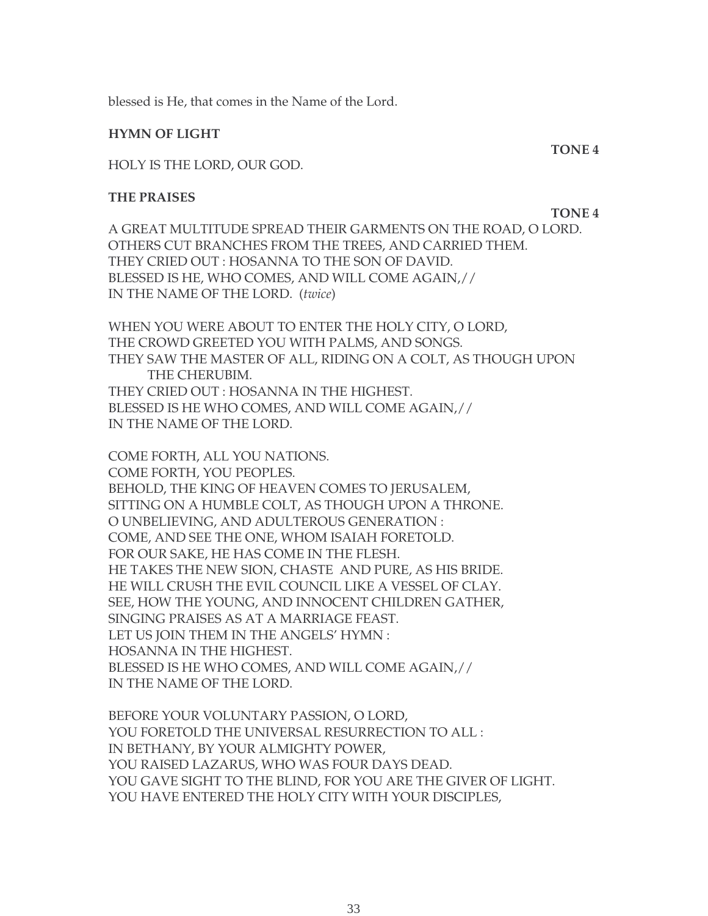blessed is He, that comes in the Name of the Lord.

**HYMN OF LIGHT**

**TONE 4**

HOLY IS THE LORD, OUR GOD.

**THE PRAISES**

**TONE 4**

A GREAT MULTITUDE SPREAD THEIR GARMENTS ON THE ROAD, O LORD.
OTHERS CUT BRANCHES FROM THE TREES, AND CARRIED THEM.
THEY CRIED OUT : HOSANNA TO THE SON OF DAVID.
BLESSED IS HE, WHO COMES, AND WILL COME AGAIN,//
IN THE NAME OF THE LORD. (*twice*)

WHEN YOU WERE ABOUT TO ENTER THE HOLY CITY, O LORD,
THE CROWD GREETED YOU WITH PALMS, AND SONGS.
THEY SAW THE MASTER OF ALL, RIDING ON A COLT, AS THOUGH UPON THE CHERUBIM.
THEY CRIED OUT : HOSANNA IN THE HIGHEST.
BLESSED IS HE WHO COMES, AND WILL COME AGAIN,//
IN THE NAME OF THE LORD.

COME FORTH, ALL YOU NATIONS.
COME FORTH, YOU PEOPLES.
BEHOLD, THE KING OF HEAVEN COMES TO JERUSALEM,
SITTING ON A HUMBLE COLT, AS THOUGH UPON A THRONE.
O UNBELIEVING, AND ADULTEROUS GENERATION :
COME, AND SEE THE ONE, WHOM ISAIAH FORETOLD.
FOR OUR SAKE, HE HAS COME IN THE FLESH.
HE TAKES THE NEW SION, CHASTE AND PURE, AS HIS BRIDE.
HE WILL CRUSH THE EVIL COUNCIL LIKE A VESSEL OF CLAY.
SEE, HOW THE YOUNG, AND INNOCENT CHILDREN GATHER,
SINGING PRAISES AS AT A MARRIAGE FEAST.
LET US JOIN THEM IN THE ANGELS' HYMN :
HOSANNA IN THE HIGHEST.
BLESSED IS HE WHO COMES, AND WILL COME AGAIN,//
IN THE NAME OF THE LORD.

BEFORE YOUR VOLUNTARY PASSION, O LORD,
YOU FORETOLD THE UNIVERSAL RESURRECTION TO ALL :
IN BETHANY, BY YOUR ALMIGHTY POWER,
YOU RAISED LAZARUS, WHO WAS FOUR DAYS DEAD.
YOU GAVE SIGHT TO THE BLIND, FOR YOU ARE THE GIVER OF LIGHT.
YOU HAVE ENTERED THE HOLY CITY WITH YOUR DISCIPLES,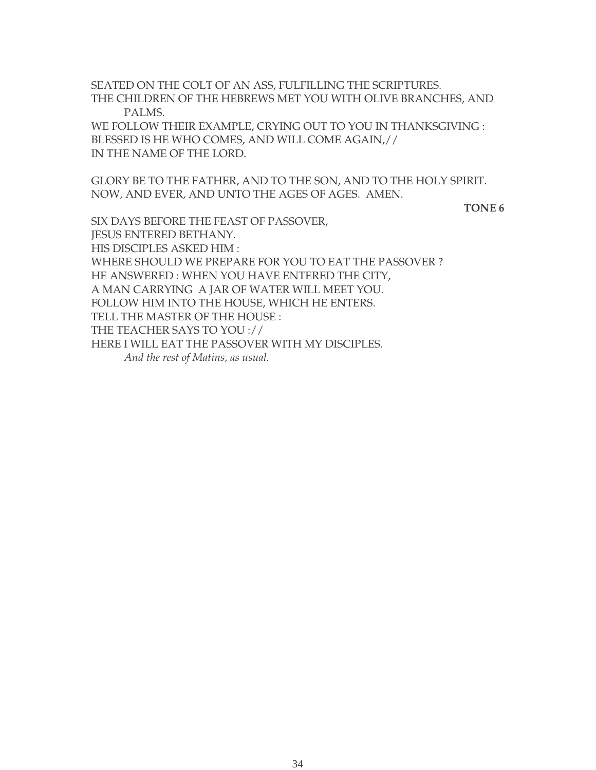SEATED ON THE COLT OF AN ASS, FULFILLING THE SCRIPTURES.
THE CHILDREN OF THE HEBREWS MET YOU WITH OLIVE BRANCHES, AND PALMS.
WE FOLLOW THEIR EXAMPLE, CRYING OUT TO YOU IN THANKSGIVING :
BLESSED IS HE WHO COMES, AND WILL COME AGAIN,//
IN THE NAME OF THE LORD.

GLORY BE TO THE FATHER, AND TO THE SON, AND TO THE HOLY SPIRIT.
NOW, AND EVER, AND UNTO THE AGES OF AGES. AMEN.

**TONE 6**

SIX DAYS BEFORE THE FEAST OF PASSOVER,
JESUS ENTERED BETHANY.
HIS DISCIPLES ASKED HIM :
WHERE SHOULD WE PREPARE FOR YOU TO EAT THE PASSOVER ?
HE ANSWERED : WHEN YOU HAVE ENTERED THE CITY,
A MAN CARRYING A JAR OF WATER WILL MEET YOU.
FOLLOW HIM INTO THE HOUSE, WHICH HE ENTERS.
TELL THE MASTER OF THE HOUSE :
THE TEACHER SAYS TO YOU ://
HERE I WILL EAT THE PASSOVER WITH MY DISCIPLES.

*And the rest of Matins, as usual.*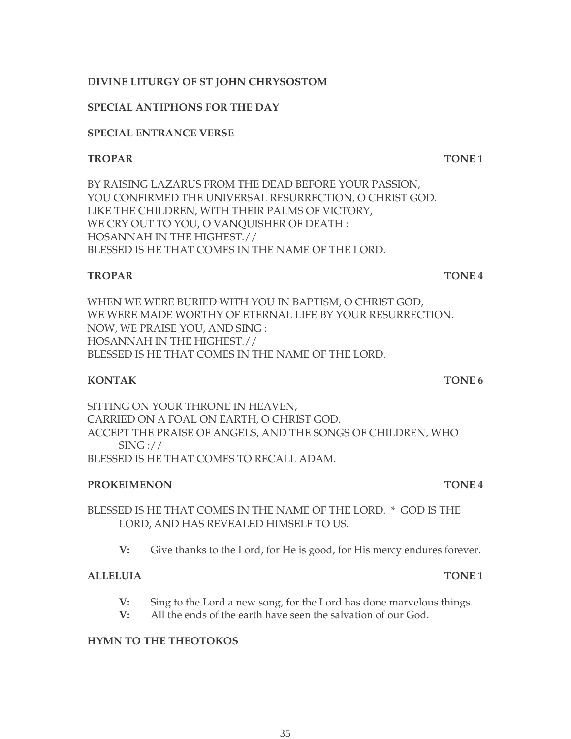**DIVINE LITURGY OF ST JOHN CHRYSOSTOM**

**SPECIAL ANTIPHONS FOR THE DAY**

**SPECIAL ENTRANCE VERSE**

**TROPAR** **TONE 1**

BY RAISING LAZARUS FROM THE DEAD BEFORE YOUR PASSION,
YOU CONFIRMED THE UNIVERSAL RESURRECTION, O CHRIST GOD.
LIKE THE CHILDREN, WITH THEIR PALMS OF VICTORY,
WE CRY OUT TO YOU, O VANQUISHER OF DEATH :
HOSANNAH IN THE HIGHEST.//
BLESSED IS HE THAT COMES IN THE NAME OF THE LORD.

**TROPAR** **TONE 4**

WHEN WE WERE BURIED WITH YOU IN BAPTISM, O CHRIST GOD,
WE WERE MADE WORTHY OF ETERNAL LIFE BY YOUR RESURRECTION.
NOW, WE PRAISE YOU, AND SING :
HOSANNAH IN THE HIGHEST.//
BLESSED IS HE THAT COMES IN THE NAME OF THE LORD.

**KONTAK** **TONE 6**

SITTING ON YOUR THRONE IN HEAVEN,
CARRIED ON A FOAL ON EARTH, O CHRIST GOD.
ACCEPT THE PRAISE OF ANGELS, AND THE SONGS OF CHILDREN, WHO SING ://
BLESSED IS HE THAT COMES TO RECALL ADAM.

**PROKEIMENON** **TONE 4**

BLESSED IS HE THAT COMES IN THE NAME OF THE LORD. * GOD IS THE LORD, AND HAS REVEALED HIMSELF TO US.

**V:** Give thanks to the Lord, for He is good, for His mercy endures forever.

**ALLELUIA** **TONE 1**

**V:** Sing to the Lord a new song, for the Lord has done marvelous things.
**V:** All the ends of the earth have seen the salvation of our God.

**HYMN TO THE THEOTOKOS**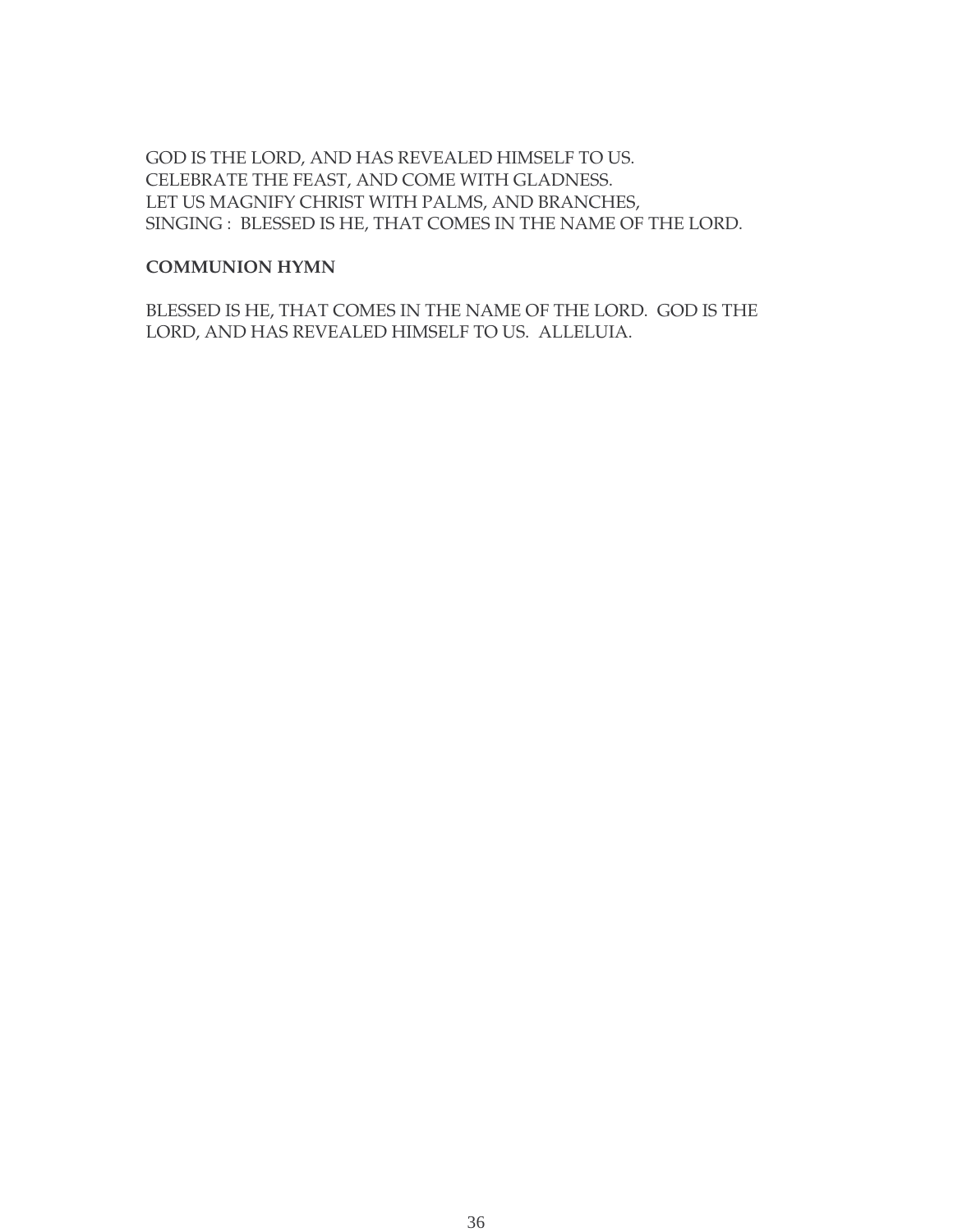GOD IS THE LORD, AND HAS REVEALED HIMSELF TO US.
CELEBRATE THE FEAST, AND COME WITH GLADNESS.
LET US MAGNIFY CHRIST WITH PALMS, AND BRANCHES,
SINGING : BLESSED IS HE, THAT COMES IN THE NAME OF THE LORD.

**COMMUNION HYMN**

BLESSED IS HE, THAT COMES IN THE NAME OF THE LORD. GOD IS THE LORD, AND HAS REVEALED HIMSELF TO US. ALLELUIA.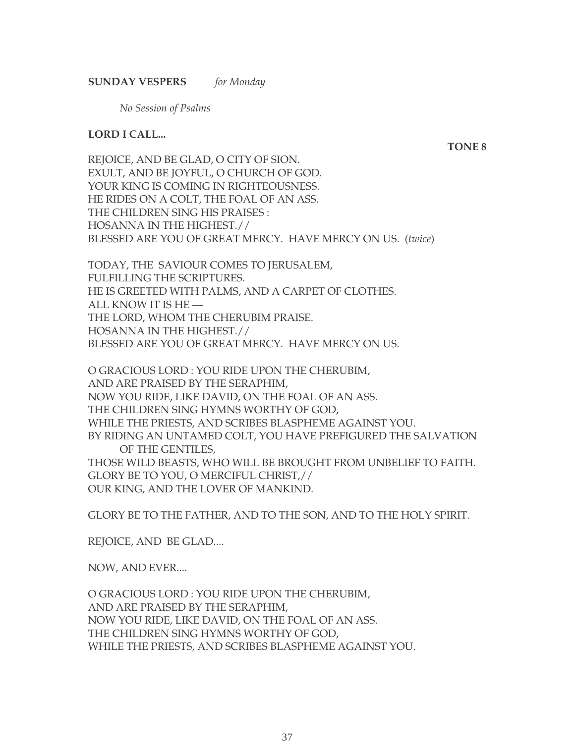**SUNDAY VESPERS** *for Monday*

*No Session of Psalms*

**LORD I CALL...**

**TONE 8**

REJOICE, AND BE GLAD, O CITY OF SION.
EXULT, AND BE JOYFUL, O CHURCH OF GOD.
YOUR KING IS COMING IN RIGHTEOUSNESS.
HE RIDES ON A COLT, THE FOAL OF AN ASS.
THE CHILDREN SING HIS PRAISES :
HOSANNA IN THE HIGHEST.//
BLESSED ARE YOU OF GREAT MERCY. HAVE MERCY ON US. (*twice*)

TODAY, THE SAVIOUR COMES TO JERUSALEM,
FULFILLING THE SCRIPTURES.
HE IS GREETED WITH PALMS, AND A CARPET OF CLOTHES.
ALL KNOW IT IS HE —
THE LORD, WHOM THE CHERUBIM PRAISE.
HOSANNA IN THE HIGHEST.//
BLESSED ARE YOU OF GREAT MERCY. HAVE MERCY ON US.

O GRACIOUS LORD : YOU RIDE UPON THE CHERUBIM,
AND ARE PRAISED BY THE SERAPHIM,
NOW YOU RIDE, LIKE DAVID, ON THE FOAL OF AN ASS.
THE CHILDREN SING HYMNS WORTHY OF GOD,
WHILE THE PRIESTS, AND SCRIBES BLASPHEME AGAINST YOU.
BY RIDING AN UNTAMED COLT, YOU HAVE PREFIGURED THE SALVATION OF THE GENTILES,
THOSE WILD BEASTS, WHO WILL BE BROUGHT FROM UNBELIEF TO FAITH.
GLORY BE TO YOU, O MERCIFUL CHRIST,//
OUR KING, AND THE LOVER OF MANKIND.

GLORY BE TO THE FATHER, AND TO THE SON, AND TO THE HOLY SPIRIT.

REJOICE, AND BE GLAD....

NOW, AND EVER....

O GRACIOUS LORD : YOU RIDE UPON THE CHERUBIM,
AND ARE PRAISED BY THE SERAPHIM,
NOW YOU RIDE, LIKE DAVID, ON THE FOAL OF AN ASS.
THE CHILDREN SING HYMNS WORTHY OF GOD,
WHILE THE PRIESTS, AND SCRIBES BLASPHEME AGAINST YOU.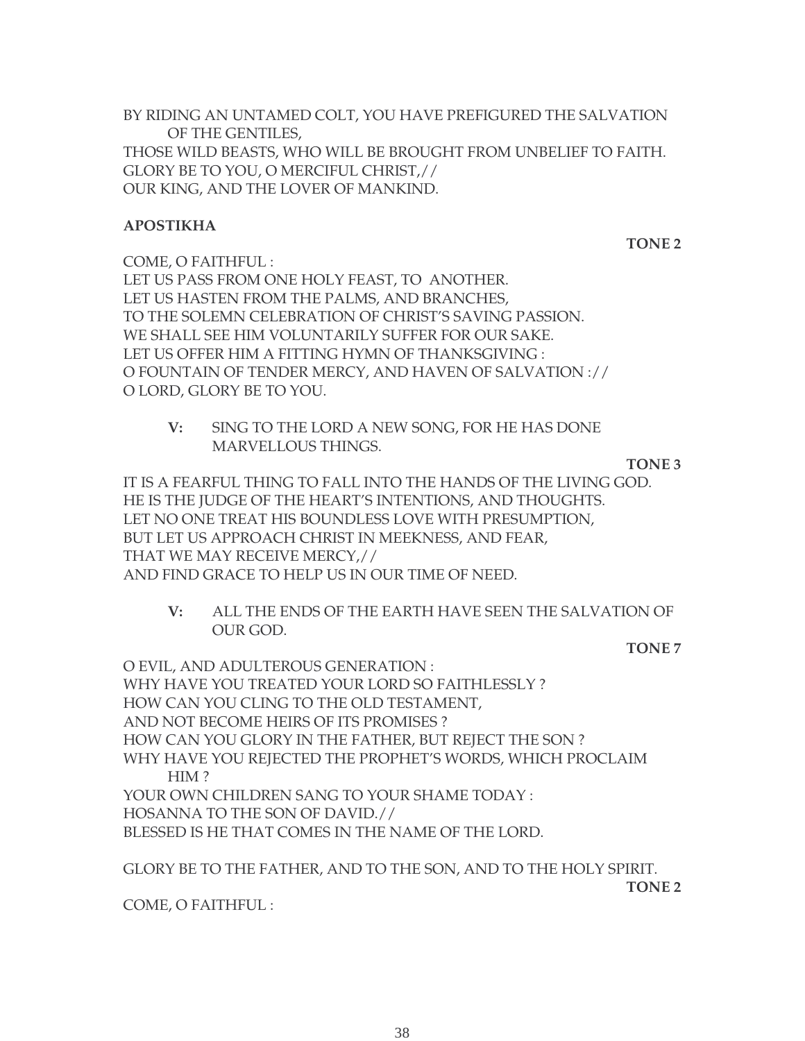BY RIDING AN UNTAMED COLT, YOU HAVE PREFIGURED THE SALVATION OF THE GENTILES,
THOSE WILD BEASTS, WHO WILL BE BROUGHT FROM UNBELIEF TO FAITH.
GLORY BE TO YOU, O MERCIFUL CHRIST,//
OUR KING, AND THE LOVER OF MANKIND.

**APOSTIKHA**

**TONE 2**

COME, O FAITHFUL :
LET US PASS FROM ONE HOLY FEAST, TO ANOTHER.
LET US HASTEN FROM THE PALMS, AND BRANCHES,
TO THE SOLEMN CELEBRATION OF CHRIST'S SAVING PASSION.
WE SHALL SEE HIM VOLUNTARILY SUFFER FOR OUR SAKE.
LET US OFFER HIM A FITTING HYMN OF THANKSGIVING :
O FOUNTAIN OF TENDER MERCY, AND HAVEN OF SALVATION ://
O LORD, GLORY BE TO YOU.

**V:** SING TO THE LORD A NEW SONG, FOR HE HAS DONE MARVELLOUS THINGS.

**TONE 3**

IT IS A FEARFUL THING TO FALL INTO THE HANDS OF THE LIVING GOD.
HE IS THE JUDGE OF THE HEART'S INTENTIONS, AND THOUGHTS.
LET NO ONE TREAT HIS BOUNDLESS LOVE WITH PRESUMPTION,
BUT LET US APPROACH CHRIST IN MEEKNESS, AND FEAR,
THAT WE MAY RECEIVE MERCY,//
AND FIND GRACE TO HELP US IN OUR TIME OF NEED.

**V:** ALL THE ENDS OF THE EARTH HAVE SEEN THE SALVATION OF OUR GOD.

**TONE 7**

O EVIL, AND ADULTEROUS GENERATION :
WHY HAVE YOU TREATED YOUR LORD SO FAITHLESSLY ?
HOW CAN YOU CLING TO THE OLD TESTAMENT,
AND NOT BECOME HEIRS OF ITS PROMISES ?
HOW CAN YOU GLORY IN THE FATHER, BUT REJECT THE SON ?
WHY HAVE YOU REJECTED THE PROPHET'S WORDS, WHICH PROCLAIM HIM ?
YOUR OWN CHILDREN SANG TO YOUR SHAME TODAY :
HOSANNA TO THE SON OF DAVID.//
BLESSED IS HE THAT COMES IN THE NAME OF THE LORD.

GLORY BE TO THE FATHER, AND TO THE SON, AND TO THE HOLY SPIRIT.

**TONE 2**

COME, O FAITHFUL :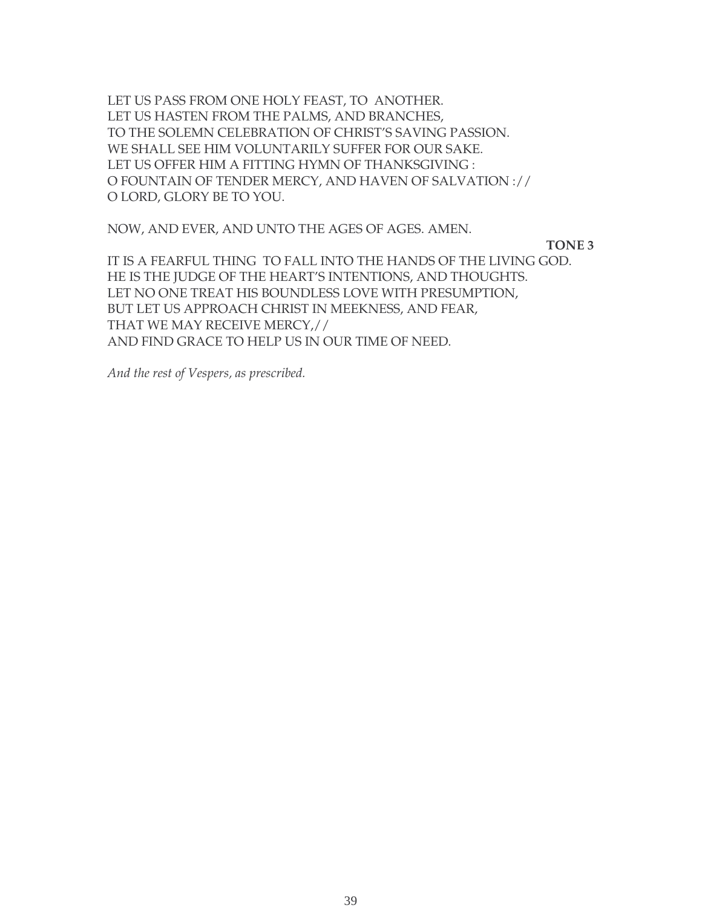LET US PASS FROM ONE HOLY FEAST, TO ANOTHER.
LET US HASTEN FROM THE PALMS, AND BRANCHES,
TO THE SOLEMN CELEBRATION OF CHRIST'S SAVING PASSION.
WE SHALL SEE HIM VOLUNTARILY SUFFER FOR OUR SAKE.
LET US OFFER HIM A FITTING HYMN OF THANKSGIVING :
O FOUNTAIN OF TENDER MERCY, AND HAVEN OF SALVATION ://
O LORD, GLORY BE TO YOU.

NOW, AND EVER, AND UNTO THE AGES OF AGES. AMEN.

**TONE 3**

IT IS A FEARFUL THING TO FALL INTO THE HANDS OF THE LIVING GOD.
HE IS THE JUDGE OF THE HEART'S INTENTIONS, AND THOUGHTS.
LET NO ONE TREAT HIS BOUNDLESS LOVE WITH PRESUMPTION,
BUT LET US APPROACH CHRIST IN MEEKNESS, AND FEAR,
THAT WE MAY RECEIVE MERCY,//
AND FIND GRACE TO HELP US IN OUR TIME OF NEED.

*And the rest of Vespers, as prescribed.*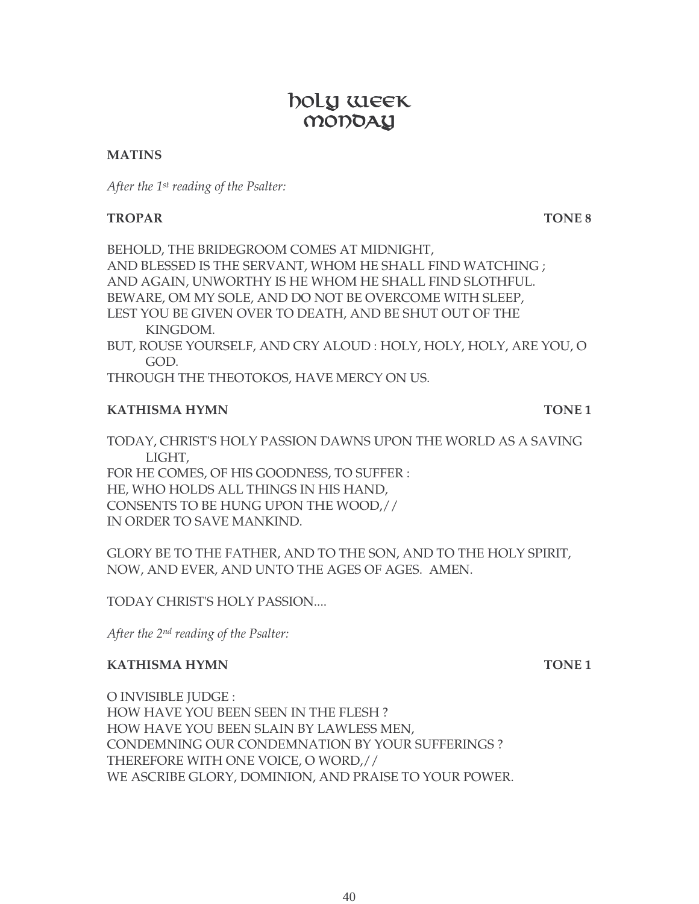# Holy Week Monday

**MATINS**

*After the 1st reading of the Psalter:*

**TROPAR** **TONE 8**

BEHOLD, THE BRIDEGROOM COMES AT MIDNIGHT,
AND BLESSED IS THE SERVANT, WHOM HE SHALL FIND WATCHING ;
AND AGAIN, UNWORTHY IS HE WHOM HE SHALL FIND SLOTHFUL.
BEWARE, OM MY SOLE, AND DO NOT BE OVERCOME WITH SLEEP,
LEST YOU BE GIVEN OVER TO DEATH, AND BE SHUT OUT OF THE KINGDOM.
BUT, ROUSE YOURSELF, AND CRY ALOUD : HOLY, HOLY, HOLY, ARE YOU, O GOD.
THROUGH THE THEOTOKOS, HAVE MERCY ON US.

**KATHISMA HYMN** **TONE 1**

TODAY, CHRIST'S HOLY PASSION DAWNS UPON THE WORLD AS A SAVING LIGHT,
FOR HE COMES, OF HIS GOODNESS, TO SUFFER :
HE, WHO HOLDS ALL THINGS IN HIS HAND,
CONSENTS TO BE HUNG UPON THE WOOD,//
IN ORDER TO SAVE MANKIND.

GLORY BE TO THE FATHER, AND TO THE SON, AND TO THE HOLY SPIRIT,
NOW, AND EVER, AND UNTO THE AGES OF AGES. AMEN.

TODAY CHRIST'S HOLY PASSION....

*After the 2nd reading of the Psalter:*

**KATHISMA HYMN** **TONE 1**

O INVISIBLE JUDGE :
HOW HAVE YOU BEEN SEEN IN THE FLESH ?
HOW HAVE YOU BEEN SLAIN BY LAWLESS MEN,
CONDEMNING OUR CONDEMNATION BY YOUR SUFFERINGS ?
THEREFORE WITH ONE VOICE, O WORD,//
WE ASCRIBE GLORY, DOMINION, AND PRAISE TO YOUR POWER.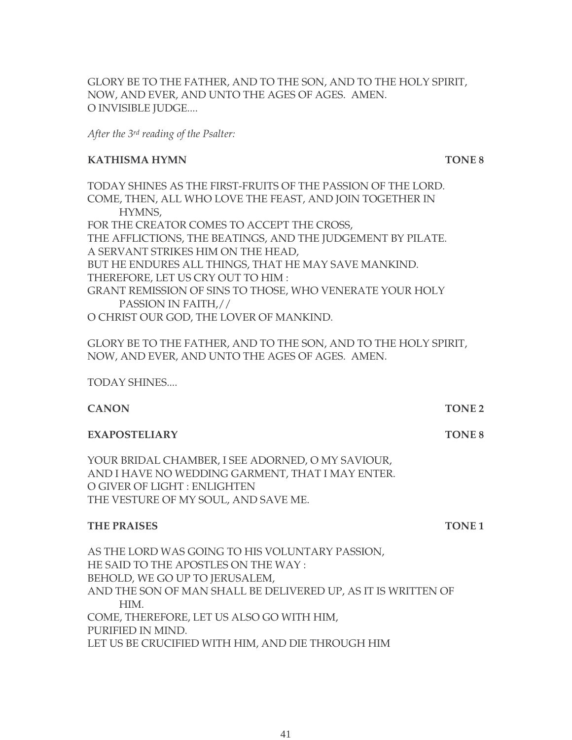GLORY BE TO THE FATHER, AND TO THE SON, AND TO THE HOLY SPIRIT,
NOW, AND EVER, AND UNTO THE AGES OF AGES. AMEN.
O INVISIBLE JUDGE....

*After the 3rd reading of the Psalter:*

**KATHISMA HYMN** **TONE 8**

TODAY SHINES AS THE FIRST-FRUITS OF THE PASSION OF THE LORD.
COME, THEN, ALL WHO LOVE THE FEAST, AND JOIN TOGETHER IN HYMNS,
FOR THE CREATOR COMES TO ACCEPT THE CROSS,
THE AFFLICTIONS, THE BEATINGS, AND THE JUDGEMENT BY PILATE.
A SERVANT STRIKES HIM ON THE HEAD,
BUT HE ENDURES ALL THINGS, THAT HE MAY SAVE MANKIND.
THEREFORE, LET US CRY OUT TO HIM :
GRANT REMISSION OF SINS TO THOSE, WHO VENERATE YOUR HOLY PASSION IN FAITH,//
O CHRIST OUR GOD, THE LOVER OF MANKIND.

GLORY BE TO THE FATHER, AND TO THE SON, AND TO THE HOLY SPIRIT,
NOW, AND EVER, AND UNTO THE AGES OF AGES. AMEN.

TODAY SHINES....

**CANON** **TONE 2**

**EXAPOSTELIARY** **TONE 8**

YOUR BRIDAL CHAMBER, I SEE ADORNED, O MY SAVIOUR,
AND I HAVE NO WEDDING GARMENT, THAT I MAY ENTER.
O GIVER OF LIGHT : ENLIGHTEN
THE VESTURE OF MY SOUL, AND SAVE ME.

**THE PRAISES** **TONE 1**

AS THE LORD WAS GOING TO HIS VOLUNTARY PASSION,
HE SAID TO THE APOSTLES ON THE WAY :
BEHOLD, WE GO UP TO JERUSALEM,
AND THE SON OF MAN SHALL BE DELIVERED UP, AS IT IS WRITTEN OF HIM.
COME, THEREFORE, LET US ALSO GO WITH HIM,
PURIFIED IN MIND.
LET US BE CRUCIFIED WITH HIM, AND DIE THROUGH HIM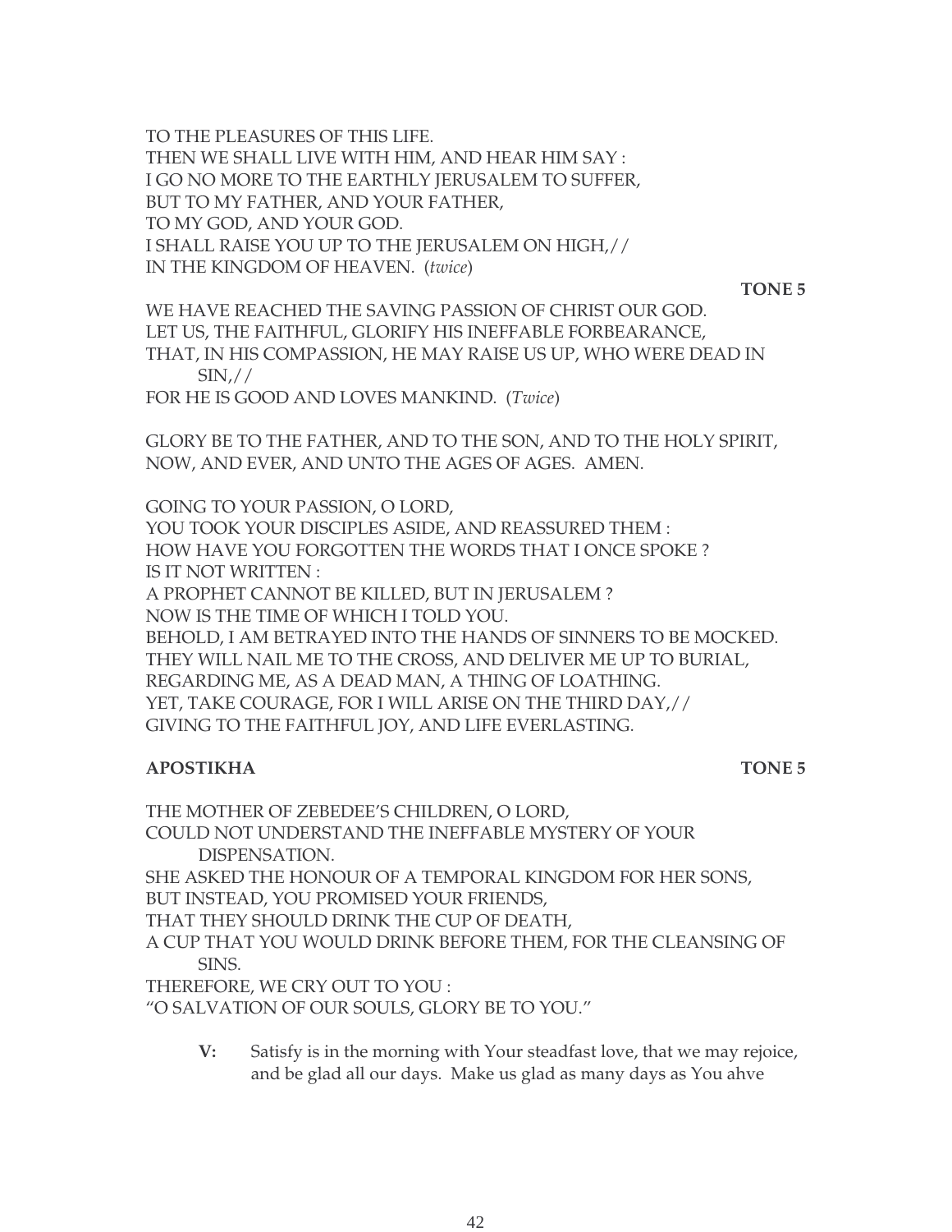TO THE PLEASURES OF THIS LIFE.
THEN WE SHALL LIVE WITH HIM, AND HEAR HIM SAY :
I GO NO MORE TO THE EARTHLY JERUSALEM TO SUFFER,
BUT TO MY FATHER, AND YOUR FATHER,
TO MY GOD, AND YOUR GOD.
I SHALL RAISE YOU UP TO THE JERUSALEM ON HIGH,//
IN THE KINGDOM OF HEAVEN. (*twice*)

**TONE 5**

WE HAVE REACHED THE SAVING PASSION OF CHRIST OUR GOD.
LET US, THE FAITHFUL, GLORIFY HIS INEFFABLE FORBEARANCE,
THAT, IN HIS COMPASSION, HE MAY RAISE US UP, WHO WERE DEAD IN SIN,//
FOR HE IS GOOD AND LOVES MANKIND. (*Twice*)

GLORY BE TO THE FATHER, AND TO THE SON, AND TO THE HOLY SPIRIT,
NOW, AND EVER, AND UNTO THE AGES OF AGES. AMEN.

GOING TO YOUR PASSION, O LORD,
YOU TOOK YOUR DISCIPLES ASIDE, AND REASSURED THEM :
HOW HAVE YOU FORGOTTEN THE WORDS THAT I ONCE SPOKE ?
IS IT NOT WRITTEN :
A PROPHET CANNOT BE KILLED, BUT IN JERUSALEM ?
NOW IS THE TIME OF WHICH I TOLD YOU.
BEHOLD, I AM BETRAYED INTO THE HANDS OF SINNERS TO BE MOCKED.
THEY WILL NAIL ME TO THE CROSS, AND DELIVER ME UP TO BURIAL,
REGARDING ME, AS A DEAD MAN, A THING OF LOATHING.
YET, TAKE COURAGE, FOR I WILL ARISE ON THE THIRD DAY,//
GIVING TO THE FAITHFUL JOY, AND LIFE EVERLASTING.

**APOSTIKHA** **TONE 5**

THE MOTHER OF ZEBEDEE'S CHILDREN, O LORD,
COULD NOT UNDERSTAND THE INEFFABLE MYSTERY OF YOUR DISPENSATION.
SHE ASKED THE HONOUR OF A TEMPORAL KINGDOM FOR HER SONS,
BUT INSTEAD, YOU PROMISED YOUR FRIENDS,
THAT THEY SHOULD DRINK THE CUP OF DEATH,
A CUP THAT YOU WOULD DRINK BEFORE THEM, FOR THE CLEANSING OF SINS.
THEREFORE, WE CRY OUT TO YOU :
"O SALVATION OF OUR SOULS, GLORY BE TO YOU."

**V:** Satisfy is in the morning with Your steadfast love, that we may rejoice, and be glad all our days. Make us glad as many days as You ahve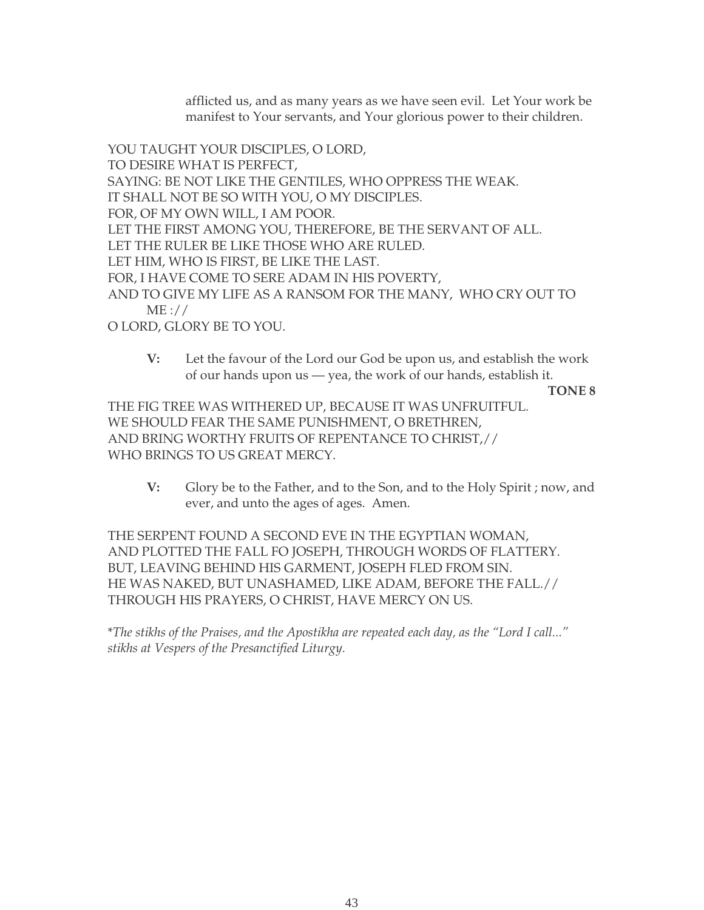afflicted us, and as many years as we have seen evil. Let Your work be manifest to Your servants, and Your glorious power to their children.

YOU TAUGHT YOUR DISCIPLES, O LORD,
TO DESIRE WHAT IS PERFECT,
SAYING: BE NOT LIKE THE GENTILES, WHO OPPRESS THE WEAK.
IT SHALL NOT BE SO WITH YOU, O MY DISCIPLES.
FOR, OF MY OWN WILL, I AM POOR.
LET THE FIRST AMONG YOU, THEREFORE, BE THE SERVANT OF ALL.
LET THE RULER BE LIKE THOSE WHO ARE RULED.
LET HIM, WHO IS FIRST, BE LIKE THE LAST.
FOR, I HAVE COME TO SERE ADAM IN HIS POVERTY,
AND TO GIVE MY LIFE AS A RANSOM FOR THE MANY, WHO CRY OUT TO ME ://
O LORD, GLORY BE TO YOU.

**V:** Let the favour of the Lord our God be upon us, and establish the work of our hands upon us — yea, the work of our hands, establish it.

**TONE 8**

THE FIG TREE WAS WITHERED UP, BECAUSE IT WAS UNFRUITFUL.
WE SHOULD FEAR THE SAME PUNISHMENT, O BRETHREN,
AND BRING WORTHY FRUITS OF REPENTANCE TO CHRIST,//
WHO BRINGS TO US GREAT MERCY.

**V:** Glory be to the Father, and to the Son, and to the Holy Spirit ; now, and ever, and unto the ages of ages. Amen.

THE SERPENT FOUND A SECOND EVE IN THE EGYPTIAN WOMAN,
AND PLOTTED THE FALL FO JOSEPH, THROUGH WORDS OF FLATTERY.
BUT, LEAVING BEHIND HIS GARMENT, JOSEPH FLED FROM SIN.
HE WAS NAKED, BUT UNASHAMED, LIKE ADAM, BEFORE THE FALL.//
THROUGH HIS PRAYERS, O CHRIST, HAVE MERCY ON US.

**The stikhs of the Praises, and the Apostikha are repeated each day, as the "Lord I call..." stikhs at Vespers of the Presanctified Liturgy.*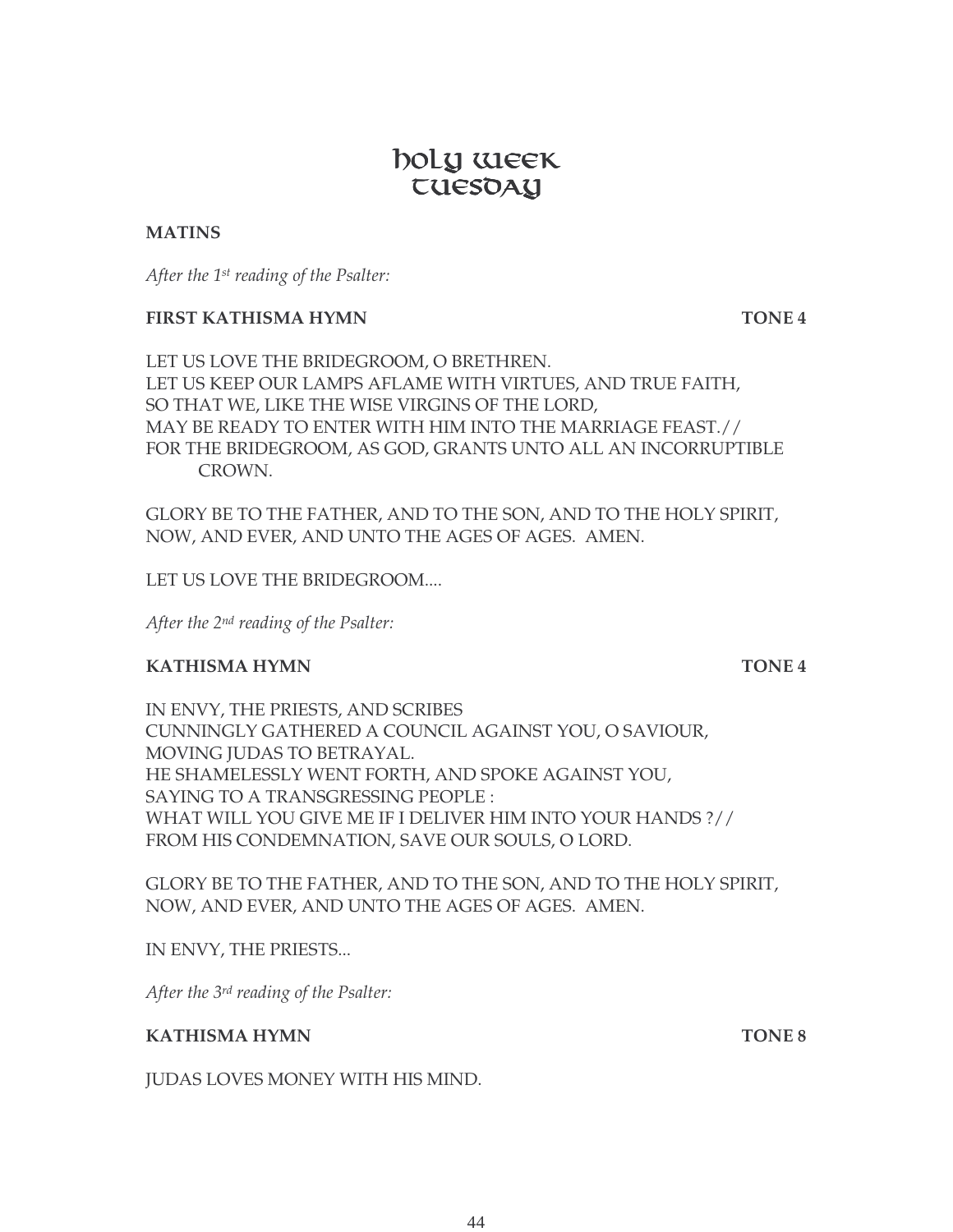# Holy Week
# Tuesday

**MATINS**

*After the 1st reading of the Psalter:*

**FIRST KATHISMA HYMN** **TONE 4**

LET US LOVE THE BRIDEGROOM, O BRETHREN.
LET US KEEP OUR LAMPS AFLAME WITH VIRTUES, AND TRUE FAITH,
SO THAT WE, LIKE THE WISE VIRGINS OF THE LORD,
MAY BE READY TO ENTER WITH HIM INTO THE MARRIAGE FEAST.//
FOR THE BRIDEGROOM, AS GOD, GRANTS UNTO ALL AN INCORRUPTIBLE CROWN.

GLORY BE TO THE FATHER, AND TO THE SON, AND TO THE HOLY SPIRIT,
NOW, AND EVER, AND UNTO THE AGES OF AGES. AMEN.

LET US LOVE THE BRIDEGROOM....

*After the 2nd reading of the Psalter:*

**KATHISMA HYMN** **TONE 4**

IN ENVY, THE PRIESTS, AND SCRIBES
CUNNINGLY GATHERED A COUNCIL AGAINST YOU, O SAVIOUR,
MOVING JUDAS TO BETRAYAL.
HE SHAMELESSLY WENT FORTH, AND SPOKE AGAINST YOU,
SAYING TO A TRANSGRESSING PEOPLE :
WHAT WILL YOU GIVE ME IF I DELIVER HIM INTO YOUR HANDS ?//
FROM HIS CONDEMNATION, SAVE OUR SOULS, O LORD.

GLORY BE TO THE FATHER, AND TO THE SON, AND TO THE HOLY SPIRIT,
NOW, AND EVER, AND UNTO THE AGES OF AGES. AMEN.

IN ENVY, THE PRIESTS...

*After the 3rd reading of the Psalter:*

**KATHISMA HYMN** **TONE 8**

JUDAS LOVES MONEY WITH HIS MIND.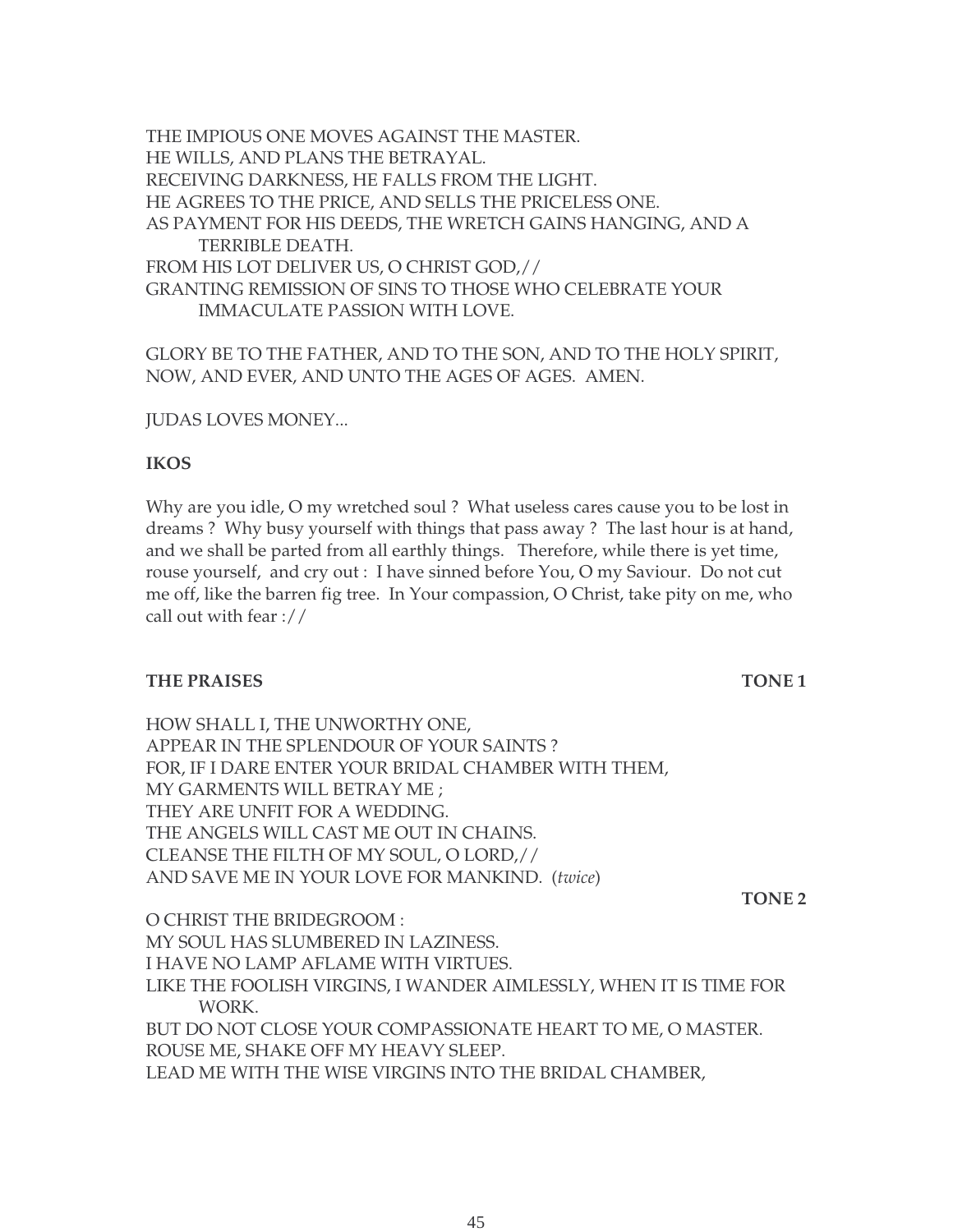THE IMPIOUS ONE MOVES AGAINST THE MASTER.
HE WILLS, AND PLANS THE BETRAYAL.
RECEIVING DARKNESS, HE FALLS FROM THE LIGHT.
HE AGREES TO THE PRICE, AND SELLS THE PRICELESS ONE.
AS PAYMENT FOR HIS DEEDS, THE WRETCH GAINS HANGING, AND A TERRIBLE DEATH.
FROM HIS LOT DELIVER US, O CHRIST GOD,//
GRANTING REMISSION OF SINS TO THOSE WHO CELEBRATE YOUR IMMACULATE PASSION WITH LOVE.

GLORY BE TO THE FATHER, AND TO THE SON, AND TO THE HOLY SPIRIT,
NOW, AND EVER, AND UNTO THE AGES OF AGES. AMEN.

JUDAS LOVES MONEY...

**IKOS**

Why are you idle, O my wretched soul ? What useless cares cause you to be lost in dreams ? Why busy yourself with things that pass away ? The last hour is at hand, and we shall be parted from all earthly things. Therefore, while there is yet time, rouse yourself, and cry out : I have sinned before You, O my Saviour. Do not cut me off, like the barren fig tree. In Your compassion, O Christ, take pity on me, who call out with fear ://

**THE PRAISES** **TONE 1**

HOW SHALL I, THE UNWORTHY ONE,
APPEAR IN THE SPLENDOUR OF YOUR SAINTS ?
FOR, IF I DARE ENTER YOUR BRIDAL CHAMBER WITH THEM,
MY GARMENTS WILL BETRAY ME ;
THEY ARE UNFIT FOR A WEDDING.
THE ANGELS WILL CAST ME OUT IN CHAINS.
CLEANSE THE FILTH OF MY SOUL, O LORD,//
AND SAVE ME IN YOUR LOVE FOR MANKIND. (*twice*)

**TONE 2**

O CHRIST THE BRIDEGROOM :
MY SOUL HAS SLUMBERED IN LAZINESS.
I HAVE NO LAMP AFLAME WITH VIRTUES.
LIKE THE FOOLISH VIRGINS, I WANDER AIMLESSLY, WHEN IT IS TIME FOR WORK.
BUT DO NOT CLOSE YOUR COMPASSIONATE HEART TO ME, O MASTER.
ROUSE ME, SHAKE OFF MY HEAVY SLEEP.
LEAD ME WITH THE WISE VIRGINS INTO THE BRIDAL CHAMBER,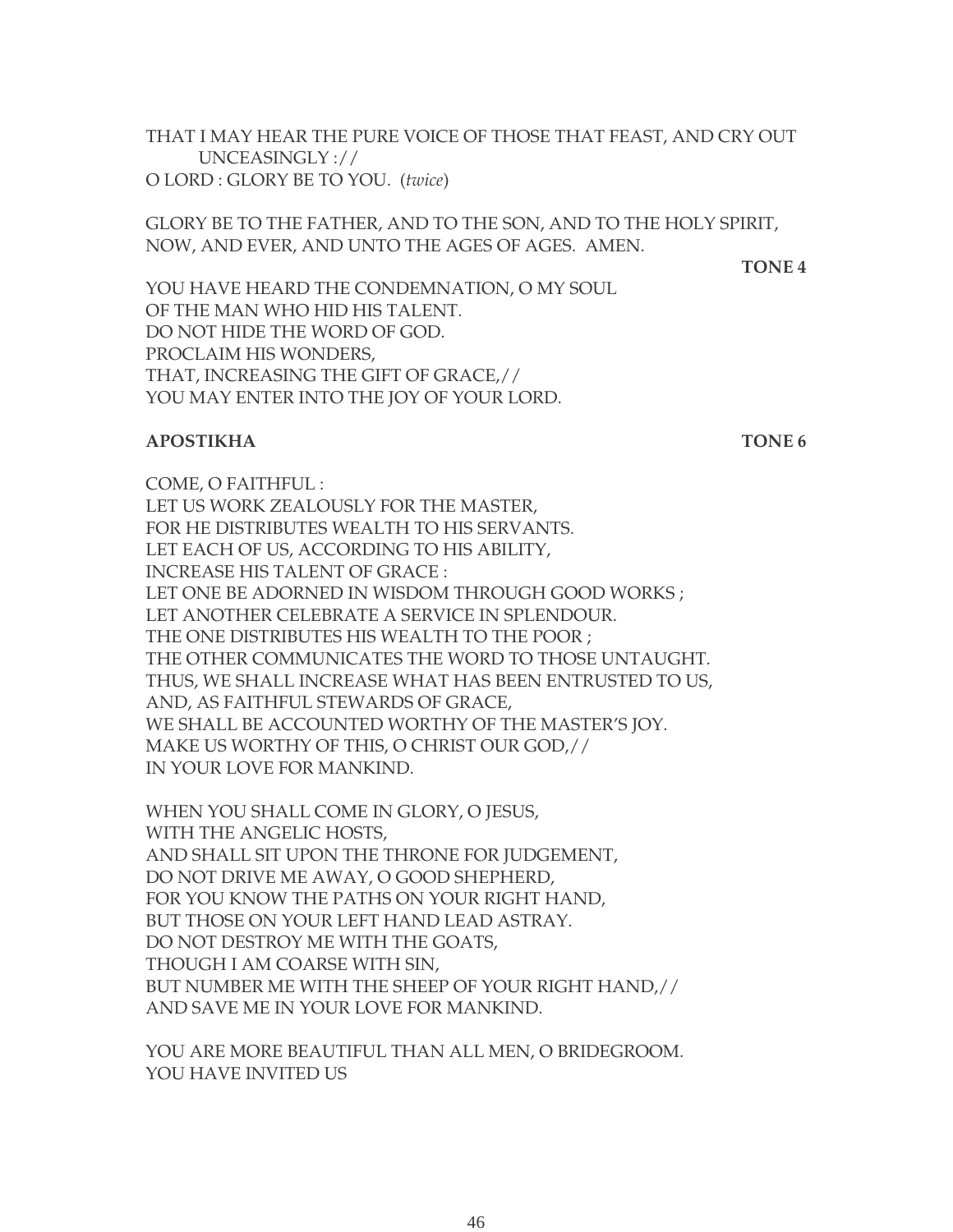THAT I MAY HEAR THE PURE VOICE OF THOSE THAT FEAST, AND CRY OUT UNCEASINGLY ://
O LORD : GLORY BE TO YOU. (*twice*)

GLORY BE TO THE FATHER, AND TO THE SON, AND TO THE HOLY SPIRIT,
NOW, AND EVER, AND UNTO THE AGES OF AGES. AMEN.

**TONE 4**

YOU HAVE HEARD THE CONDEMNATION, O MY SOUL
OF THE MAN WHO HID HIS TALENT.
DO NOT HIDE THE WORD OF GOD.
PROCLAIM HIS WONDERS,
THAT, INCREASING THE GIFT OF GRACE,//
YOU MAY ENTER INTO THE JOY OF YOUR LORD.

**APOSTIKHA** **TONE 6**

COME, O FAITHFUL :
LET US WORK ZEALOUSLY FOR THE MASTER,
FOR HE DISTRIBUTES WEALTH TO HIS SERVANTS.
LET EACH OF US, ACCORDING TO HIS ABILITY,
INCREASE HIS TALENT OF GRACE :
LET ONE BE ADORNED IN WISDOM THROUGH GOOD WORKS ;
LET ANOTHER CELEBRATE A SERVICE IN SPLENDOUR.
THE ONE DISTRIBUTES HIS WEALTH TO THE POOR ;
THE OTHER COMMUNICATES THE WORD TO THOSE UNTAUGHT.
THUS, WE SHALL INCREASE WHAT HAS BEEN ENTRUSTED TO US,
AND, AS FAITHFUL STEWARDS OF GRACE,
WE SHALL BE ACCOUNTED WORTHY OF THE MASTER'S JOY.
MAKE US WORTHY OF THIS, O CHRIST OUR GOD,//
IN YOUR LOVE FOR MANKIND.

WHEN YOU SHALL COME IN GLORY, O JESUS,
WITH THE ANGELIC HOSTS,
AND SHALL SIT UPON THE THRONE FOR JUDGEMENT,
DO NOT DRIVE ME AWAY, O GOOD SHEPHERD,
FOR YOU KNOW THE PATHS ON YOUR RIGHT HAND,
BUT THOSE ON YOUR LEFT HAND LEAD ASTRAY.
DO NOT DESTROY ME WITH THE GOATS,
THOUGH I AM COARSE WITH SIN,
BUT NUMBER ME WITH THE SHEEP OF YOUR RIGHT HAND,//
AND SAVE ME IN YOUR LOVE FOR MANKIND.

YOU ARE MORE BEAUTIFUL THAN ALL MEN, O BRIDEGROOM.
YOU HAVE INVITED US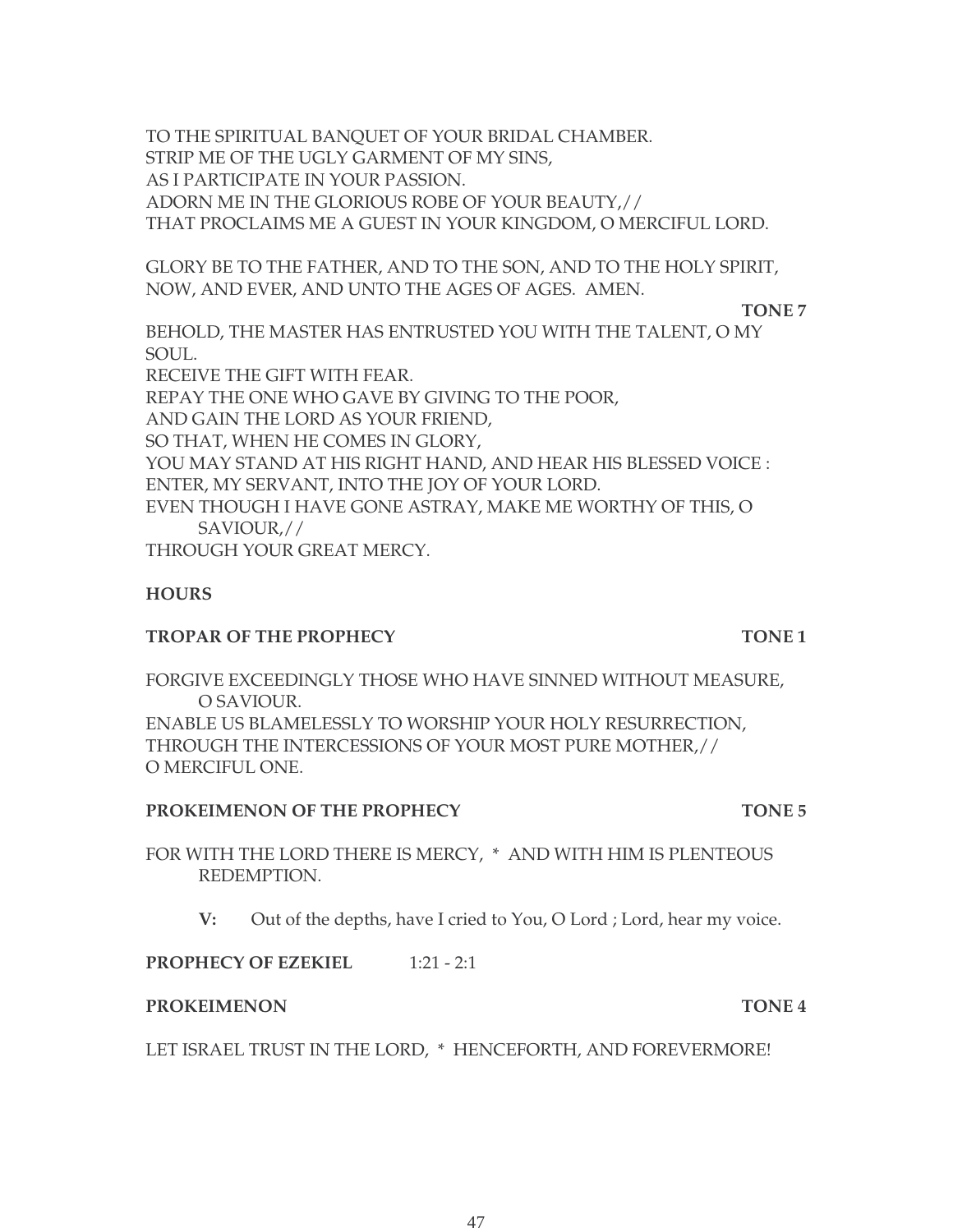TO THE SPIRITUAL BANQUET OF YOUR BRIDAL CHAMBER.
STRIP ME OF THE UGLY GARMENT OF MY SINS,
AS I PARTICIPATE IN YOUR PASSION.
ADORN ME IN THE GLORIOUS ROBE OF YOUR BEAUTY,//
THAT PROCLAIMS ME A GUEST IN YOUR KINGDOM, O MERCIFUL LORD.

GLORY BE TO THE FATHER, AND TO THE SON, AND TO THE HOLY SPIRIT,
NOW, AND EVER, AND UNTO THE AGES OF AGES. AMEN.

**TONE 7**

BEHOLD, THE MASTER HAS ENTRUSTED YOU WITH THE TALENT, O MY SOUL.
RECEIVE THE GIFT WITH FEAR.
REPAY THE ONE WHO GAVE BY GIVING TO THE POOR,
AND GAIN THE LORD AS YOUR FRIEND,
SO THAT, WHEN HE COMES IN GLORY,
YOU MAY STAND AT HIS RIGHT HAND, AND HEAR HIS BLESSED VOICE :
ENTER, MY SERVANT, INTO THE JOY OF YOUR LORD.
EVEN THOUGH I HAVE GONE ASTRAY, MAKE ME WORTHY OF THIS, O SAVIOUR,//
THROUGH YOUR GREAT MERCY.

**HOURS**

**TROPAR OF THE PROPHECY** **TONE 1**

FORGIVE EXCEEDINGLY THOSE WHO HAVE SINNED WITHOUT MEASURE, O SAVIOUR.
ENABLE US BLAMELESSLY TO WORSHIP YOUR HOLY RESURRECTION,
THROUGH THE INTERCESSIONS OF YOUR MOST PURE MOTHER,//
O MERCIFUL ONE.

**PROKEIMENON OF THE PROPHECY** **TONE 5**

FOR WITH THE LORD THERE IS MERCY, * AND WITH HIM IS PLENTEOUS REDEMPTION.

**V:** Out of the depths, have I cried to You, O Lord ; Lord, hear my voice.

**PROPHECY OF EZEKIEL** 1:21 - 2:1

**PROKEIMENON** **TONE 4**

LET ISRAEL TRUST IN THE LORD, * HENCEFORTH, AND FOREVERMORE!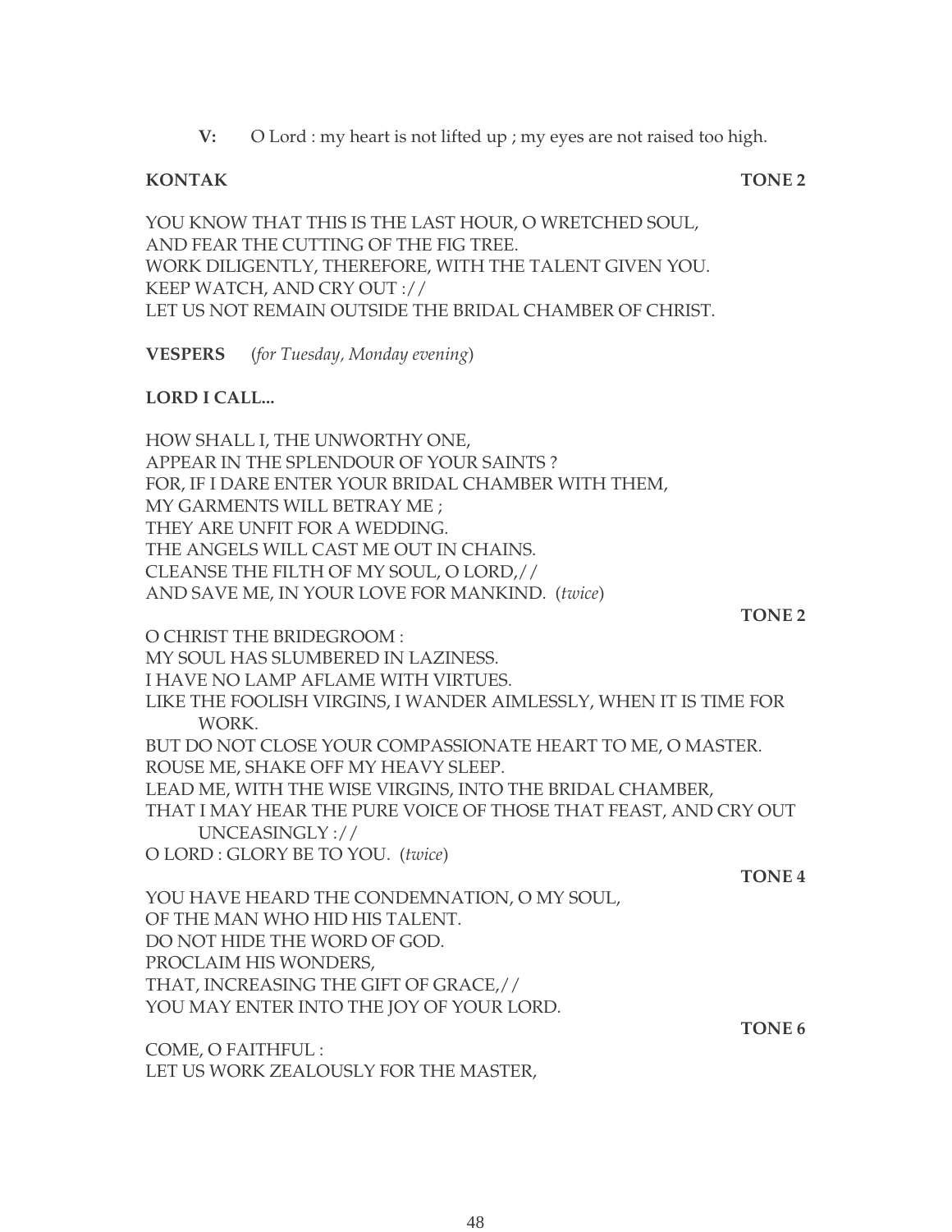**V:** O Lord : my heart is not lifted up ; my eyes are not raised too high.

**KONTAK** **TONE 2**

YOU KNOW THAT THIS IS THE LAST HOUR, O WRETCHED SOUL,
AND FEAR THE CUTTING OF THE FIG TREE.
WORK DILIGENTLY, THEREFORE, WITH THE TALENT GIVEN YOU.
KEEP WATCH, AND CRY OUT ://
LET US NOT REMAIN OUTSIDE THE BRIDAL CHAMBER OF CHRIST.

**VESPERS** (*for Tuesday, Monday evening*)

**LORD I CALL...**

HOW SHALL I, THE UNWORTHY ONE,
APPEAR IN THE SPLENDOUR OF YOUR SAINTS ?
FOR, IF I DARE ENTER YOUR BRIDAL CHAMBER WITH THEM,
MY GARMENTS WILL BETRAY ME ;
THEY ARE UNFIT FOR A WEDDING.
THE ANGELS WILL CAST ME OUT IN CHAINS.
CLEANSE THE FILTH OF MY SOUL, O LORD,//
AND SAVE ME, IN YOUR LOVE FOR MANKIND. (*twice*)

**TONE 2**

O CHRIST THE BRIDEGROOM :
MY SOUL HAS SLUMBERED IN LAZINESS.
I HAVE NO LAMP AFLAME WITH VIRTUES.
LIKE THE FOOLISH VIRGINS, I WANDER AIMLESSLY, WHEN IT IS TIME FOR WORK.
BUT DO NOT CLOSE YOUR COMPASSIONATE HEART TO ME, O MASTER.
ROUSE ME, SHAKE OFF MY HEAVY SLEEP.
LEAD ME, WITH THE WISE VIRGINS, INTO THE BRIDAL CHAMBER,
THAT I MAY HEAR THE PURE VOICE OF THOSE THAT FEAST, AND CRY OUT UNCEASINGLY ://
O LORD : GLORY BE TO YOU. (*twice*)

**TONE 4**

YOU HAVE HEARD THE CONDEMNATION, O MY SOUL,
OF THE MAN WHO HID HIS TALENT.
DO NOT HIDE THE WORD OF GOD.
PROCLAIM HIS WONDERS,
THAT, INCREASING THE GIFT OF GRACE,//
YOU MAY ENTER INTO THE JOY OF YOUR LORD.

**TONE 6**

COME, O FAITHFUL :
LET US WORK ZEALOUSLY FOR THE MASTER,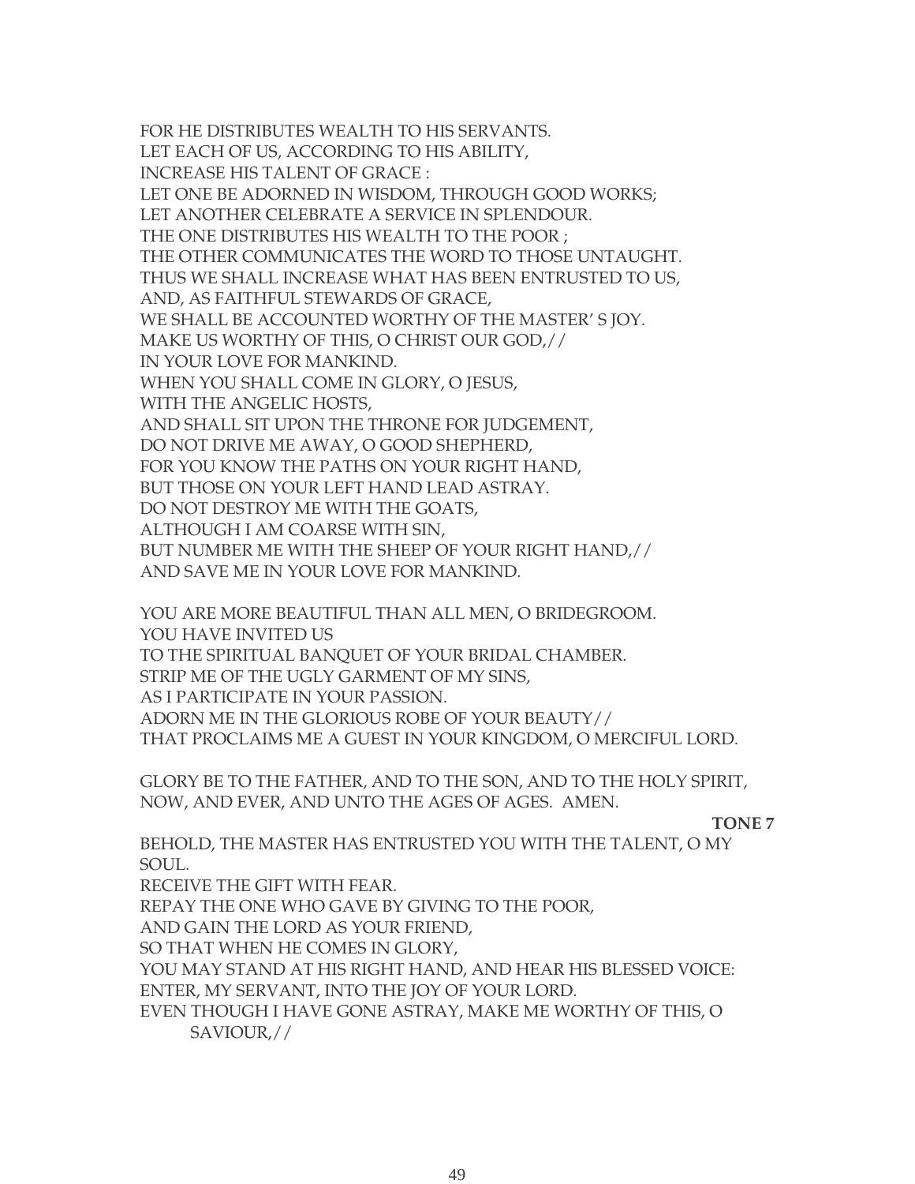FOR HE DISTRIBUTES WEALTH TO HIS SERVANTS.
LET EACH OF US, ACCORDING TO HIS ABILITY,
INCREASE HIS TALENT OF GRACE :
LET ONE BE ADORNED IN WISDOM, THROUGH GOOD WORKS;
LET ANOTHER CELEBRATE A SERVICE IN SPLENDOUR.
THE ONE DISTRIBUTES HIS WEALTH TO THE POOR ;
THE OTHER COMMUNICATES THE WORD TO THOSE UNTAUGHT.
THUS WE SHALL INCREASE WHAT HAS BEEN ENTRUSTED TO US,
AND, AS FAITHFUL STEWARDS OF GRACE,
WE SHALL BE ACCOUNTED WORTHY OF THE MASTER' S JOY.
MAKE US WORTHY OF THIS, O CHRIST OUR GOD,//
IN YOUR LOVE FOR MANKIND.
WHEN YOU SHALL COME IN GLORY, O JESUS,
WITH THE ANGELIC HOSTS,
AND SHALL SIT UPON THE THRONE FOR JUDGEMENT,
DO NOT DRIVE ME AWAY, O GOOD SHEPHERD,
FOR YOU KNOW THE PATHS ON YOUR RIGHT HAND,
BUT THOSE ON YOUR LEFT HAND LEAD ASTRAY.
DO NOT DESTROY ME WITH THE GOATS,
ALTHOUGH I AM COARSE WITH SIN,
BUT NUMBER ME WITH THE SHEEP OF YOUR RIGHT HAND,//
AND SAVE ME IN YOUR LOVE FOR MANKIND.

YOU ARE MORE BEAUTIFUL THAN ALL MEN, O BRIDEGROOM.
YOU HAVE INVITED US
TO THE SPIRITUAL BANQUET OF YOUR BRIDAL CHAMBER.
STRIP ME OF THE UGLY GARMENT OF MY SINS,
AS I PARTICIPATE IN YOUR PASSION.
ADORN ME IN THE GLORIOUS ROBE OF YOUR BEAUTY//
THAT PROCLAIMS ME A GUEST IN YOUR KINGDOM, O MERCIFUL LORD.

GLORY BE TO THE FATHER, AND TO THE SON, AND TO THE HOLY SPIRIT,
NOW, AND EVER, AND UNTO THE AGES OF AGES. AMEN.

**TONE 7**

BEHOLD, THE MASTER HAS ENTRUSTED YOU WITH THE TALENT, O MY SOUL.
RECEIVE THE GIFT WITH FEAR.
REPAY THE ONE WHO GAVE BY GIVING TO THE POOR,
AND GAIN THE LORD AS YOUR FRIEND,
SO THAT WHEN HE COMES IN GLORY,
YOU MAY STAND AT HIS RIGHT HAND, AND HEAR HIS BLESSED VOICE:
ENTER, MY SERVANT, INTO THE JOY OF YOUR LORD.
EVEN THOUGH I HAVE GONE ASTRAY, MAKE ME WORTHY OF THIS, O SAVIOUR,//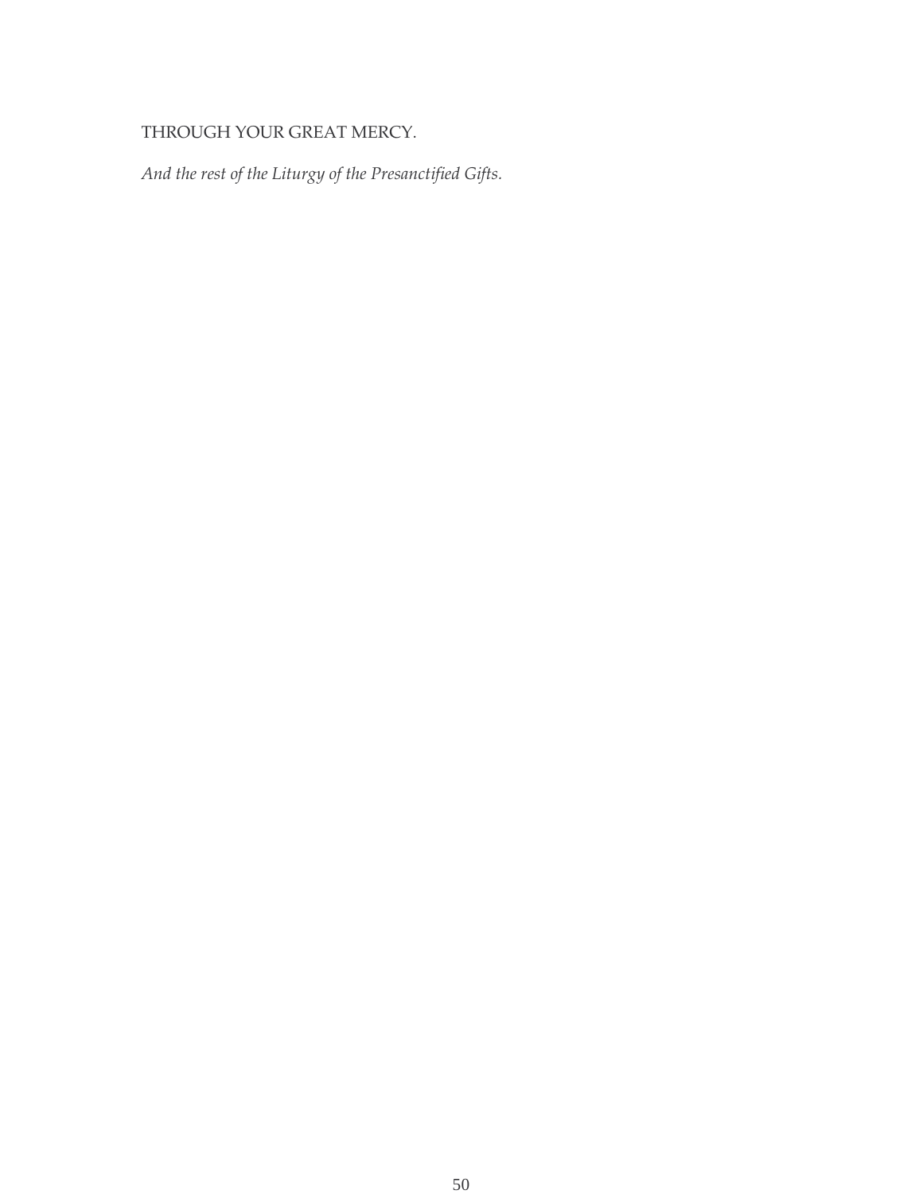THROUGH YOUR GREAT MERCY.

*And the rest of the Liturgy of the Presanctified Gifts.*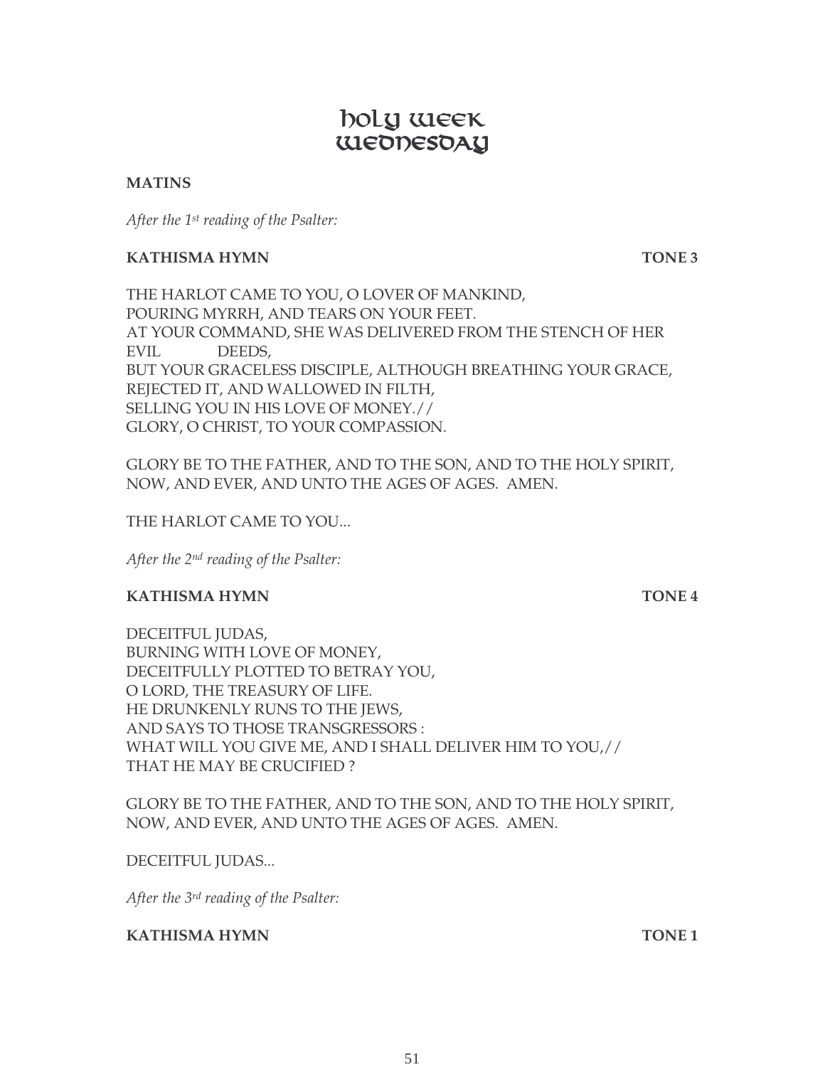# Holy Week Wednesday

**MATINS**

*After the 1st reading of the Psalter:*

**KATHISMA HYMN** **TONE 3**

THE HARLOT CAME TO YOU, O LOVER OF MANKIND,
POURING MYRRH, AND TEARS ON YOUR FEET.
AT YOUR COMMAND, SHE WAS DELIVERED FROM THE STENCH OF HER EVIL DEEDS,
BUT YOUR GRACELESS DISCIPLE, ALTHOUGH BREATHING YOUR GRACE,
REJECTED IT, AND WALLOWED IN FILTH,
SELLING YOU IN HIS LOVE OF MONEY.//
GLORY, O CHRIST, TO YOUR COMPASSION.

GLORY BE TO THE FATHER, AND TO THE SON, AND TO THE HOLY SPIRIT,
NOW, AND EVER, AND UNTO THE AGES OF AGES. AMEN.

THE HARLOT CAME TO YOU...

*After the 2nd reading of the Psalter:*

**KATHISMA HYMN** **TONE 4**

DECEITFUL JUDAS,
BURNING WITH LOVE OF MONEY,
DECEITFULLY PLOTTED TO BETRAY YOU,
O LORD, THE TREASURY OF LIFE.
HE DRUNKENLY RUNS TO THE JEWS,
AND SAYS TO THOSE TRANSGRESSORS :
WHAT WILL YOU GIVE ME, AND I SHALL DELIVER HIM TO YOU,//
THAT HE MAY BE CRUCIFIED ?

GLORY BE TO THE FATHER, AND TO THE SON, AND TO THE HOLY SPIRIT,
NOW, AND EVER, AND UNTO THE AGES OF AGES. AMEN.

DECEITFUL JUDAS...

*After the 3rd reading of the Psalter:*

**KATHISMA HYMN** **TONE 1**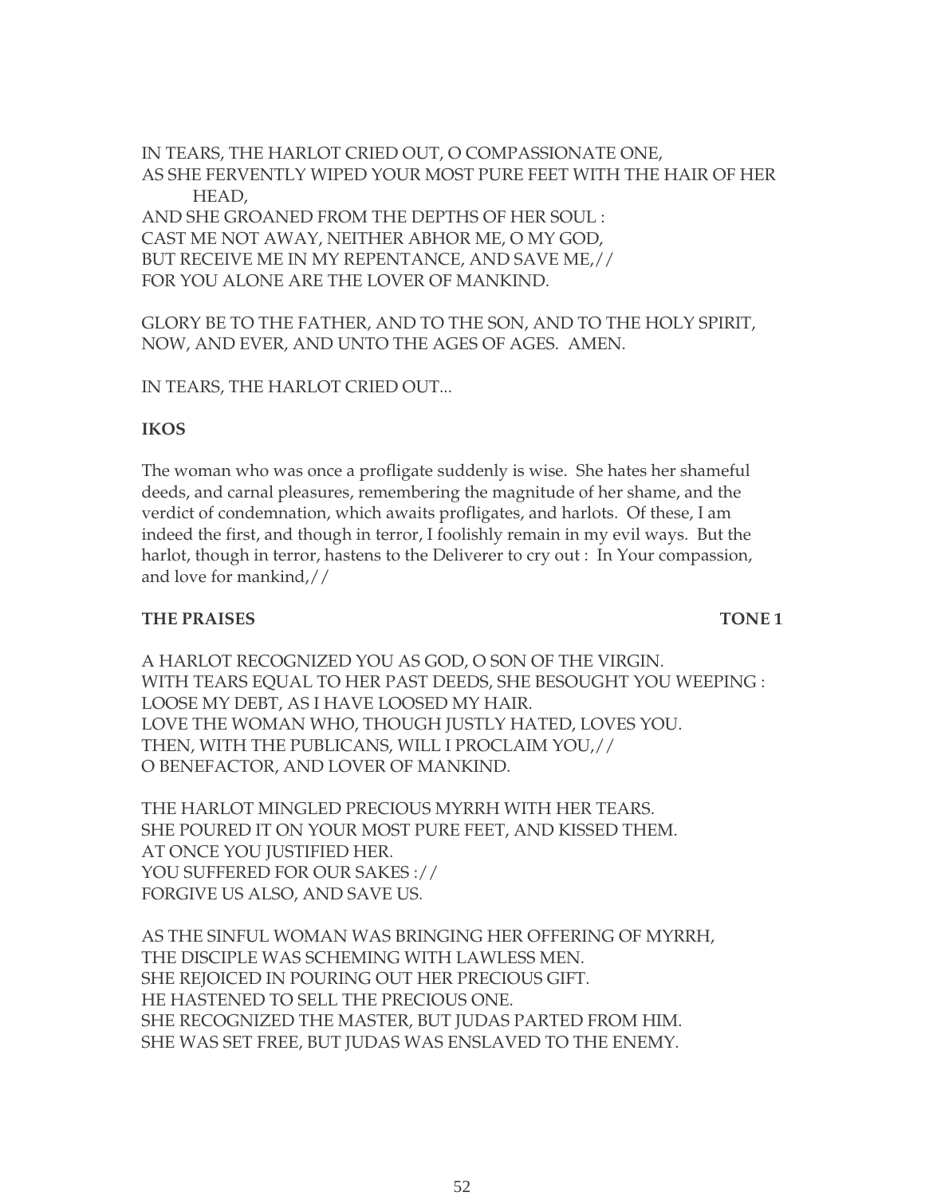IN TEARS, THE HARLOT CRIED OUT, O COMPASSIONATE ONE,
AS SHE FERVENTLY WIPED YOUR MOST PURE FEET WITH THE HAIR OF HER HEAD,
AND SHE GROANED FROM THE DEPTHS OF HER SOUL :
CAST ME NOT AWAY, NEITHER ABHOR ME, O MY GOD,
BUT RECEIVE ME IN MY REPENTANCE, AND SAVE ME,//
FOR YOU ALONE ARE THE LOVER OF MANKIND.

GLORY BE TO THE FATHER, AND TO THE SON, AND TO THE HOLY SPIRIT,
NOW, AND EVER, AND UNTO THE AGES OF AGES. AMEN.

IN TEARS, THE HARLOT CRIED OUT...

**IKOS**

The woman who was once a profligate suddenly is wise. She hates her shameful deeds, and carnal pleasures, remembering the magnitude of her shame, and the verdict of condemnation, which awaits profligates, and harlots. Of these, I am indeed the first, and though in terror, I foolishly remain in my evil ways. But the harlot, though in terror, hastens to the Deliverer to cry out : In Your compassion, and love for mankind,//

**THE PRAISES** **TONE 1**

A HARLOT RECOGNIZED YOU AS GOD, O SON OF THE VIRGIN.
WITH TEARS EQUAL TO HER PAST DEEDS, SHE BESOUGHT YOU WEEPING :
LOOSE MY DEBT, AS I HAVE LOOSED MY HAIR.
LOVE THE WOMAN WHO, THOUGH JUSTLY HATED, LOVES YOU.
THEN, WITH THE PUBLICANS, WILL I PROCLAIM YOU,//
O BENEFACTOR, AND LOVER OF MANKIND.

THE HARLOT MINGLED PRECIOUS MYRRH WITH HER TEARS.
SHE POURED IT ON YOUR MOST PURE FEET, AND KISSED THEM.
AT ONCE YOU JUSTIFIED HER.
YOU SUFFERED FOR OUR SAKES ://
FORGIVE US ALSO, AND SAVE US.

AS THE SINFUL WOMAN WAS BRINGING HER OFFERING OF MYRRH,
THE DISCIPLE WAS SCHEMING WITH LAWLESS MEN.
SHE REJOICED IN POURING OUT HER PRECIOUS GIFT.
HE HASTENED TO SELL THE PRECIOUS ONE.
SHE RECOGNIZED THE MASTER, BUT JUDAS PARTED FROM HIM.
SHE WAS SET FREE, BUT JUDAS WAS ENSLAVED TO THE ENEMY.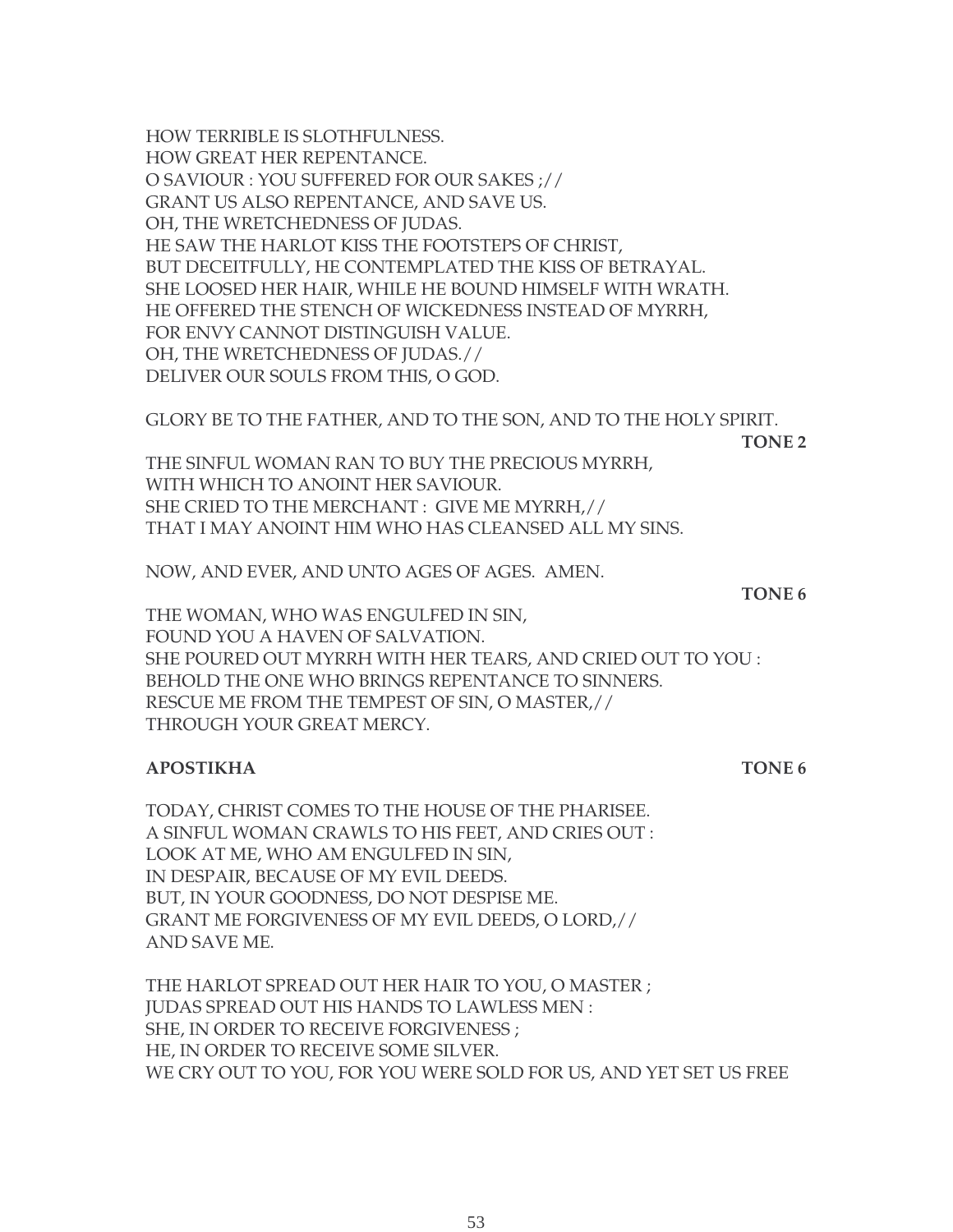HOW TERRIBLE IS SLOTHFULNESS.
HOW GREAT HER REPENTANCE.
O SAVIOUR : YOU SUFFERED FOR OUR SAKES ;//
GRANT US ALSO REPENTANCE, AND SAVE US.
OH, THE WRETCHEDNESS OF JUDAS.
HE SAW THE HARLOT KISS THE FOOTSTEPS OF CHRIST,
BUT DECEITFULLY, HE CONTEMPLATED THE KISS OF BETRAYAL.
SHE LOOSED HER HAIR, WHILE HE BOUND HIMSELF WITH WRATH.
HE OFFERED THE STENCH OF WICKEDNESS INSTEAD OF MYRRH,
FOR ENVY CANNOT DISTINGUISH VALUE.
OH, THE WRETCHEDNESS OF JUDAS.//
DELIVER OUR SOULS FROM THIS, O GOD.

GLORY BE TO THE FATHER, AND TO THE SON, AND TO THE HOLY SPIRIT.

**TONE 2**

THE SINFUL WOMAN RAN TO BUY THE PRECIOUS MYRRH,
WITH WHICH TO ANOINT HER SAVIOUR.
SHE CRIED TO THE MERCHANT : GIVE ME MYRRH,//
THAT I MAY ANOINT HIM WHO HAS CLEANSED ALL MY SINS.

NOW, AND EVER, AND UNTO AGES OF AGES. AMEN.

**TONE 6**

THE WOMAN, WHO WAS ENGULFED IN SIN,
FOUND YOU A HAVEN OF SALVATION.
SHE POURED OUT MYRRH WITH HER TEARS, AND CRIED OUT TO YOU :
BEHOLD THE ONE WHO BRINGS REPENTANCE TO SINNERS.
RESCUE ME FROM THE TEMPEST OF SIN, O MASTER,//
THROUGH YOUR GREAT MERCY.

**APOSTIKHA** **TONE 6**

TODAY, CHRIST COMES TO THE HOUSE OF THE PHARISEE.
A SINFUL WOMAN CRAWLS TO HIS FEET, AND CRIES OUT :
LOOK AT ME, WHO AM ENGULFED IN SIN,
IN DESPAIR, BECAUSE OF MY EVIL DEEDS.
BUT, IN YOUR GOODNESS, DO NOT DESPISE ME.
GRANT ME FORGIVENESS OF MY EVIL DEEDS, O LORD,//
AND SAVE ME.

THE HARLOT SPREAD OUT HER HAIR TO YOU, O MASTER ;
JUDAS SPREAD OUT HIS HANDS TO LAWLESS MEN :
SHE, IN ORDER TO RECEIVE FORGIVENESS ;
HE, IN ORDER TO RECEIVE SOME SILVER.
WE CRY OUT TO YOU, FOR YOU WERE SOLD FOR US, AND YET SET US FREE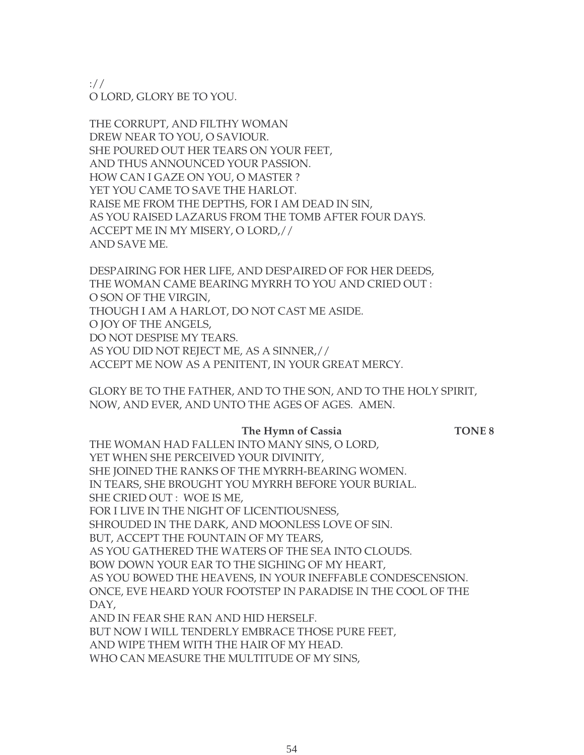://
O LORD, GLORY BE TO YOU.

THE CORRUPT, AND FILTHY WOMAN
DREW NEAR TO YOU, O SAVIOUR.
SHE POURED OUT HER TEARS ON YOUR FEET,
AND THUS ANNOUNCED YOUR PASSION.
HOW CAN I GAZE ON YOU, O MASTER ?
YET YOU CAME TO SAVE THE HARLOT.
RAISE ME FROM THE DEPTHS, FOR I AM DEAD IN SIN,
AS YOU RAISED LAZARUS FROM THE TOMB AFTER FOUR DAYS.
ACCEPT ME IN MY MISERY, O LORD,//
AND SAVE ME.

DESPAIRING FOR HER LIFE, AND DESPAIRED OF FOR HER DEEDS,
THE WOMAN CAME BEARING MYRRH TO YOU AND CRIED OUT :
O SON OF THE VIRGIN,
THOUGH I AM A HARLOT, DO NOT CAST ME ASIDE.
O JOY OF THE ANGELS,
DO NOT DESPISE MY TEARS.
AS YOU DID NOT REJECT ME, AS A SINNER,//
ACCEPT ME NOW AS A PENITENT, IN YOUR GREAT MERCY.

GLORY BE TO THE FATHER, AND TO THE SON, AND TO THE HOLY SPIRIT,
NOW, AND EVER, AND UNTO THE AGES OF AGES. AMEN.

**The Hymn of Cassia** **TONE 8**

THE WOMAN HAD FALLEN INTO MANY SINS, O LORD,
YET WHEN SHE PERCEIVED YOUR DIVINITY,
SHE JOINED THE RANKS OF THE MYRRH-BEARING WOMEN.
IN TEARS, SHE BROUGHT YOU MYRRH BEFORE YOUR BURIAL.
SHE CRIED OUT : WOE IS ME,
FOR I LIVE IN THE NIGHT OF LICENTIOUSNESS,
SHROUDED IN THE DARK, AND MOONLESS LOVE OF SIN.
BUT, ACCEPT THE FOUNTAIN OF MY TEARS,
AS YOU GATHERED THE WATERS OF THE SEA INTO CLOUDS.
BOW DOWN YOUR EAR TO THE SIGHING OF MY HEART,
AS YOU BOWED THE HEAVENS, IN YOUR INEFFABLE CONDESCENSION.
ONCE, EVE HEARD YOUR FOOTSTEP IN PARADISE IN THE COOL OF THE DAY,
AND IN FEAR SHE RAN AND HID HERSELF.
BUT NOW I WILL TENDERLY EMBRACE THOSE PURE FEET,
AND WIPE THEM WITH THE HAIR OF MY HEAD.
WHO CAN MEASURE THE MULTITUDE OF MY SINS,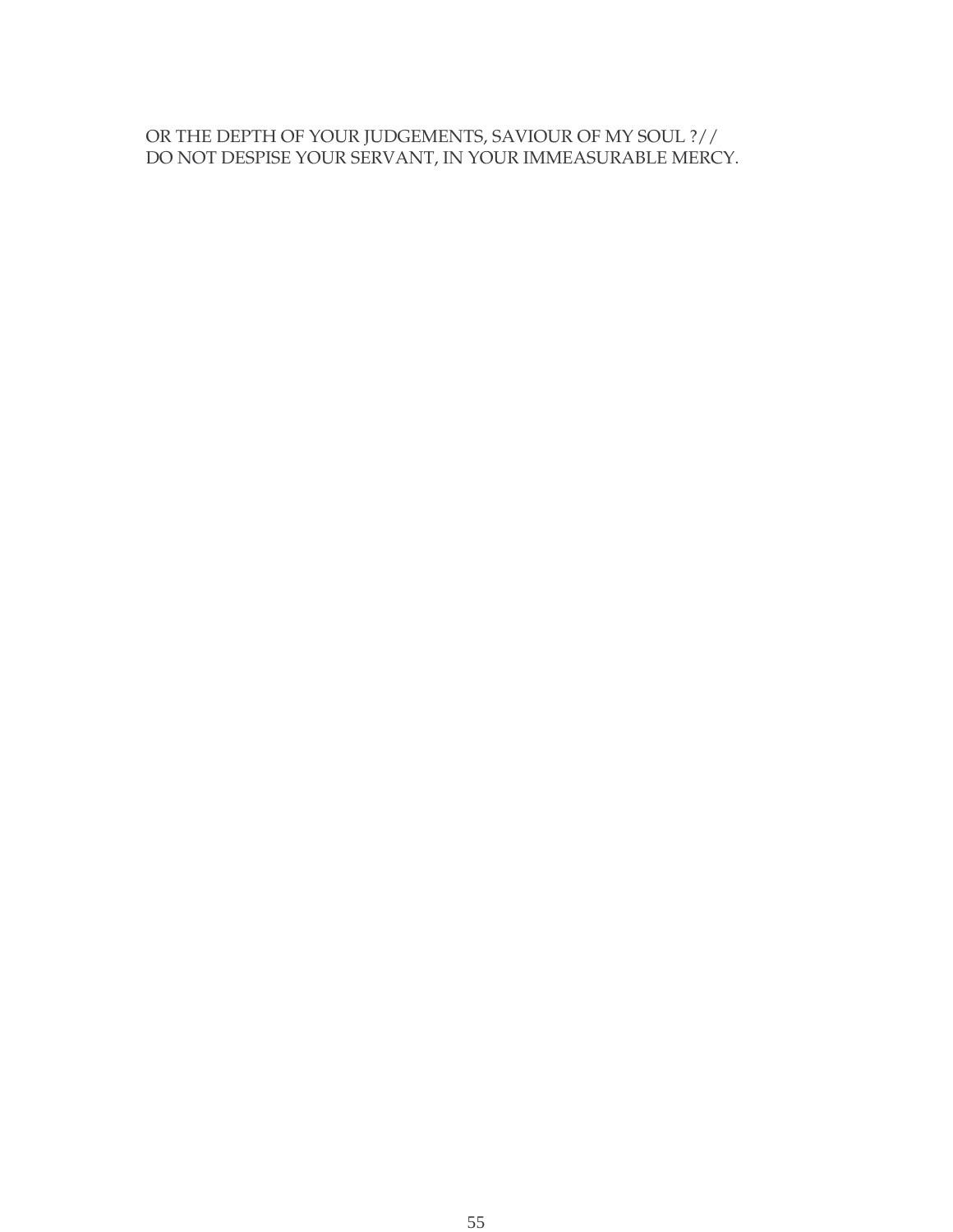OR THE DEPTH OF YOUR JUDGEMENTS, SAVIOUR OF MY SOUL ?//
DO NOT DESPISE YOUR SERVANT, IN YOUR IMMEASURABLE MERCY.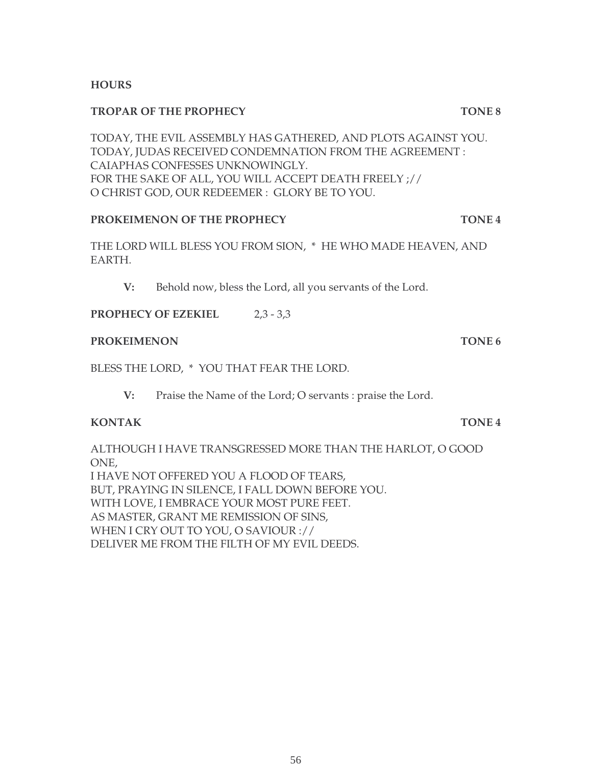**HOURS**

**TROPAR OF THE PROPHECY** **TONE 8**

TODAY, THE EVIL ASSEMBLY HAS GATHERED, AND PLOTS AGAINST YOU.
TODAY, JUDAS RECEIVED CONDEMNATION FROM THE AGREEMENT :
CAIAPHAS CONFESSES UNKNOWINGLY.
FOR THE SAKE OF ALL, YOU WILL ACCEPT DEATH FREELY ;//
O CHRIST GOD, OUR REDEEMER : GLORY BE TO YOU.

**PROKEIMENON OF THE PROPHECY** **TONE 4**

THE LORD WILL BLESS YOU FROM SION, * HE WHO MADE HEAVEN, AND EARTH.

**V:** Behold now, bless the Lord, all you servants of the Lord.

**PROPHECY OF EZEKIEL** 2,3 - 3,3

**PROKEIMENON** **TONE 6**

BLESS THE LORD, * YOU THAT FEAR THE LORD.

**V:** Praise the Name of the Lord; O servants : praise the Lord.

**KONTAK** **TONE 4**

ALTHOUGH I HAVE TRANSGRESSED MORE THAN THE HARLOT, O GOOD ONE,
I HAVE NOT OFFERED YOU A FLOOD OF TEARS,
BUT, PRAYING IN SILENCE, I FALL DOWN BEFORE YOU.
WITH LOVE, I EMBRACE YOUR MOST PURE FEET.
AS MASTER, GRANT ME REMISSION OF SINS,
WHEN I CRY OUT TO YOU, O SAVIOUR ://
DELIVER ME FROM THE FILTH OF MY EVIL DEEDS.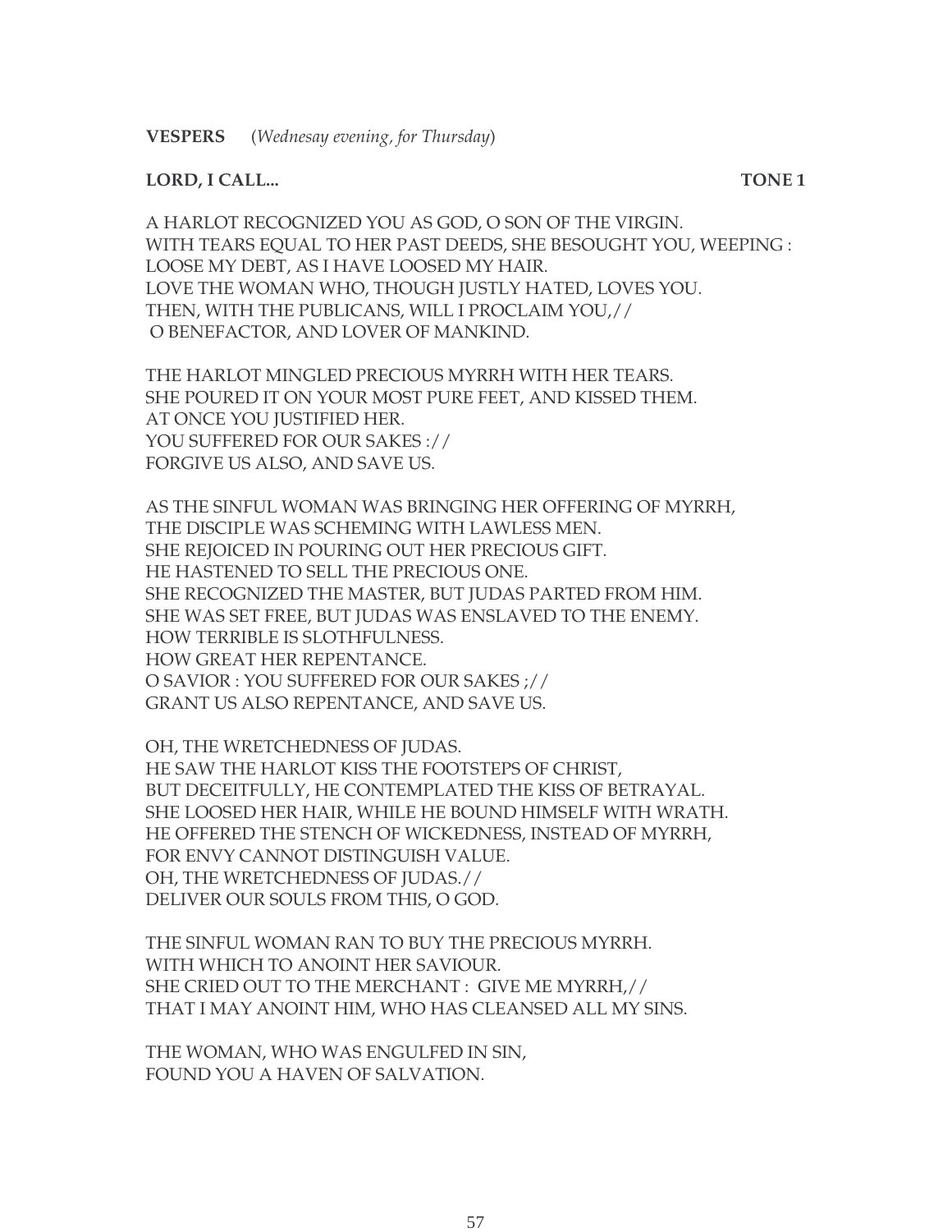**VESPERS** (*Wednesay evening, for Thursday*)

**LORD, I CALL...** **TONE 1**

A HARLOT RECOGNIZED YOU AS GOD, O SON OF THE VIRGIN.
WITH TEARS EQUAL TO HER PAST DEEDS, SHE BESOUGHT YOU, WEEPING :
LOOSE MY DEBT, AS I HAVE LOOSED MY HAIR.
LOVE THE WOMAN WHO, THOUGH JUSTLY HATED, LOVES YOU.
THEN, WITH THE PUBLICANS, WILL I PROCLAIM YOU,//
O BENEFACTOR, AND LOVER OF MANKIND.

THE HARLOT MINGLED PRECIOUS MYRRH WITH HER TEARS.
SHE POURED IT ON YOUR MOST PURE FEET, AND KISSED THEM.
AT ONCE YOU JUSTIFIED HER.
YOU SUFFERED FOR OUR SAKES ://
FORGIVE US ALSO, AND SAVE US.

AS THE SINFUL WOMAN WAS BRINGING HER OFFERING OF MYRRH,
THE DISCIPLE WAS SCHEMING WITH LAWLESS MEN.
SHE REJOICED IN POURING OUT HER PRECIOUS GIFT.
HE HASTENED TO SELL THE PRECIOUS ONE.
SHE RECOGNIZED THE MASTER, BUT JUDAS PARTED FROM HIM.
SHE WAS SET FREE, BUT JUDAS WAS ENSLAVED TO THE ENEMY.
HOW TERRIBLE IS SLOTHFULNESS.
HOW GREAT HER REPENTANCE.
O SAVIOR : YOU SUFFERED FOR OUR SAKES ;//
GRANT US ALSO REPENTANCE, AND SAVE US.

OH, THE WRETCHEDNESS OF JUDAS.
HE SAW THE HARLOT KISS THE FOOTSTEPS OF CHRIST,
BUT DECEITFULLY, HE CONTEMPLATED THE KISS OF BETRAYAL.
SHE LOOSED HER HAIR, WHILE HE BOUND HIMSELF WITH WRATH.
HE OFFERED THE STENCH OF WICKEDNESS, INSTEAD OF MYRRH,
FOR ENVY CANNOT DISTINGUISH VALUE.
OH, THE WRETCHEDNESS OF JUDAS.//
DELIVER OUR SOULS FROM THIS, O GOD.

THE SINFUL WOMAN RAN TO BUY THE PRECIOUS MYRRH.
WITH WHICH TO ANOINT HER SAVIOUR.
SHE CRIED OUT TO THE MERCHANT : GIVE ME MYRRH,//
THAT I MAY ANOINT HIM, WHO HAS CLEANSED ALL MY SINS.

THE WOMAN, WHO WAS ENGULFED IN SIN,
FOUND YOU A HAVEN OF SALVATION.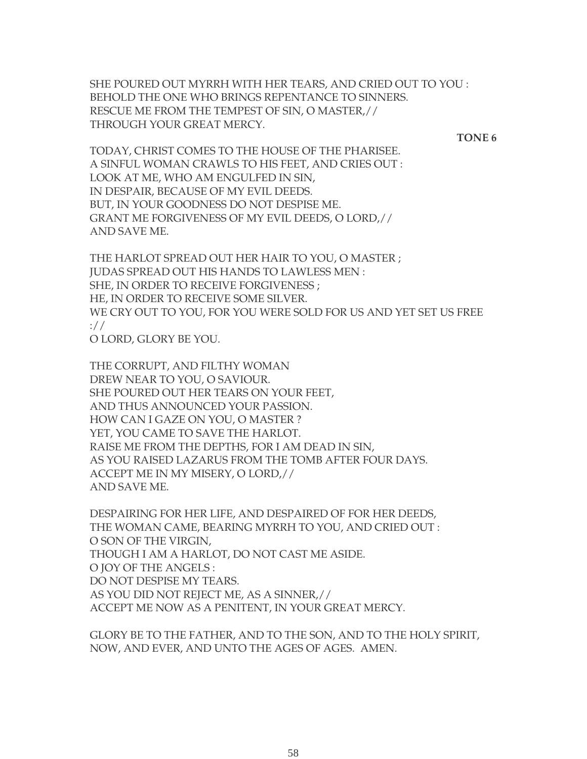SHE POURED OUT MYRRH WITH HER TEARS, AND CRIED OUT TO YOU :
BEHOLD THE ONE WHO BRINGS REPENTANCE TO SINNERS.
RESCUE ME FROM THE TEMPEST OF SIN, O MASTER,//
THROUGH YOUR GREAT MERCY.

**TONE 6**

TODAY, CHRIST COMES TO THE HOUSE OF THE PHARISEE.
A SINFUL WOMAN CRAWLS TO HIS FEET, AND CRIES OUT :
LOOK AT ME, WHO AM ENGULFED IN SIN,
IN DESPAIR, BECAUSE OF MY EVIL DEEDS.
BUT, IN YOUR GOODNESS DO NOT DESPISE ME.
GRANT ME FORGIVENESS OF MY EVIL DEEDS, O LORD,//
AND SAVE ME.

THE HARLOT SPREAD OUT HER HAIR TO YOU, O MASTER ;
JUDAS SPREAD OUT HIS HANDS TO LAWLESS MEN :
SHE, IN ORDER TO RECEIVE FORGIVENESS ;
HE, IN ORDER TO RECEIVE SOME SILVER.
WE CRY OUT TO YOU, FOR YOU WERE SOLD FOR US AND YET SET US FREE ://
O LORD, GLORY BE YOU.

THE CORRUPT, AND FILTHY WOMAN
DREW NEAR TO YOU, O SAVIOUR.
SHE POURED OUT HER TEARS ON YOUR FEET,
AND THUS ANNOUNCED YOUR PASSION.
HOW CAN I GAZE ON YOU, O MASTER ?
YET, YOU CAME TO SAVE THE HARLOT.
RAISE ME FROM THE DEPTHS, FOR I AM DEAD IN SIN,
AS YOU RAISED LAZARUS FROM THE TOMB AFTER FOUR DAYS.
ACCEPT ME IN MY MISERY, O LORD,//
AND SAVE ME.

DESPAIRING FOR HER LIFE, AND DESPAIRED OF FOR HER DEEDS,
THE WOMAN CAME, BEARING MYRRH TO YOU, AND CRIED OUT :
O SON OF THE VIRGIN,
THOUGH I AM A HARLOT, DO NOT CAST ME ASIDE.
O JOY OF THE ANGELS :
DO NOT DESPISE MY TEARS.
AS YOU DID NOT REJECT ME, AS A SINNER,//
ACCEPT ME NOW AS A PENITENT, IN YOUR GREAT MERCY.

GLORY BE TO THE FATHER, AND TO THE SON, AND TO THE HOLY SPIRIT,
NOW, AND EVER, AND UNTO THE AGES OF AGES. AMEN.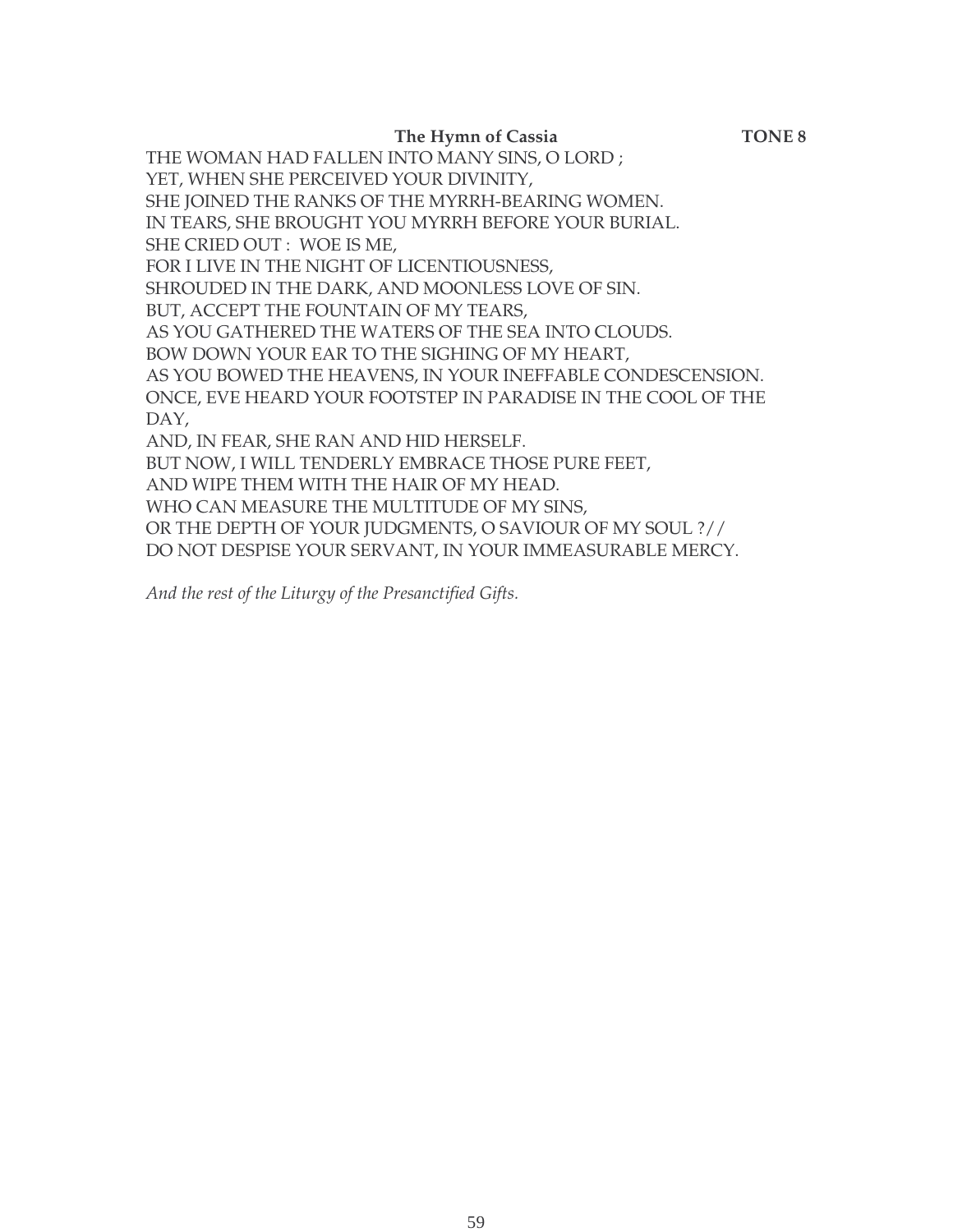**The Hymn of Cassia** **TONE 8**

THE WOMAN HAD FALLEN INTO MANY SINS, O LORD ;
YET, WHEN SHE PERCEIVED YOUR DIVINITY,
SHE JOINED THE RANKS OF THE MYRRH-BEARING WOMEN.
IN TEARS, SHE BROUGHT YOU MYRRH BEFORE YOUR BURIAL.
SHE CRIED OUT : WOE IS ME,
FOR I LIVE IN THE NIGHT OF LICENTIOUSNESS,
SHROUDED IN THE DARK, AND MOONLESS LOVE OF SIN.
BUT, ACCEPT THE FOUNTAIN OF MY TEARS,
AS YOU GATHERED THE WATERS OF THE SEA INTO CLOUDS.
BOW DOWN YOUR EAR TO THE SIGHING OF MY HEART,
AS YOU BOWED THE HEAVENS, IN YOUR INEFFABLE CONDESCENSION.
ONCE, EVE HEARD YOUR FOOTSTEP IN PARADISE IN THE COOL OF THE DAY,
AND, IN FEAR, SHE RAN AND HID HERSELF.
BUT NOW, I WILL TENDERLY EMBRACE THOSE PURE FEET,
AND WIPE THEM WITH THE HAIR OF MY HEAD.
WHO CAN MEASURE THE MULTITUDE OF MY SINS,
OR THE DEPTH OF YOUR JUDGMENTS, O SAVIOUR OF MY SOUL ?//
DO NOT DESPISE YOUR SERVANT, IN YOUR IMMEASURABLE MERCY.

*And the rest of the Liturgy of the Presanctified Gifts.*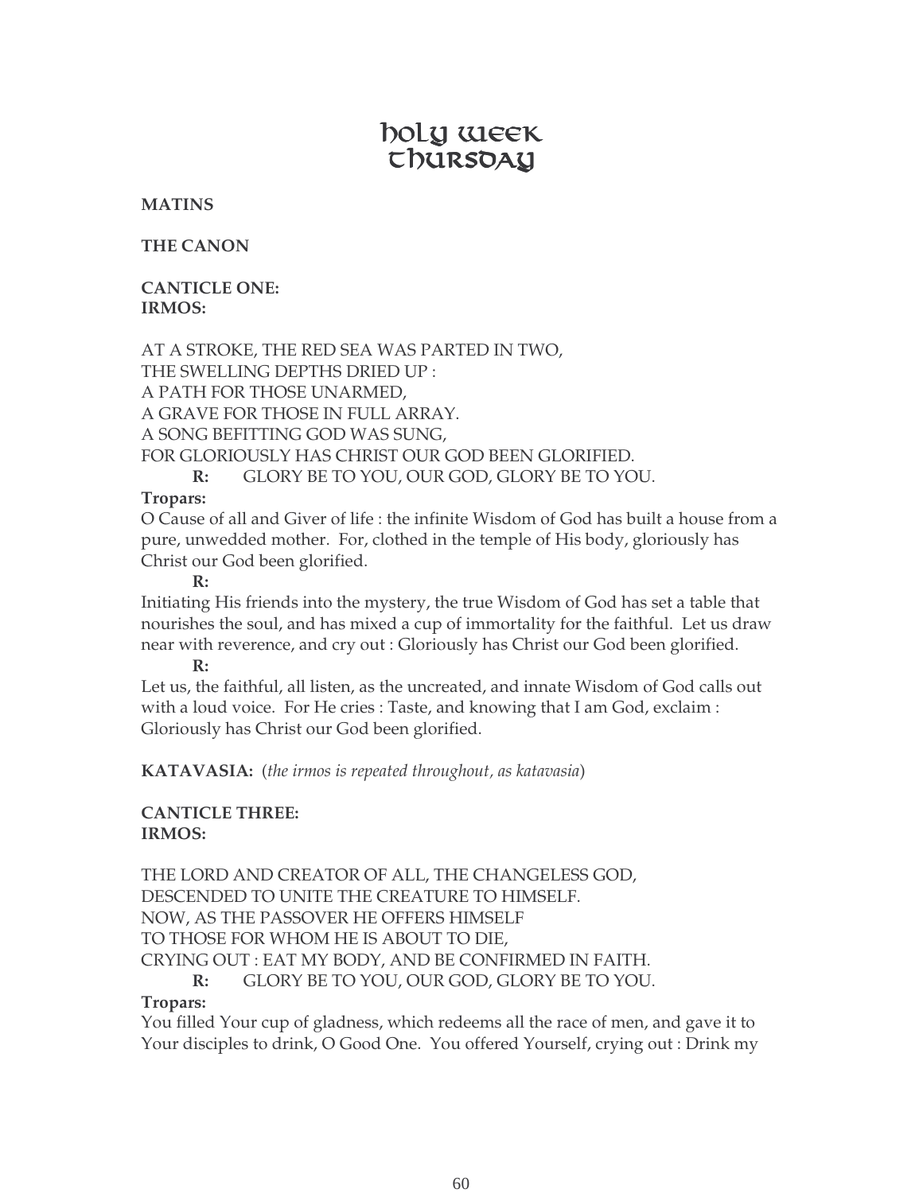# Holy Week Thursday

**MATINS**

**THE CANON**

**CANTICLE ONE:**
**IRMOS:**

AT A STROKE, THE RED SEA WAS PARTED IN TWO,
THE SWELLING DEPTHS DRIED UP :
A PATH FOR THOSE UNARMED,
A GRAVE FOR THOSE IN FULL ARRAY.
A SONG BEFITTING GOD WAS SUNG,
FOR GLORIOUSLY HAS CHRIST OUR GOD BEEN GLORIFIED.
**R:** GLORY BE TO YOU, OUR GOD, GLORY BE TO YOU.

**Tropars:**

O Cause of all and Giver of life : the infinite Wisdom of God has built a house from a pure, unwedded mother. For, clothed in the temple of His body, gloriously has Christ our God been glorified.

**R:**

Initiating His friends into the mystery, the true Wisdom of God has set a table that nourishes the soul, and has mixed a cup of immortality for the faithful. Let us draw near with reverence, and cry out : Gloriously has Christ our God been glorified.

**R:**

Let us, the faithful, all listen, as the uncreated, and innate Wisdom of God calls out with a loud voice. For He cries : Taste, and knowing that I am God, exclaim : Gloriously has Christ our God been glorified.

**KATAVASIA:** (*the irmos is repeated throughout, as katavasia*)

**CANTICLE THREE:**
**IRMOS:**

THE LORD AND CREATOR OF ALL, THE CHANGELESS GOD,
DESCENDED TO UNITE THE CREATURE TO HIMSELF.
NOW, AS THE PASSOVER HE OFFERS HIMSELF
TO THOSE FOR WHOM HE IS ABOUT TO DIE,
CRYING OUT : EAT MY BODY, AND BE CONFIRMED IN FAITH.
**R:** GLORY BE TO YOU, OUR GOD, GLORY BE TO YOU.

**Tropars:**

You filled Your cup of gladness, which redeems all the race of men, and gave it to Your disciples to drink, O Good One. You offered Yourself, crying out : Drink my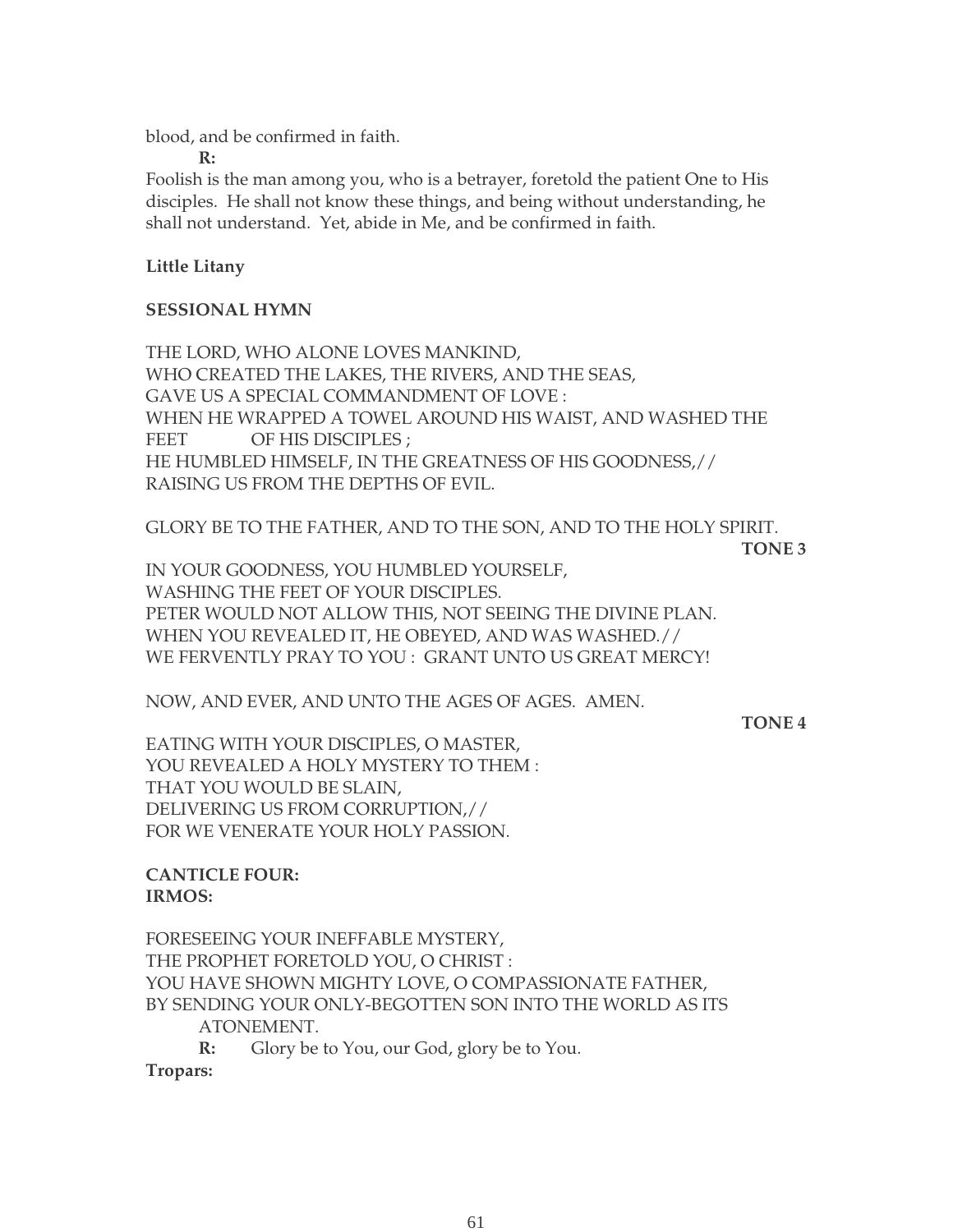blood, and be confirmed in faith.

**R:**

Foolish is the man among you, who is a betrayer, foretold the patient One to His disciples. He shall not know these things, and being without understanding, he shall not understand. Yet, abide in Me, and be confirmed in faith.

**Little Litany**

**SESSIONAL HYMN**

THE LORD, WHO ALONE LOVES MANKIND,
WHO CREATED THE LAKES, THE RIVERS, AND THE SEAS,
GAVE US A SPECIAL COMMANDMENT OF LOVE :
WHEN HE WRAPPED A TOWEL AROUND HIS WAIST, AND WASHED THE FEET OF HIS DISCIPLES ;
HE HUMBLED HIMSELF, IN THE GREATNESS OF HIS GOODNESS,//
RAISING US FROM THE DEPTHS OF EVIL.

GLORY BE TO THE FATHER, AND TO THE SON, AND TO THE HOLY SPIRIT.

**TONE 3**

IN YOUR GOODNESS, YOU HUMBLED YOURSELF,
WASHING THE FEET OF YOUR DISCIPLES.
PETER WOULD NOT ALLOW THIS, NOT SEEING THE DIVINE PLAN.
WHEN YOU REVEALED IT, HE OBEYED, AND WAS WASHED.//
WE FERVENTLY PRAY TO YOU : GRANT UNTO US GREAT MERCY!

NOW, AND EVER, AND UNTO THE AGES OF AGES. AMEN.

**TONE 4**

EATING WITH YOUR DISCIPLES, O MASTER,
YOU REVEALED A HOLY MYSTERY TO THEM :
THAT YOU WOULD BE SLAIN,
DELIVERING US FROM CORRUPTION,//
FOR WE VENERATE YOUR HOLY PASSION.

**CANTICLE FOUR:**
**IRMOS:**

FORESEEING YOUR INEFFABLE MYSTERY,
THE PROPHET FORETOLD YOU, O CHRIST :
YOU HAVE SHOWN MIGHTY LOVE, O COMPASSIONATE FATHER,
BY SENDING YOUR ONLY-BEGOTTEN SON INTO THE WORLD AS ITS ATONEMENT.

**R:** Glory be to You, our God, glory be to You.

**Tropars:**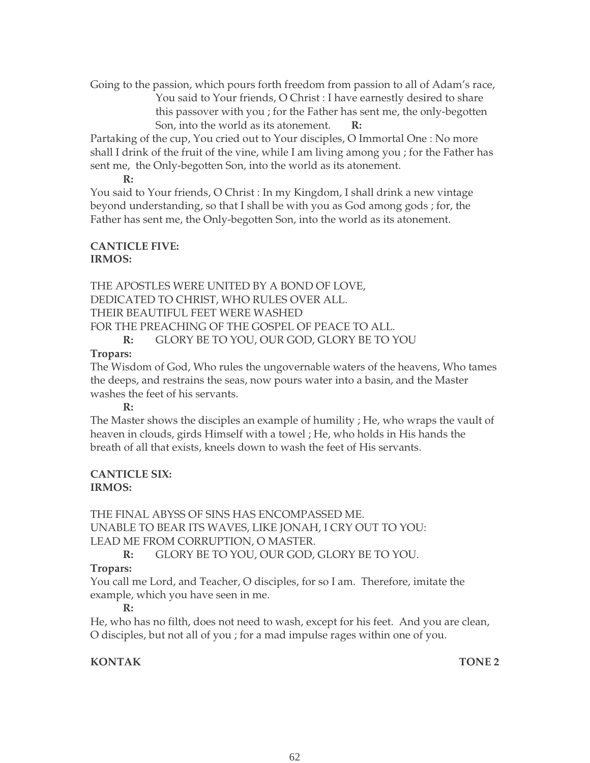Going to the passion, which pours forth freedom from passion to all of Adam's race, You said to Your friends, O Christ : I have earnestly desired to share this passover with you ; for the Father has sent me, the only-begotten Son, into the world as its atonement. **R:**

Partaking of the cup, You cried out to Your disciples, O Immortal One : No more shall I drink of the fruit of the vine, while I am living among you ; for the Father has sent me, the Only-begotten Son, into the world as its atonement.

**R:**

You said to Your friends, O Christ : In my Kingdom, I shall drink a new vintage beyond understanding, so that I shall be with you as God among gods ; for, the Father has sent me, the Only-begotten Son, into the world as its atonement.

**CANTICLE FIVE:**
**IRMOS:**

THE APOSTLES WERE UNITED BY A BOND OF LOVE,
DEDICATED TO CHRIST, WHO RULES OVER ALL.
THEIR BEAUTIFUL FEET WERE WASHED
FOR THE PREACHING OF THE GOSPEL OF PEACE TO ALL.

**R:** GLORY BE TO YOU, OUR GOD, GLORY BE TO YOU

**Tropars:**

The Wisdom of God, Who rules the ungovernable waters of the heavens, Who tames the deeps, and restrains the seas, now pours water into a basin, and the Master washes the feet of his servants.

**R:**

The Master shows the disciples an example of humility ; He, who wraps the vault of heaven in clouds, girds Himself with a towel ; He, who holds in His hands the breath of all that exists, kneels down to wash the feet of His servants.

**CANTICLE SIX:**
**IRMOS:**

THE FINAL ABYSS OF SINS HAS ENCOMPASSED ME.
UNABLE TO BEAR ITS WAVES, LIKE JONAH, I CRY OUT TO YOU:
LEAD ME FROM CORRUPTION, O MASTER.

**R:** GLORY BE TO YOU, OUR GOD, GLORY BE TO YOU.

**Tropars:**

You call me Lord, and Teacher, O disciples, for so I am. Therefore, imitate the example, which you have seen in me.

**R:**

He, who has no filth, does not need to wash, except for his feet. And you are clean, O disciples, but not all of you ; for a mad impulse rages within one of you.

**KONTAK** **TONE 2**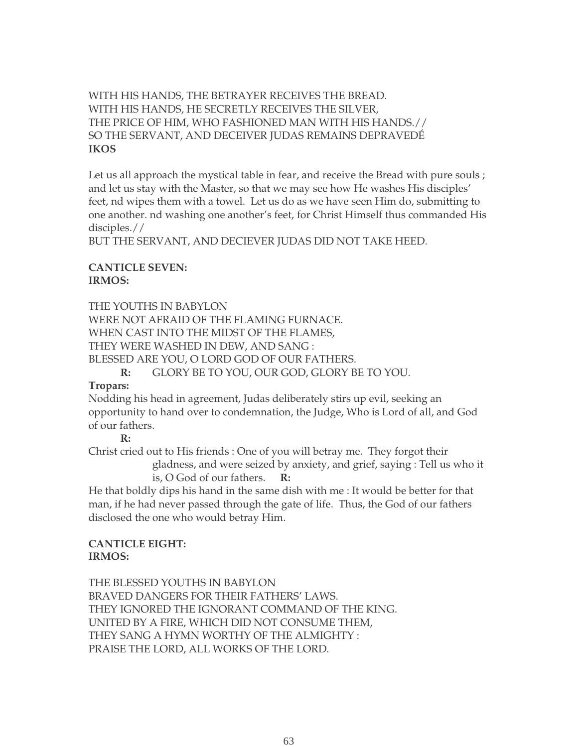WITH HIS HANDS, THE BETRAYER RECEIVES THE BREAD.
WITH HIS HANDS, HE SECRETLY RECEIVES THE SILVER,
THE PRICE OF HIM, WHO FASHIONED MAN WITH HIS HANDS.//
SO THE SERVANT, AND DECEIVER JUDAS REMAINS DEPRAVEDÉ

**IKOS**

Let us all approach the mystical table in fear, and receive the Bread with pure souls ; and let us stay with the Master, so that we may see how He washes His disciples' feet, nd wipes them with a towel. Let us do as we have seen Him do, submitting to one another. nd washing one another's feet, for Christ Himself thus commanded His disciples.//
BUT THE SERVANT, AND DECIEVER JUDAS DID NOT TAKE HEED.

**CANTICLE SEVEN:**
**IRMOS:**

THE YOUTHS IN BABYLON
WERE NOT AFRAID OF THE FLAMING FURNACE.
WHEN CAST INTO THE MIDST OF THE FLAMES,
THEY WERE WASHED IN DEW, AND SANG :
BLESSED ARE YOU, O LORD GOD OF OUR FATHERS.

**R:** GLORY BE TO YOU, OUR GOD, GLORY BE TO YOU.

**Tropars:**

Nodding his head in agreement, Judas deliberately stirs up evil, seeking an opportunity to hand over to condemnation, the Judge, Who is Lord of all, and God of our fathers.

**R:**

Christ cried out to His friends : One of you will betray me. They forgot their gladness, and were seized by anxiety, and grief, saying : Tell us who it is, O God of our fathers. **R:**

He that boldly dips his hand in the same dish with me : It would be better for that man, if he had never passed through the gate of life. Thus, the God of our fathers disclosed the one who would betray Him.

**CANTICLE EIGHT:**
**IRMOS:**

THE BLESSED YOUTHS IN BABYLON
BRAVED DANGERS FOR THEIR FATHERS' LAWS.
THEY IGNORED THE IGNORANT COMMAND OF THE KING.
UNITED BY A FIRE, WHICH DID NOT CONSUME THEM,
THEY SANG A HYMN WORTHY OF THE ALMIGHTY :
PRAISE THE LORD, ALL WORKS OF THE LORD.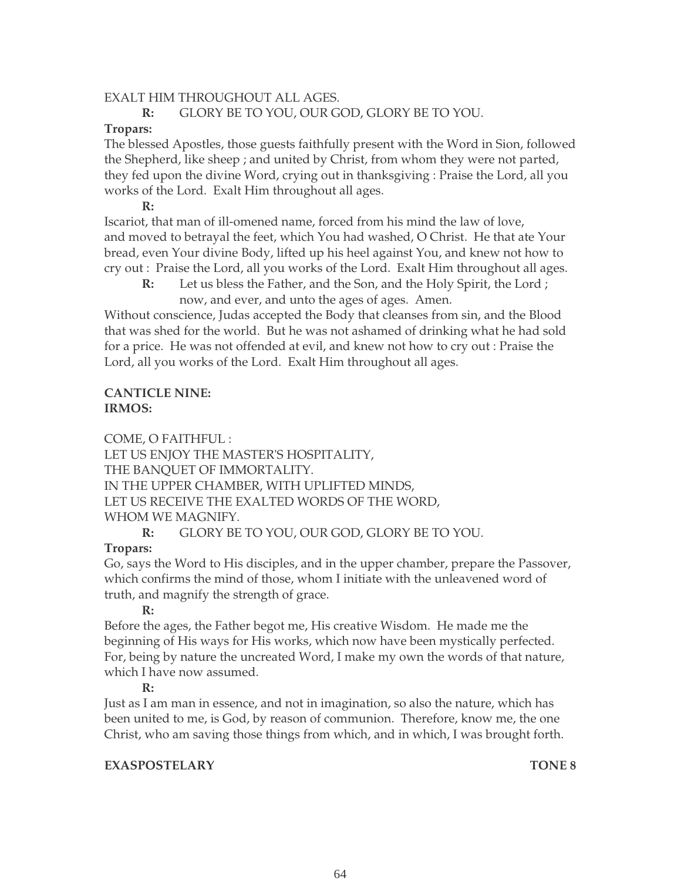EXALT HIM THROUGHOUT ALL AGES.

**R:** GLORY BE TO YOU, OUR GOD, GLORY BE TO YOU.

**Tropars:**

The blessed Apostles, those guests faithfully present with the Word in Sion, followed the Shepherd, like sheep ; and united by Christ, from whom they were not parted, they fed upon the divine Word, crying out in thanksgiving : Praise the Lord, all you works of the Lord. Exalt Him throughout all ages.

**R:**

Iscariot, that man of ill-omened name, forced from his mind the law of love, and moved to betrayal the feet, which You had washed, O Christ. He that ate Your bread, even Your divine Body, lifted up his heel against You, and knew not how to cry out : Praise the Lord, all you works of the Lord. Exalt Him throughout all ages.

**R:** Let us bless the Father, and the Son, and the Holy Spirit, the Lord ; now, and ever, and unto the ages of ages. Amen.

Without conscience, Judas accepted the Body that cleanses from sin, and the Blood that was shed for the world. But he was not ashamed of drinking what he had sold for a price. He was not offended at evil, and knew not how to cry out : Praise the Lord, all you works of the Lord. Exalt Him throughout all ages.

**CANTICLE NINE:**
**IRMOS:**

COME, O FAITHFUL :
LET US ENJOY THE MASTER'S HOSPITALITY,
THE BANQUET OF IMMORTALITY.
IN THE UPPER CHAMBER, WITH UPLIFTED MINDS,
LET US RECEIVE THE EXALTED WORDS OF THE WORD,
WHOM WE MAGNIFY.

**R:** GLORY BE TO YOU, OUR GOD, GLORY BE TO YOU.

**Tropars:**

Go, says the Word to His disciples, and in the upper chamber, prepare the Passover, which confirms the mind of those, whom I initiate with the unleavened word of truth, and magnify the strength of grace.

**R:**

Before the ages, the Father begot me, His creative Wisdom. He made me the beginning of His ways for His works, which now have been mystically perfected. For, being by nature the uncreated Word, I make my own the words of that nature, which I have now assumed.

**R:**

Just as I am man in essence, and not in imagination, so also the nature, which has been united to me, is God, by reason of communion. Therefore, know me, the one Christ, who am saving those things from which, and in which, I was brought forth.

**EXASPOSTELARY** **TONE 8**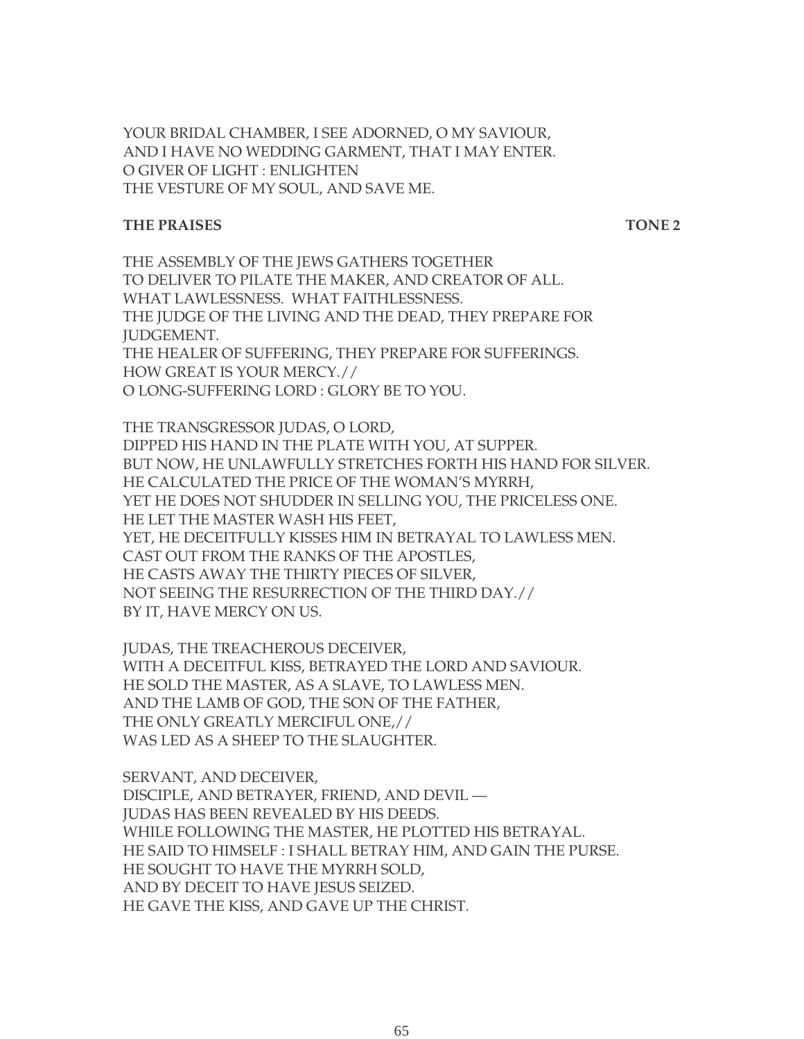YOUR BRIDAL CHAMBER, I SEE ADORNED, O MY SAVIOUR,
AND I HAVE NO WEDDING GARMENT, THAT I MAY ENTER.
O GIVER OF LIGHT : ENLIGHTEN
THE VESTURE OF MY SOUL, AND SAVE ME.

**THE PRAISES** **TONE 2**

THE ASSEMBLY OF THE JEWS GATHERS TOGETHER
TO DELIVER TO PILATE THE MAKER, AND CREATOR OF ALL.
WHAT LAWLESSNESS. WHAT FAITHLESSNESS.
THE JUDGE OF THE LIVING AND THE DEAD, THEY PREPARE FOR JUDGEMENT.
THE HEALER OF SUFFERING, THEY PREPARE FOR SUFFERINGS.
HOW GREAT IS YOUR MERCY.//
O LONG-SUFFERING LORD : GLORY BE TO YOU.

THE TRANSGRESSOR JUDAS, O LORD,
DIPPED HIS HAND IN THE PLATE WITH YOU, AT SUPPER.
BUT NOW, HE UNLAWFULLY STRETCHES FORTH HIS HAND FOR SILVER.
HE CALCULATED THE PRICE OF THE WOMAN'S MYRRH,
YET HE DOES NOT SHUDDER IN SELLING YOU, THE PRICELESS ONE.
HE LET THE MASTER WASH HIS FEET,
YET, HE DECEITFULLY KISSES HIM IN BETRAYAL TO LAWLESS MEN.
CAST OUT FROM THE RANKS OF THE APOSTLES,
HE CASTS AWAY THE THIRTY PIECES OF SILVER,
NOT SEEING THE RESURRECTION OF THE THIRD DAY.//
BY IT, HAVE MERCY ON US.

JUDAS, THE TREACHEROUS DECEIVER,
WITH A DECEITFUL KISS, BETRAYED THE LORD AND SAVIOUR.
HE SOLD THE MASTER, AS A SLAVE, TO LAWLESS MEN.
AND THE LAMB OF GOD, THE SON OF THE FATHER,
THE ONLY GREATLY MERCIFUL ONE,//
WAS LED AS A SHEEP TO THE SLAUGHTER.

SERVANT, AND DECEIVER,
DISCIPLE, AND BETRAYER, FRIEND, AND DEVIL —
JUDAS HAS BEEN REVEALED BY HIS DEEDS.
WHILE FOLLOWING THE MASTER, HE PLOTTED HIS BETRAYAL.
HE SAID TO HIMSELF : I SHALL BETRAY HIM, AND GAIN THE PURSE.
HE SOUGHT TO HAVE THE MYRRH SOLD,
AND BY DECEIT TO HAVE JESUS SEIZED.
HE GAVE THE KISS, AND GAVE UP THE CHRIST.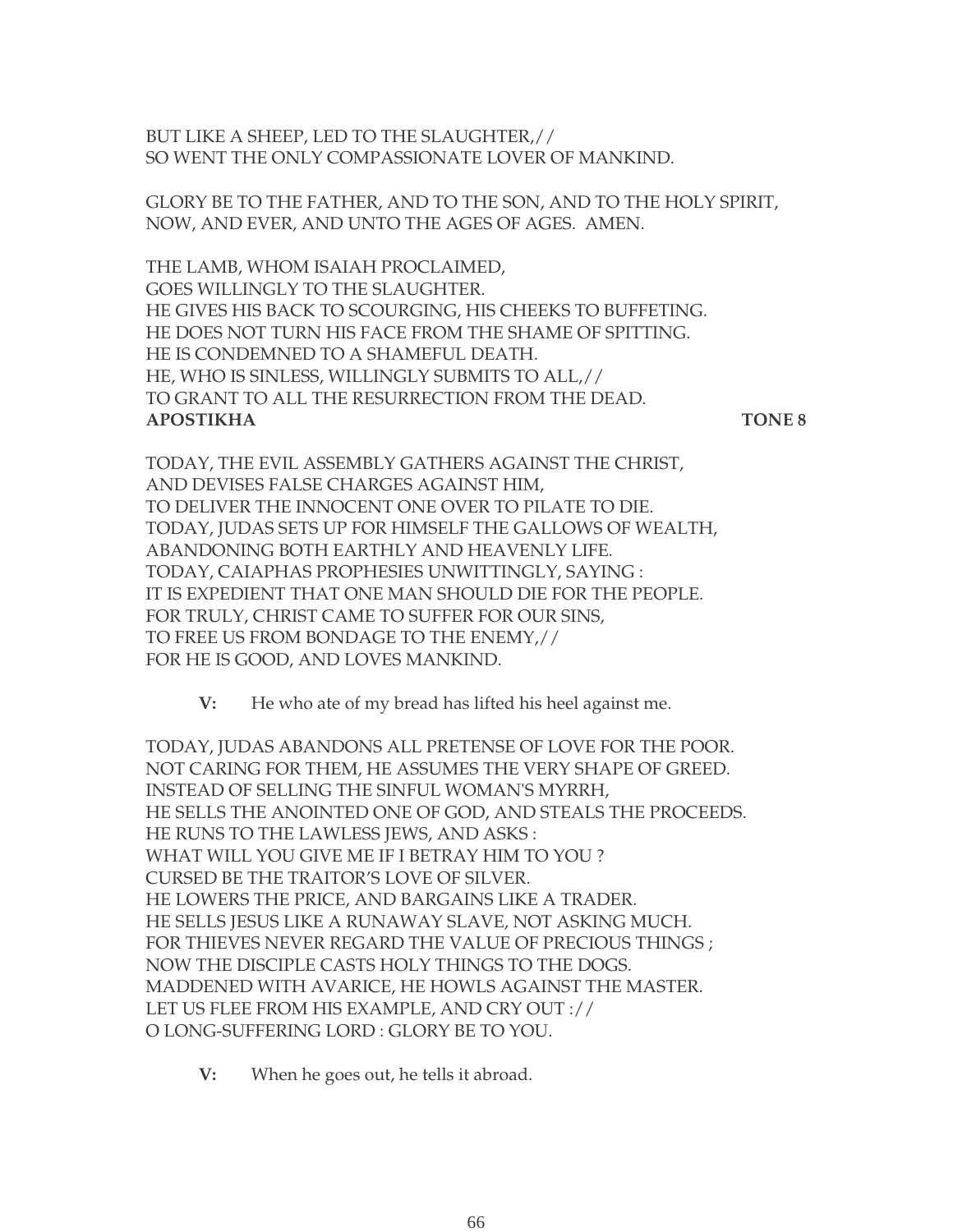BUT LIKE A SHEEP, LED TO THE SLAUGHTER,//
SO WENT THE ONLY COMPASSIONATE LOVER OF MANKIND.

GLORY BE TO THE FATHER, AND TO THE SON, AND TO THE HOLY SPIRIT,
NOW, AND EVER, AND UNTO THE AGES OF AGES. AMEN.

THE LAMB, WHOM ISAIAH PROCLAIMED,
GOES WILLINGLY TO THE SLAUGHTER.
HE GIVES HIS BACK TO SCOURGING, HIS CHEEKS TO BUFFETING.
HE DOES NOT TURN HIS FACE FROM THE SHAME OF SPITTING.
HE IS CONDEMNED TO A SHAMEFUL DEATH.
HE, WHO IS SINLESS, WILLINGLY SUBMITS TO ALL,//
TO GRANT TO ALL THE RESURRECTION FROM THE DEAD.

**APOSTIKHA** **TONE 8**

TODAY, THE EVIL ASSEMBLY GATHERS AGAINST THE CHRIST,
AND DEVISES FALSE CHARGES AGAINST HIM,
TO DELIVER THE INNOCENT ONE OVER TO PILATE TO DIE.
TODAY, JUDAS SETS UP FOR HIMSELF THE GALLOWS OF WEALTH,
ABANDONING BOTH EARTHLY AND HEAVENLY LIFE.
TODAY, CAIAPHAS PROPHESIES UNWITTINGLY, SAYING :
IT IS EXPEDIENT THAT ONE MAN SHOULD DIE FOR THE PEOPLE.
FOR TRULY, CHRIST CAME TO SUFFER FOR OUR SINS,
TO FREE US FROM BONDAGE TO THE ENEMY,//
FOR HE IS GOOD, AND LOVES MANKIND.

**V:** He who ate of my bread has lifted his heel against me.

TODAY, JUDAS ABANDONS ALL PRETENSE OF LOVE FOR THE POOR.
NOT CARING FOR THEM, HE ASSUMES THE VERY SHAPE OF GREED.
INSTEAD OF SELLING THE SINFUL WOMAN'S MYRRH,
HE SELLS THE ANOINTED ONE OF GOD, AND STEALS THE PROCEEDS.
HE RUNS TO THE LAWLESS JEWS, AND ASKS :
WHAT WILL YOU GIVE ME IF I BETRAY HIM TO YOU ?
CURSED BE THE TRAITOR'S LOVE OF SILVER.
HE LOWERS THE PRICE, AND BARGAINS LIKE A TRADER.
HE SELLS JESUS LIKE A RUNAWAY SLAVE, NOT ASKING MUCH.
FOR THIEVES NEVER REGARD THE VALUE OF PRECIOUS THINGS ;
NOW THE DISCIPLE CASTS HOLY THINGS TO THE DOGS.
MADDENED WITH AVARICE, HE HOWLS AGAINST THE MASTER.
LET US FLEE FROM HIS EXAMPLE, AND CRY OUT ://
O LONG-SUFFERING LORD : GLORY BE TO YOU.

**V:** When he goes out, he tells it abroad.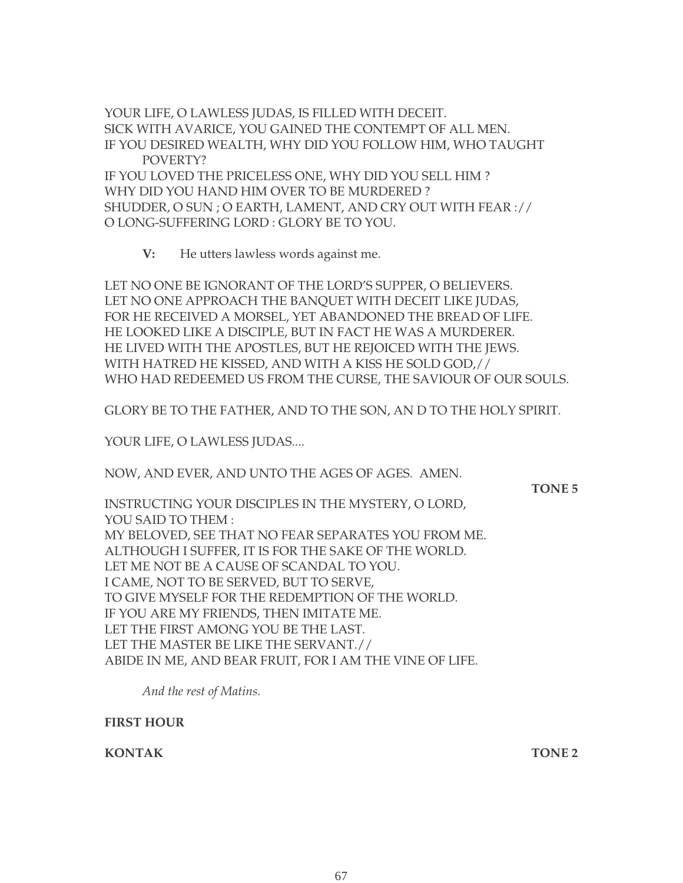YOUR LIFE, O LAWLESS JUDAS, IS FILLED WITH DECEIT.
SICK WITH AVARICE, YOU GAINED THE CONTEMPT OF ALL MEN.
IF YOU DESIRED WEALTH, WHY DID YOU FOLLOW HIM, WHO TAUGHT POVERTY?
IF YOU LOVED THE PRICELESS ONE, WHY DID YOU SELL HIM ?
WHY DID YOU HAND HIM OVER TO BE MURDERED ?
SHUDDER, O SUN ; O EARTH, LAMENT, AND CRY OUT WITH FEAR ://
O LONG-SUFFERING LORD : GLORY BE TO YOU.

**V:** He utters lawless words against me.

LET NO ONE BE IGNORANT OF THE LORD'S SUPPER, O BELIEVERS.
LET NO ONE APPROACH THE BANQUET WITH DECEIT LIKE JUDAS,
FOR HE RECEIVED A MORSEL, YET ABANDONED THE BREAD OF LIFE.
HE LOOKED LIKE A DISCIPLE, BUT IN FACT HE WAS A MURDERER.
HE LIVED WITH THE APOSTLES, BUT HE REJOICED WITH THE JEWS.
WITH HATRED HE KISSED, AND WITH A KISS HE SOLD GOD,//
WHO HAD REDEEMED US FROM THE CURSE, THE SAVIOUR OF OUR SOULS.

GLORY BE TO THE FATHER, AND TO THE SON, AN D TO THE HOLY SPIRIT.

YOUR LIFE, O LAWLESS JUDAS....

NOW, AND EVER, AND UNTO THE AGES OF AGES. AMEN.

**TONE 5**

INSTRUCTING YOUR DISCIPLES IN THE MYSTERY, O LORD,
YOU SAID TO THEM :
MY BELOVED, SEE THAT NO FEAR SEPARATES YOU FROM ME.
ALTHOUGH I SUFFER, IT IS FOR THE SAKE OF THE WORLD.
LET ME NOT BE A CAUSE OF SCANDAL TO YOU.
I CAME, NOT TO BE SERVED, BUT TO SERVE,
TO GIVE MYSELF FOR THE REDEMPTION OF THE WORLD.
IF YOU ARE MY FRIENDS, THEN IMITATE ME.
LET THE FIRST AMONG YOU BE THE LAST.
LET THE MASTER BE LIKE THE SERVANT.//
ABIDE IN ME, AND BEAR FRUIT, FOR I AM THE VINE OF LIFE.

*And the rest of Matins.*

**FIRST HOUR**

**KONTAK** **TONE 2**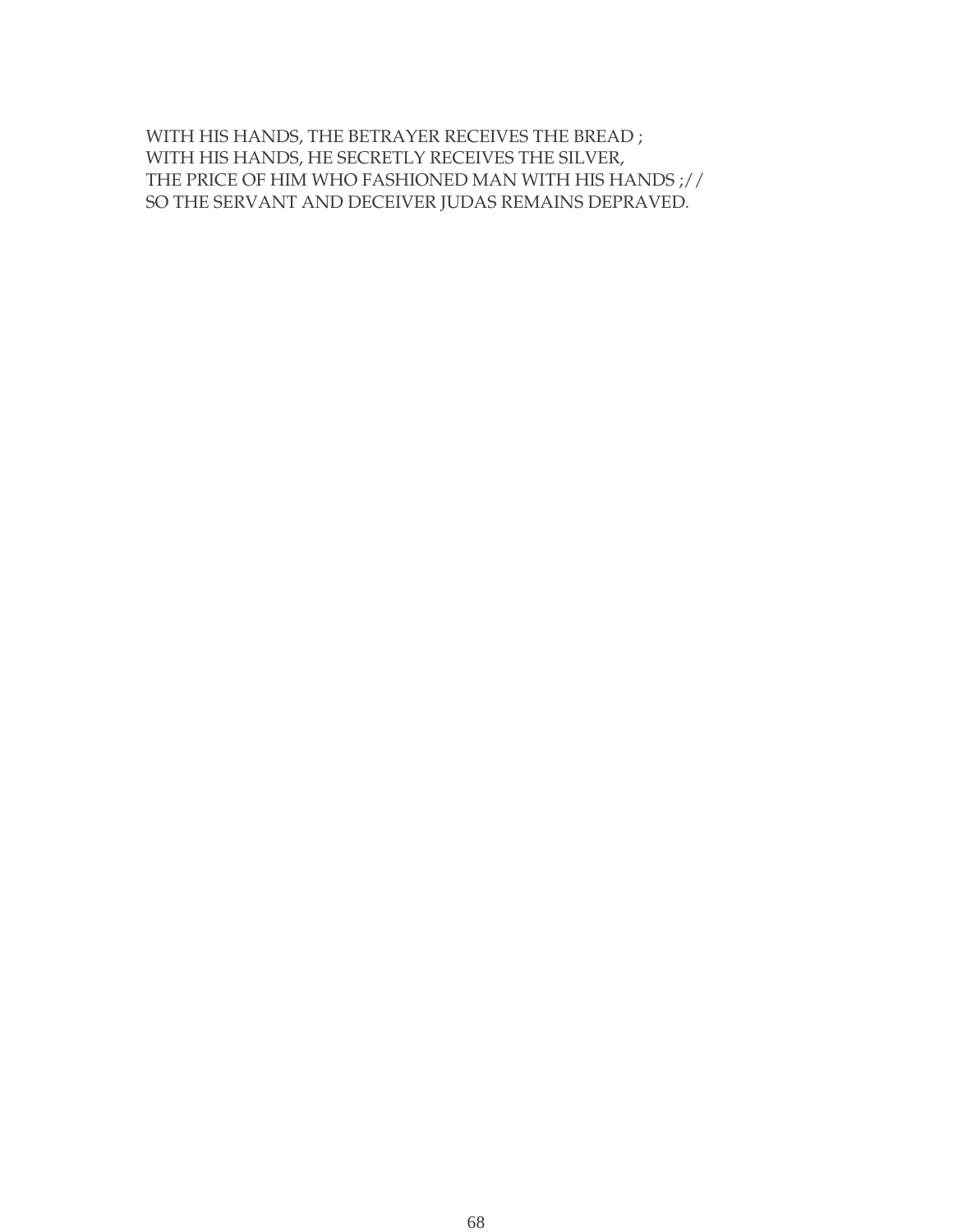WITH HIS HANDS, THE BETRAYER RECEIVES THE BREAD ;
WITH HIS HANDS, HE SECRETLY RECEIVES THE SILVER,
THE PRICE OF HIM WHO FASHIONED MAN WITH HIS HANDS ;//
SO THE SERVANT AND DECEIVER JUDAS REMAINS DEPRAVED.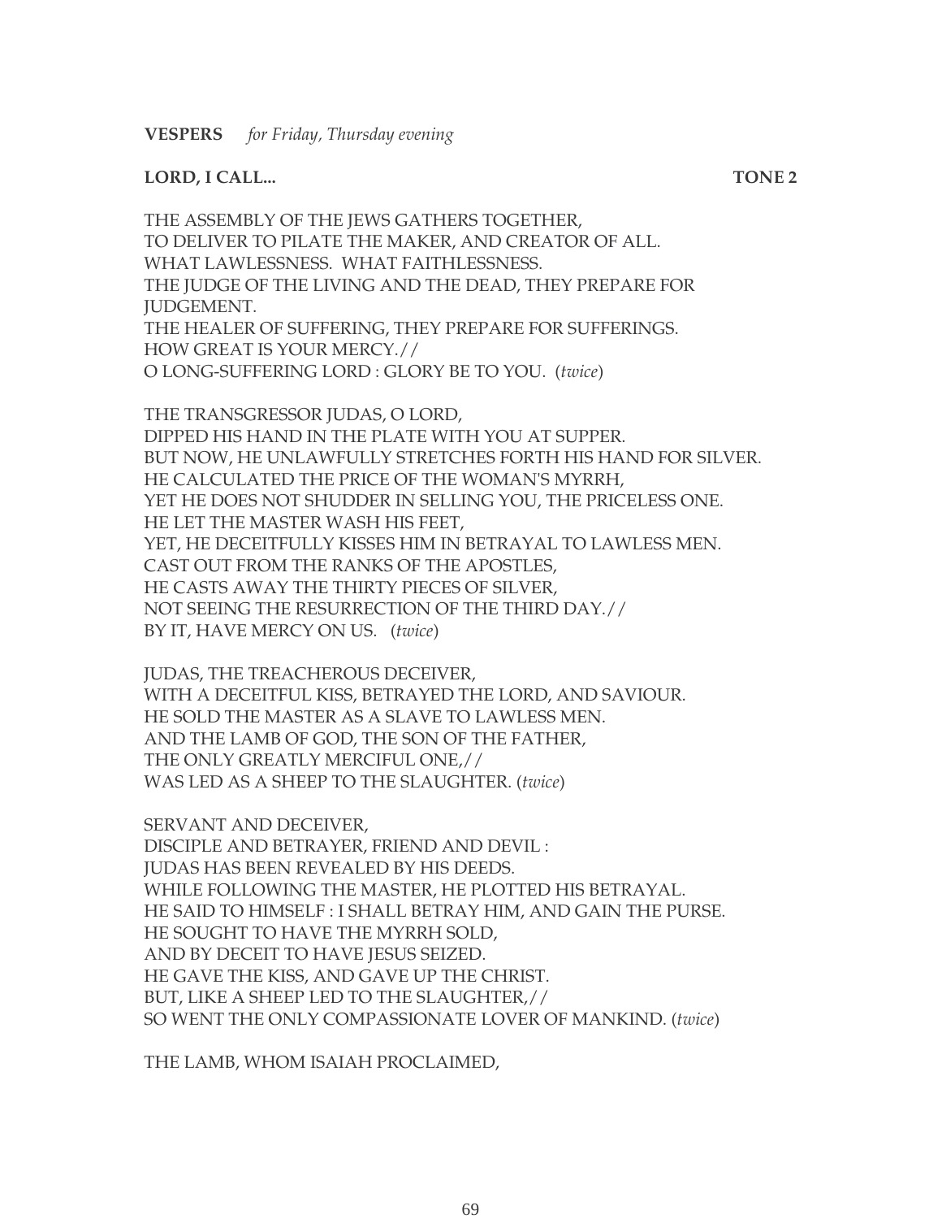**VESPERS** *for Friday, Thursday evening*

**LORD, I CALL... TONE 2**

THE ASSEMBLY OF THE JEWS GATHERS TOGETHER,
TO DELIVER TO PILATE THE MAKER, AND CREATOR OF ALL.
WHAT LAWLESSNESS. WHAT FAITHLESSNESS.
THE JUDGE OF THE LIVING AND THE DEAD, THEY PREPARE FOR JUDGEMENT.
THE HEALER OF SUFFERING, THEY PREPARE FOR SUFFERINGS.
HOW GREAT IS YOUR MERCY.//
O LONG-SUFFERING LORD : GLORY BE TO YOU. (*twice*)

THE TRANSGRESSOR JUDAS, O LORD,
DIPPED HIS HAND IN THE PLATE WITH YOU AT SUPPER.
BUT NOW, HE UNLAWFULLY STRETCHES FORTH HIS HAND FOR SILVER.
HE CALCULATED THE PRICE OF THE WOMAN'S MYRRH,
YET HE DOES NOT SHUDDER IN SELLING YOU, THE PRICELESS ONE.
HE LET THE MASTER WASH HIS FEET,
YET, HE DECEITFULLY KISSES HIM IN BETRAYAL TO LAWLESS MEN.
CAST OUT FROM THE RANKS OF THE APOSTLES,
HE CASTS AWAY THE THIRTY PIECES OF SILVER,
NOT SEEING THE RESURRECTION OF THE THIRD DAY.//
BY IT, HAVE MERCY ON US. (*twice*)

JUDAS, THE TREACHEROUS DECEIVER,
WITH A DECEITFUL KISS, BETRAYED THE LORD, AND SAVIOUR.
HE SOLD THE MASTER AS A SLAVE TO LAWLESS MEN.
AND THE LAMB OF GOD, THE SON OF THE FATHER,
THE ONLY GREATLY MERCIFUL ONE,//
WAS LED AS A SHEEP TO THE SLAUGHTER. (*twice*)

SERVANT AND DECEIVER,
DISCIPLE AND BETRAYER, FRIEND AND DEVIL :
JUDAS HAS BEEN REVEALED BY HIS DEEDS.
WHILE FOLLOWING THE MASTER, HE PLOTTED HIS BETRAYAL.
HE SAID TO HIMSELF : I SHALL BETRAY HIM, AND GAIN THE PURSE.
HE SOUGHT TO HAVE THE MYRRH SOLD,
AND BY DECEIT TO HAVE JESUS SEIZED.
HE GAVE THE KISS, AND GAVE UP THE CHRIST.
BUT, LIKE A SHEEP LED TO THE SLAUGHTER,//
SO WENT THE ONLY COMPASSIONATE LOVER OF MANKIND. (*twice*)

THE LAMB, WHOM ISAIAH PROCLAIMED,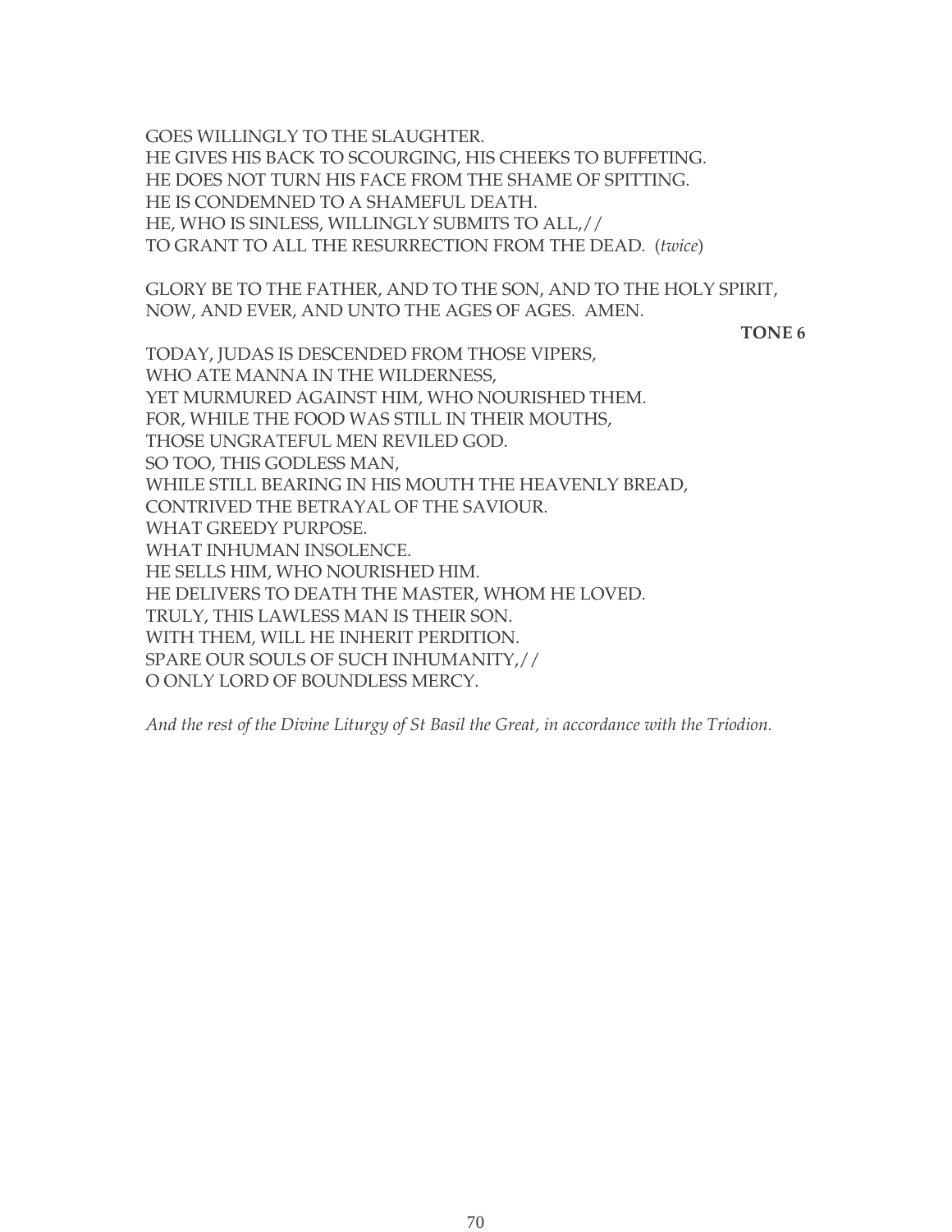GOES WILLINGLY TO THE SLAUGHTER.
HE GIVES HIS BACK TO SCOURGING, HIS CHEEKS TO BUFFETING.
HE DOES NOT TURN HIS FACE FROM THE SHAME OF SPITTING.
HE IS CONDEMNED TO A SHAMEFUL DEATH.
HE, WHO IS SINLESS, WILLINGLY SUBMITS TO ALL,//
TO GRANT TO ALL THE RESURRECTION FROM THE DEAD. (*twice*)

GLORY BE TO THE FATHER, AND TO THE SON, AND TO THE HOLY SPIRIT,
NOW, AND EVER, AND UNTO THE AGES OF AGES. AMEN.

**TONE 6**

TODAY, JUDAS IS DESCENDED FROM THOSE VIPERS,
WHO ATE MANNA IN THE WILDERNESS,
YET MURMURED AGAINST HIM, WHO NOURISHED THEM.
FOR, WHILE THE FOOD WAS STILL IN THEIR MOUTHS,
THOSE UNGRATEFUL MEN REVILED GOD.
SO TOO, THIS GODLESS MAN,
WHILE STILL BEARING IN HIS MOUTH THE HEAVENLY BREAD,
CONTRIVED THE BETRAYAL OF THE SAVIOUR.
WHAT GREEDY PURPOSE.
WHAT INHUMAN INSOLENCE.
HE SELLS HIM, WHO NOURISHED HIM.
HE DELIVERS TO DEATH THE MASTER, WHOM HE LOVED.
TRULY, THIS LAWLESS MAN IS THEIR SON.
WITH THEM, WILL HE INHERIT PERDITION.
SPARE OUR SOULS OF SUCH INHUMANITY,//
O ONLY LORD OF BOUNDLESS MERCY.

*And the rest of the Divine Liturgy of St Basil the Great, in accordance with the Triodion.*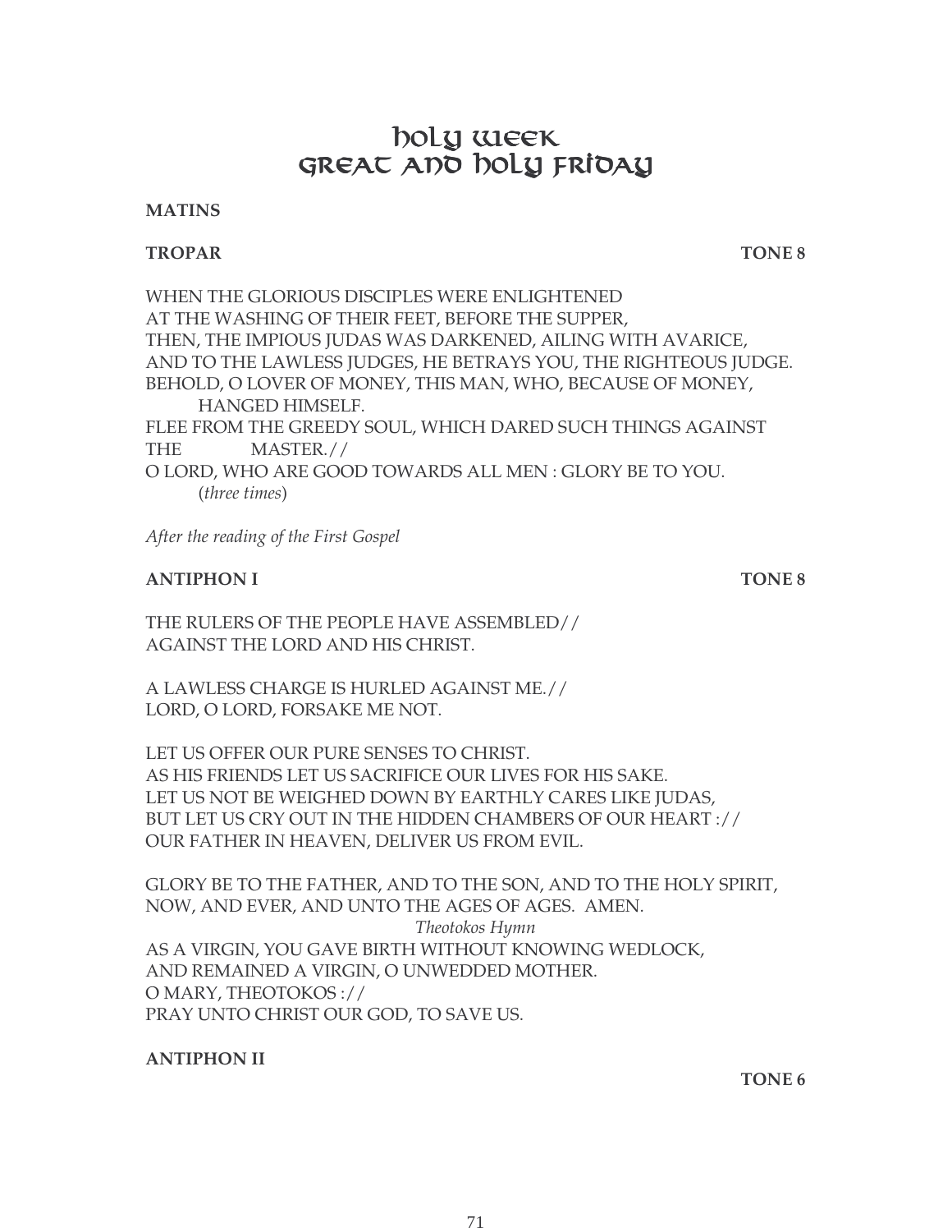# HOLY WEEK
# GREAT AND HOLY FRIDAY

**MATINS**

**TROPAR** **TONE 8**

WHEN THE GLORIOUS DISCIPLES WERE ENLIGHTENED
AT THE WASHING OF THEIR FEET, BEFORE THE SUPPER,
THEN, THE IMPIOUS JUDAS WAS DARKENED, AILING WITH AVARICE,
AND TO THE LAWLESS JUDGES, HE BETRAYS YOU, THE RIGHTEOUS JUDGE.
BEHOLD, O LOVER OF MONEY, THIS MAN, WHO, BECAUSE OF MONEY,
HANGED HIMSELF.
FLEE FROM THE GREEDY SOUL, WHICH DARED SUCH THINGS AGAINST
THE MASTER.//
O LORD, WHO ARE GOOD TOWARDS ALL MEN : GLORY BE TO YOU.
(*three times*)

*After the reading of the First Gospel*

**ANTIPHON I** **TONE 8**

THE RULERS OF THE PEOPLE HAVE ASSEMBLED//
AGAINST THE LORD AND HIS CHRIST.

A LAWLESS CHARGE IS HURLED AGAINST ME.//
LORD, O LORD, FORSAKE ME NOT.

LET US OFFER OUR PURE SENSES TO CHRIST.
AS HIS FRIENDS LET US SACRIFICE OUR LIVES FOR HIS SAKE.
LET US NOT BE WEIGHED DOWN BY EARTHLY CARES LIKE JUDAS,
BUT LET US CRY OUT IN THE HIDDEN CHAMBERS OF OUR HEART ://
OUR FATHER IN HEAVEN, DELIVER US FROM EVIL.

GLORY BE TO THE FATHER, AND TO THE SON, AND TO THE HOLY SPIRIT,
NOW, AND EVER, AND UNTO THE AGES OF AGES. AMEN.

*Theotokos Hymn*

AS A VIRGIN, YOU GAVE BIRTH WITHOUT KNOWING WEDLOCK,
AND REMAINED A VIRGIN, O UNWEDDED MOTHER.
O MARY, THEOTOKOS ://
PRAY UNTO CHRIST OUR GOD, TO SAVE US.

**ANTIPHON II** **TONE 6**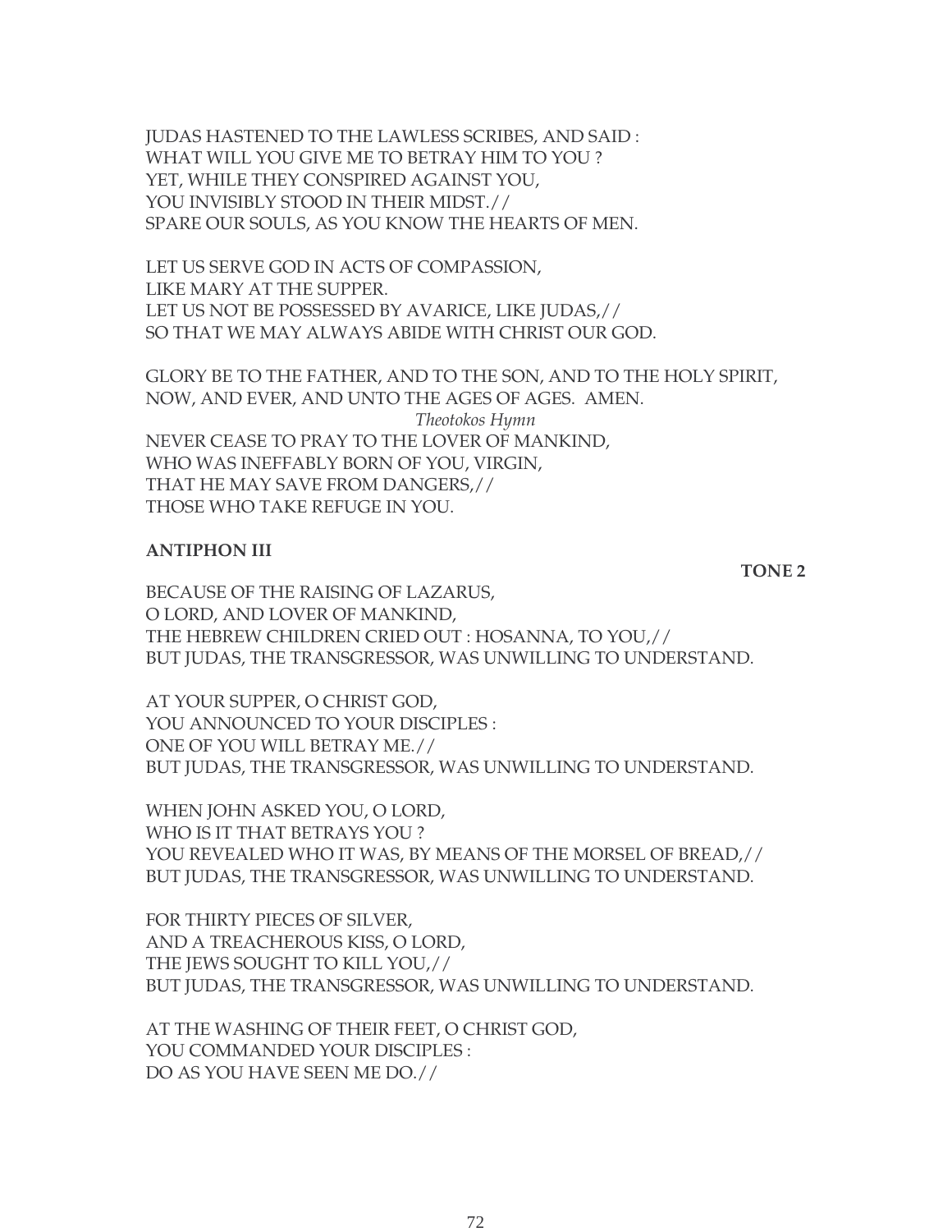JUDAS HASTENED TO THE LAWLESS SCRIBES, AND SAID :
WHAT WILL YOU GIVE ME TO BETRAY HIM TO YOU ?
YET, WHILE THEY CONSPIRED AGAINST YOU,
YOU INVISIBLY STOOD IN THEIR MIDST.//
SPARE OUR SOULS, AS YOU KNOW THE HEARTS OF MEN.

LET US SERVE GOD IN ACTS OF COMPASSION,
LIKE MARY AT THE SUPPER.
LET US NOT BE POSSESSED BY AVARICE, LIKE JUDAS,//
SO THAT WE MAY ALWAYS ABIDE WITH CHRIST OUR GOD.

GLORY BE TO THE FATHER, AND TO THE SON, AND TO THE HOLY SPIRIT,
NOW, AND EVER, AND UNTO THE AGES OF AGES. AMEN.

*Theotokos Hymn*

NEVER CEASE TO PRAY TO THE LOVER OF MANKIND,
WHO WAS INEFFABLY BORN OF YOU, VIRGIN,
THAT HE MAY SAVE FROM DANGERS,//
THOSE WHO TAKE REFUGE IN YOU.

**ANTIPHON III**

**TONE 2**

BECAUSE OF THE RAISING OF LAZARUS,
O LORD, AND LOVER OF MANKIND,
THE HEBREW CHILDREN CRIED OUT : HOSANNA, TO YOU,//
BUT JUDAS, THE TRANSGRESSOR, WAS UNWILLING TO UNDERSTAND.

AT YOUR SUPPER, O CHRIST GOD,
YOU ANNOUNCED TO YOUR DISCIPLES :
ONE OF YOU WILL BETRAY ME.//
BUT JUDAS, THE TRANSGRESSOR, WAS UNWILLING TO UNDERSTAND.

WHEN JOHN ASKED YOU, O LORD,
WHO IS IT THAT BETRAYS YOU ?
YOU REVEALED WHO IT WAS, BY MEANS OF THE MORSEL OF BREAD,//
BUT JUDAS, THE TRANSGRESSOR, WAS UNWILLING TO UNDERSTAND.

FOR THIRTY PIECES OF SILVER,
AND A TREACHEROUS KISS, O LORD,
THE JEWS SOUGHT TO KILL YOU,//
BUT JUDAS, THE TRANSGRESSOR, WAS UNWILLING TO UNDERSTAND.

AT THE WASHING OF THEIR FEET, O CHRIST GOD,
YOU COMMANDED YOUR DISCIPLES :
DO AS YOU HAVE SEEN ME DO.//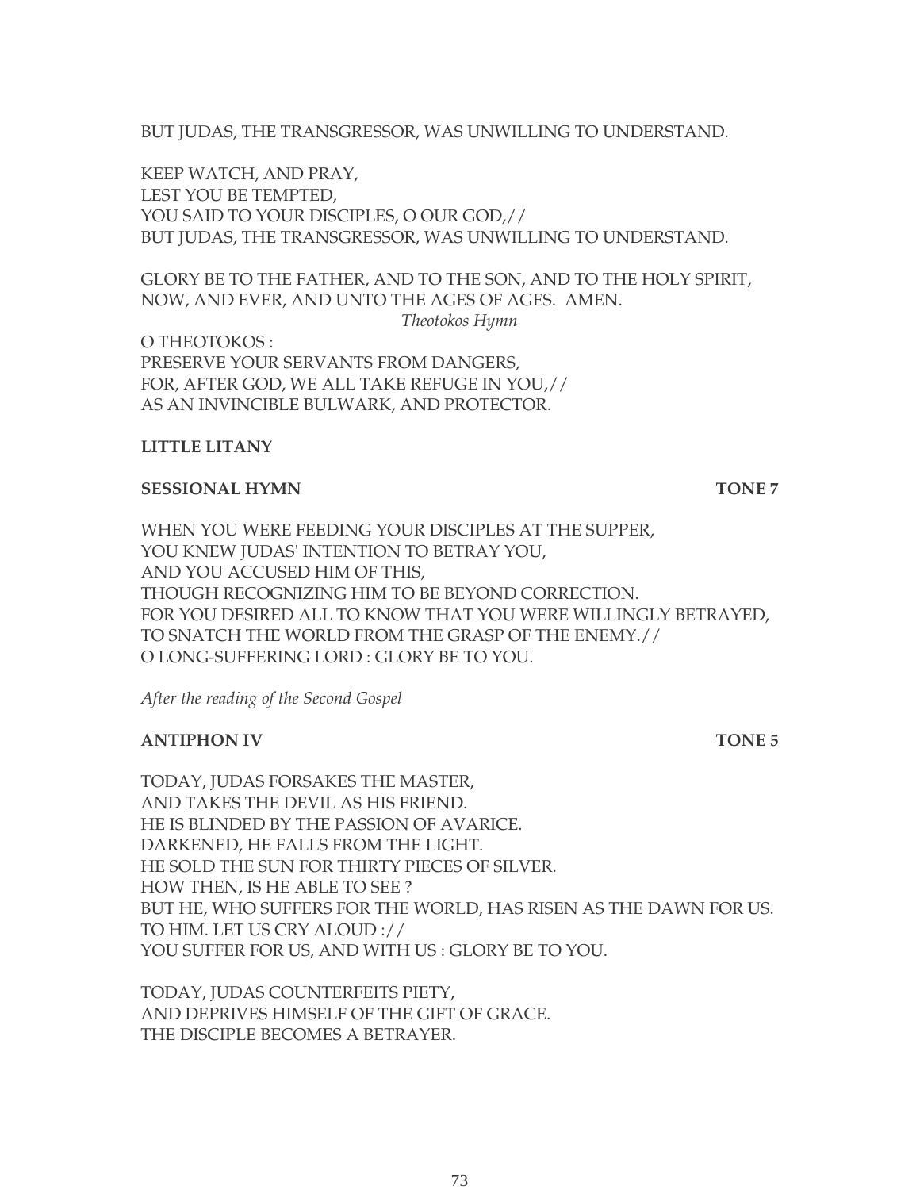BUT JUDAS, THE TRANSGRESSOR, WAS UNWILLING TO UNDERSTAND.

KEEP WATCH, AND PRAY,  
LEST YOU BE TEMPTED,  
YOU SAID TO YOUR DISCIPLES, O OUR GOD,//  
BUT JUDAS, THE TRANSGRESSOR, WAS UNWILLING TO UNDERSTAND.

GLORY BE TO THE FATHER, AND TO THE SON, AND TO THE HOLY SPIRIT,  
NOW, AND EVER, AND UNTO THE AGES OF AGES. AMEN.

*Theotokos Hymn*

O THEOTOKOS :  
PRESERVE YOUR SERVANTS FROM DANGERS,  
FOR, AFTER GOD, WE ALL TAKE REFUGE IN YOU,//  
AS AN INVINCIBLE BULWARK, AND PROTECTOR.

**LITTLE LITANY**

**SESSIONAL HYMN** **TONE 7**

WHEN YOU WERE FEEDING YOUR DISCIPLES AT THE SUPPER,  
YOU KNEW JUDAS' INTENTION TO BETRAY YOU,  
AND YOU ACCUSED HIM OF THIS,  
THOUGH RECOGNIZING HIM TO BE BEYOND CORRECTION.  
FOR YOU DESIRED ALL TO KNOW THAT YOU WERE WILLINGLY BETRAYED,  
TO SNATCH THE WORLD FROM THE GRASP OF THE ENEMY.//  
O LONG-SUFFERING LORD : GLORY BE TO YOU.

*After the reading of the Second Gospel*

**ANTIPHON IV** **TONE 5**

TODAY, JUDAS FORSAKES THE MASTER,  
AND TAKES THE DEVIL AS HIS FRIEND.  
HE IS BLINDED BY THE PASSION OF AVARICE.  
DARKENED, HE FALLS FROM THE LIGHT.  
HE SOLD THE SUN FOR THIRTY PIECES OF SILVER.  
HOW THEN, IS HE ABLE TO SEE ?  
BUT HE, WHO SUFFERS FOR THE WORLD, HAS RISEN AS THE DAWN FOR US.  
TO HIM. LET US CRY ALOUD ://  
YOU SUFFER FOR US, AND WITH US : GLORY BE TO YOU.

TODAY, JUDAS COUNTERFEITS PIETY,  
AND DEPRIVES HIMSELF OF THE GIFT OF GRACE.  
THE DISCIPLE BECOMES A BETRAYER.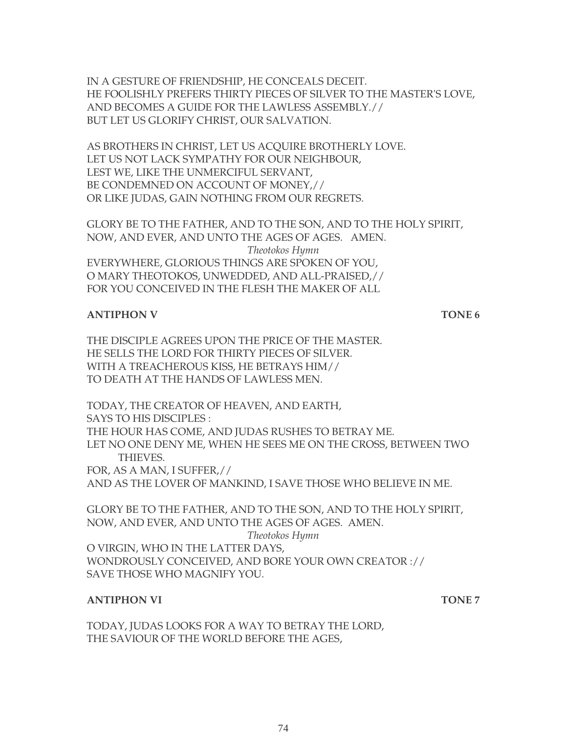IN A GESTURE OF FRIENDSHIP, HE CONCEALS DECEIT.
HE FOOLISHLY PREFERS THIRTY PIECES OF SILVER TO THE MASTER'S LOVE,
AND BECOMES A GUIDE FOR THE LAWLESS ASSEMBLY.//
BUT LET US GLORIFY CHRIST, OUR SALVATION.

AS BROTHERS IN CHRIST, LET US ACQUIRE BROTHERLY LOVE.
LET US NOT LACK SYMPATHY FOR OUR NEIGHBOUR,
LEST WE, LIKE THE UNMERCIFUL SERVANT,
BE CONDEMNED ON ACCOUNT OF MONEY,//
OR LIKE JUDAS, GAIN NOTHING FROM OUR REGRETS.

GLORY BE TO THE FATHER, AND TO THE SON, AND TO THE HOLY SPIRIT,
NOW, AND EVER, AND UNTO THE AGES OF AGES. AMEN.

*Theotokos Hymn*

EVERYWHERE, GLORIOUS THINGS ARE SPOKEN OF YOU,
O MARY THEOTOKOS, UNWEDDED, AND ALL-PRAISED,//
FOR YOU CONCEIVED IN THE FLESH THE MAKER OF ALL

**ANTIPHON V** **TONE 6**

THE DISCIPLE AGREES UPON THE PRICE OF THE MASTER.
HE SELLS THE LORD FOR THIRTY PIECES OF SILVER.
WITH A TREACHEROUS KISS, HE BETRAYS HIM//
TO DEATH AT THE HANDS OF LAWLESS MEN.

TODAY, THE CREATOR OF HEAVEN, AND EARTH,
SAYS TO HIS DISCIPLES :
THE HOUR HAS COME, AND JUDAS RUSHES TO BETRAY ME.
LET NO ONE DENY ME, WHEN HE SEES ME ON THE CROSS, BETWEEN TWO THIEVES.
FOR, AS A MAN, I SUFFER,//
AND AS THE LOVER OF MANKIND, I SAVE THOSE WHO BELIEVE IN ME.

GLORY BE TO THE FATHER, AND TO THE SON, AND TO THE HOLY SPIRIT,
NOW, AND EVER, AND UNTO THE AGES OF AGES. AMEN.

*Theotokos Hymn*

O VIRGIN, WHO IN THE LATTER DAYS,
WONDROUSLY CONCEIVED, AND BORE YOUR OWN CREATOR ://
SAVE THOSE WHO MAGNIFY YOU.

**ANTIPHON VI** **TONE 7**

TODAY, JUDAS LOOKS FOR A WAY TO BETRAY THE LORD,
THE SAVIOUR OF THE WORLD BEFORE THE AGES,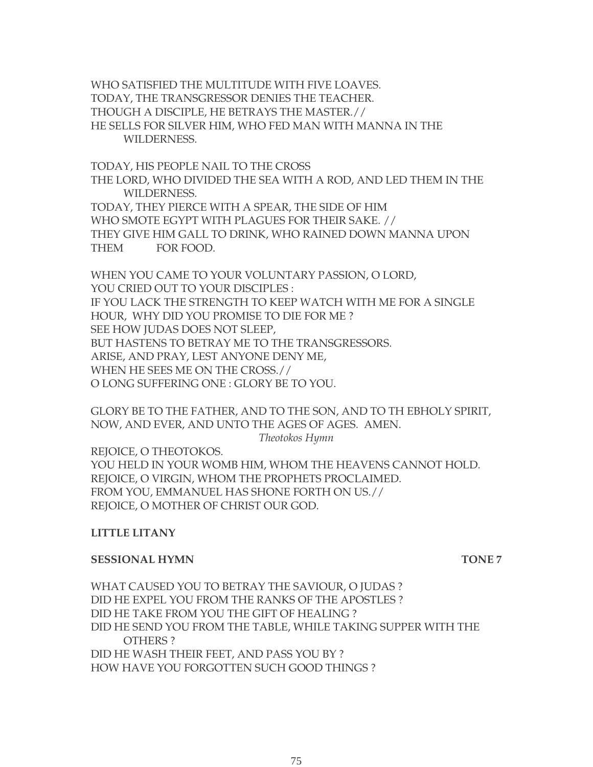WHO SATISFIED THE MULTITUDE WITH FIVE LOAVES.
TODAY, THE TRANSGRESSOR DENIES THE TEACHER.
THOUGH A DISCIPLE, HE BETRAYS THE MASTER.//
HE SELLS FOR SILVER HIM, WHO FED MAN WITH MANNA IN THE WILDERNESS.

TODAY, HIS PEOPLE NAIL TO THE CROSS
THE LORD, WHO DIVIDED THE SEA WITH A ROD, AND LED THEM IN THE WILDERNESS.
TODAY, THEY PIERCE WITH A SPEAR, THE SIDE OF HIM
WHO SMOTE EGYPT WITH PLAGUES FOR THEIR SAKE. //
THEY GIVE HIM GALL TO DRINK, WHO RAINED DOWN MANNA UPON THEM FOR FOOD.

WHEN YOU CAME TO YOUR VOLUNTARY PASSION, O LORD,
YOU CRIED OUT TO YOUR DISCIPLES :
IF YOU LACK THE STRENGTH TO KEEP WATCH WITH ME FOR A SINGLE HOUR, WHY DID YOU PROMISE TO DIE FOR ME ?
SEE HOW JUDAS DOES NOT SLEEP,
BUT HASTENS TO BETRAY ME TO THE TRANSGRESSORS.
ARISE, AND PRAY, LEST ANYONE DENY ME,
WHEN HE SEES ME ON THE CROSS.//
O LONG SUFFERING ONE : GLORY BE TO YOU.

GLORY BE TO THE FATHER, AND TO THE SON, AND TO TH EBHOLY SPIRIT,
NOW, AND EVER, AND UNTO THE AGES OF AGES. AMEN.

*Theotokos Hymn*

REJOICE, O THEOTOKOS.
YOU HELD IN YOUR WOMB HIM, WHOM THE HEAVENS CANNOT HOLD.
REJOICE, O VIRGIN, WHOM THE PROPHETS PROCLAIMED.
FROM YOU, EMMANUEL HAS SHONE FORTH ON US.//
REJOICE, O MOTHER OF CHRIST OUR GOD.

**LITTLE LITANY**

**SESSIONAL HYMN** **TONE 7**

WHAT CAUSED YOU TO BETRAY THE SAVIOUR, O JUDAS ?
DID HE EXPEL YOU FROM THE RANKS OF THE APOSTLES ?
DID HE TAKE FROM YOU THE GIFT OF HEALING ?
DID HE SEND YOU FROM THE TABLE, WHILE TAKING SUPPER WITH THE OTHERS ?
DID HE WASH THEIR FEET, AND PASS YOU BY ?
HOW HAVE YOU FORGOTTEN SUCH GOOD THINGS ?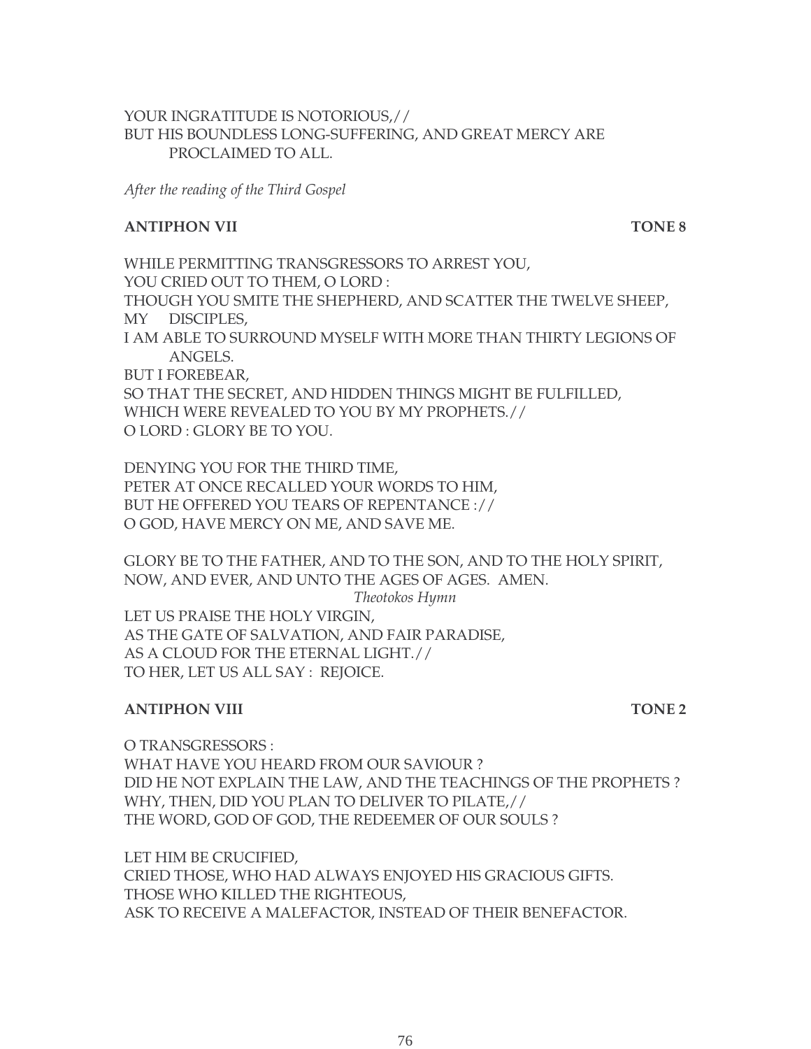YOUR INGRATITUDE IS NOTORIOUS,//
BUT HIS BOUNDLESS LONG-SUFFERING, AND GREAT MERCY ARE PROCLAIMED TO ALL.

*After the reading of the Third Gospel*

**ANTIPHON VII** **TONE 8**

WHILE PERMITTING TRANSGRESSORS TO ARREST YOU,
YOU CRIED OUT TO THEM, O LORD :
THOUGH YOU SMITE THE SHEPHERD, AND SCATTER THE TWELVE SHEEP,
MY DISCIPLES,
I AM ABLE TO SURROUND MYSELF WITH MORE THAN THIRTY LEGIONS OF ANGELS.
BUT I FOREBEAR,
SO THAT THE SECRET, AND HIDDEN THINGS MIGHT BE FULFILLED,
WHICH WERE REVEALED TO YOU BY MY PROPHETS.//
O LORD : GLORY BE TO YOU.

DENYING YOU FOR THE THIRD TIME,
PETER AT ONCE RECALLED YOUR WORDS TO HIM,
BUT HE OFFERED YOU TEARS OF REPENTANCE ://
O GOD, HAVE MERCY ON ME, AND SAVE ME.

GLORY BE TO THE FATHER, AND TO THE SON, AND TO THE HOLY SPIRIT,
NOW, AND EVER, AND UNTO THE AGES OF AGES. AMEN.

*Theotokos Hymn*

LET US PRAISE THE HOLY VIRGIN,
AS THE GATE OF SALVATION, AND FAIR PARADISE,
AS A CLOUD FOR THE ETERNAL LIGHT.//
TO HER, LET US ALL SAY : REJOICE.

**ANTIPHON VIII** **TONE 2**

O TRANSGRESSORS :
WHAT HAVE YOU HEARD FROM OUR SAVIOUR ?
DID HE NOT EXPLAIN THE LAW, AND THE TEACHINGS OF THE PROPHETS ?
WHY, THEN, DID YOU PLAN TO DELIVER TO PILATE,//
THE WORD, GOD OF GOD, THE REDEEMER OF OUR SOULS ?

LET HIM BE CRUCIFIED,
CRIED THOSE, WHO HAD ALWAYS ENJOYED HIS GRACIOUS GIFTS.
THOSE WHO KILLED THE RIGHTEOUS,
ASK TO RECEIVE A MALEFACTOR, INSTEAD OF THEIR BENEFACTOR.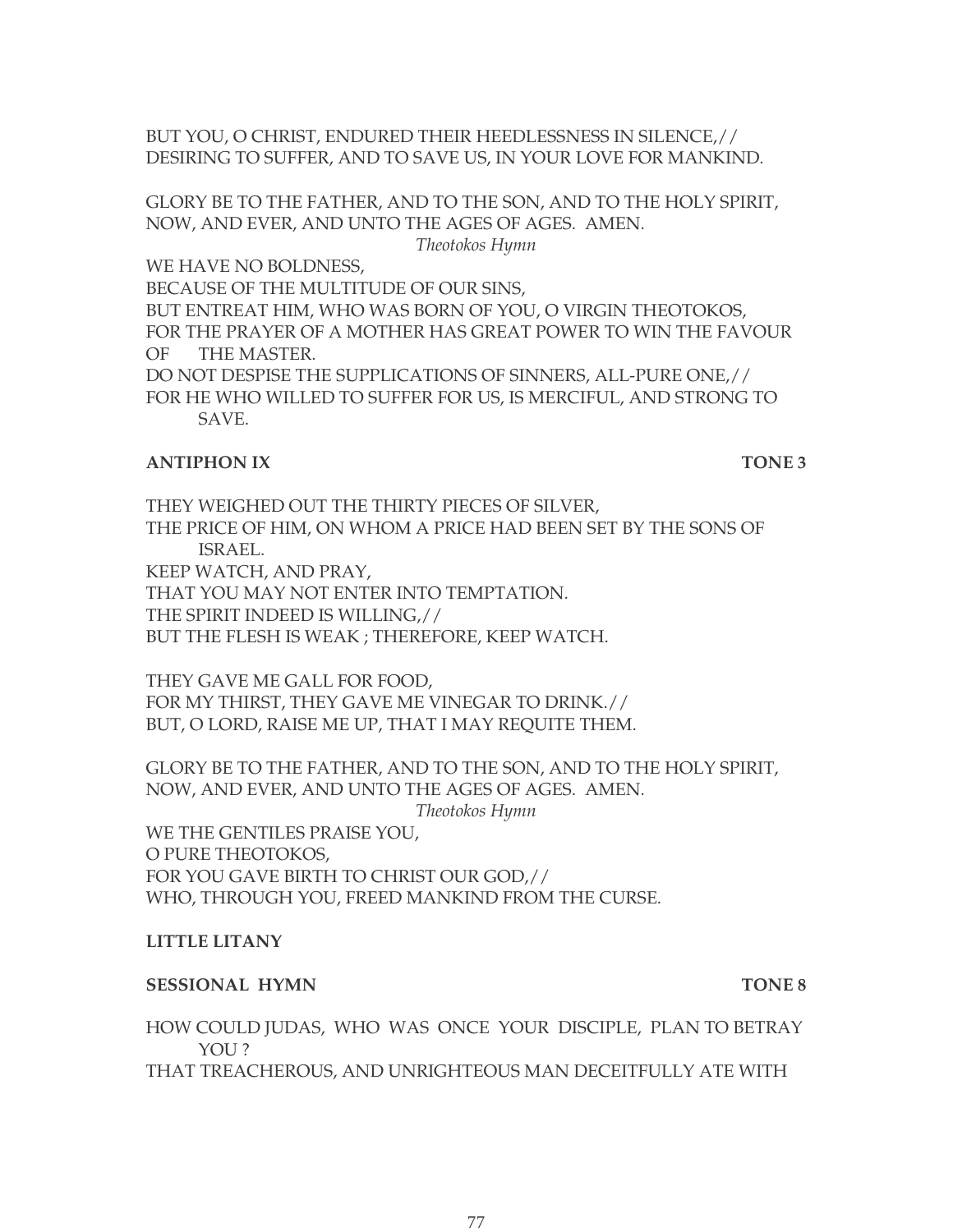BUT YOU, O CHRIST, ENDURED THEIR HEEDLESSNESS IN SILENCE,//
DESIRING TO SUFFER, AND TO SAVE US, IN YOUR LOVE FOR MANKIND.

GLORY BE TO THE FATHER, AND TO THE SON, AND TO THE HOLY SPIRIT,
NOW, AND EVER, AND UNTO THE AGES OF AGES. AMEN.

*Theotokos Hymn*

WE HAVE NO BOLDNESS,
BECAUSE OF THE MULTITUDE OF OUR SINS,
BUT ENTREAT HIM, WHO WAS BORN OF YOU, O VIRGIN THEOTOKOS,
FOR THE PRAYER OF A MOTHER HAS GREAT POWER TO WIN THE FAVOUR OF THE MASTER.
DO NOT DESPISE THE SUPPLICATIONS OF SINNERS, ALL-PURE ONE,//
FOR HE WHO WILLED TO SUFFER FOR US, IS MERCIFUL, AND STRONG TO SAVE.

**ANTIPHON IX** **TONE 3**

THEY WEIGHED OUT THE THIRTY PIECES OF SILVER,
THE PRICE OF HIM, ON WHOM A PRICE HAD BEEN SET BY THE SONS OF ISRAEL.
KEEP WATCH, AND PRAY,
THAT YOU MAY NOT ENTER INTO TEMPTATION.
THE SPIRIT INDEED IS WILLING,//
BUT THE FLESH IS WEAK ; THEREFORE, KEEP WATCH.

THEY GAVE ME GALL FOR FOOD,
FOR MY THIRST, THEY GAVE ME VINEGAR TO DRINK.//
BUT, O LORD, RAISE ME UP, THAT I MAY REQUITE THEM.

GLORY BE TO THE FATHER, AND TO THE SON, AND TO THE HOLY SPIRIT,
NOW, AND EVER, AND UNTO THE AGES OF AGES. AMEN.

*Theotokos Hymn*

WE THE GENTILES PRAISE YOU,
O PURE THEOTOKOS,
FOR YOU GAVE BIRTH TO CHRIST OUR GOD,//
WHO, THROUGH YOU, FREED MANKIND FROM THE CURSE.

**LITTLE LITANY**

**SESSIONAL HYMN** **TONE 8**

HOW COULD JUDAS, WHO WAS ONCE YOUR DISCIPLE, PLAN TO BETRAY YOU ?
THAT TREACHEROUS, AND UNRIGHTEOUS MAN DECEITFULLY ATE WITH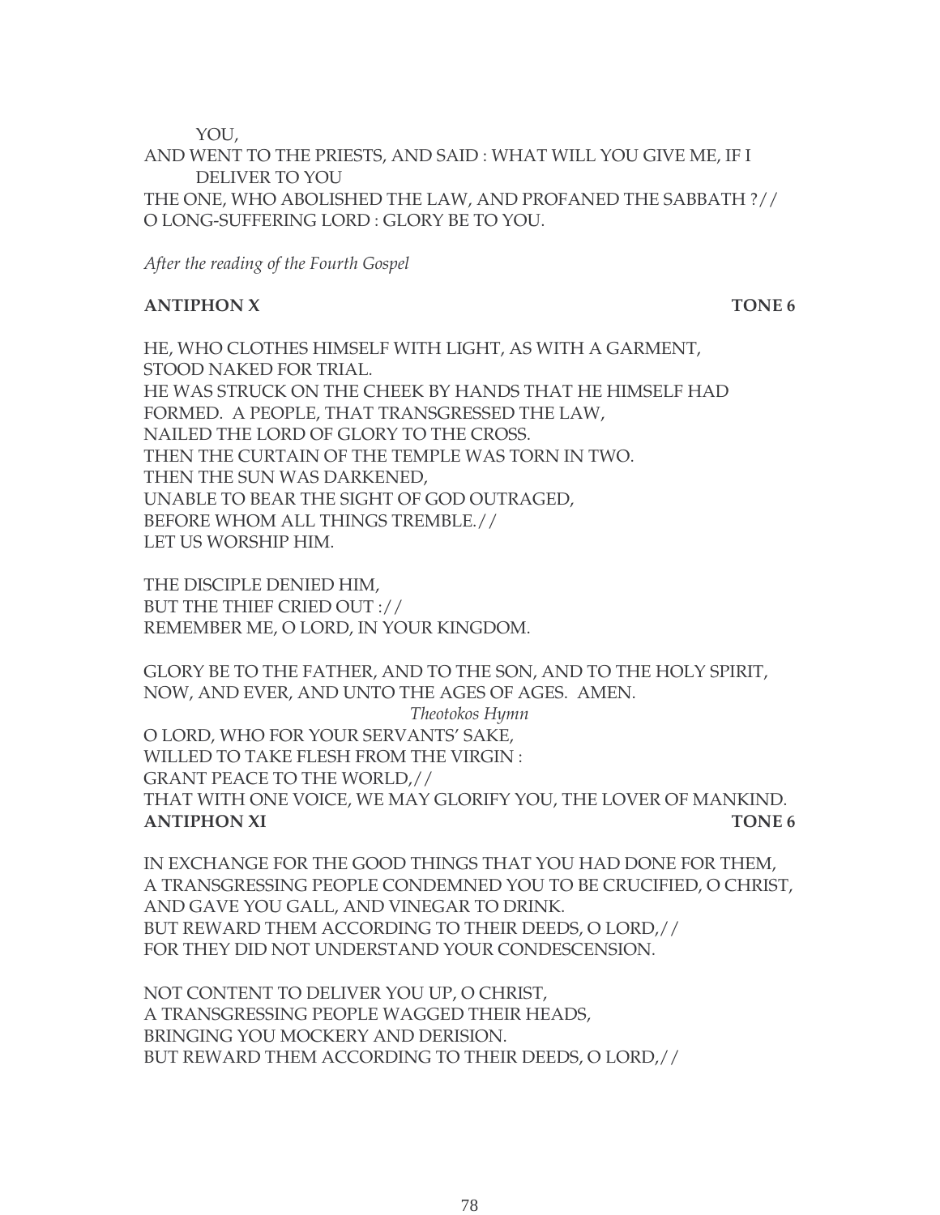YOU,
AND WENT TO THE PRIESTS, AND SAID : WHAT WILL YOU GIVE ME, IF I DELIVER TO YOU
THE ONE, WHO ABOLISHED THE LAW, AND PROFANED THE SABBATH ?//
O LONG-SUFFERING LORD : GLORY BE TO YOU.

*After the reading of the Fourth Gospel*

**ANTIPHON X** **TONE 6**

HE, WHO CLOTHES HIMSELF WITH LIGHT, AS WITH A GARMENT,
STOOD NAKED FOR TRIAL.
HE WAS STRUCK ON THE CHEEK BY HANDS THAT HE HIMSELF HAD FORMED. A PEOPLE, THAT TRANSGRESSED THE LAW,
NAILED THE LORD OF GLORY TO THE CROSS.
THEN THE CURTAIN OF THE TEMPLE WAS TORN IN TWO.
THEN THE SUN WAS DARKENED,
UNABLE TO BEAR THE SIGHT OF GOD OUTRAGED,
BEFORE WHOM ALL THINGS TREMBLE.//
LET US WORSHIP HIM.

THE DISCIPLE DENIED HIM,
BUT THE THIEF CRIED OUT ://
REMEMBER ME, O LORD, IN YOUR KINGDOM.

GLORY BE TO THE FATHER, AND TO THE SON, AND TO THE HOLY SPIRIT,
NOW, AND EVER, AND UNTO THE AGES OF AGES. AMEN.

*Theotokos Hymn*

O LORD, WHO FOR YOUR SERVANTS' SAKE,
WILLED TO TAKE FLESH FROM THE VIRGIN :
GRANT PEACE TO THE WORLD,//
THAT WITH ONE VOICE, WE MAY GLORIFY YOU, THE LOVER OF MANKIND.

**ANTIPHON XI** **TONE 6**

IN EXCHANGE FOR THE GOOD THINGS THAT YOU HAD DONE FOR THEM,
A TRANSGRESSING PEOPLE CONDEMNED YOU TO BE CRUCIFIED, O CHRIST,
AND GAVE YOU GALL, AND VINEGAR TO DRINK.
BUT REWARD THEM ACCORDING TO THEIR DEEDS, O LORD,//
FOR THEY DID NOT UNDERSTAND YOUR CONDESCENSION.

NOT CONTENT TO DELIVER YOU UP, O CHRIST,
A TRANSGRESSING PEOPLE WAGGED THEIR HEADS,
BRINGING YOU MOCKERY AND DERISION.
BUT REWARD THEM ACCORDING TO THEIR DEEDS, O LORD,//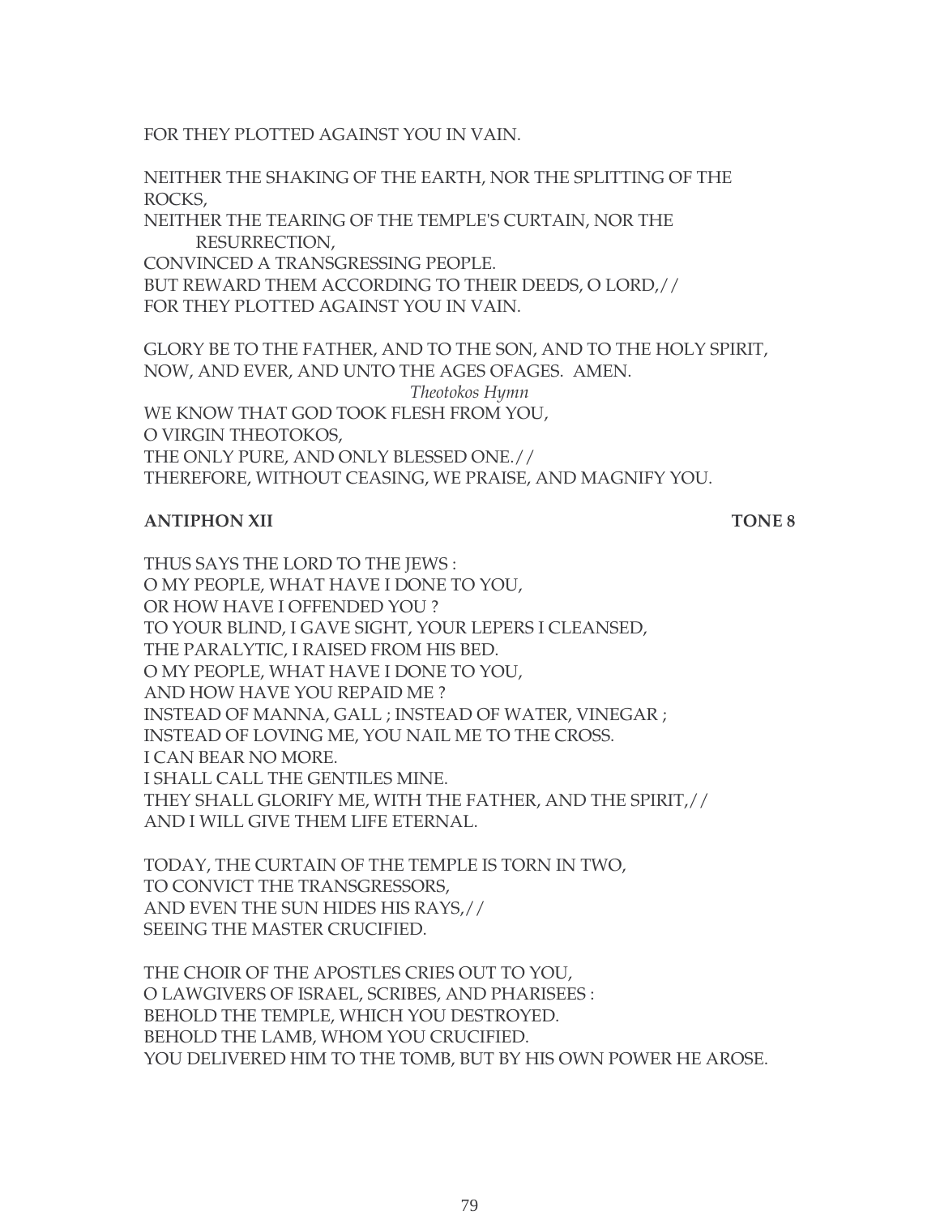FOR THEY PLOTTED AGAINST YOU IN VAIN.

NEITHER THE SHAKING OF THE EARTH, NOR THE SPLITTING OF THE ROCKS,
NEITHER THE TEARING OF THE TEMPLE'S CURTAIN, NOR THE RESURRECTION,
CONVINCED A TRANSGRESSING PEOPLE.
BUT REWARD THEM ACCORDING TO THEIR DEEDS, O LORD,//
FOR THEY PLOTTED AGAINST YOU IN VAIN.

GLORY BE TO THE FATHER, AND TO THE SON, AND TO THE HOLY SPIRIT,
NOW, AND EVER, AND UNTO THE AGES OFAGES. AMEN.

*Theotokos Hymn*

WE KNOW THAT GOD TOOK FLESH FROM YOU,
O VIRGIN THEOTOKOS,
THE ONLY PURE, AND ONLY BLESSED ONE.//
THEREFORE, WITHOUT CEASING, WE PRAISE, AND MAGNIFY YOU.

**ANTIPHON XII** **TONE 8**

THUS SAYS THE LORD TO THE JEWS :
O MY PEOPLE, WHAT HAVE I DONE TO YOU,
OR HOW HAVE I OFFENDED YOU ?
TO YOUR BLIND, I GAVE SIGHT, YOUR LEPERS I CLEANSED,
THE PARALYTIC, I RAISED FROM HIS BED.
O MY PEOPLE, WHAT HAVE I DONE TO YOU,
AND HOW HAVE YOU REPAID ME ?
INSTEAD OF MANNA, GALL ; INSTEAD OF WATER, VINEGAR ;
INSTEAD OF LOVING ME, YOU NAIL ME TO THE CROSS.
I CAN BEAR NO MORE.
I SHALL CALL THE GENTILES MINE.
THEY SHALL GLORIFY ME, WITH THE FATHER, AND THE SPIRIT,//
AND I WILL GIVE THEM LIFE ETERNAL.

TODAY, THE CURTAIN OF THE TEMPLE IS TORN IN TWO,
TO CONVICT THE TRANSGRESSORS,
AND EVEN THE SUN HIDES HIS RAYS,//
SEEING THE MASTER CRUCIFIED.

THE CHOIR OF THE APOSTLES CRIES OUT TO YOU,
O LAWGIVERS OF ISRAEL, SCRIBES, AND PHARISEES :
BEHOLD THE TEMPLE, WHICH YOU DESTROYED.
BEHOLD THE LAMB, WHOM YOU CRUCIFIED.
YOU DELIVERED HIM TO THE TOMB, BUT BY HIS OWN POWER HE AROSE.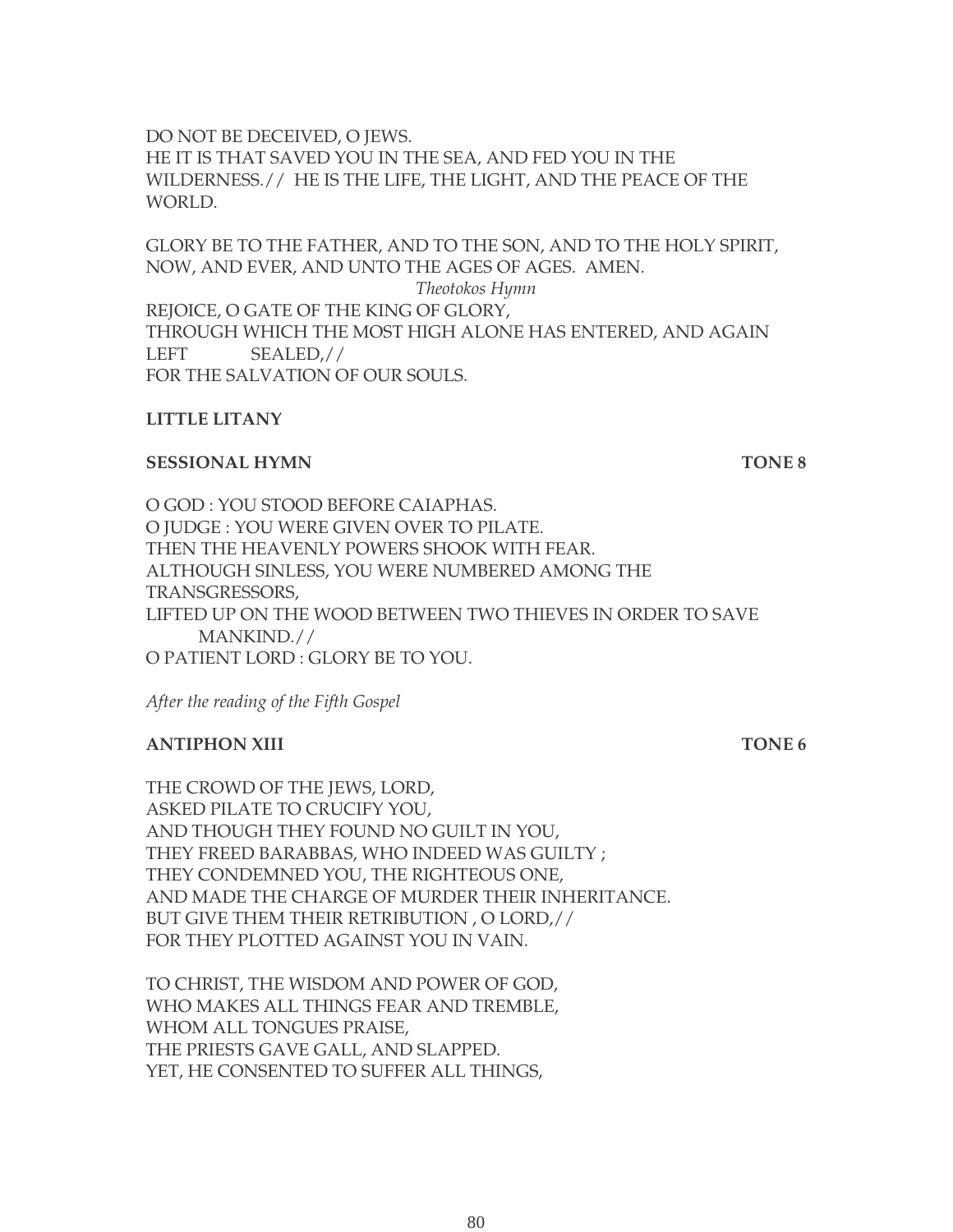DO NOT BE DECEIVED, O JEWS.
HE IT IS THAT SAVED YOU IN THE SEA, AND FED YOU IN THE WILDERNESS.// HE IS THE LIFE, THE LIGHT, AND THE PEACE OF THE WORLD.

GLORY BE TO THE FATHER, AND TO THE SON, AND TO THE HOLY SPIRIT, NOW, AND EVER, AND UNTO THE AGES OF AGES. AMEN.

*Theotokos Hymn*

REJOICE, O GATE OF THE KING OF GLORY,
THROUGH WHICH THE MOST HIGH ALONE HAS ENTERED, AND AGAIN LEFT SEALED,//
FOR THE SALVATION OF OUR SOULS.

**LITTLE LITANY**

**SESSIONAL HYMN** **TONE 8**

O GOD : YOU STOOD BEFORE CAIAPHAS.
O JUDGE : YOU WERE GIVEN OVER TO PILATE.
THEN THE HEAVENLY POWERS SHOOK WITH FEAR.
ALTHOUGH SINLESS, YOU WERE NUMBERED AMONG THE TRANSGRESSORS,
LIFTED UP ON THE WOOD BETWEEN TWO THIEVES IN ORDER TO SAVE MANKIND.//
O PATIENT LORD : GLORY BE TO YOU.

*After the reading of the Fifth Gospel*

**ANTIPHON XIII** **TONE 6**

THE CROWD OF THE JEWS, LORD,
ASKED PILATE TO CRUCIFY YOU,
AND THOUGH THEY FOUND NO GUILT IN YOU,
THEY FREED BARABBAS, WHO INDEED WAS GUILTY ;
THEY CONDEMNED YOU, THE RIGHTEOUS ONE,
AND MADE THE CHARGE OF MURDER THEIR INHERITANCE.
BUT GIVE THEM THEIR RETRIBUTION , O LORD,//
FOR THEY PLOTTED AGAINST YOU IN VAIN.

TO CHRIST, THE WISDOM AND POWER OF GOD,
WHO MAKES ALL THINGS FEAR AND TREMBLE,
WHOM ALL TONGUES PRAISE,
THE PRIESTS GAVE GALL, AND SLAPPED.
YET, HE CONSENTED TO SUFFER ALL THINGS,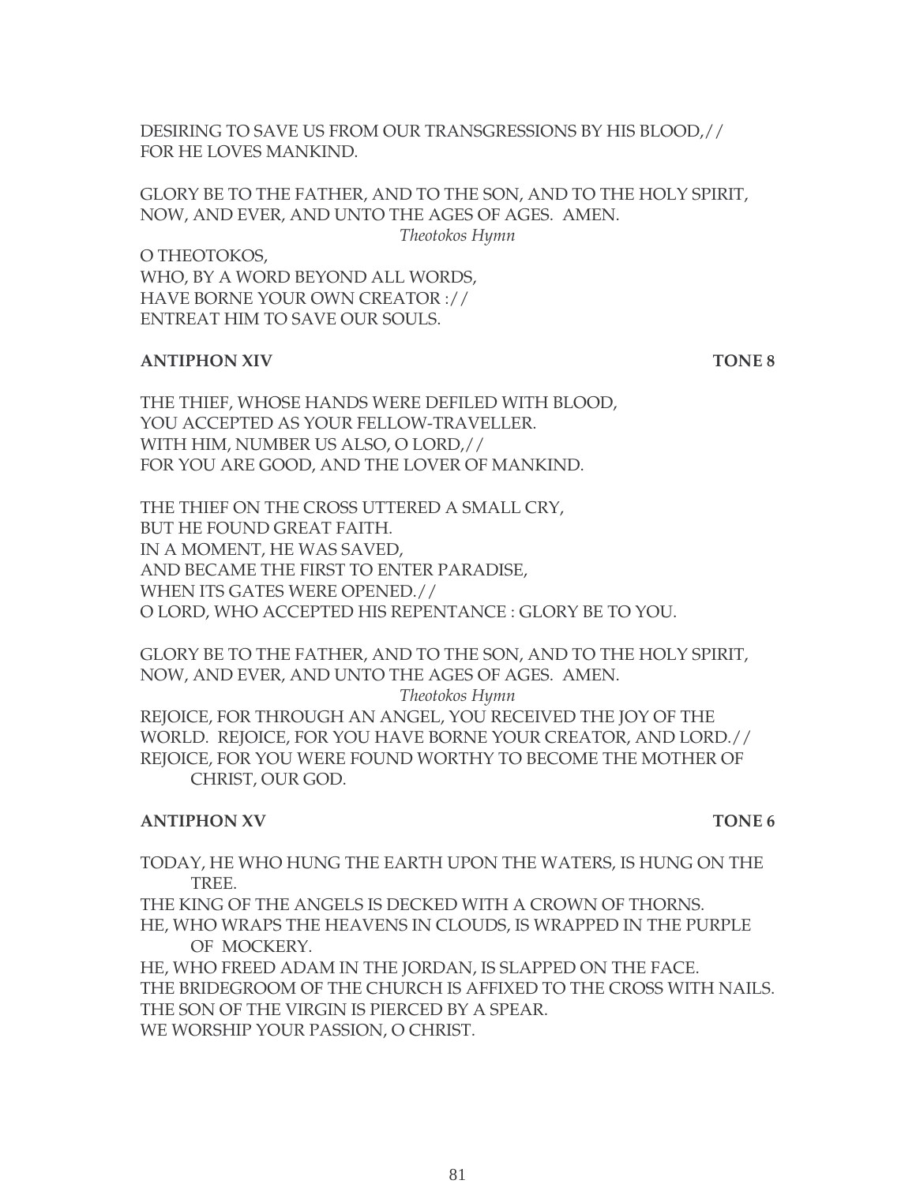DESIRING TO SAVE US FROM OUR TRANSGRESSIONS BY HIS BLOOD,//
FOR HE LOVES MANKIND.

GLORY BE TO THE FATHER, AND TO THE SON, AND TO THE HOLY SPIRIT,
NOW, AND EVER, AND UNTO THE AGES OF AGES. AMEN.

*Theotokos Hymn*

O THEOTOKOS,
WHO, BY A WORD BEYOND ALL WORDS,
HAVE BORNE YOUR OWN CREATOR ://
ENTREAT HIM TO SAVE OUR SOULS.

**ANTIPHON XIV** **TONE 8**

THE THIEF, WHOSE HANDS WERE DEFILED WITH BLOOD,
YOU ACCEPTED AS YOUR FELLOW-TRAVELLER.
WITH HIM, NUMBER US ALSO, O LORD,//
FOR YOU ARE GOOD, AND THE LOVER OF MANKIND.

THE THIEF ON THE CROSS UTTERED A SMALL CRY,
BUT HE FOUND GREAT FAITH.
IN A MOMENT, HE WAS SAVED,
AND BECAME THE FIRST TO ENTER PARADISE,
WHEN ITS GATES WERE OPENED.//
O LORD, WHO ACCEPTED HIS REPENTANCE : GLORY BE TO YOU.

GLORY BE TO THE FATHER, AND TO THE SON, AND TO THE HOLY SPIRIT,
NOW, AND EVER, AND UNTO THE AGES OF AGES. AMEN.

*Theotokos Hymn*

REJOICE, FOR THROUGH AN ANGEL, YOU RECEIVED THE JOY OF THE WORLD. REJOICE, FOR YOU HAVE BORNE YOUR CREATOR, AND LORD.//
REJOICE, FOR YOU WERE FOUND WORTHY TO BECOME THE MOTHER OF CHRIST, OUR GOD.

**ANTIPHON XV** **TONE 6**

TODAY, HE WHO HUNG THE EARTH UPON THE WATERS, IS HUNG ON THE TREE.
THE KING OF THE ANGELS IS DECKED WITH A CROWN OF THORNS.
HE, WHO WRAPS THE HEAVENS IN CLOUDS, IS WRAPPED IN THE PURPLE OF MOCKERY.
HE, WHO FREED ADAM IN THE JORDAN, IS SLAPPED ON THE FACE.
THE BRIDEGROOM OF THE CHURCH IS AFFIXED TO THE CROSS WITH NAILS.
THE SON OF THE VIRGIN IS PIERCED BY A SPEAR.
WE WORSHIP YOUR PASSION, O CHRIST.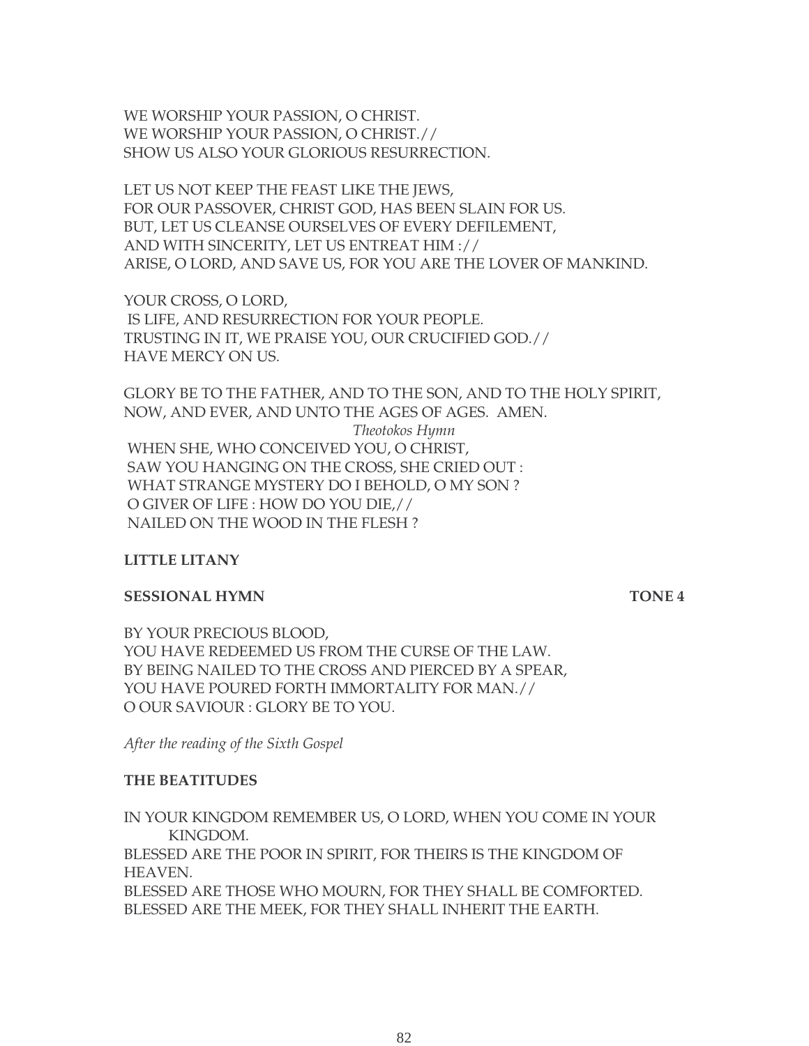WE WORSHIP YOUR PASSION, O CHRIST.
WE WORSHIP YOUR PASSION, O CHRIST.//
SHOW US ALSO YOUR GLORIOUS RESURRECTION.

LET US NOT KEEP THE FEAST LIKE THE JEWS,
FOR OUR PASSOVER, CHRIST GOD, HAS BEEN SLAIN FOR US.
BUT, LET US CLEANSE OURSELVES OF EVERY DEFILEMENT,
AND WITH SINCERITY, LET US ENTREAT HIM ://
ARISE, O LORD, AND SAVE US, FOR YOU ARE THE LOVER OF MANKIND.

YOUR CROSS, O LORD,
IS LIFE, AND RESURRECTION FOR YOUR PEOPLE.
TRUSTING IN IT, WE PRAISE YOU, OUR CRUCIFIED GOD.//
HAVE MERCY ON US.

GLORY BE TO THE FATHER, AND TO THE SON, AND TO THE HOLY SPIRIT,
NOW, AND EVER, AND UNTO THE AGES OF AGES. AMEN.

*Theotokos Hymn*

WHEN SHE, WHO CONCEIVED YOU, O CHRIST,
SAW YOU HANGING ON THE CROSS, SHE CRIED OUT :
WHAT STRANGE MYSTERY DO I BEHOLD, O MY SON ?
O GIVER OF LIFE : HOW DO YOU DIE,//
NAILED ON THE WOOD IN THE FLESH ?

**LITTLE LITANY**

**SESSIONAL HYMN** **TONE 4**

BY YOUR PRECIOUS BLOOD,
YOU HAVE REDEEMED US FROM THE CURSE OF THE LAW.
BY BEING NAILED TO THE CROSS AND PIERCED BY A SPEAR,
YOU HAVE POURED FORTH IMMORTALITY FOR MAN.//
O OUR SAVIOUR : GLORY BE TO YOU.

*After the reading of the Sixth Gospel*

**THE BEATITUDES**

IN YOUR KINGDOM REMEMBER US, O LORD, WHEN YOU COME IN YOUR KINGDOM.
BLESSED ARE THE POOR IN SPIRIT, FOR THEIRS IS THE KINGDOM OF HEAVEN.
BLESSED ARE THOSE WHO MOURN, FOR THEY SHALL BE COMFORTED.
BLESSED ARE THE MEEK, FOR THEY SHALL INHERIT THE EARTH.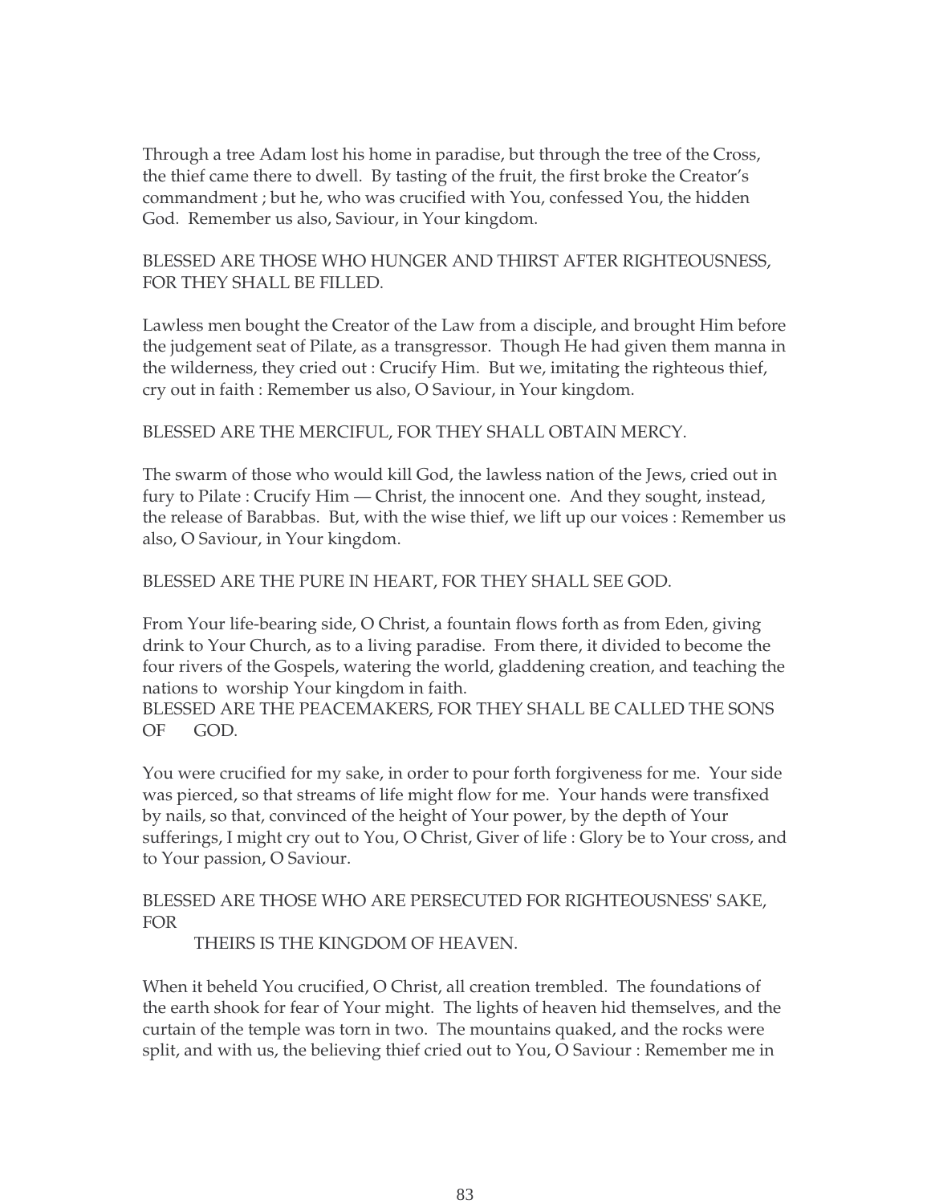Through a tree Adam lost his home in paradise, but through the tree of the Cross, the thief came there to dwell. By tasting of the fruit, the first broke the Creator's commandment ; but he, who was crucified with You, confessed You, the hidden God. Remember us also, Saviour, in Your kingdom.

BLESSED ARE THOSE WHO HUNGER AND THIRST AFTER RIGHTEOUSNESS, FOR THEY SHALL BE FILLED.

Lawless men bought the Creator of the Law from a disciple, and brought Him before the judgement seat of Pilate, as a transgressor. Though He had given them manna in the wilderness, they cried out : Crucify Him. But we, imitating the righteous thief, cry out in faith : Remember us also, O Saviour, in Your kingdom.

BLESSED ARE THE MERCIFUL, FOR THEY SHALL OBTAIN MERCY.

The swarm of those who would kill God, the lawless nation of the Jews, cried out in fury to Pilate : Crucify Him — Christ, the innocent one. And they sought, instead, the release of Barabbas. But, with the wise thief, we lift up our voices : Remember us also, O Saviour, in Your kingdom.

BLESSED ARE THE PURE IN HEART, FOR THEY SHALL SEE GOD.

From Your life-bearing side, O Christ, a fountain flows forth as from Eden, giving drink to Your Church, as to a living paradise. From there, it divided to become the four rivers of the Gospels, watering the world, gladdening creation, and teaching the nations to worship Your kingdom in faith.

BLESSED ARE THE PEACEMAKERS, FOR THEY SHALL BE CALLED THE SONS OF GOD.

You were crucified for my sake, in order to pour forth forgiveness for me. Your side was pierced, so that streams of life might flow for me. Your hands were transfixed by nails, so that, convinced of the height of Your power, by the depth of Your sufferings, I might cry out to You, O Christ, Giver of life : Glory be to Your cross, and to Your passion, O Saviour.

BLESSED ARE THOSE WHO ARE PERSECUTED FOR RIGHTEOUSNESS' SAKE, FOR THEIRS IS THE KINGDOM OF HEAVEN.

When it beheld You crucified, O Christ, all creation trembled. The foundations of the earth shook for fear of Your might. The lights of heaven hid themselves, and the curtain of the temple was torn in two. The mountains quaked, and the rocks were split, and with us, the believing thief cried out to You, O Saviour : Remember me in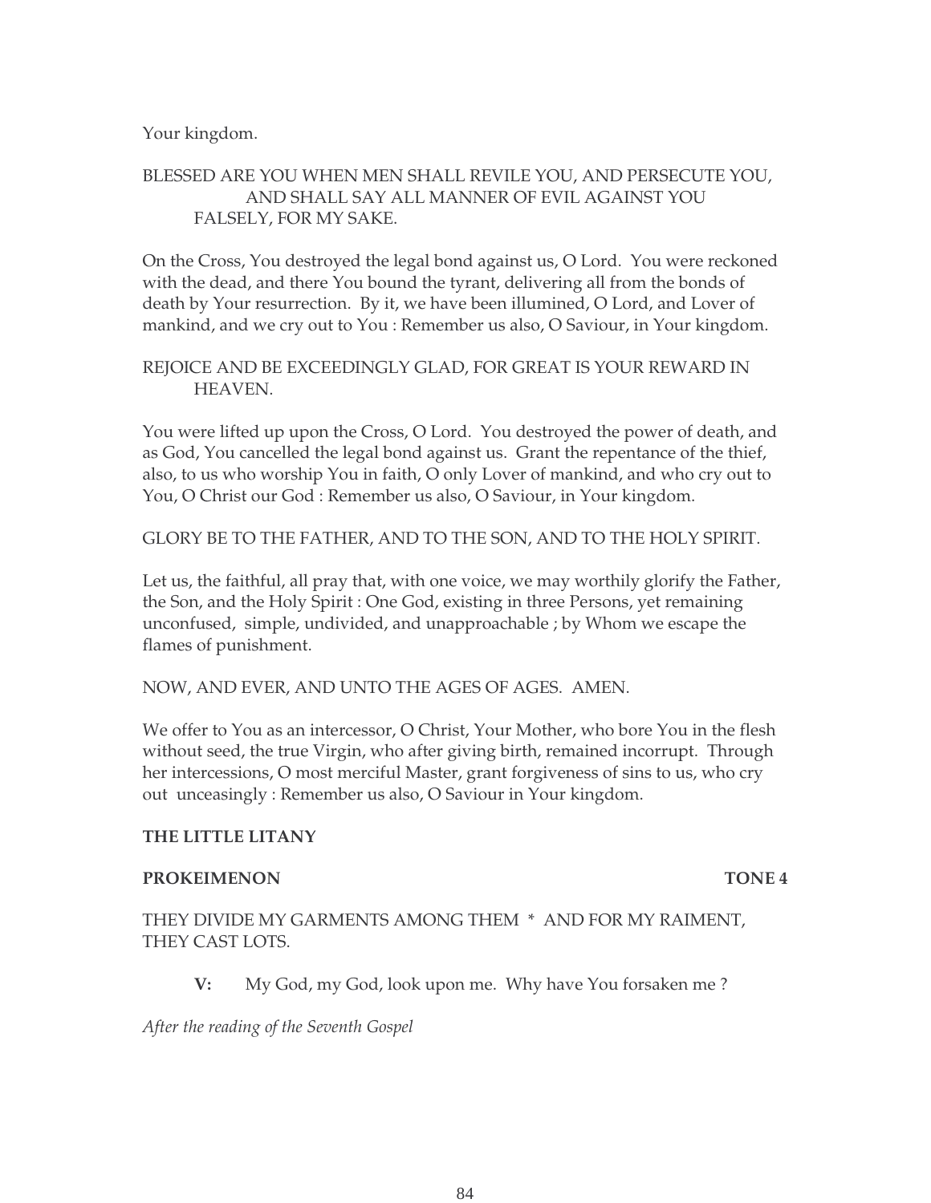Your kingdom.

BLESSED ARE YOU WHEN MEN SHALL REVILE YOU, AND PERSECUTE YOU, AND SHALL SAY ALL MANNER OF EVIL AGAINST YOU FALSELY, FOR MY SAKE.

On the Cross, You destroyed the legal bond against us, O Lord. You were reckoned with the dead, and there You bound the tyrant, delivering all from the bonds of death by Your resurrection. By it, we have been illumined, O Lord, and Lover of mankind, and we cry out to You : Remember us also, O Saviour, in Your kingdom.

REJOICE AND BE EXCEEDINGLY GLAD, FOR GREAT IS YOUR REWARD IN HEAVEN.

You were lifted up upon the Cross, O Lord. You destroyed the power of death, and as God, You cancelled the legal bond against us. Grant the repentance of the thief, also, to us who worship You in faith, O only Lover of mankind, and who cry out to You, O Christ our God : Remember us also, O Saviour, in Your kingdom.

GLORY BE TO THE FATHER, AND TO THE SON, AND TO THE HOLY SPIRIT.

Let us, the faithful, all pray that, with one voice, we may worthily glorify the Father, the Son, and the Holy Spirit : One God, existing in three Persons, yet remaining unconfused, simple, undivided, and unapproachable ; by Whom we escape the flames of punishment.

NOW, AND EVER, AND UNTO THE AGES OF AGES. AMEN.

We offer to You as an intercessor, O Christ, Your Mother, who bore You in the flesh without seed, the true Virgin, who after giving birth, remained incorrupt. Through her intercessions, O most merciful Master, grant forgiveness of sins to us, who cry out unceasingly : Remember us also, O Saviour in Your kingdom.

**THE LITTLE LITANY**

**PROKEIMENON** **TONE 4**

THEY DIVIDE MY GARMENTS AMONG THEM * AND FOR MY RAIMENT, THEY CAST LOTS.

**V:** My God, my God, look upon me. Why have You forsaken me ?

*After the reading of the Seventh Gospel*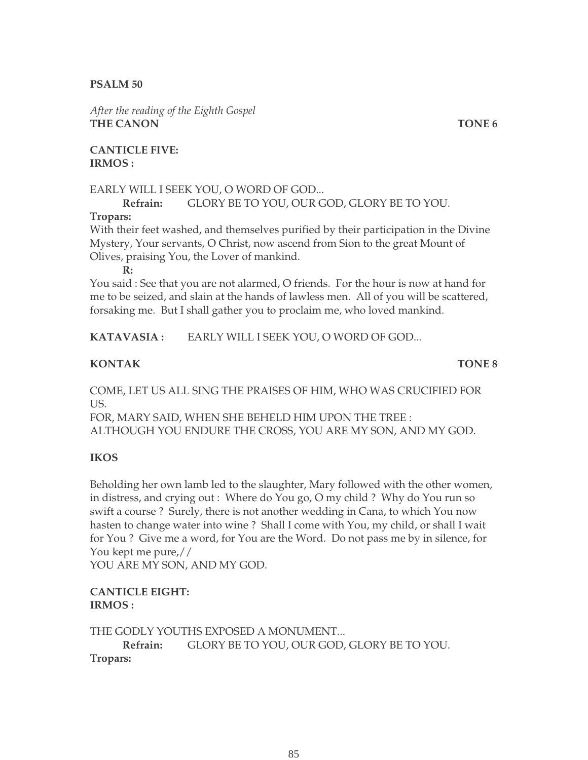**PSALM 50**

*After the reading of the Eighth Gospel*

**THE CANON** **TONE 6**

**CANTICLE FIVE:**
**IRMOS :**

EARLY WILL I SEEK YOU, O WORD OF GOD...

**Refrain:** GLORY BE TO YOU, OUR GOD, GLORY BE TO YOU.

**Tropars:**

With their feet washed, and themselves purified by their participation in the Divine Mystery, Your servants, O Christ, now ascend from Sion to the great Mount of Olives, praising You, the Lover of mankind.

**R:**

You said : See that you are not alarmed, O friends. For the hour is now at hand for me to be seized, and slain at the hands of lawless men. All of you will be scattered, forsaking me. But I shall gather you to proclaim me, who loved mankind.

**KATAVASIA :** EARLY WILL I SEEK YOU, O WORD OF GOD...

**KONTAK** **TONE 8**

COME, LET US ALL SING THE PRAISES OF HIM, WHO WAS CRUCIFIED FOR US.
FOR, MARY SAID, WHEN SHE BEHELD HIM UPON THE TREE :
ALTHOUGH YOU ENDURE THE CROSS, YOU ARE MY SON, AND MY GOD.

**IKOS**

Beholding her own lamb led to the slaughter, Mary followed with the other women, in distress, and crying out : Where do You go, O my child ? Why do You run so swift a course ? Surely, there is not another wedding in Cana, to which You now hasten to change water into wine ? Shall I come with You, my child, or shall I wait for You ? Give me a word, for You are the Word. Do not pass me by in silence, for You kept me pure,//
YOU ARE MY SON, AND MY GOD.

**CANTICLE EIGHT:**
**IRMOS :**

THE GODLY YOUTHS EXPOSED A MONUMENT...

**Refrain:** GLORY BE TO YOU, OUR GOD, GLORY BE TO YOU.

**Tropars:**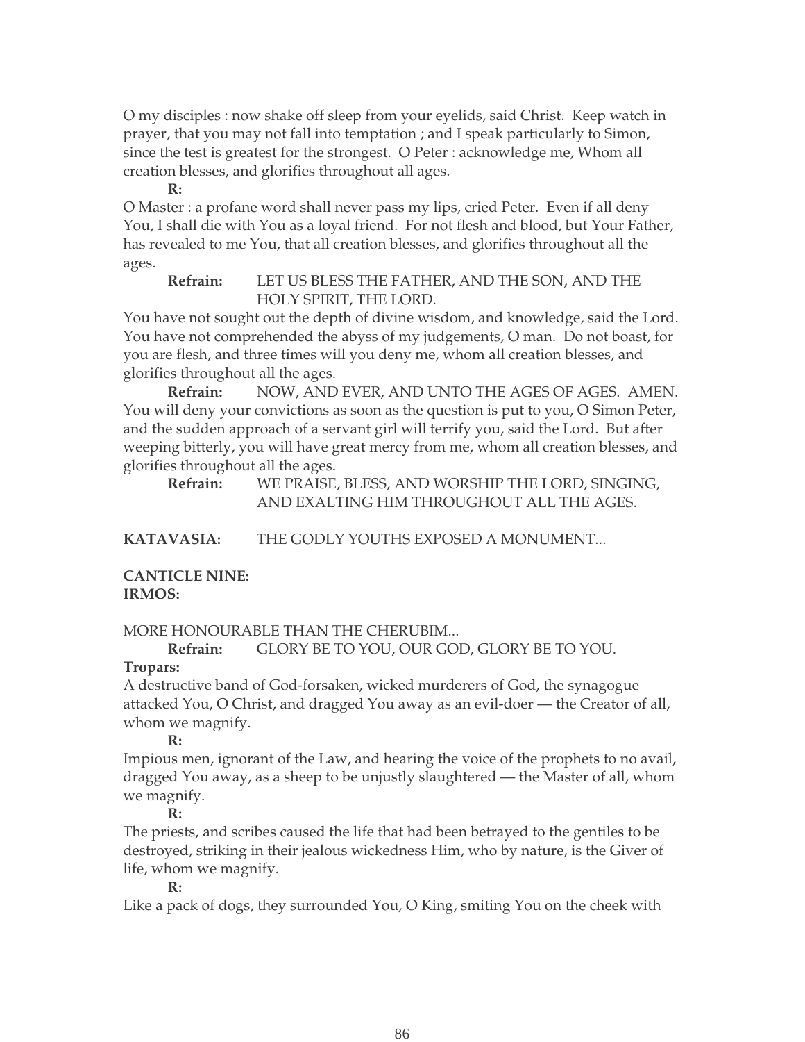O my disciples : now shake off sleep from your eyelids, said Christ. Keep watch in prayer, that you may not fall into temptation ; and I speak particularly to Simon, since the test is greatest for the strongest. O Peter : acknowledge me, Whom all creation blesses, and glorifies throughout all ages.

**R:**

O Master : a profane word shall never pass my lips, cried Peter. Even if all deny You, I shall die with You as a loyal friend. For not flesh and blood, but Your Father, has revealed to me You, that all creation blesses, and glorifies throughout all the ages.

**Refrain:** LET US BLESS THE FATHER, AND THE SON, AND THE HOLY SPIRIT, THE LORD.

You have not sought out the depth of divine wisdom, and knowledge, said the Lord. You have not comprehended the abyss of my judgements, O man. Do not boast, for you are flesh, and three times will you deny me, whom all creation blesses, and glorifies throughout all the ages.

**Refrain:** NOW, AND EVER, AND UNTO THE AGES OF AGES. AMEN.

You will deny your convictions as soon as the question is put to you, O Simon Peter, and the sudden approach of a servant girl will terrify you, said the Lord. But after weeping bitterly, you will have great mercy from me, whom all creation blesses, and glorifies throughout all the ages.

**Refrain:** WE PRAISE, BLESS, AND WORSHIP THE LORD, SINGING, AND EXALTING HIM THROUGHOUT ALL THE AGES.

**KATAVASIA:** THE GODLY YOUTHS EXPOSED A MONUMENT...

**CANTICLE NINE:**
**IRMOS:**

MORE HONOURABLE THAN THE CHERUBIM...

**Refrain:** GLORY BE TO YOU, OUR GOD, GLORY BE TO YOU.

**Tropars:**

A destructive band of God-forsaken, wicked murderers of God, the synagogue attacked You, O Christ, and dragged You away as an evil-doer — the Creator of all, whom we magnify.

**R:**

Impious men, ignorant of the Law, and hearing the voice of the prophets to no avail, dragged You away, as a sheep to be unjustly slaughtered — the Master of all, whom we magnify.

**R:**

The priests, and scribes caused the life that had been betrayed to the gentiles to be destroyed, striking in their jealous wickedness Him, who by nature, is the Giver of life, whom we magnify.

**R:**

Like a pack of dogs, they surrounded You, O King, smiting You on the cheek with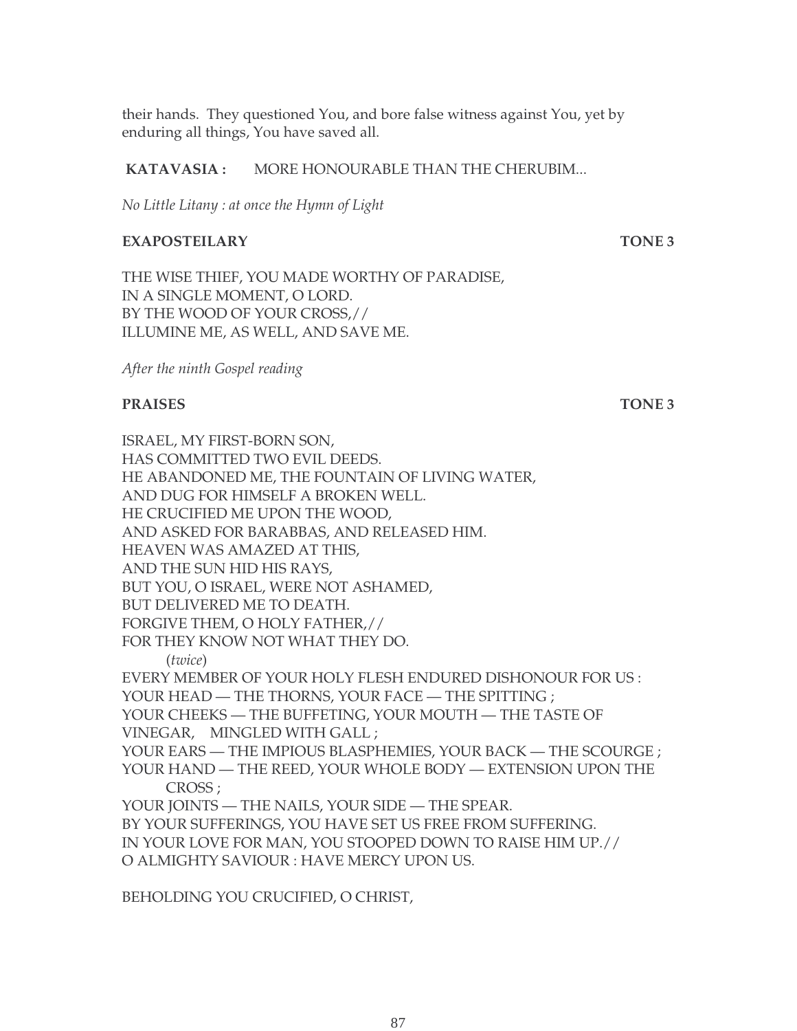their hands. They questioned You, and bore false witness against You, yet by enduring all things, You have saved all.

**KATAVASIA :** MORE HONOURABLE THAN THE CHERUBIM...

*No Little Litany : at once the Hymn of Light*

**EXAPOSTEILARY** **TONE 3**

THE WISE THIEF, YOU MADE WORTHY OF PARADISE,
IN A SINGLE MOMENT, O LORD.
BY THE WOOD OF YOUR CROSS,//
ILLUMINE ME, AS WELL, AND SAVE ME.

*After the ninth Gospel reading*

**PRAISES** **TONE 3**

ISRAEL, MY FIRST-BORN SON,
HAS COMMITTED TWO EVIL DEEDS.
HE ABANDONED ME, THE FOUNTAIN OF LIVING WATER,
AND DUG FOR HIMSELF A BROKEN WELL.
HE CRUCIFIED ME UPON THE WOOD,
AND ASKED FOR BARABBAS, AND RELEASED HIM.
HEAVEN WAS AMAZED AT THIS,
AND THE SUN HID HIS RAYS,
BUT YOU, O ISRAEL, WERE NOT ASHAMED,
BUT DELIVERED ME TO DEATH.
FORGIVE THEM, O HOLY FATHER,//
FOR THEY KNOW NOT WHAT THEY DO.
(*twice*)

EVERY MEMBER OF YOUR HOLY FLESH ENDURED DISHONOUR FOR US :
YOUR HEAD — THE THORNS, YOUR FACE — THE SPITTING ;
YOUR CHEEKS — THE BUFFETING, YOUR MOUTH — THE TASTE OF VINEGAR, MINGLED WITH GALL ;
YOUR EARS — THE IMPIOUS BLASPHEMIES, YOUR BACK — THE SCOURGE ;
YOUR HAND — THE REED, YOUR WHOLE BODY — EXTENSION UPON THE CROSS ;
YOUR JOINTS — THE NAILS, YOUR SIDE — THE SPEAR.
BY YOUR SUFFERINGS, YOU HAVE SET US FREE FROM SUFFERING.
IN YOUR LOVE FOR MAN, YOU STOOPED DOWN TO RAISE HIM UP.//
O ALMIGHTY SAVIOUR : HAVE MERCY UPON US.

BEHOLDING YOU CRUCIFIED, O CHRIST,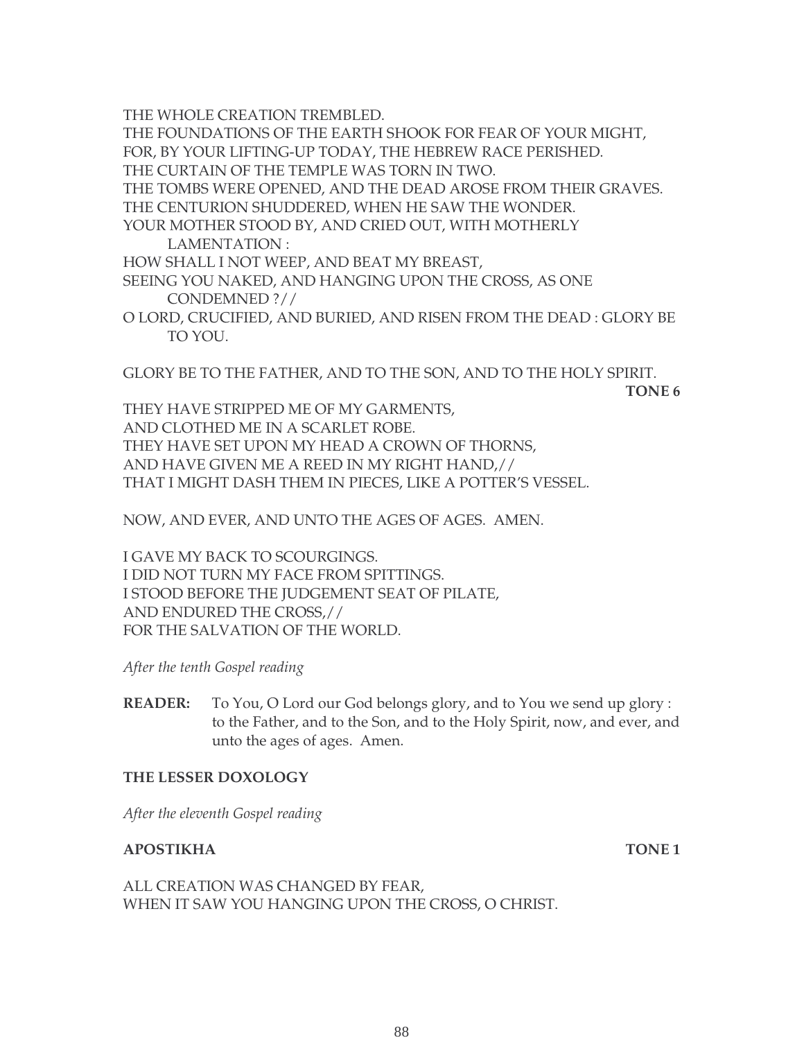THE WHOLE CREATION TREMBLED.
THE FOUNDATIONS OF THE EARTH SHOOK FOR FEAR OF YOUR MIGHT,
FOR, BY YOUR LIFTING-UP TODAY, THE HEBREW RACE PERISHED.
THE CURTAIN OF THE TEMPLE WAS TORN IN TWO.
THE TOMBS WERE OPENED, AND THE DEAD AROSE FROM THEIR GRAVES.
THE CENTURION SHUDDERED, WHEN HE SAW THE WONDER.
YOUR MOTHER STOOD BY, AND CRIED OUT, WITH MOTHERLY LAMENTATION :
HOW SHALL I NOT WEEP, AND BEAT MY BREAST,
SEEING YOU NAKED, AND HANGING UPON THE CROSS, AS ONE CONDEMNED ?//
O LORD, CRUCIFIED, AND BURIED, AND RISEN FROM THE DEAD : GLORY BE TO YOU.

GLORY BE TO THE FATHER, AND TO THE SON, AND TO THE HOLY SPIRIT.

**TONE 6**

THEY HAVE STRIPPED ME OF MY GARMENTS,
AND CLOTHED ME IN A SCARLET ROBE.
THEY HAVE SET UPON MY HEAD A CROWN OF THORNS,
AND HAVE GIVEN ME A REED IN MY RIGHT HAND,//
THAT I MIGHT DASH THEM IN PIECES, LIKE A POTTER'S VESSEL.

NOW, AND EVER, AND UNTO THE AGES OF AGES. AMEN.

I GAVE MY BACK TO SCOURGINGS.
I DID NOT TURN MY FACE FROM SPITTINGS.
I STOOD BEFORE THE JUDGEMENT SEAT OF PILATE,
AND ENDURED THE CROSS,//
FOR THE SALVATION OF THE WORLD.

*After the tenth Gospel reading*

**READER:** To You, O Lord our God belongs glory, and to You we send up glory : to the Father, and to the Son, and to the Holy Spirit, now, and ever, and unto the ages of ages. Amen.

**THE LESSER DOXOLOGY**

*After the eleventh Gospel reading*

**APOSTIKHA** **TONE 1**

ALL CREATION WAS CHANGED BY FEAR,
WHEN IT SAW YOU HANGING UPON THE CROSS, O CHRIST.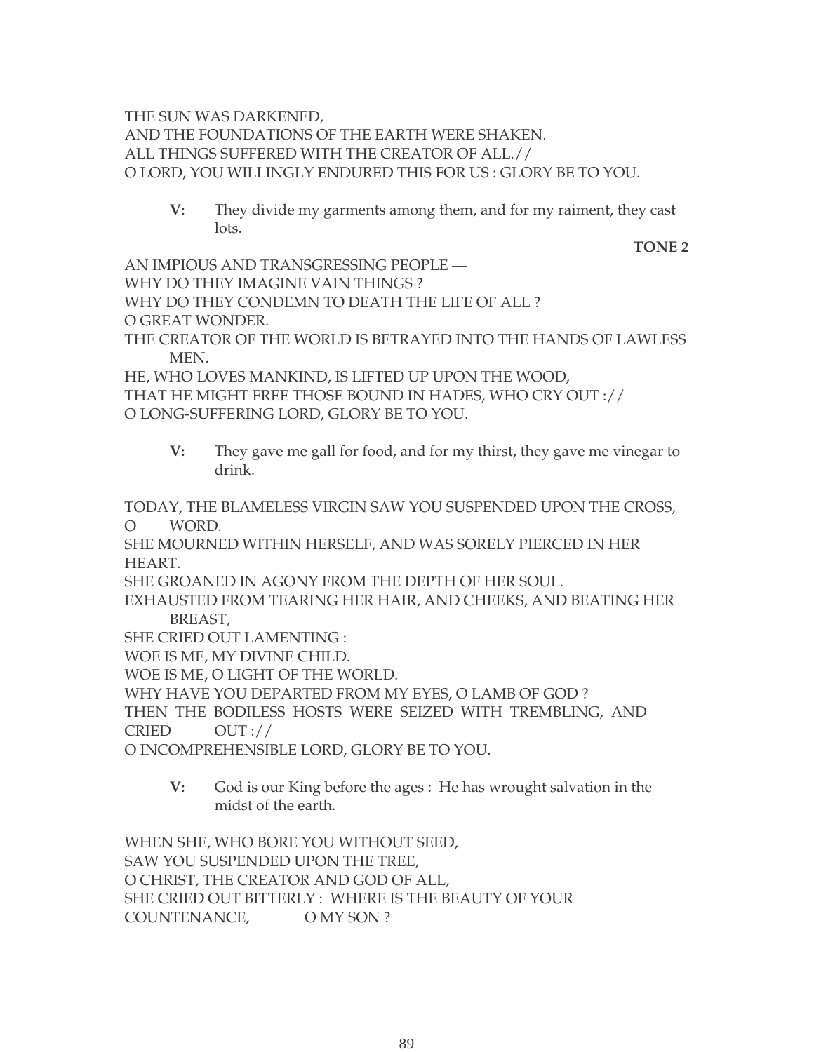THE SUN WAS DARKENED,
AND THE FOUNDATIONS OF THE EARTH WERE SHAKEN.
ALL THINGS SUFFERED WITH THE CREATOR OF ALL.//
O LORD, YOU WILLINGLY ENDURED THIS FOR US : GLORY BE TO YOU.

> **V:** They divide my garments among them, and for my raiment, they cast lots.

**TONE 2**

AN IMPIOUS AND TRANSGRESSING PEOPLE —
WHY DO THEY IMAGINE VAIN THINGS ?
WHY DO THEY CONDEMN TO DEATH THE LIFE OF ALL ?
O GREAT WONDER.
THE CREATOR OF THE WORLD IS BETRAYED INTO THE HANDS OF LAWLESS MEN.
HE, WHO LOVES MANKIND, IS LIFTED UP UPON THE WOOD,
THAT HE MIGHT FREE THOSE BOUND IN HADES, WHO CRY OUT ://
O LONG-SUFFERING LORD, GLORY BE TO YOU.

> **V:** They gave me gall for food, and for my thirst, they gave me vinegar to drink.

TODAY, THE BLAMELESS VIRGIN SAW YOU SUSPENDED UPON THE CROSS, O WORD.
SHE MOURNED WITHIN HERSELF, AND WAS SORELY PIERCED IN HER HEART.
SHE GROANED IN AGONY FROM THE DEPTH OF HER SOUL.
EXHAUSTED FROM TEARING HER HAIR, AND CHEEKS, AND BEATING HER BREAST,
SHE CRIED OUT LAMENTING :
WOE IS ME, MY DIVINE CHILD.
WOE IS ME, O LIGHT OF THE WORLD.
WHY HAVE YOU DEPARTED FROM MY EYES, O LAMB OF GOD ?
THEN THE BODILESS HOSTS WERE SEIZED WITH TREMBLING, AND CRIED OUT ://
O INCOMPREHENSIBLE LORD, GLORY BE TO YOU.

> **V:** God is our King before the ages : He has wrought salvation in the midst of the earth.

WHEN SHE, WHO BORE YOU WITHOUT SEED,
SAW YOU SUSPENDED UPON THE TREE,
O CHRIST, THE CREATOR AND GOD OF ALL,
SHE CRIED OUT BITTERLY : WHERE IS THE BEAUTY OF YOUR COUNTENANCE, O MY SON ?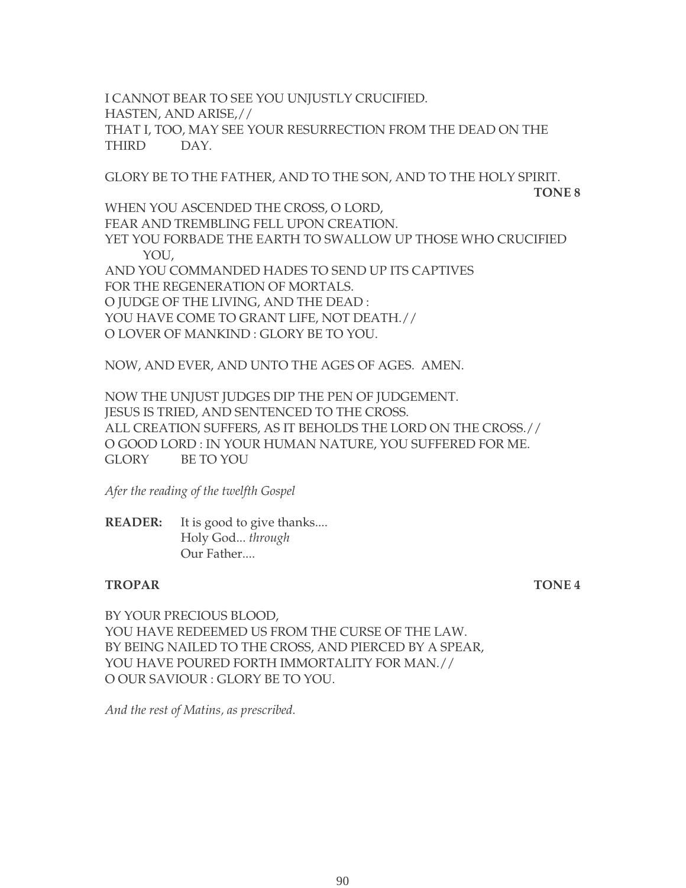I CANNOT BEAR TO SEE YOU UNJUSTLY CRUCIFIED.
HASTEN, AND ARISE,//
THAT I, TOO, MAY SEE YOUR RESURRECTION FROM THE DEAD ON THE THIRD DAY.

GLORY BE TO THE FATHER, AND TO THE SON, AND TO THE HOLY SPIRIT.

**TONE 8**

WHEN YOU ASCENDED THE CROSS, O LORD,
FEAR AND TREMBLING FELL UPON CREATION.
YET YOU FORBADE THE EARTH TO SWALLOW UP THOSE WHO CRUCIFIED YOU,
AND YOU COMMANDED HADES TO SEND UP ITS CAPTIVES
FOR THE REGENERATION OF MORTALS.
O JUDGE OF THE LIVING, AND THE DEAD :
YOU HAVE COME TO GRANT LIFE, NOT DEATH.//
O LOVER OF MANKIND : GLORY BE TO YOU.

NOW, AND EVER, AND UNTO THE AGES OF AGES. AMEN.

NOW THE UNJUST JUDGES DIP THE PEN OF JUDGEMENT.
JESUS IS TRIED, AND SENTENCED TO THE CROSS.
ALL CREATION SUFFERS, AS IT BEHOLDS THE LORD ON THE CROSS.//
O GOOD LORD : IN YOUR HUMAN NATURE, YOU SUFFERED FOR ME.
GLORY BE TO YOU

*Afer the reading of the twelfth Gospel*

**READER:** It is good to give thanks....
Holy God... *through*
Our Father....

**TROPAR** **TONE 4**

BY YOUR PRECIOUS BLOOD,
YOU HAVE REDEEMED US FROM THE CURSE OF THE LAW.
BY BEING NAILED TO THE CROSS, AND PIERCED BY A SPEAR,
YOU HAVE POURED FORTH IMMORTALITY FOR MAN.//
O OUR SAVIOUR : GLORY BE TO YOU.

*And the rest of Matins, as prescribed.*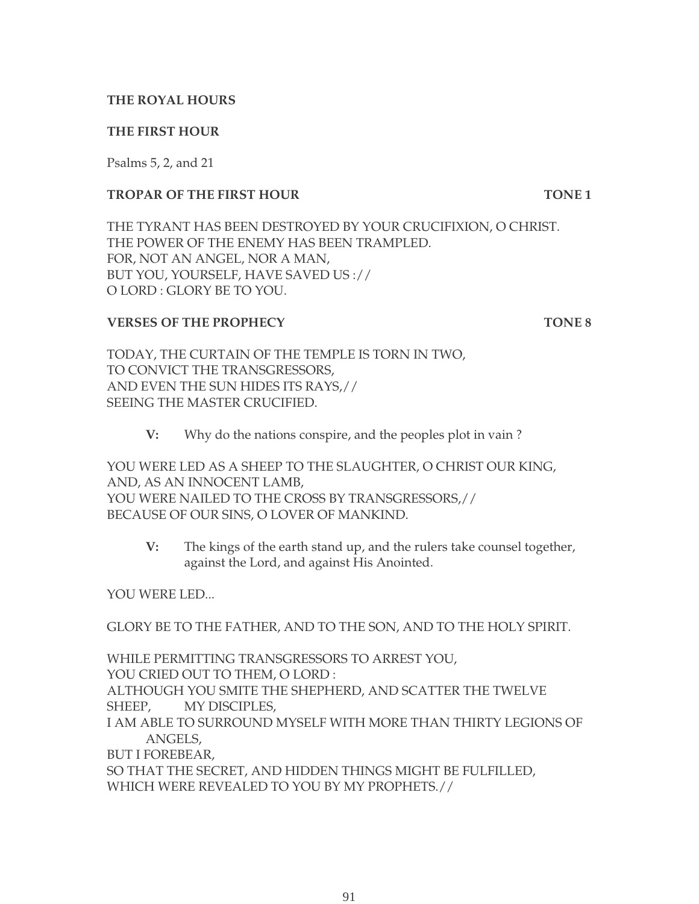**THE ROYAL HOURS**

**THE FIRST HOUR**

Psalms 5, 2, and 21

**TROPAR OF THE FIRST HOUR** **TONE 1**

THE TYRANT HAS BEEN DESTROYED BY YOUR CRUCIFIXION, O CHRIST.
THE POWER OF THE ENEMY HAS BEEN TRAMPLED.
FOR, NOT AN ANGEL, NOR A MAN,
BUT YOU, YOURSELF, HAVE SAVED US ://
O LORD : GLORY BE TO YOU.

**VERSES OF THE PROPHECY** **TONE 8**

TODAY, THE CURTAIN OF THE TEMPLE IS TORN IN TWO,
TO CONVICT THE TRANSGRESSORS,
AND EVEN THE SUN HIDES ITS RAYS,//
SEEING THE MASTER CRUCIFIED.

> **V:** Why do the nations conspire, and the peoples plot in vain ?

YOU WERE LED AS A SHEEP TO THE SLAUGHTER, O CHRIST OUR KING,
AND, AS AN INNOCENT LAMB,
YOU WERE NAILED TO THE CROSS BY TRANSGRESSORS,//
BECAUSE OF OUR SINS, O LOVER OF MANKIND.

> **V:** The kings of the earth stand up, and the rulers take counsel together, against the Lord, and against His Anointed.

YOU WERE LED...

GLORY BE TO THE FATHER, AND TO THE SON, AND TO THE HOLY SPIRIT.

WHILE PERMITTING TRANSGRESSORS TO ARREST YOU,
YOU CRIED OUT TO THEM, O LORD :
ALTHOUGH YOU SMITE THE SHEPHERD, AND SCATTER THE TWELVE SHEEP, MY DISCIPLES,
I AM ABLE TO SURROUND MYSELF WITH MORE THAN THIRTY LEGIONS OF ANGELS,
BUT I FOREBEAR,
SO THAT THE SECRET, AND HIDDEN THINGS MIGHT BE FULFILLED,
WHICH WERE REVEALED TO YOU BY MY PROPHETS.//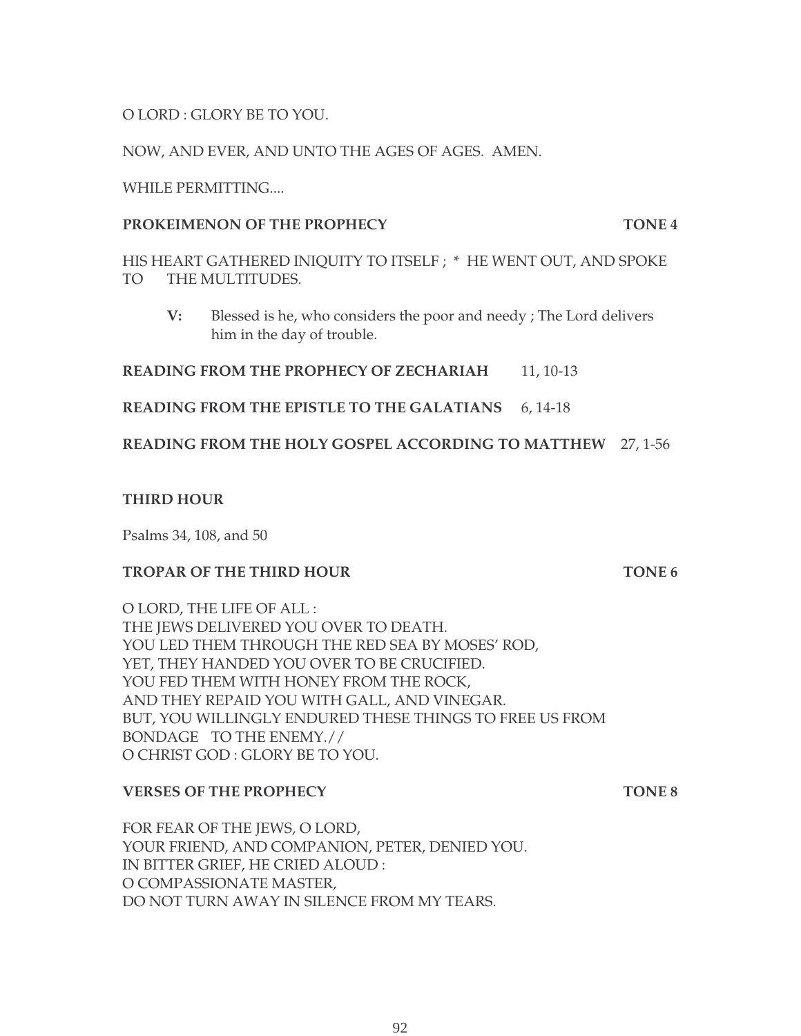O LORD : GLORY BE TO YOU.

NOW, AND EVER, AND UNTO THE AGES OF AGES. AMEN.

WHILE PERMITTING....

**PROKEIMENON OF THE PROPHECY** **TONE 4**

HIS HEART GATHERED INIQUITY TO ITSELF ; * HE WENT OUT, AND SPOKE TO THE MULTITUDES.

> **V:** Blessed is he, who considers the poor and needy ; The Lord delivers him in the day of trouble.

**READING FROM THE PROPHECY OF ZECHARIAH** 11, 10-13

**READING FROM THE EPISTLE TO THE GALATIANS** 6, 14-18

**READING FROM THE HOLY GOSPEL ACCORDING TO MATTHEW** 27, 1-56

**THIRD HOUR**

Psalms 34, 108, and 50

**TROPAR OF THE THIRD HOUR** **TONE 6**

O LORD, THE LIFE OF ALL :
THE JEWS DELIVERED YOU OVER TO DEATH.
YOU LED THEM THROUGH THE RED SEA BY MOSES' ROD,
YET, THEY HANDED YOU OVER TO BE CRUCIFIED.
YOU FED THEM WITH HONEY FROM THE ROCK,
AND THEY REPAID YOU WITH GALL, AND VINEGAR.
BUT, YOU WILLINGLY ENDURED THESE THINGS TO FREE US FROM BONDAGE TO THE ENEMY.//
O CHRIST GOD : GLORY BE TO YOU.

**VERSES OF THE PROPHECY** **TONE 8**

FOR FEAR OF THE JEWS, O LORD,
YOUR FRIEND, AND COMPANION, PETER, DENIED YOU.
IN BITTER GRIEF, HE CRIED ALOUD :
O COMPASSIONATE MASTER,
DO NOT TURN AWAY IN SILENCE FROM MY TEARS.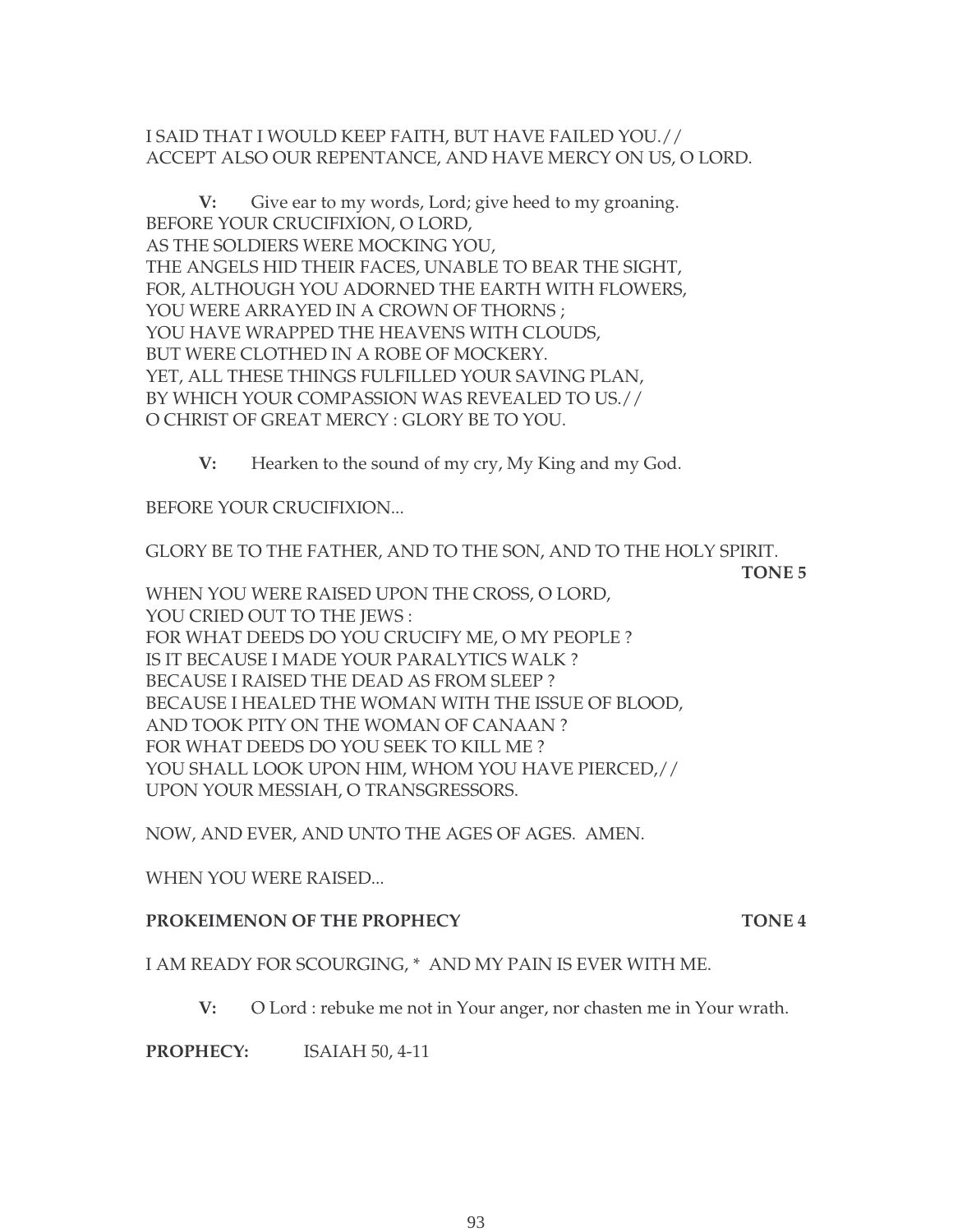I SAID THAT I WOULD KEEP FAITH, BUT HAVE FAILED YOU.//
ACCEPT ALSO OUR REPENTANCE, AND HAVE MERCY ON US, O LORD.

**V:** Give ear to my words, Lord; give heed to my groaning.

BEFORE YOUR CRUCIFIXION, O LORD,
AS THE SOLDIERS WERE MOCKING YOU,
THE ANGELS HID THEIR FACES, UNABLE TO BEAR THE SIGHT,
FOR, ALTHOUGH YOU ADORNED THE EARTH WITH FLOWERS,
YOU WERE ARRAYED IN A CROWN OF THORNS ;
YOU HAVE WRAPPED THE HEAVENS WITH CLOUDS,
BUT WERE CLOTHED IN A ROBE OF MOCKERY.
YET, ALL THESE THINGS FULFILLED YOUR SAVING PLAN,
BY WHICH YOUR COMPASSION WAS REVEALED TO US.//
O CHRIST OF GREAT MERCY : GLORY BE TO YOU.

**V:** Hearken to the sound of my cry, My King and my God.

BEFORE YOUR CRUCIFIXION...

GLORY BE TO THE FATHER, AND TO THE SON, AND TO THE HOLY SPIRIT.

**TONE 5**

WHEN YOU WERE RAISED UPON THE CROSS, O LORD,
YOU CRIED OUT TO THE JEWS :
FOR WHAT DEEDS DO YOU CRUCIFY ME, O MY PEOPLE ?
IS IT BECAUSE I MADE YOUR PARALYTICS WALK ?
BECAUSE I RAISED THE DEAD AS FROM SLEEP ?
BECAUSE I HEALED THE WOMAN WITH THE ISSUE OF BLOOD,
AND TOOK PITY ON THE WOMAN OF CANAAN ?
FOR WHAT DEEDS DO YOU SEEK TO KILL ME ?
YOU SHALL LOOK UPON HIM, WHOM YOU HAVE PIERCED,//
UPON YOUR MESSIAH, O TRANSGRESSORS.

NOW, AND EVER, AND UNTO THE AGES OF AGES. AMEN.

WHEN YOU WERE RAISED...

**PROKEIMENON OF THE PROPHECY** **TONE 4**

I AM READY FOR SCOURGING, * AND MY PAIN IS EVER WITH ME.

**V:** O Lord : rebuke me not in Your anger, nor chasten me in Your wrath.

**PROPHECY:** ISAIAH 50, 4-11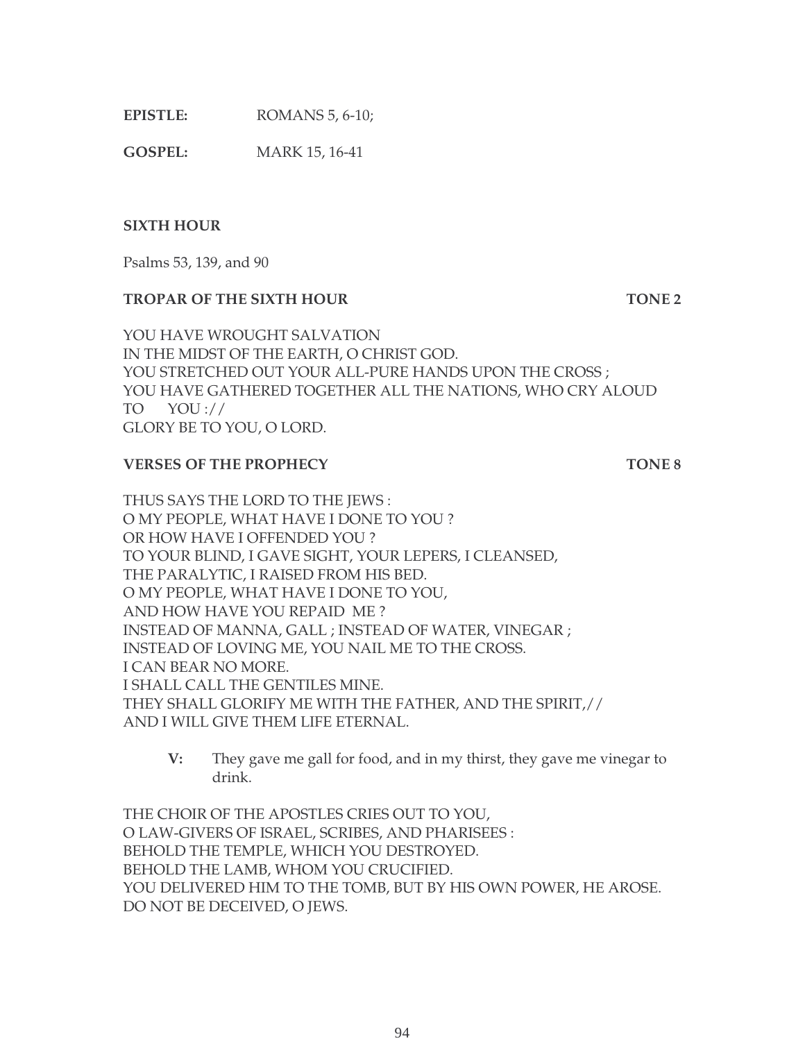**EPISTLE:** ROMANS 5, 6-10;

**GOSPEL:** MARK 15, 16-41

### SIXTH HOUR

Psalms 53, 139, and 90

**TROPAR OF THE SIXTH HOUR** **TONE 2**

YOU HAVE WROUGHT SALVATION
IN THE MIDST OF THE EARTH, O CHRIST GOD.
YOU STRETCHED OUT YOUR ALL-PURE HANDS UPON THE CROSS ;
YOU HAVE GATHERED TOGETHER ALL THE NATIONS, WHO CRY ALOUD TO YOU ://
GLORY BE TO YOU, O LORD.

**VERSES OF THE PROPHECY** **TONE 8**

THUS SAYS THE LORD TO THE JEWS :
O MY PEOPLE, WHAT HAVE I DONE TO YOU ?
OR HOW HAVE I OFFENDED YOU ?
TO YOUR BLIND, I GAVE SIGHT, YOUR LEPERS, I CLEANSED,
THE PARALYTIC, I RAISED FROM HIS BED.
O MY PEOPLE, WHAT HAVE I DONE TO YOU,
AND HOW HAVE YOU REPAID ME ?
INSTEAD OF MANNA, GALL ; INSTEAD OF WATER, VINEGAR ;
INSTEAD OF LOVING ME, YOU NAIL ME TO THE CROSS.
I CAN BEAR NO MORE.
I SHALL CALL THE GENTILES MINE.
THEY SHALL GLORIFY ME WITH THE FATHER, AND THE SPIRIT,//
AND I WILL GIVE THEM LIFE ETERNAL.

> **V:** They gave me gall for food, and in my thirst, they gave me vinegar to drink.

THE CHOIR OF THE APOSTLES CRIES OUT TO YOU,
O LAW-GIVERS OF ISRAEL, SCRIBES, AND PHARISEES :
BEHOLD THE TEMPLE, WHICH YOU DESTROYED.
BEHOLD THE LAMB, WHOM YOU CRUCIFIED.
YOU DELIVERED HIM TO THE TOMB, BUT BY HIS OWN POWER, HE AROSE.
DO NOT BE DECEIVED, O JEWS.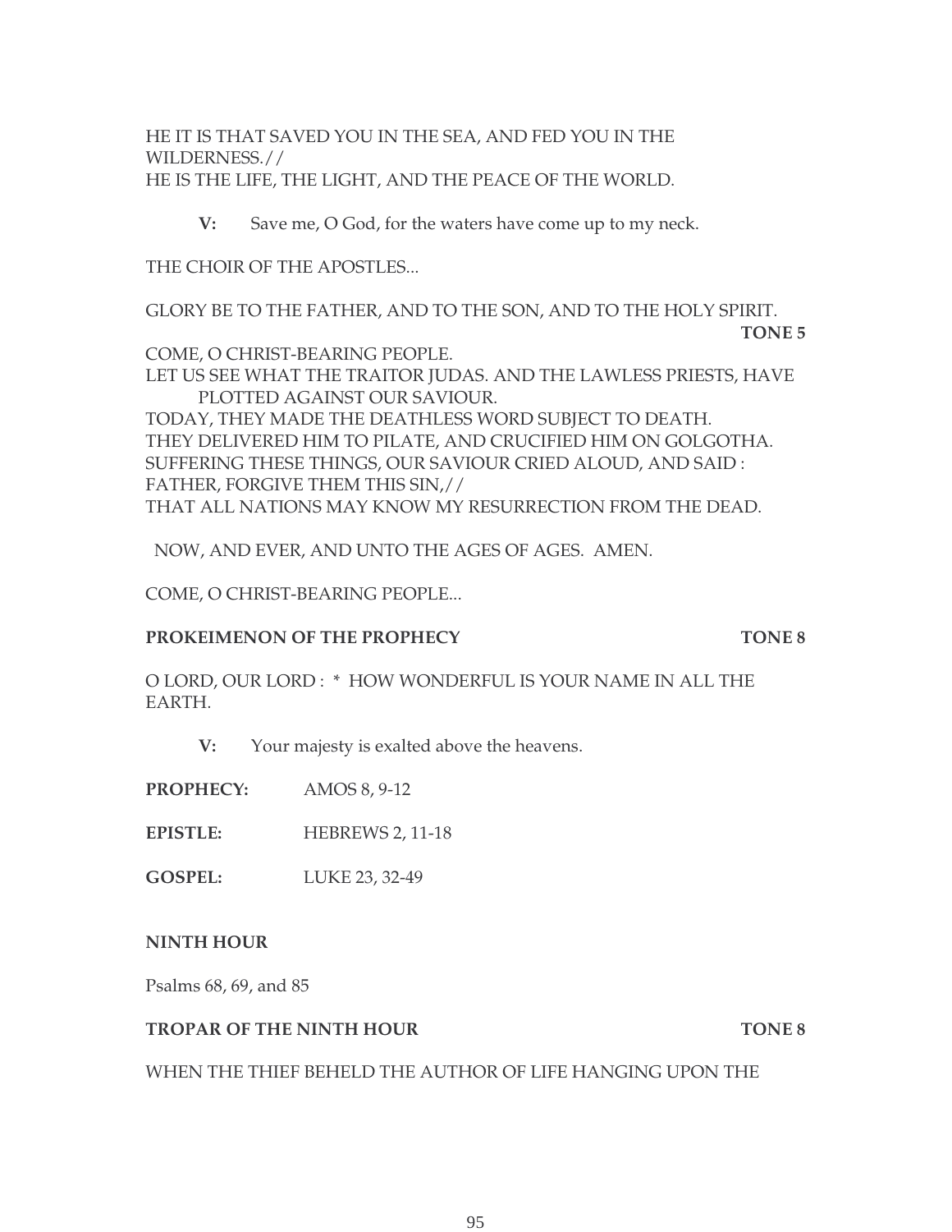HE IT IS THAT SAVED YOU IN THE SEA, AND FED YOU IN THE WILDERNESS.//
HE IS THE LIFE, THE LIGHT, AND THE PEACE OF THE WORLD.

> **V:** Save me, O God, for the waters have come up to my neck.

THE CHOIR OF THE APOSTLES...

GLORY BE TO THE FATHER, AND TO THE SON, AND TO THE HOLY SPIRIT.

**TONE 5**

COME, O CHRIST-BEARING PEOPLE.
LET US SEE WHAT THE TRAITOR JUDAS. AND THE LAWLESS PRIESTS, HAVE PLOTTED AGAINST OUR SAVIOUR.
TODAY, THEY MADE THE DEATHLESS WORD SUBJECT TO DEATH.
THEY DELIVERED HIM TO PILATE, AND CRUCIFIED HIM ON GOLGOTHA.
SUFFERING THESE THINGS, OUR SAVIOUR CRIED ALOUD, AND SAID :
FATHER, FORGIVE THEM THIS SIN,//
THAT ALL NATIONS MAY KNOW MY RESURRECTION FROM THE DEAD.

NOW, AND EVER, AND UNTO THE AGES OF AGES. AMEN.

COME, O CHRIST-BEARING PEOPLE...

**PROKEIMENON OF THE PROPHECY** **TONE 8**

O LORD, OUR LORD : * HOW WONDERFUL IS YOUR NAME IN ALL THE EARTH.

> **V:** Your majesty is exalted above the heavens.

**PROPHECY:** AMOS 8, 9-12

**EPISTLE:** HEBREWS 2, 11-18

**GOSPEL:** LUKE 23, 32-49

## NINTH HOUR

Psalms 68, 69, and 85

**TROPAR OF THE NINTH HOUR** **TONE 8**

WHEN THE THIEF BEHELD THE AUTHOR OF LIFE HANGING UPON THE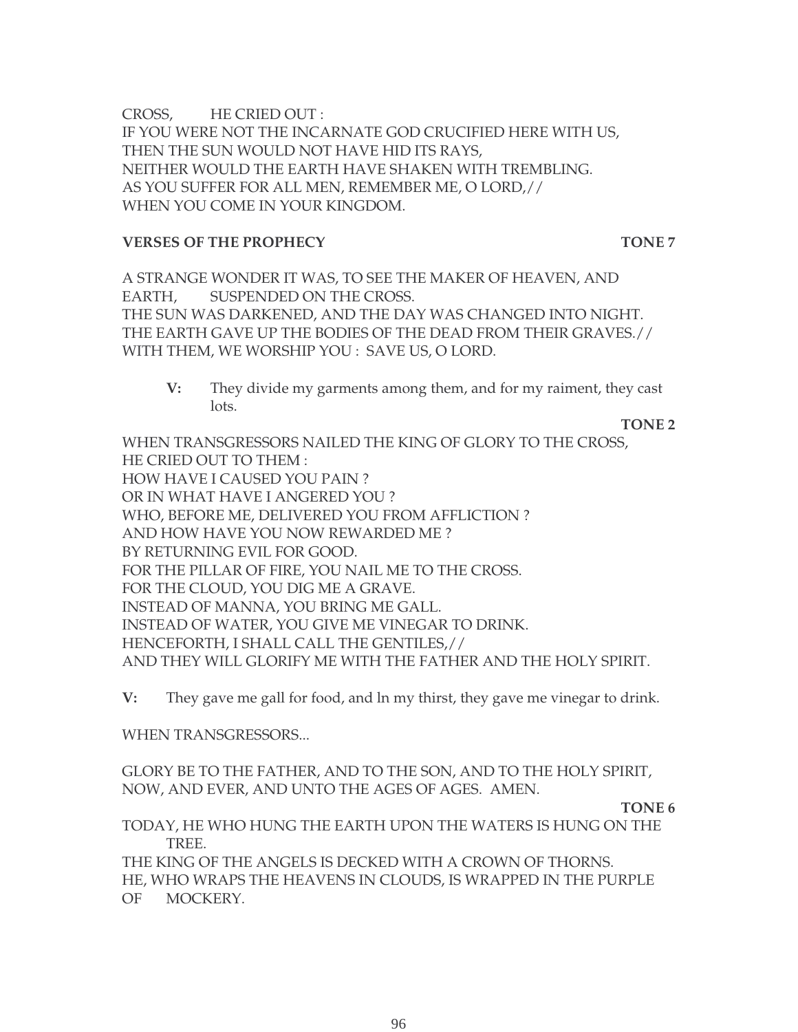CROSS, HE CRIED OUT :
IF YOU WERE NOT THE INCARNATE GOD CRUCIFIED HERE WITH US,
THEN THE SUN WOULD NOT HAVE HID ITS RAYS,
NEITHER WOULD THE EARTH HAVE SHAKEN WITH TREMBLING.
AS YOU SUFFER FOR ALL MEN, REMEMBER ME, O LORD,//
WHEN YOU COME IN YOUR KINGDOM.

**VERSES OF THE PROPHECY** **TONE 7**

A STRANGE WONDER IT WAS, TO SEE THE MAKER OF HEAVEN, AND EARTH, SUSPENDED ON THE CROSS.
THE SUN WAS DARKENED, AND THE DAY WAS CHANGED INTO NIGHT.
THE EARTH GAVE UP THE BODIES OF THE DEAD FROM THEIR GRAVES.//
WITH THEM, WE WORSHIP YOU : SAVE US, O LORD.

**V:** They divide my garments among them, and for my raiment, they cast lots.

**TONE 2**

WHEN TRANSGRESSORS NAILED THE KING OF GLORY TO THE CROSS,
HE CRIED OUT TO THEM :
HOW HAVE I CAUSED YOU PAIN ?
OR IN WHAT HAVE I ANGERED YOU ?
WHO, BEFORE ME, DELIVERED YOU FROM AFFLICTION ?
AND HOW HAVE YOU NOW REWARDED ME ?
BY RETURNING EVIL FOR GOOD.
FOR THE PILLAR OF FIRE, YOU NAIL ME TO THE CROSS.
FOR THE CLOUD, YOU DIG ME A GRAVE.
INSTEAD OF MANNA, YOU BRING ME GALL.
INSTEAD OF WATER, YOU GIVE ME VINEGAR TO DRINK.
HENCEFORTH, I SHALL CALL THE GENTILES,//
AND THEY WILL GLORIFY ME WITH THE FATHER AND THE HOLY SPIRIT.

**V:** They gave me gall for food, and ln my thirst, they gave me vinegar to drink.

WHEN TRANSGRESSORS...

GLORY BE TO THE FATHER, AND TO THE SON, AND TO THE HOLY SPIRIT,
NOW, AND EVER, AND UNTO THE AGES OF AGES. AMEN.

**TONE 6**

TODAY, HE WHO HUNG THE EARTH UPON THE WATERS IS HUNG ON THE TREE.
THE KING OF THE ANGELS IS DECKED WITH A CROWN OF THORNS.
HE, WHO WRAPS THE HEAVENS IN CLOUDS, IS WRAPPED IN THE PURPLE OF MOCKERY.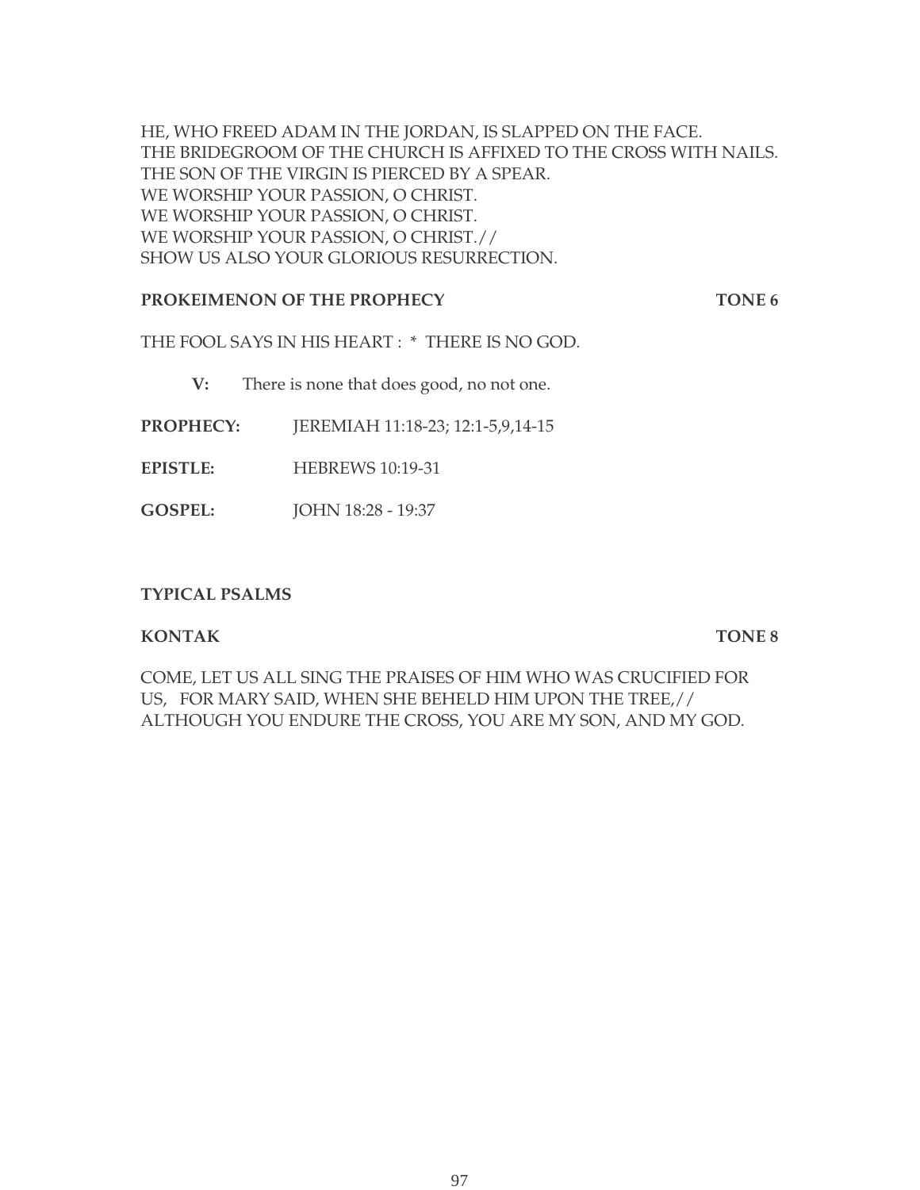HE, WHO FREED ADAM IN THE JORDAN, IS SLAPPED ON THE FACE.
THE BRIDEGROOM OF THE CHURCH IS AFFIXED TO THE CROSS WITH NAILS.
THE SON OF THE VIRGIN IS PIERCED BY A SPEAR.
WE WORSHIP YOUR PASSION, O CHRIST.
WE WORSHIP YOUR PASSION, O CHRIST.
WE WORSHIP YOUR PASSION, O CHRIST.//
SHOW US ALSO YOUR GLORIOUS RESURRECTION.

**PROKEIMENON OF THE PROPHECY** **TONE 6**

THE FOOL SAYS IN HIS HEART : * THERE IS NO GOD.

**V:** There is none that does good, no not one.

**PROPHECY:** JEREMIAH 11:18-23; 12:1-5,9,14-15

**EPISTLE:** HEBREWS 10:19-31

**GOSPEL:** JOHN 18:28 - 19:37

**TYPICAL PSALMS**

**KONTAK** **TONE 8**

COME, LET US ALL SING THE PRAISES OF HIM WHO WAS CRUCIFIED FOR US, FOR MARY SAID, WHEN SHE BEHELD HIM UPON THE TREE,// ALTHOUGH YOU ENDURE THE CROSS, YOU ARE MY SON, AND MY GOD.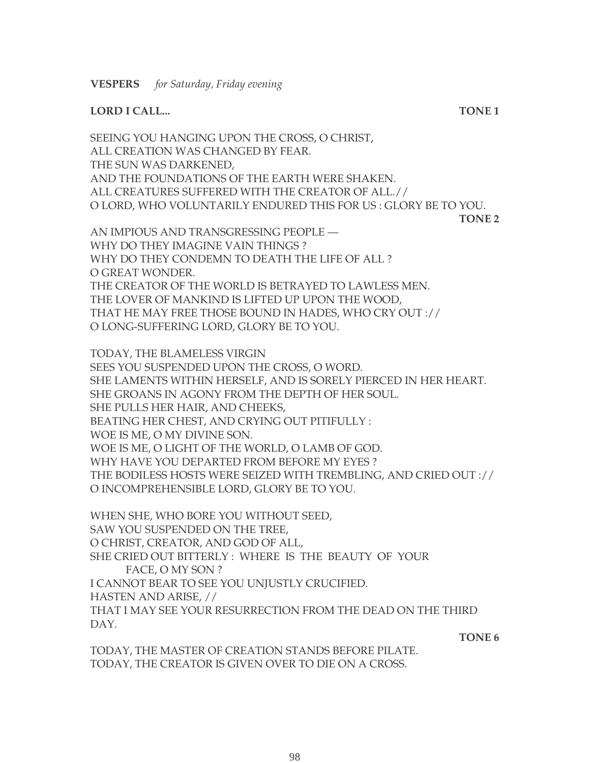**VESPERS** *for Saturday, Friday evening*

**LORD I CALL...** **TONE 1**

SEEING YOU HANGING UPON THE CROSS, O CHRIST,
ALL CREATION WAS CHANGED BY FEAR.
THE SUN WAS DARKENED,
AND THE FOUNDATIONS OF THE EARTH WERE SHAKEN.
ALL CREATURES SUFFERED WITH THE CREATOR OF ALL.//
O LORD, WHO VOLUNTARILY ENDURED THIS FOR US : GLORY BE TO YOU.

**TONE 2**

AN IMPIOUS AND TRANSGRESSING PEOPLE —
WHY DO THEY IMAGINE VAIN THINGS ?
WHY DO THEY CONDEMN TO DEATH THE LIFE OF ALL ?
O GREAT WONDER.
THE CREATOR OF THE WORLD IS BETRAYED TO LAWLESS MEN.
THE LOVER OF MANKIND IS LIFTED UP UPON THE WOOD,
THAT HE MAY FREE THOSE BOUND IN HADES, WHO CRY OUT ://
O LONG-SUFFERING LORD, GLORY BE TO YOU.

TODAY, THE BLAMELESS VIRGIN
SEES YOU SUSPENDED UPON THE CROSS, O WORD.
SHE LAMENTS WITHIN HERSELF, AND IS SORELY PIERCED IN HER HEART.
SHE GROANS IN AGONY FROM THE DEPTH OF HER SOUL.
SHE PULLS HER HAIR, AND CHEEKS,
BEATING HER CHEST, AND CRYING OUT PITIFULLY :
WOE IS ME, O MY DIVINE SON.
WOE IS ME, O LIGHT OF THE WORLD, O LAMB OF GOD.
WHY HAVE YOU DEPARTED FROM BEFORE MY EYES ?
THE BODILESS HOSTS WERE SEIZED WITH TREMBLING, AND CRIED OUT ://
O INCOMPREHENSIBLE LORD, GLORY BE TO YOU.

WHEN SHE, WHO BORE YOU WITHOUT SEED,
SAW YOU SUSPENDED ON THE TREE,
O CHRIST, CREATOR, AND GOD OF ALL,
SHE CRIED OUT BITTERLY : WHERE IS THE BEAUTY OF YOUR FACE, O MY SON ?
I CANNOT BEAR TO SEE YOU UNJUSTLY CRUCIFIED.
HASTEN AND ARISE, //
THAT I MAY SEE YOUR RESURRECTION FROM THE DEAD ON THE THIRD DAY.

**TONE 6**

TODAY, THE MASTER OF CREATION STANDS BEFORE PILATE.
TODAY, THE CREATOR IS GIVEN OVER TO DIE ON A CROSS.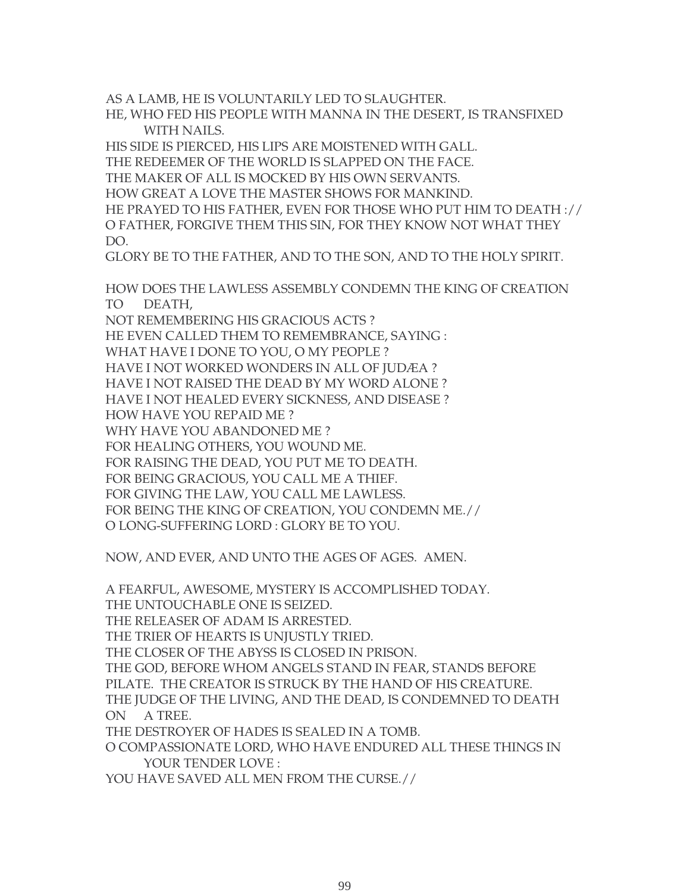AS A LAMB, HE IS VOLUNTARILY LED TO SLAUGHTER.
HE, WHO FED HIS PEOPLE WITH MANNA IN THE DESERT, IS TRANSFIXED WITH NAILS.
HIS SIDE IS PIERCED, HIS LIPS ARE MOISTENED WITH GALL.
THE REDEEMER OF THE WORLD IS SLAPPED ON THE FACE.
THE MAKER OF ALL IS MOCKED BY HIS OWN SERVANTS.
HOW GREAT A LOVE THE MASTER SHOWS FOR MANKIND.
HE PRAYED TO HIS FATHER, EVEN FOR THOSE WHO PUT HIM TO DEATH ://
O FATHER, FORGIVE THEM THIS SIN, FOR THEY KNOW NOT WHAT THEY DO.
GLORY BE TO THE FATHER, AND TO THE SON, AND TO THE HOLY SPIRIT.

HOW DOES THE LAWLESS ASSEMBLY CONDEMN THE KING OF CREATION TO DEATH,
NOT REMEMBERING HIS GRACIOUS ACTS ?
HE EVEN CALLED THEM TO REMEMBRANCE, SAYING :
WHAT HAVE I DONE TO YOU, O MY PEOPLE ?
HAVE I NOT WORKED WONDERS IN ALL OF JUDÆA ?
HAVE I NOT RAISED THE DEAD BY MY WORD ALONE ?
HAVE I NOT HEALED EVERY SICKNESS, AND DISEASE ?
HOW HAVE YOU REPAID ME ?
WHY HAVE YOU ABANDONED ME ?
FOR HEALING OTHERS, YOU WOUND ME.
FOR RAISING THE DEAD, YOU PUT ME TO DEATH.
FOR BEING GRACIOUS, YOU CALL ME A THIEF.
FOR GIVING THE LAW, YOU CALL ME LAWLESS.
FOR BEING THE KING OF CREATION, YOU CONDEMN ME.//
O LONG-SUFFERING LORD : GLORY BE TO YOU.

NOW, AND EVER, AND UNTO THE AGES OF AGES. AMEN.

A FEARFUL, AWESOME, MYSTERY IS ACCOMPLISHED TODAY.
THE UNTOUCHABLE ONE IS SEIZED.
THE RELEASER OF ADAM IS ARRESTED.
THE TRIER OF HEARTS IS UNJUSTLY TRIED.
THE CLOSER OF THE ABYSS IS CLOSED IN PRISON.
THE GOD, BEFORE WHOM ANGELS STAND IN FEAR, STANDS BEFORE PILATE. THE CREATOR IS STRUCK BY THE HAND OF HIS CREATURE.
THE JUDGE OF THE LIVING, AND THE DEAD, IS CONDEMNED TO DEATH ON A TREE.
THE DESTROYER OF HADES IS SEALED IN A TOMB.
O COMPASSIONATE LORD, WHO HAVE ENDURED ALL THESE THINGS IN YOUR TENDER LOVE :
YOU HAVE SAVED ALL MEN FROM THE CURSE.//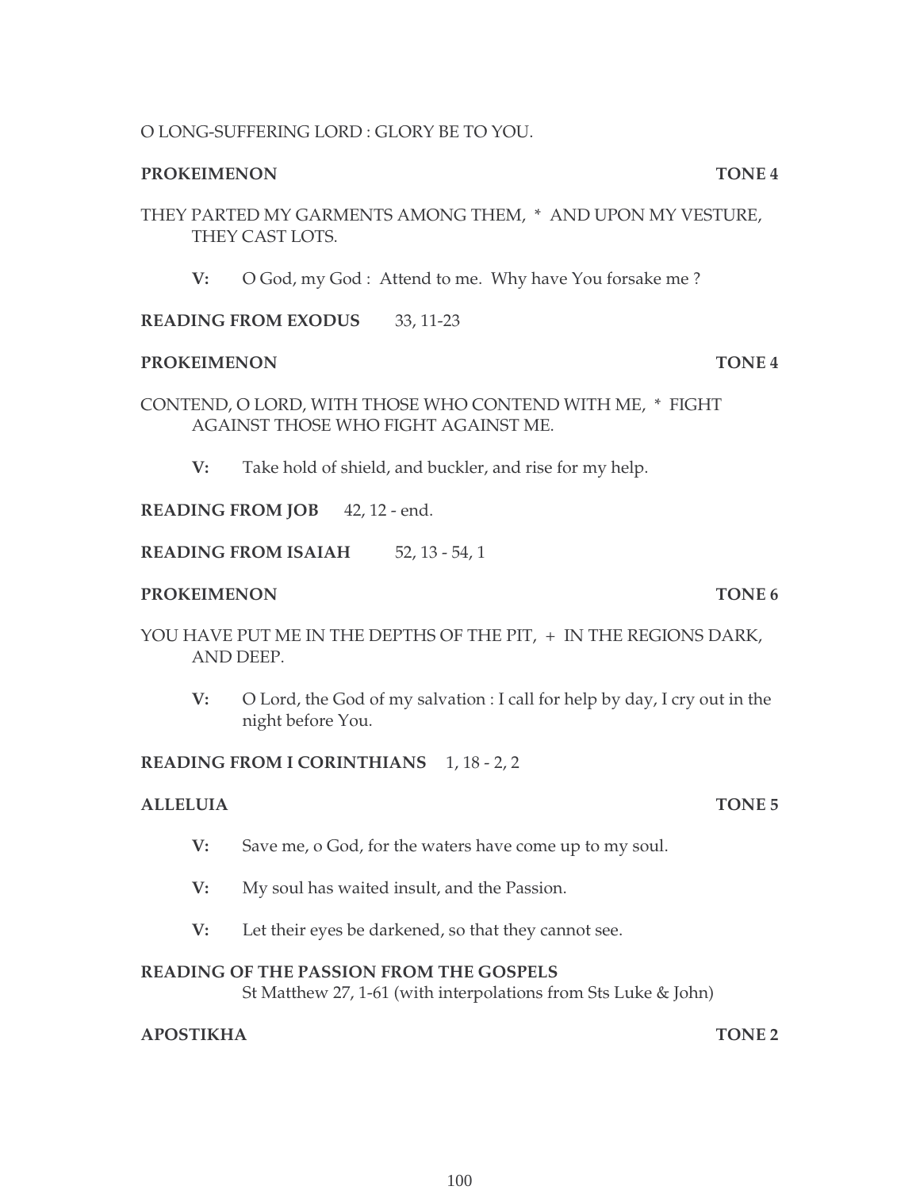O LONG-SUFFERING LORD : GLORY BE TO YOU.

**PROKEIMENON** **TONE 4**

THEY PARTED MY GARMENTS AMONG THEM, * AND UPON MY VESTURE, THEY CAST LOTS.

**V:** O God, my God : Attend to me. Why have You forsake me ?

**READING FROM EXODUS** 33, 11-23

**PROKEIMENON** **TONE 4**

CONTEND, O LORD, WITH THOSE WHO CONTEND WITH ME, * FIGHT AGAINST THOSE WHO FIGHT AGAINST ME.

**V:** Take hold of shield, and buckler, and rise for my help.

**READING FROM JOB** 42, 12 - end.

**READING FROM ISAIAH** 52, 13 - 54, 1

**PROKEIMENON** **TONE 6**

YOU HAVE PUT ME IN THE DEPTHS OF THE PIT, + IN THE REGIONS DARK, AND DEEP.

**V:** O Lord, the God of my salvation : I call for help by day, I cry out in the night before You.

**READING FROM I CORINTHIANS** 1, 18 - 2, 2

**ALLELUIA** **TONE 5**

**V:** Save me, o God, for the waters have come up to my soul.

**V:** My soul has waited insult, and the Passion.

**V:** Let their eyes be darkened, so that they cannot see.

**READING OF THE PASSION FROM THE GOSPELS**
St Matthew 27, 1-61 (with interpolations from Sts Luke & John)

**APOSTIKHA** **TONE 2**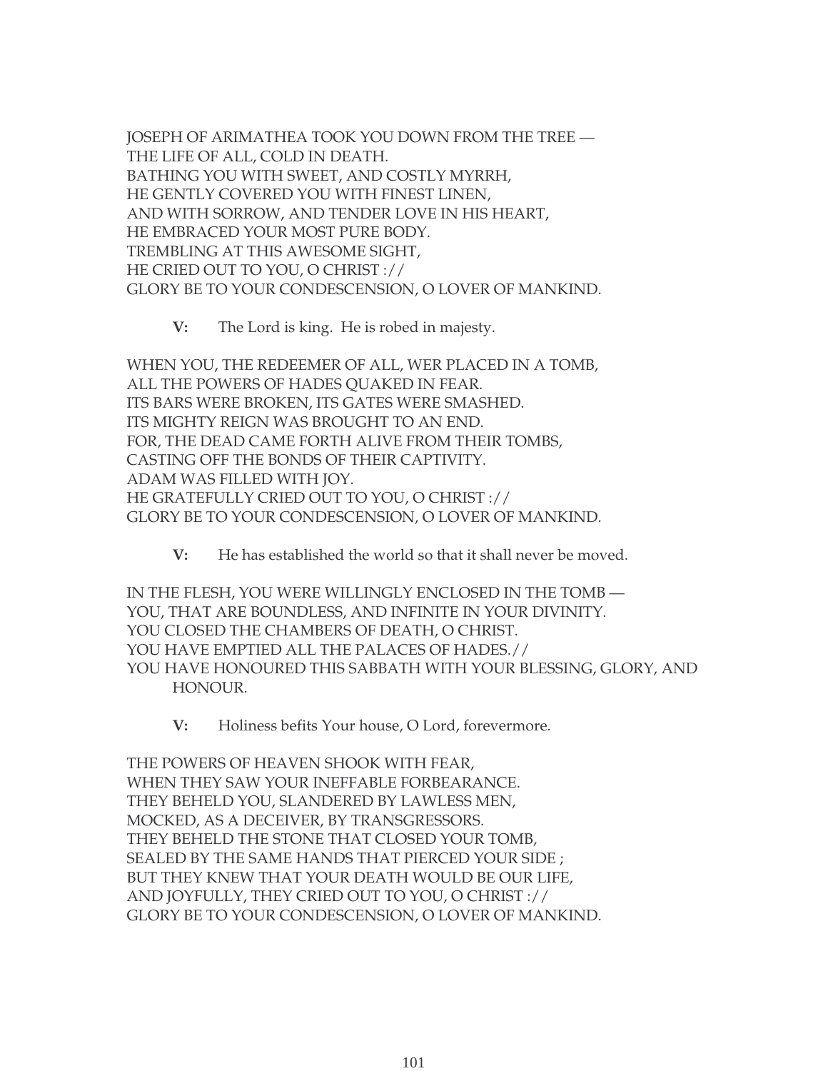JOSEPH OF ARIMATHEA TOOK YOU DOWN FROM THE TREE —
THE LIFE OF ALL, COLD IN DEATH.
BATHING YOU WITH SWEET, AND COSTLY MYRRH,
HE GENTLY COVERED YOU WITH FINEST LINEN,
AND WITH SORROW, AND TENDER LOVE IN HIS HEART,
HE EMBRACED YOUR MOST PURE BODY.
TREMBLING AT THIS AWESOME SIGHT,
HE CRIED OUT TO YOU, O CHRIST ://
GLORY BE TO YOUR CONDESCENSION, O LOVER OF MANKIND.

**V:** The Lord is king. He is robed in majesty.

WHEN YOU, THE REDEEMER OF ALL, WER PLACED IN A TOMB,
ALL THE POWERS OF HADES QUAKED IN FEAR.
ITS BARS WERE BROKEN, ITS GATES WERE SMASHED.
ITS MIGHTY REIGN WAS BROUGHT TO AN END.
FOR, THE DEAD CAME FORTH ALIVE FROM THEIR TOMBS,
CASTING OFF THE BONDS OF THEIR CAPTIVITY.
ADAM WAS FILLED WITH JOY.
HE GRATEFULLY CRIED OUT TO YOU, O CHRIST ://
GLORY BE TO YOUR CONDESCENSION, O LOVER OF MANKIND.

**V:** He has established the world so that it shall never be moved.

IN THE FLESH, YOU WERE WILLINGLY ENCLOSED IN THE TOMB —
YOU, THAT ARE BOUNDLESS, AND INFINITE IN YOUR DIVINITY.
YOU CLOSED THE CHAMBERS OF DEATH, O CHRIST.
YOU HAVE EMPTIED ALL THE PALACES OF HADES.//
YOU HAVE HONOURED THIS SABBATH WITH YOUR BLESSING, GLORY, AND HONOUR.

**V:** Holiness befits Your house, O Lord, forevermore.

THE POWERS OF HEAVEN SHOOK WITH FEAR,
WHEN THEY SAW YOUR INEFFABLE FORBEARANCE.
THEY BEHELD YOU, SLANDERED BY LAWLESS MEN,
MOCKED, AS A DECEIVER, BY TRANSGRESSORS.
THEY BEHELD THE STONE THAT CLOSED YOUR TOMB,
SEALED BY THE SAME HANDS THAT PIERCED YOUR SIDE ;
BUT THEY KNEW THAT YOUR DEATH WOULD BE OUR LIFE,
AND JOYFULLY, THEY CRIED OUT TO YOU, O CHRIST ://
GLORY BE TO YOUR CONDESCENSION, O LOVER OF MANKIND.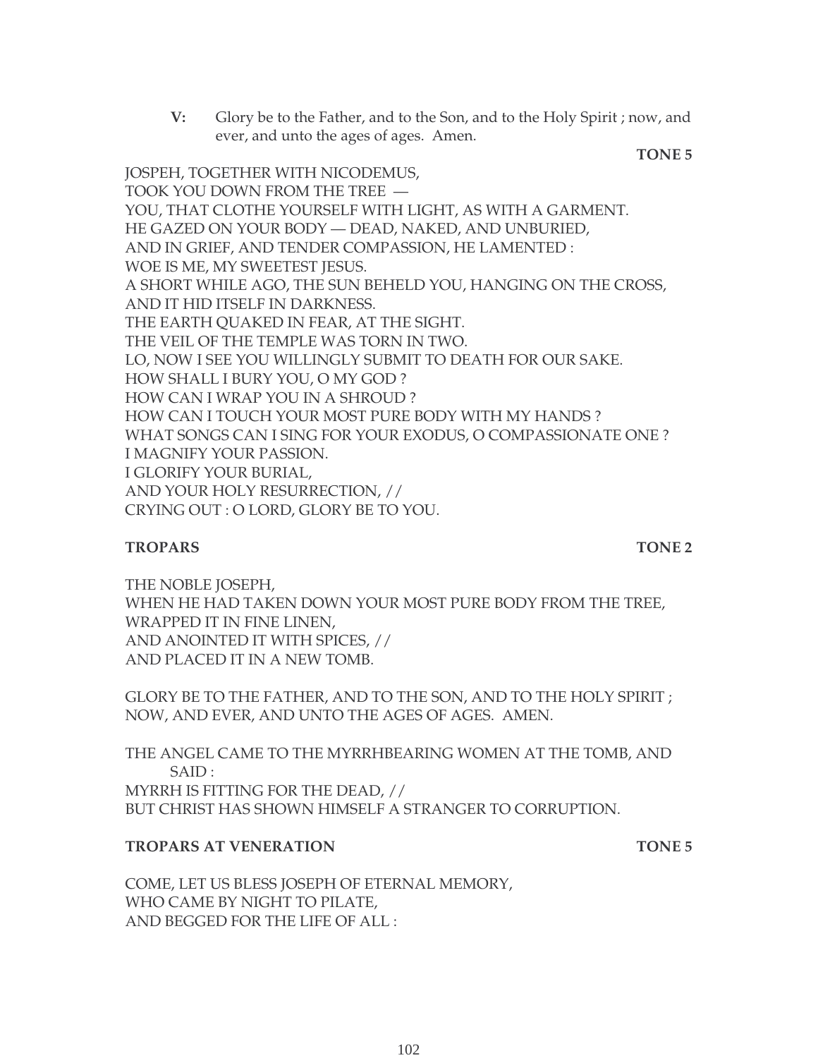**V:** Glory be to the Father, and to the Son, and to the Holy Spirit ; now, and ever, and unto the ages of ages. Amen.

**TONE 5**

JOSPEH, TOGETHER WITH NICODEMUS,
TOOK YOU DOWN FROM THE TREE —
YOU, THAT CLOTHE YOURSELF WITH LIGHT, AS WITH A GARMENT.
HE GAZED ON YOUR BODY — DEAD, NAKED, AND UNBURIED,
AND IN GRIEF, AND TENDER COMPASSION, HE LAMENTED :
WOE IS ME, MY SWEETEST JESUS.
A SHORT WHILE AGO, THE SUN BEHELD YOU, HANGING ON THE CROSS,
AND IT HID ITSELF IN DARKNESS.
THE EARTH QUAKED IN FEAR, AT THE SIGHT.
THE VEIL OF THE TEMPLE WAS TORN IN TWO.
LO, NOW I SEE YOU WILLINGLY SUBMIT TO DEATH FOR OUR SAKE.
HOW SHALL I BURY YOU, O MY GOD ?
HOW CAN I WRAP YOU IN A SHROUD ?
HOW CAN I TOUCH YOUR MOST PURE BODY WITH MY HANDS ?
WHAT SONGS CAN I SING FOR YOUR EXODUS, O COMPASSIONATE ONE ?
I MAGNIFY YOUR PASSION.
I GLORIFY YOUR BURIAL,
AND YOUR HOLY RESURRECTION, //
CRYING OUT : O LORD, GLORY BE TO YOU.

**TROPARS** **TONE 2**

THE NOBLE JOSEPH,
WHEN HE HAD TAKEN DOWN YOUR MOST PURE BODY FROM THE TREE,
WRAPPED IT IN FINE LINEN,
AND ANOINTED IT WITH SPICES, //
AND PLACED IT IN A NEW TOMB.

GLORY BE TO THE FATHER, AND TO THE SON, AND TO THE HOLY SPIRIT ;
NOW, AND EVER, AND UNTO THE AGES OF AGES. AMEN.

THE ANGEL CAME TO THE MYRRHBEARING WOMEN AT THE TOMB, AND SAID :
MYRRH IS FITTING FOR THE DEAD, //
BUT CHRIST HAS SHOWN HIMSELF A STRANGER TO CORRUPTION.

**TROPARS AT VENERATION** **TONE 5**

COME, LET US BLESS JOSEPH OF ETERNAL MEMORY,
WHO CAME BY NIGHT TO PILATE,
AND BEGGED FOR THE LIFE OF ALL :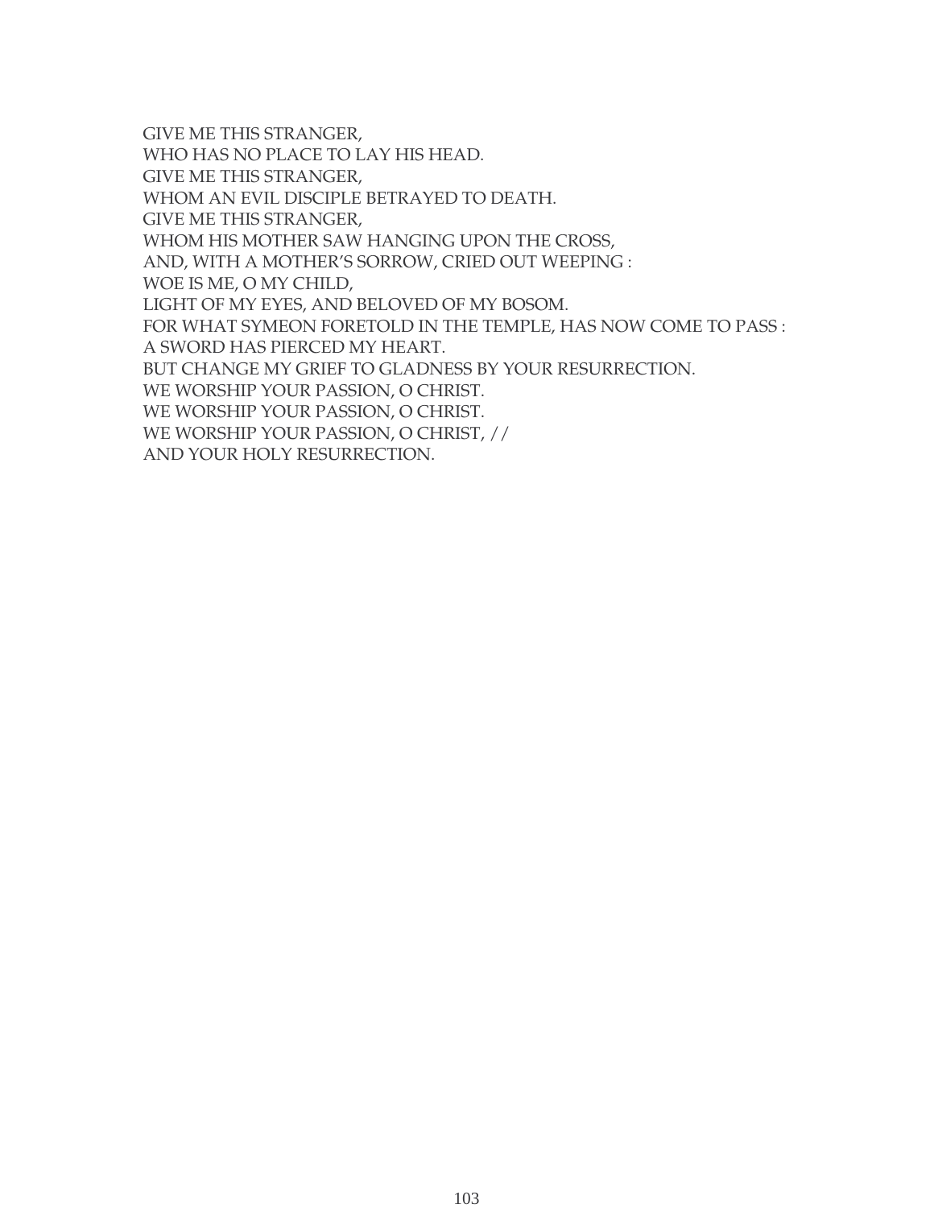GIVE ME THIS STRANGER,  
WHO HAS NO PLACE TO LAY HIS HEAD.  
GIVE ME THIS STRANGER,  
WHOM AN EVIL DISCIPLE BETRAYED TO DEATH.  
GIVE ME THIS STRANGER,  
WHOM HIS MOTHER SAW HANGING UPON THE CROSS,  
AND, WITH A MOTHER'S SORROW, CRIED OUT WEEPING :  
WOE IS ME, O MY CHILD,  
LIGHT OF MY EYES, AND BELOVED OF MY BOSOM.  
FOR WHAT SYMEON FORETOLD IN THE TEMPLE, HAS NOW COME TO PASS :  
A SWORD HAS PIERCED MY HEART.  
BUT CHANGE MY GRIEF TO GLADNESS BY YOUR RESURRECTION.  
WE WORSHIP YOUR PASSION, O CHRIST.  
WE WORSHIP YOUR PASSION, O CHRIST.  
WE WORSHIP YOUR PASSION, O CHRIST, //  
AND YOUR HOLY RESURRECTION.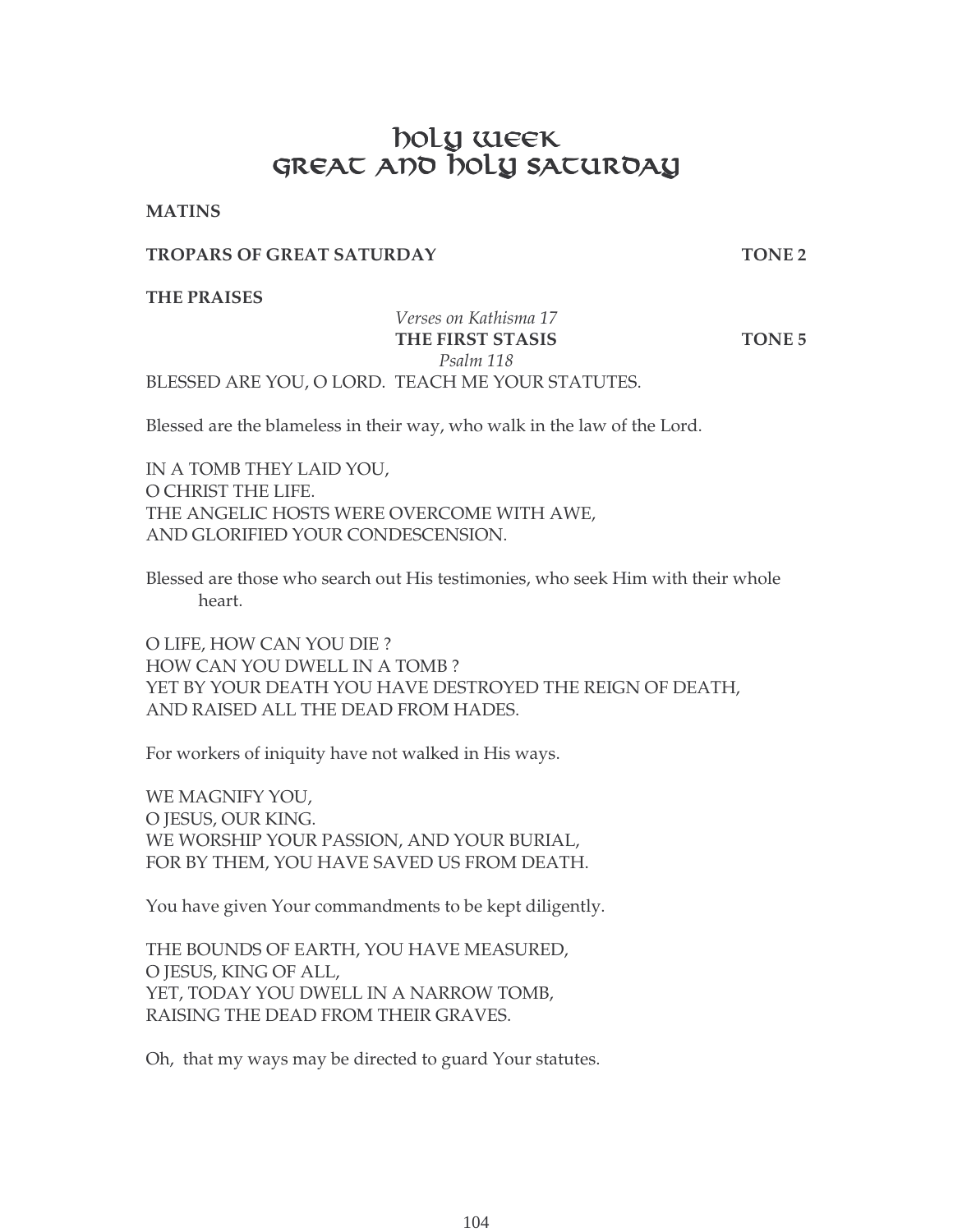# Holy Week
# Great and Holy Saturday

**MATINS**

**TROPARS OF GREAT SATURDAY** **TONE 2**

**THE PRAISES**

*Verses on Kathisma 17*

**THE FIRST STASIS** **TONE 5**

*Psalm 118*

BLESSED ARE YOU, O LORD. TEACH ME YOUR STATUTES.

Blessed are the blameless in their way, who walk in the law of the Lord.

IN A TOMB THEY LAID YOU,
O CHRIST THE LIFE.
THE ANGELIC HOSTS WERE OVERCOME WITH AWE,
AND GLORIFIED YOUR CONDESCENSION.

Blessed are those who search out His testimonies, who seek Him with their whole heart.

O LIFE, HOW CAN YOU DIE ?
HOW CAN YOU DWELL IN A TOMB ?
YET BY YOUR DEATH YOU HAVE DESTROYED THE REIGN OF DEATH,
AND RAISED ALL THE DEAD FROM HADES.

For workers of iniquity have not walked in His ways.

WE MAGNIFY YOU,
O JESUS, OUR KING.
WE WORSHIP YOUR PASSION, AND YOUR BURIAL,
FOR BY THEM, YOU HAVE SAVED US FROM DEATH.

You have given Your commandments to be kept diligently.

THE BOUNDS OF EARTH, YOU HAVE MEASURED,
O JESUS, KING OF ALL,
YET, TODAY YOU DWELL IN A NARROW TOMB,
RAISING THE DEAD FROM THEIR GRAVES.

Oh, that my ways may be directed to guard Your statutes.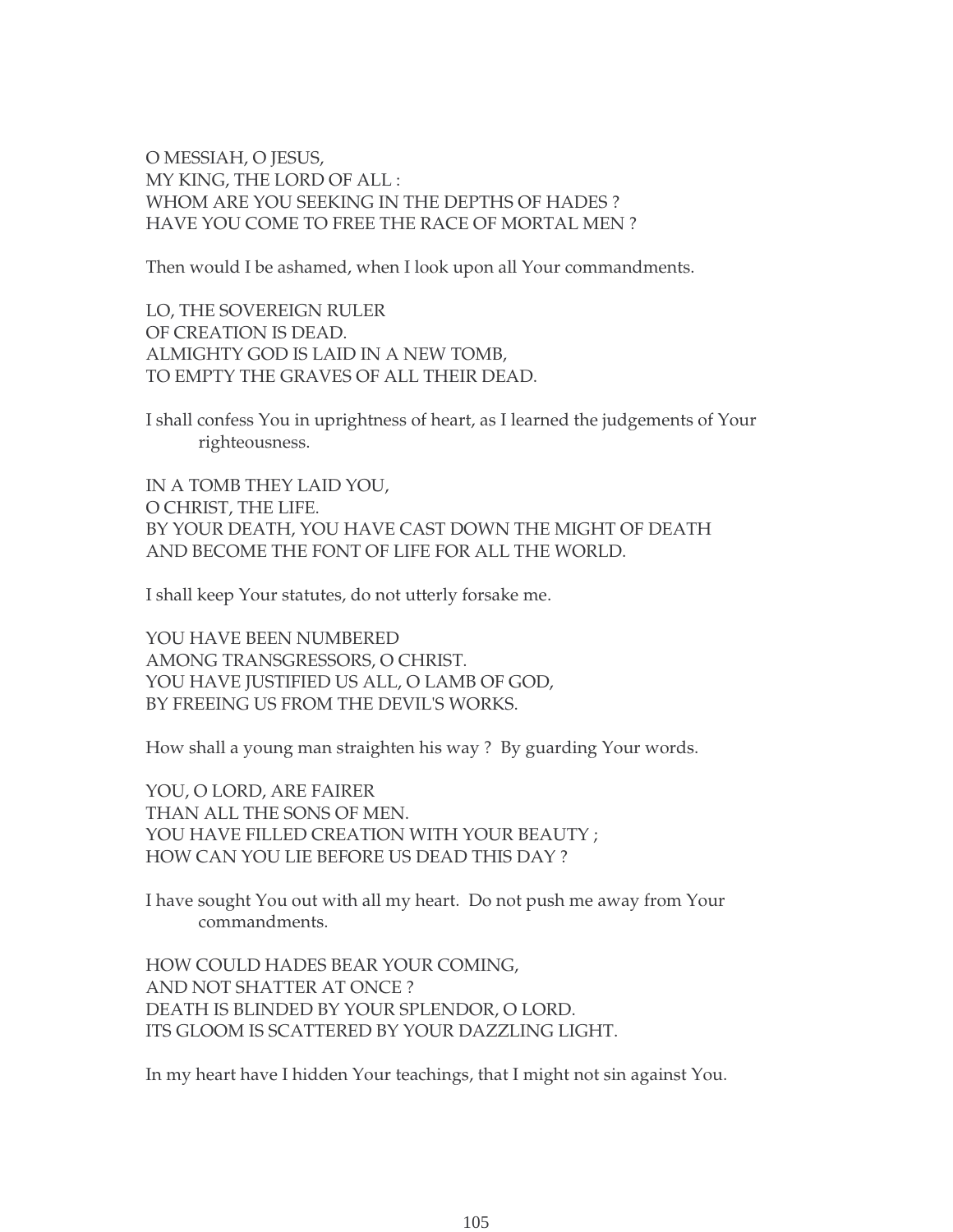O MESSIAH, O JESUS,
MY KING, THE LORD OF ALL :
WHOM ARE YOU SEEKING IN THE DEPTHS OF HADES ?
HAVE YOU COME TO FREE THE RACE OF MORTAL MEN ?

Then would I be ashamed, when I look upon all Your commandments.

LO, THE SOVEREIGN RULER
OF CREATION IS DEAD.
ALMIGHTY GOD IS LAID IN A NEW TOMB,
TO EMPTY THE GRAVES OF ALL THEIR DEAD.

I shall confess You in uprightness of heart, as I learned the judgements of Your righteousness.

IN A TOMB THEY LAID YOU,
O CHRIST, THE LIFE.
BY YOUR DEATH, YOU HAVE CAST DOWN THE MIGHT OF DEATH
AND BECOME THE FONT OF LIFE FOR ALL THE WORLD.

I shall keep Your statutes, do not utterly forsake me.

YOU HAVE BEEN NUMBERED
AMONG TRANSGRESSORS, O CHRIST.
YOU HAVE JUSTIFIED US ALL, O LAMB OF GOD,
BY FREEING US FROM THE DEVIL'S WORKS.

How shall a young man straighten his way ? By guarding Your words.

YOU, O LORD, ARE FAIRER
THAN ALL THE SONS OF MEN.
YOU HAVE FILLED CREATION WITH YOUR BEAUTY ;
HOW CAN YOU LIE BEFORE US DEAD THIS DAY ?

I have sought You out with all my heart. Do not push me away from Your commandments.

HOW COULD HADES BEAR YOUR COMING,
AND NOT SHATTER AT ONCE ?
DEATH IS BLINDED BY YOUR SPLENDOR, O LORD.
ITS GLOOM IS SCATTERED BY YOUR DAZZLING LIGHT.

In my heart have I hidden Your teachings, that I might not sin against You.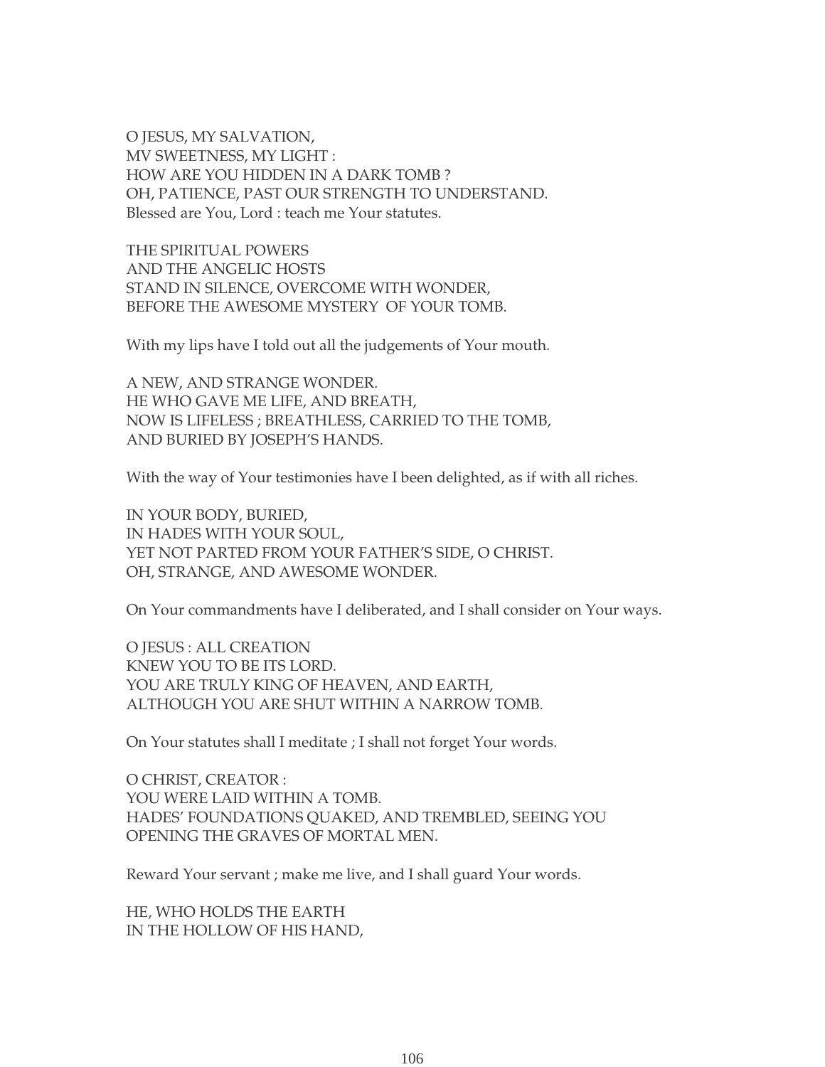O JESUS, MY SALVATION,
MV SWEETNESS, MY LIGHT :
HOW ARE YOU HIDDEN IN A DARK TOMB ?
OH, PATIENCE, PAST OUR STRENGTH TO UNDERSTAND.
Blessed are You, Lord : teach me Your statutes.

THE SPIRITUAL POWERS
AND THE ANGELIC HOSTS
STAND IN SILENCE, OVERCOME WITH WONDER,
BEFORE THE AWESOME MYSTERY OF YOUR TOMB.

With my lips have I told out all the judgements of Your mouth.

A NEW, AND STRANGE WONDER.
HE WHO GAVE ME LIFE, AND BREATH,
NOW IS LIFELESS ; BREATHLESS, CARRIED TO THE TOMB,
AND BURIED BY JOSEPH'S HANDS.

With the way of Your testimonies have I been delighted, as if with all riches.

IN YOUR BODY, BURIED,
IN HADES WITH YOUR SOUL,
YET NOT PARTED FROM YOUR FATHER'S SIDE, O CHRIST.
OH, STRANGE, AND AWESOME WONDER.

On Your commandments have I deliberated, and I shall consider on Your ways.

O JESUS : ALL CREATION
KNEW YOU TO BE ITS LORD.
YOU ARE TRULY KING OF HEAVEN, AND EARTH,
ALTHOUGH YOU ARE SHUT WITHIN A NARROW TOMB.

On Your statutes shall I meditate ; I shall not forget Your words.

O CHRIST, CREATOR :
YOU WERE LAID WITHIN A TOMB.
HADES' FOUNDATIONS QUAKED, AND TREMBLED, SEEING YOU
OPENING THE GRAVES OF MORTAL MEN.

Reward Your servant ; make me live, and I shall guard Your words.

HE, WHO HOLDS THE EARTH
IN THE HOLLOW OF HIS HAND,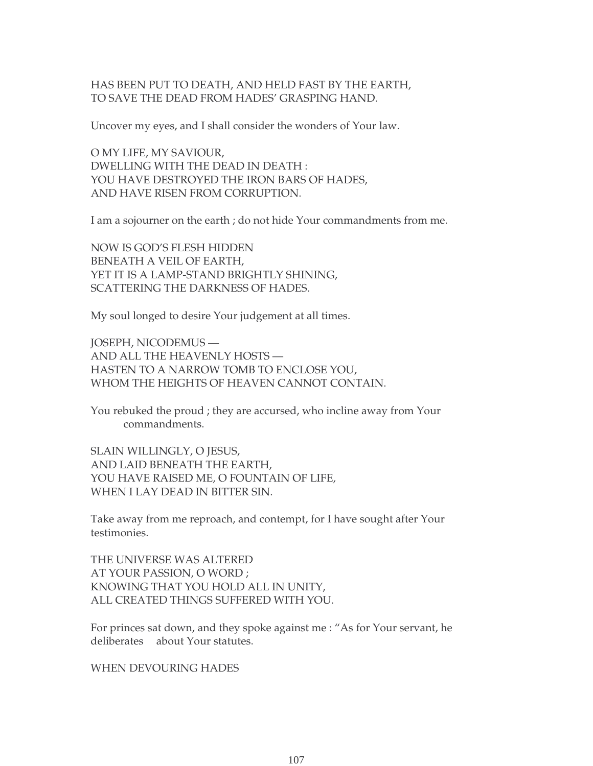HAS BEEN PUT TO DEATH, AND HELD FAST BY THE EARTH,
TO SAVE THE DEAD FROM HADES' GRASPING HAND.

Uncover my eyes, and I shall consider the wonders of Your law.

O MY LIFE, MY SAVIOUR,
DWELLING WITH THE DEAD IN DEATH :
YOU HAVE DESTROYED THE IRON BARS OF HADES,
AND HAVE RISEN FROM CORRUPTION.

I am a sojourner on the earth ; do not hide Your commandments from me.

NOW IS GOD'S FLESH HIDDEN
BENEATH A VEIL OF EARTH,
YET IT IS A LAMP-STAND BRIGHTLY SHINING,
SCATTERING THE DARKNESS OF HADES.

My soul longed to desire Your judgement at all times.

JOSEPH, NICODEMUS —
AND ALL THE HEAVENLY HOSTS —
HASTEN TO A NARROW TOMB TO ENCLOSE YOU,
WHOM THE HEIGHTS OF HEAVEN CANNOT CONTAIN.

You rebuked the proud ; they are accursed, who incline away from Your commandments.

SLAIN WILLINGLY, O JESUS,
AND LAID BENEATH THE EARTH,
YOU HAVE RAISED ME, O FOUNTAIN OF LIFE,
WHEN I LAY DEAD IN BITTER SIN.

Take away from me reproach, and contempt, for I have sought after Your testimonies.

THE UNIVERSE WAS ALTERED
AT YOUR PASSION, O WORD ;
KNOWING THAT YOU HOLD ALL IN UNITY,
ALL CREATED THINGS SUFFERED WITH YOU.

For princes sat down, and they spoke against me : "As for Your servant, he deliberates about Your statutes.

WHEN DEVOURING HADES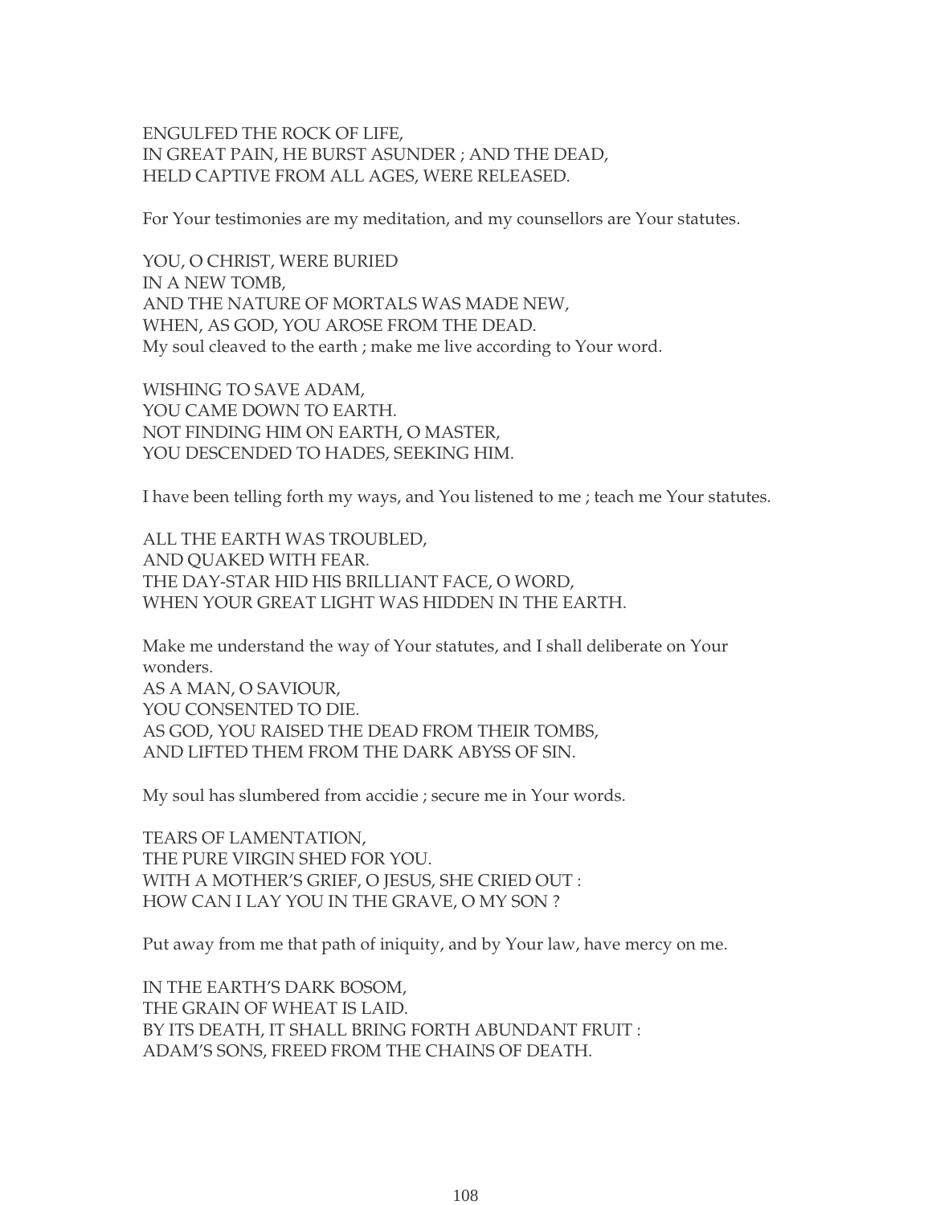ENGULFED THE ROCK OF LIFE,
IN GREAT PAIN, HE BURST ASUNDER ; AND THE DEAD,
HELD CAPTIVE FROM ALL AGES, WERE RELEASED.

For Your testimonies are my meditation, and my counsellors are Your statutes.

YOU, O CHRIST, WERE BURIED
IN A NEW TOMB,
AND THE NATURE OF MORTALS WAS MADE NEW,
WHEN, AS GOD, YOU AROSE FROM THE DEAD.
My soul cleaved to the earth ; make me live according to Your word.

WISHING TO SAVE ADAM,
YOU CAME DOWN TO EARTH.
NOT FINDING HIM ON EARTH, O MASTER,
YOU DESCENDED TO HADES, SEEKING HIM.

I have been telling forth my ways, and You listened to me ; teach me Your statutes.

ALL THE EARTH WAS TROUBLED,
AND QUAKED WITH FEAR.
THE DAY-STAR HID HIS BRILLIANT FACE, O WORD,
WHEN YOUR GREAT LIGHT WAS HIDDEN IN THE EARTH.

Make me understand the way of Your statutes, and I shall deliberate on Your wonders.
AS A MAN, O SAVIOUR,
YOU CONSENTED TO DIE.
AS GOD, YOU RAISED THE DEAD FROM THEIR TOMBS,
AND LIFTED THEM FROM THE DARK ABYSS OF SIN.

My soul has slumbered from accidie ; secure me in Your words.

TEARS OF LAMENTATION,
THE PURE VIRGIN SHED FOR YOU.
WITH A MOTHER'S GRIEF, O JESUS, SHE CRIED OUT :
HOW CAN I LAY YOU IN THE GRAVE, O MY SON ?

Put away from me that path of iniquity, and by Your law, have mercy on me.

IN THE EARTH'S DARK BOSOM,
THE GRAIN OF WHEAT IS LAID.
BY ITS DEATH, IT SHALL BRING FORTH ABUNDANT FRUIT :
ADAM'S SONS, FREED FROM THE CHAINS OF DEATH.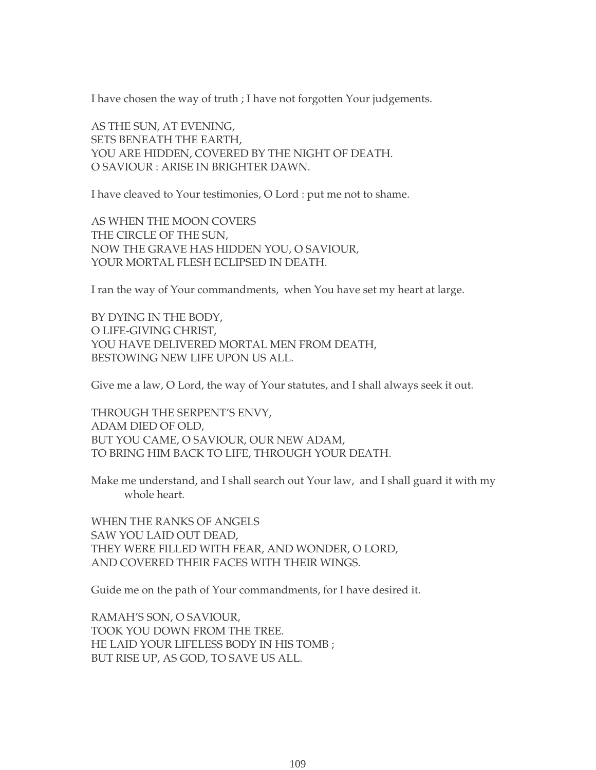I have chosen the way of truth ; I have not forgotten Your judgements.

AS THE SUN, AT EVENING,
SETS BENEATH THE EARTH,
YOU ARE HIDDEN, COVERED BY THE NIGHT OF DEATH.
O SAVIOUR : ARISE IN BRIGHTER DAWN.

I have cleaved to Your testimonies, O Lord : put me not to shame.

AS WHEN THE MOON COVERS
THE CIRCLE OF THE SUN,
NOW THE GRAVE HAS HIDDEN YOU, O SAVIOUR,
YOUR MORTAL FLESH ECLIPSED IN DEATH.

I ran the way of Your commandments, when You have set my heart at large.

BY DYING IN THE BODY,
O LIFE-GIVING CHRIST,
YOU HAVE DELIVERED MORTAL MEN FROM DEATH,
BESTOWING NEW LIFE UPON US ALL.

Give me a law, O Lord, the way of Your statutes, and I shall always seek it out.

THROUGH THE SERPENT'S ENVY,
ADAM DIED OF OLD,
BUT YOU CAME, O SAVIOUR, OUR NEW ADAM,
TO BRING HIM BACK TO LIFE, THROUGH YOUR DEATH.

Make me understand, and I shall search out Your law, and I shall guard it with my whole heart.

WHEN THE RANKS OF ANGELS
SAW YOU LAID OUT DEAD,
THEY WERE FILLED WITH FEAR, AND WONDER, O LORD,
AND COVERED THEIR FACES WITH THEIR WINGS.

Guide me on the path of Your commandments, for I have desired it.

RAMAH'S SON, O SAVIOUR,
TOOK YOU DOWN FROM THE TREE.
HE LAID YOUR LIFELESS BODY IN HIS TOMB ;
BUT RISE UP, AS GOD, TO SAVE US ALL.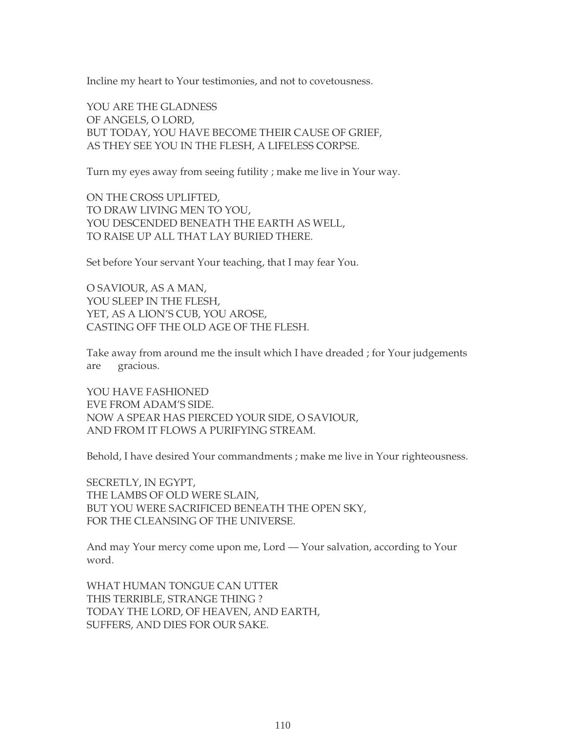Incline my heart to Your testimonies, and not to covetousness.

YOU ARE THE GLADNESS
OF ANGELS, O LORD,
BUT TODAY, YOU HAVE BECOME THEIR CAUSE OF GRIEF,
AS THEY SEE YOU IN THE FLESH, A LIFELESS CORPSE.

Turn my eyes away from seeing futility ; make me live in Your way.

ON THE CROSS UPLIFTED,
TO DRAW LIVING MEN TO YOU,
YOU DESCENDED BENEATH THE EARTH AS WELL,
TO RAISE UP ALL THAT LAY BURIED THERE.

Set before Your servant Your teaching, that I may fear You.

O SAVIOUR, AS A MAN,
YOU SLEEP IN THE FLESH,
YET, AS A LION'S CUB, YOU AROSE,
CASTING OFF THE OLD AGE OF THE FLESH.

Take away from around me the insult which I have dreaded ; for Your judgements are gracious.

YOU HAVE FASHIONED
EVE FROM ADAM'S SIDE.
NOW A SPEAR HAS PIERCED YOUR SIDE, O SAVIOUR,
AND FROM IT FLOWS A PURIFYING STREAM.

Behold, I have desired Your commandments ; make me live in Your righteousness.

SECRETLY, IN EGYPT,
THE LAMBS OF OLD WERE SLAIN,
BUT YOU WERE SACRIFICED BENEATH THE OPEN SKY,
FOR THE CLEANSING OF THE UNIVERSE.

And may Your mercy come upon me, Lord — Your salvation, according to Your word.

WHAT HUMAN TONGUE CAN UTTER
THIS TERRIBLE, STRANGE THING ?
TODAY THE LORD, OF HEAVEN, AND EARTH,
SUFFERS, AND DIES FOR OUR SAKE.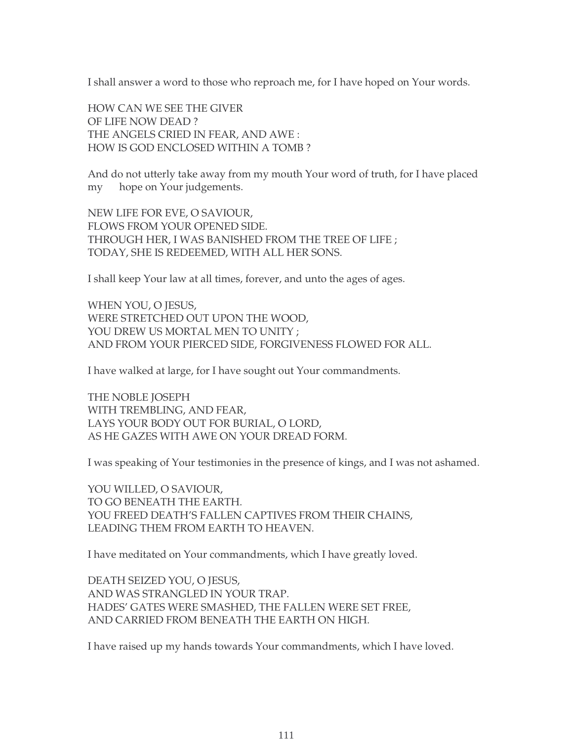I shall answer a word to those who reproach me, for I have hoped on Your words.

HOW CAN WE SEE THE GIVER  
OF LIFE NOW DEAD ?  
THE ANGELS CRIED IN FEAR, AND AWE :  
HOW IS GOD ENCLOSED WITHIN A TOMB ?

And do not utterly take away from my mouth Your word of truth, for I have placed my hope on Your judgements.

NEW LIFE FOR EVE, O SAVIOUR,  
FLOWS FROM YOUR OPENED SIDE.  
THROUGH HER, I WAS BANISHED FROM THE TREE OF LIFE ;  
TODAY, SHE IS REDEEMED, WITH ALL HER SONS.

I shall keep Your law at all times, forever, and unto the ages of ages.

WHEN YOU, O JESUS,  
WERE STRETCHED OUT UPON THE WOOD,  
YOU DREW US MORTAL MEN TO UNITY ;  
AND FROM YOUR PIERCED SIDE, FORGIVENESS FLOWED FOR ALL.

I have walked at large, for I have sought out Your commandments.

THE NOBLE JOSEPH  
WITH TREMBLING, AND FEAR,  
LAYS YOUR BODY OUT FOR BURIAL, O LORD,  
AS HE GAZES WITH AWE ON YOUR DREAD FORM.

I was speaking of Your testimonies in the presence of kings, and I was not ashamed.

YOU WILLED, O SAVIOUR,  
TO GO BENEATH THE EARTH.  
YOU FREED DEATH'S FALLEN CAPTIVES FROM THEIR CHAINS,  
LEADING THEM FROM EARTH TO HEAVEN.

I have meditated on Your commandments, which I have greatly loved.

DEATH SEIZED YOU, O JESUS,  
AND WAS STRANGLED IN YOUR TRAP.  
HADES' GATES WERE SMASHED, THE FALLEN WERE SET FREE,  
AND CARRIED FROM BENEATH THE EARTH ON HIGH.

I have raised up my hands towards Your commandments, which I have loved.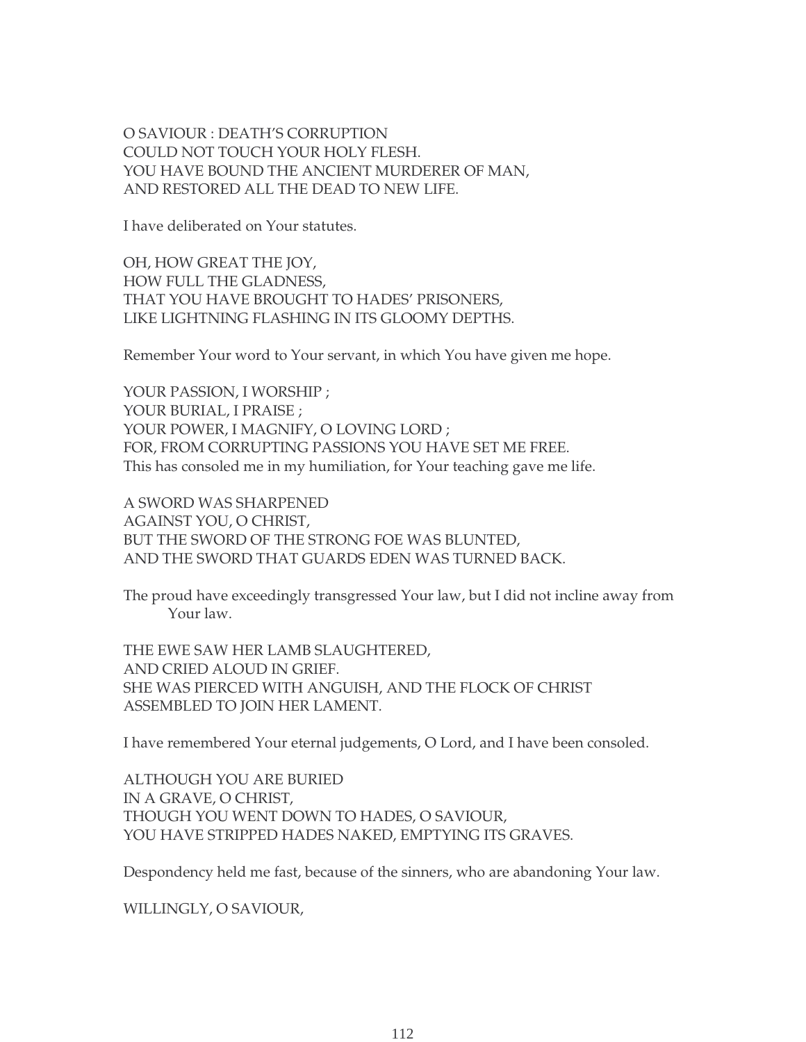O SAVIOUR : DEATH'S CORRUPTION
COULD NOT TOUCH YOUR HOLY FLESH.
YOU HAVE BOUND THE ANCIENT MURDERER OF MAN,
AND RESTORED ALL THE DEAD TO NEW LIFE.

I have deliberated on Your statutes.

OH, HOW GREAT THE JOY,
HOW FULL THE GLADNESS,
THAT YOU HAVE BROUGHT TO HADES' PRISONERS,
LIKE LIGHTNING FLASHING IN ITS GLOOMY DEPTHS.

Remember Your word to Your servant, in which You have given me hope.

YOUR PASSION, I WORSHIP ;
YOUR BURIAL, I PRAISE ;
YOUR POWER, I MAGNIFY, O LOVING LORD ;
FOR, FROM CORRUPTING PASSIONS YOU HAVE SET ME FREE.
This has consoled me in my humiliation, for Your teaching gave me life.

A SWORD WAS SHARPENED
AGAINST YOU, O CHRIST,
BUT THE SWORD OF THE STRONG FOE WAS BLUNTED,
AND THE SWORD THAT GUARDS EDEN WAS TURNED BACK.

The proud have exceedingly transgressed Your law, but I did not incline away from Your law.

THE EWE SAW HER LAMB SLAUGHTERED,
AND CRIED ALOUD IN GRIEF.
SHE WAS PIERCED WITH ANGUISH, AND THE FLOCK OF CHRIST
ASSEMBLED TO JOIN HER LAMENT.

I have remembered Your eternal judgements, O Lord, and I have been consoled.

ALTHOUGH YOU ARE BURIED
IN A GRAVE, O CHRIST,
THOUGH YOU WENT DOWN TO HADES, O SAVIOUR,
YOU HAVE STRIPPED HADES NAKED, EMPTYING ITS GRAVES.

Despondency held me fast, because of the sinners, who are abandoning Your law.

WILLINGLY, O SAVIOUR,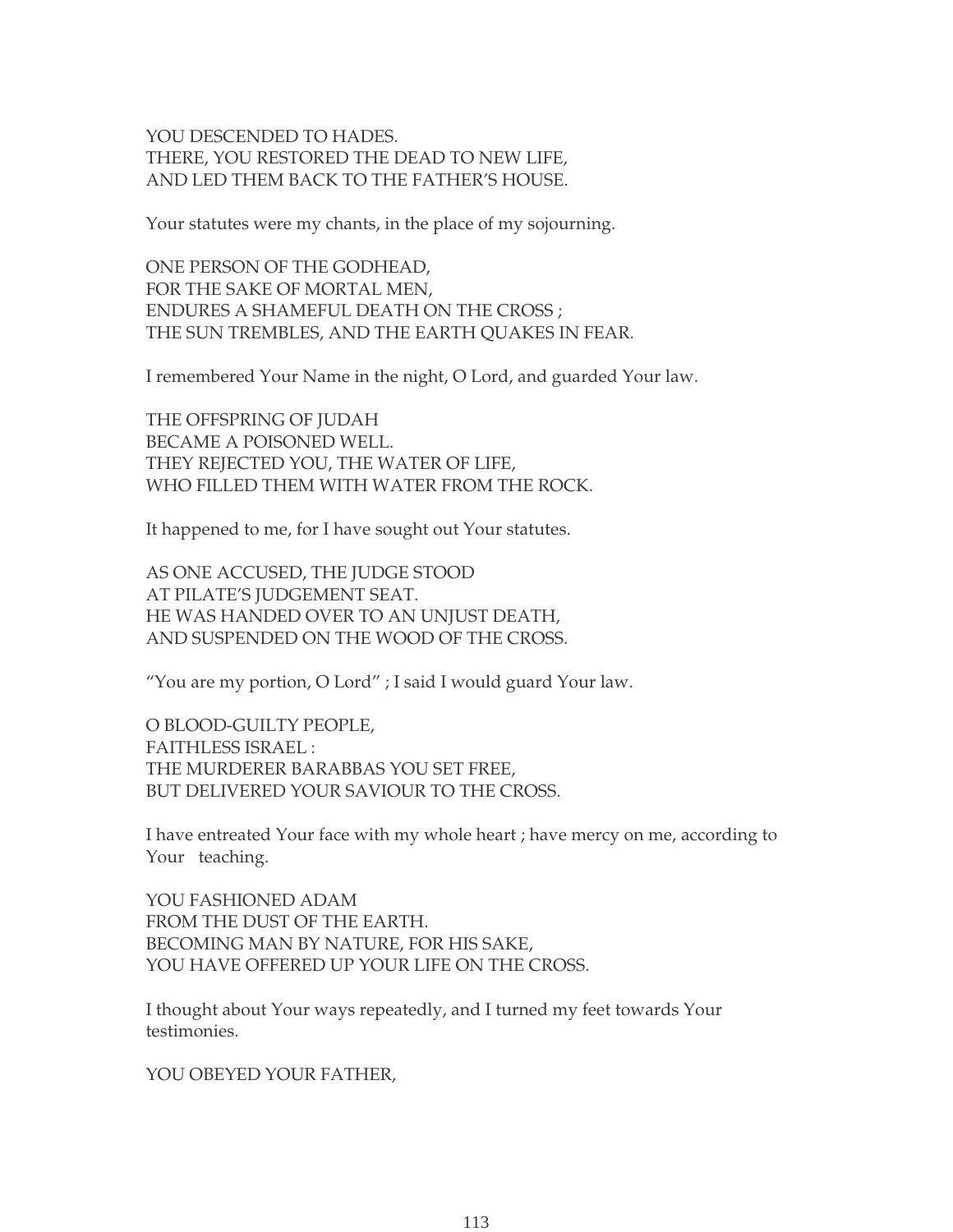YOU DESCENDED TO HADES.
THERE, YOU RESTORED THE DEAD TO NEW LIFE,
AND LED THEM BACK TO THE FATHER’S HOUSE.

Your statutes were my chants, in the place of my sojourning.

ONE PERSON OF THE GODHEAD,
FOR THE SAKE OF MORTAL MEN,
ENDURES A SHAMEFUL DEATH ON THE CROSS ;
THE SUN TREMBLES, AND THE EARTH QUAKES IN FEAR.

I remembered Your Name in the night, O Lord, and guarded Your law.

THE OFFSPRING OF JUDAH
BECAME A POISONED WELL.
THEY REJECTED YOU, THE WATER OF LIFE,
WHO FILLED THEM WITH WATER FROM THE ROCK.

It happened to me, for I have sought out Your statutes.

AS ONE ACCUSED, THE JUDGE STOOD
AT PILATE’S JUDGEMENT SEAT.
HE WAS HANDED OVER TO AN UNJUST DEATH,
AND SUSPENDED ON THE WOOD OF THE CROSS.

“You are my portion, O Lord” ; I said I would guard Your law.

O BLOOD-GUILTY PEOPLE,
FAITHLESS ISRAEL :
THE MURDERER BARABBAS YOU SET FREE,
BUT DELIVERED YOUR SAVIOUR TO THE CROSS.

I have entreated Your face with my whole heart ; have mercy on me, according to Your teaching.

YOU FASHIONED ADAM
FROM THE DUST OF THE EARTH.
BECOMING MAN BY NATURE, FOR HIS SAKE,
YOU HAVE OFFERED UP YOUR LIFE ON THE CROSS.

I thought about Your ways repeatedly, and I turned my feet towards Your testimonies.

YOU OBEYED YOUR FATHER,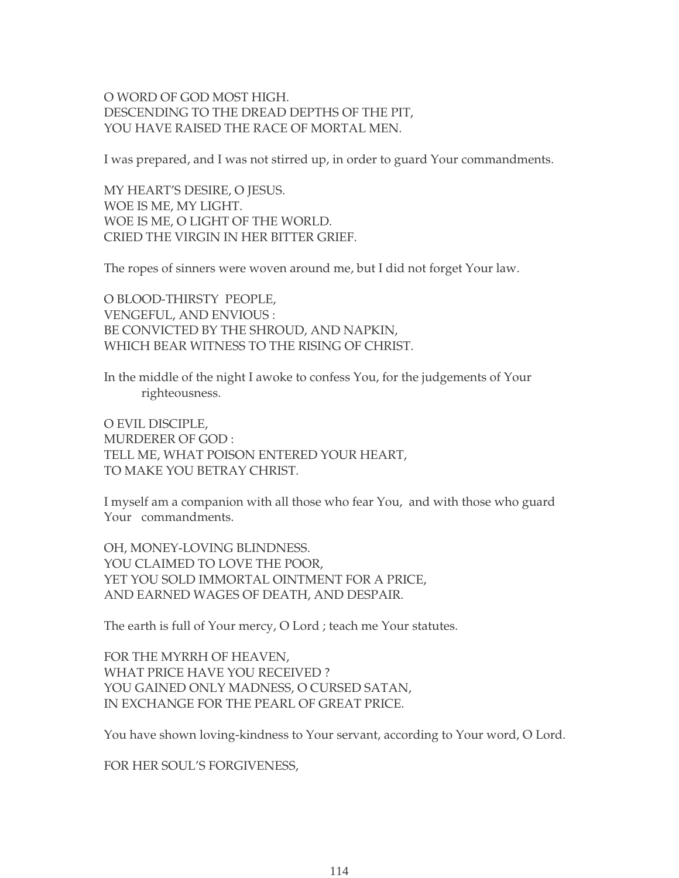O WORD OF GOD MOST HIGH.
DESCENDING TO THE DREAD DEPTHS OF THE PIT,
YOU HAVE RAISED THE RACE OF MORTAL MEN.

I was prepared, and I was not stirred up, in order to guard Your commandments.

MY HEART'S DESIRE, O JESUS.
WOE IS ME, MY LIGHT.
WOE IS ME, O LIGHT OF THE WORLD.
CRIED THE VIRGIN IN HER BITTER GRIEF.

The ropes of sinners were woven around me, but I did not forget Your law.

O BLOOD-THIRSTY PEOPLE,
VENGEFUL, AND ENVIOUS :
BE CONVICTED BY THE SHROUD, AND NAPKIN,
WHICH BEAR WITNESS TO THE RISING OF CHRIST.

In the middle of the night I awoke to confess You, for the judgements of Your righteousness.

O EVIL DISCIPLE,
MURDERER OF GOD :
TELL ME, WHAT POISON ENTERED YOUR HEART,
TO MAKE YOU BETRAY CHRIST.

I myself am a companion with all those who fear You, and with those who guard Your commandments.

OH, MONEY-LOVING BLINDNESS.
YOU CLAIMED TO LOVE THE POOR,
YET YOU SOLD IMMORTAL OINTMENT FOR A PRICE,
AND EARNED WAGES OF DEATH, AND DESPAIR.

The earth is full of Your mercy, O Lord ; teach me Your statutes.

FOR THE MYRRH OF HEAVEN,
WHAT PRICE HAVE YOU RECEIVED ?
YOU GAINED ONLY MADNESS, O CURSED SATAN,
IN EXCHANGE FOR THE PEARL OF GREAT PRICE.

You have shown loving-kindness to Your servant, according to Your word, O Lord.

FOR HER SOUL'S FORGIVENESS,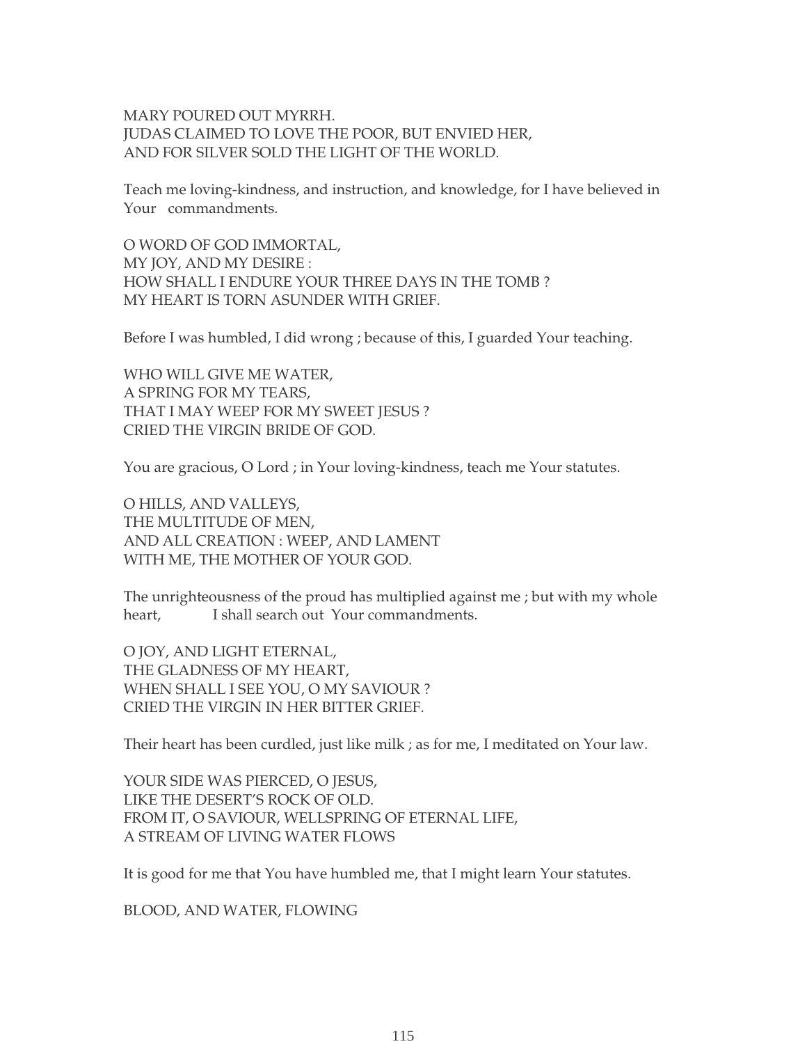MARY POURED OUT MYRRH.
JUDAS CLAIMED TO LOVE THE POOR, BUT ENVIED HER,
AND FOR SILVER SOLD THE LIGHT OF THE WORLD.

Teach me loving-kindness, and instruction, and knowledge, for I have believed in Your commandments.

O WORD OF GOD IMMORTAL,
MY JOY, AND MY DESIRE :
HOW SHALL I ENDURE YOUR THREE DAYS IN THE TOMB ?
MY HEART IS TORN ASUNDER WITH GRIEF.

Before I was humbled, I did wrong ; because of this, I guarded Your teaching.

WHO WILL GIVE ME WATER,
A SPRING FOR MY TEARS,
THAT I MAY WEEP FOR MY SWEET JESUS ?
CRIED THE VIRGIN BRIDE OF GOD.

You are gracious, O Lord ; in Your loving-kindness, teach me Your statutes.

O HILLS, AND VALLEYS,
THE MULTITUDE OF MEN,
AND ALL CREATION : WEEP, AND LAMENT
WITH ME, THE MOTHER OF YOUR GOD.

The unrighteousness of the proud has multiplied against me ; but with my whole heart, I shall search out Your commandments.

O JOY, AND LIGHT ETERNAL,
THE GLADNESS OF MY HEART,
WHEN SHALL I SEE YOU, O MY SAVIOUR ?
CRIED THE VIRGIN IN HER BITTER GRIEF.

Their heart has been curdled, just like milk ; as for me, I meditated on Your law.

YOUR SIDE WAS PIERCED, O JESUS,
LIKE THE DESERT'S ROCK OF OLD.
FROM IT, O SAVIOUR, WELLSPRING OF ETERNAL LIFE,
A STREAM OF LIVING WATER FLOWS

It is good for me that You have humbled me, that I might learn Your statutes.

BLOOD, AND WATER, FLOWING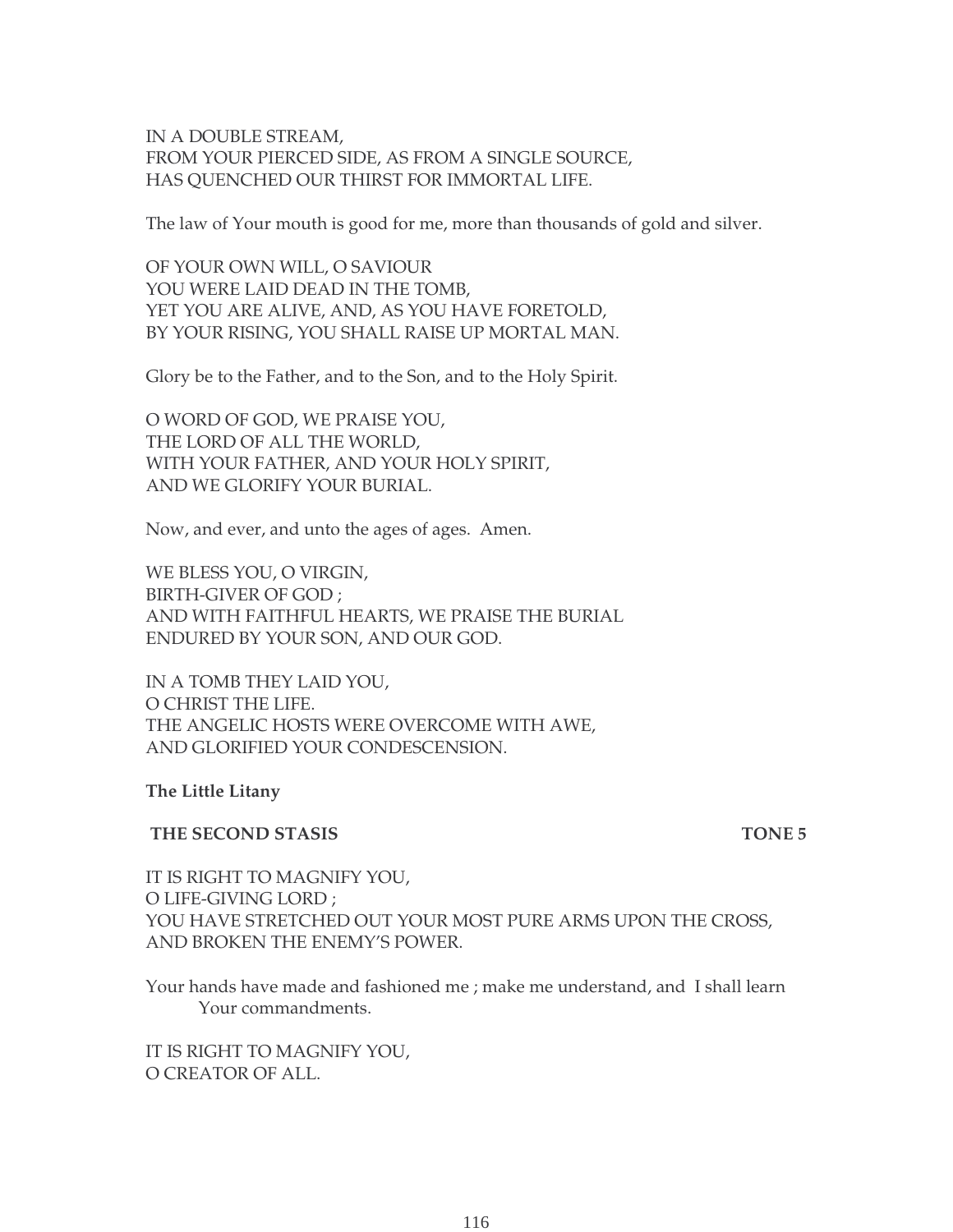IN A DOUBLE STREAM,
FROM YOUR PIERCED SIDE, AS FROM A SINGLE SOURCE,
HAS QUENCHED OUR THIRST FOR IMMORTAL LIFE.

The law of Your mouth is good for me, more than thousands of gold and silver.

OF YOUR OWN WILL, O SAVIOUR
YOU WERE LAID DEAD IN THE TOMB,
YET YOU ARE ALIVE, AND, AS YOU HAVE FORETOLD,
BY YOUR RISING, YOU SHALL RAISE UP MORTAL MAN.

Glory be to the Father, and to the Son, and to the Holy Spirit.

O WORD OF GOD, WE PRAISE YOU,
THE LORD OF ALL THE WORLD,
WITH YOUR FATHER, AND YOUR HOLY SPIRIT,
AND WE GLORIFY YOUR BURIAL.

Now, and ever, and unto the ages of ages. Amen.

WE BLESS YOU, O VIRGIN,
BIRTH-GIVER OF GOD ;
AND WITH FAITHFUL HEARTS, WE PRAISE THE BURIAL
ENDURED BY YOUR SON, AND OUR GOD.

IN A TOMB THEY LAID YOU,
O CHRIST THE LIFE.
THE ANGELIC HOSTS WERE OVERCOME WITH AWE,
AND GLORIFIED YOUR CONDESCENSION.

**The Little Litany**

**THE SECOND STASIS** **TONE 5**

IT IS RIGHT TO MAGNIFY YOU,
O LIFE-GIVING LORD ;
YOU HAVE STRETCHED OUT YOUR MOST PURE ARMS UPON THE CROSS,
AND BROKEN THE ENEMY'S POWER.

Your hands have made and fashioned me ; make me understand, and I shall learn
Your commandments.

IT IS RIGHT TO MAGNIFY YOU,
O CREATOR OF ALL.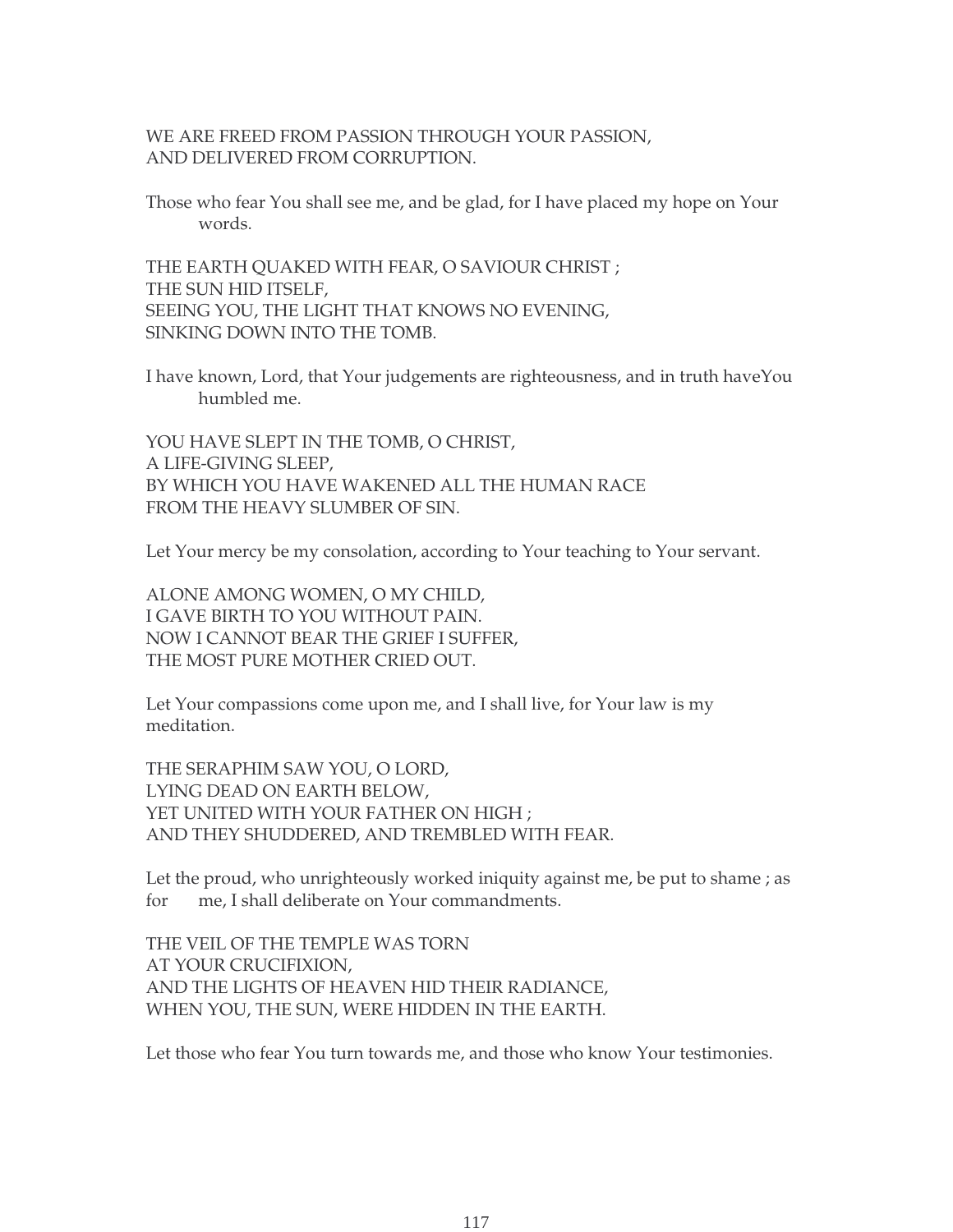WE ARE FREED FROM PASSION THROUGH YOUR PASSION,
AND DELIVERED FROM CORRUPTION.

Those who fear You shall see me, and be glad, for I have placed my hope on Your words.

THE EARTH QUAKED WITH FEAR, O SAVIOUR CHRIST ;
THE SUN HID ITSELF,
SEEING YOU, THE LIGHT THAT KNOWS NO EVENING,
SINKING DOWN INTO THE TOMB.

I have known, Lord, that Your judgements are righteousness, and in truth haveYou humbled me.

YOU HAVE SLEPT IN THE TOMB, O CHRIST,
A LIFE-GIVING SLEEP,
BY WHICH YOU HAVE WAKENED ALL THE HUMAN RACE
FROM THE HEAVY SLUMBER OF SIN.

Let Your mercy be my consolation, according to Your teaching to Your servant.

ALONE AMONG WOMEN, O MY CHILD,
I GAVE BIRTH TO YOU WITHOUT PAIN.
NOW I CANNOT BEAR THE GRIEF I SUFFER,
THE MOST PURE MOTHER CRIED OUT.

Let Your compassions come upon me, and I shall live, for Your law is my meditation.

THE SERAPHIM SAW YOU, O LORD,
LYING DEAD ON EARTH BELOW,
YET UNITED WITH YOUR FATHER ON HIGH ;
AND THEY SHUDDERED, AND TREMBLED WITH FEAR.

Let the proud, who unrighteously worked iniquity against me, be put to shame ; as for me, I shall deliberate on Your commandments.

THE VEIL OF THE TEMPLE WAS TORN
AT YOUR CRUCIFIXION,
AND THE LIGHTS OF HEAVEN HID THEIR RADIANCE,
WHEN YOU, THE SUN, WERE HIDDEN IN THE EARTH.

Let those who fear You turn towards me, and those who know Your testimonies.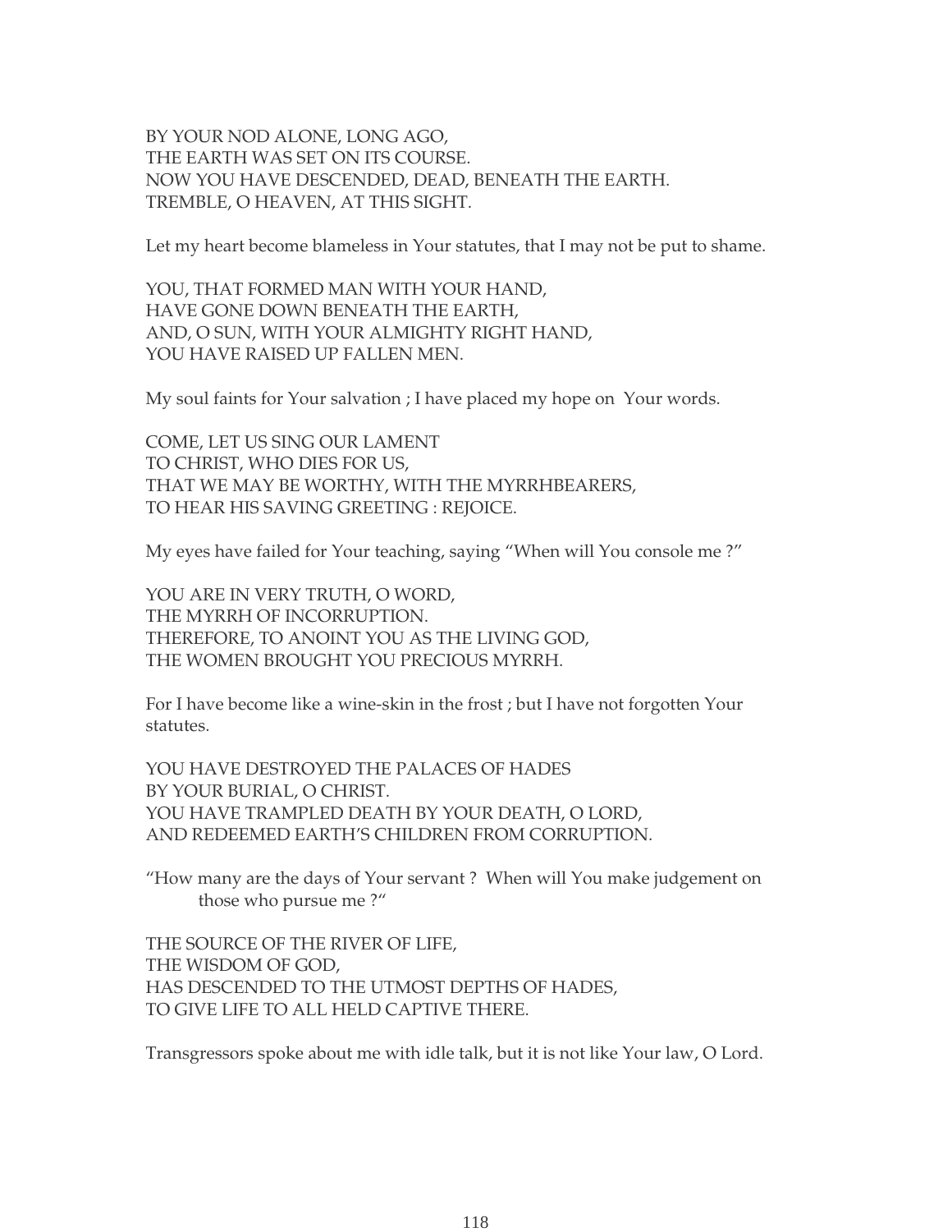BY YOUR NOD ALONE, LONG AGO,
THE EARTH WAS SET ON ITS COURSE.
NOW YOU HAVE DESCENDED, DEAD, BENEATH THE EARTH.
TREMBLE, O HEAVEN, AT THIS SIGHT.

Let my heart become blameless in Your statutes, that I may not be put to shame.

YOU, THAT FORMED MAN WITH YOUR HAND,
HAVE GONE DOWN BENEATH THE EARTH,
AND, O SUN, WITH YOUR ALMIGHTY RIGHT HAND,
YOU HAVE RAISED UP FALLEN MEN.

My soul faints for Your salvation ; I have placed my hope on Your words.

COME, LET US SING OUR LAMENT
TO CHRIST, WHO DIES FOR US,
THAT WE MAY BE WORTHY, WITH THE MYRRHBEARERS,
TO HEAR HIS SAVING GREETING : REJOICE.

My eyes have failed for Your teaching, saying "When will You console me ?"

YOU ARE IN VERY TRUTH, O WORD,
THE MYRRH OF INCORRUPTION.
THEREFORE, TO ANOINT YOU AS THE LIVING GOD,
THE WOMEN BROUGHT YOU PRECIOUS MYRRH.

For I have become like a wine-skin in the frost ; but I have not forgotten Your statutes.

YOU HAVE DESTROYED THE PALACES OF HADES
BY YOUR BURIAL, O CHRIST.
YOU HAVE TRAMPLED DEATH BY YOUR DEATH, O LORD,
AND REDEEMED EARTH'S CHILDREN FROM CORRUPTION.

"How many are the days of Your servant ? When will You make judgement on those who pursue me ?"

THE SOURCE OF THE RIVER OF LIFE,
THE WISDOM OF GOD,
HAS DESCENDED TO THE UTMOST DEPTHS OF HADES,
TO GIVE LIFE TO ALL HELD CAPTIVE THERE.

Transgressors spoke about me with idle talk, but it is not like Your law, O Lord.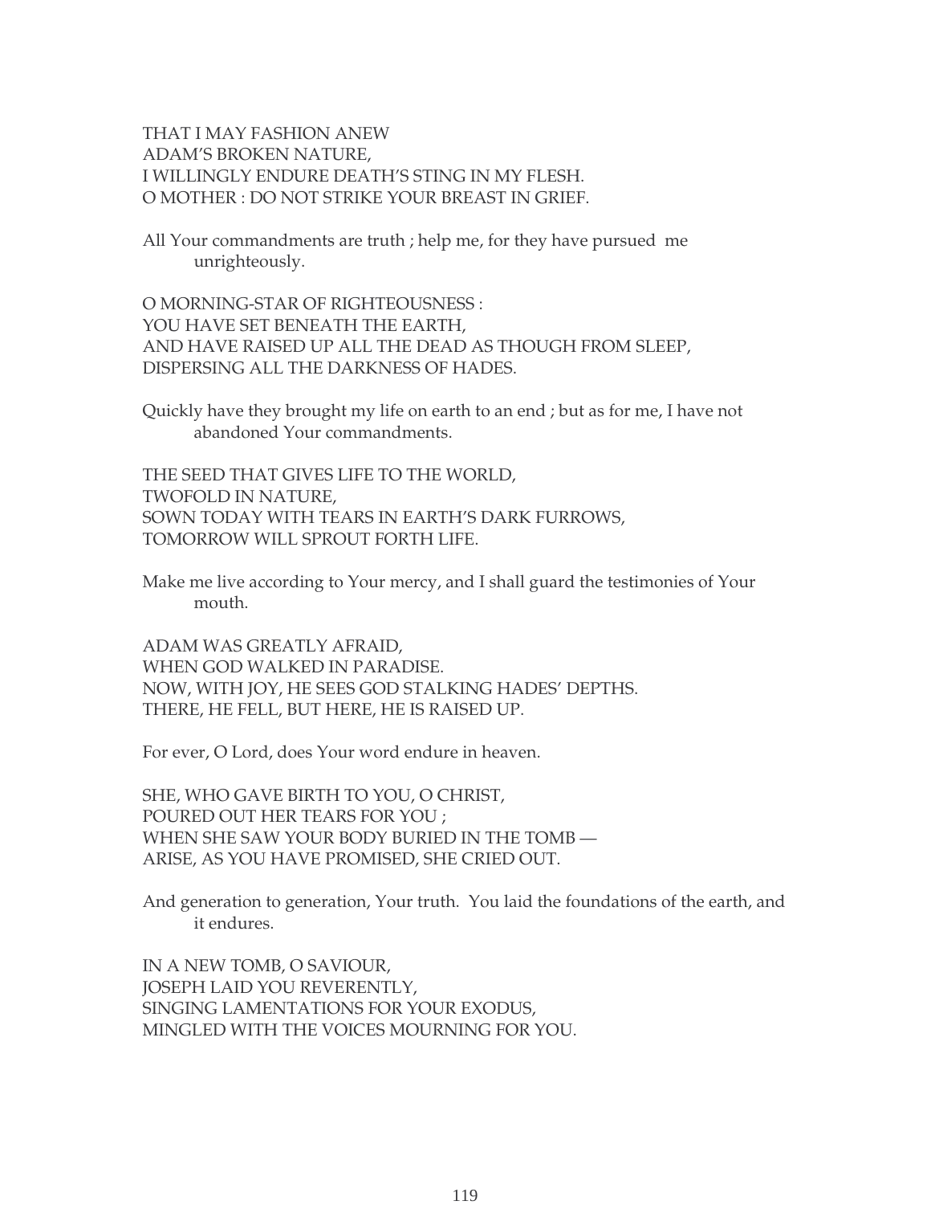THAT I MAY FASHION ANEW
ADAM'S BROKEN NATURE,
I WILLINGLY ENDURE DEATH'S STING IN MY FLESH.
O MOTHER : DO NOT STRIKE YOUR BREAST IN GRIEF.

All Your commandments are truth ; help me, for they have pursued me unrighteously.

O MORNING-STAR OF RIGHTEOUSNESS :
YOU HAVE SET BENEATH THE EARTH,
AND HAVE RAISED UP ALL THE DEAD AS THOUGH FROM SLEEP,
DISPERSING ALL THE DARKNESS OF HADES.

Quickly have they brought my life on earth to an end ; but as for me, I have not abandoned Your commandments.

THE SEED THAT GIVES LIFE TO THE WORLD,
TWOFOLD IN NATURE,
SOWN TODAY WITH TEARS IN EARTH'S DARK FURROWS,
TOMORROW WILL SPROUT FORTH LIFE.

Make me live according to Your mercy, and I shall guard the testimonies of Your mouth.

ADAM WAS GREATLY AFRAID,
WHEN GOD WALKED IN PARADISE.
NOW, WITH JOY, HE SEES GOD STALKING HADES' DEPTHS.
THERE, HE FELL, BUT HERE, HE IS RAISED UP.

For ever, O Lord, does Your word endure in heaven.

SHE, WHO GAVE BIRTH TO YOU, O CHRIST,
POURED OUT HER TEARS FOR YOU ;
WHEN SHE SAW YOUR BODY BURIED IN THE TOMB —
ARISE, AS YOU HAVE PROMISED, SHE CRIED OUT.

And generation to generation, Your truth. You laid the foundations of the earth, and it endures.

IN A NEW TOMB, O SAVIOUR,
JOSEPH LAID YOU REVERENTLY,
SINGING LAMENTATIONS FOR YOUR EXODUS,
MINGLED WITH THE VOICES MOURNING FOR YOU.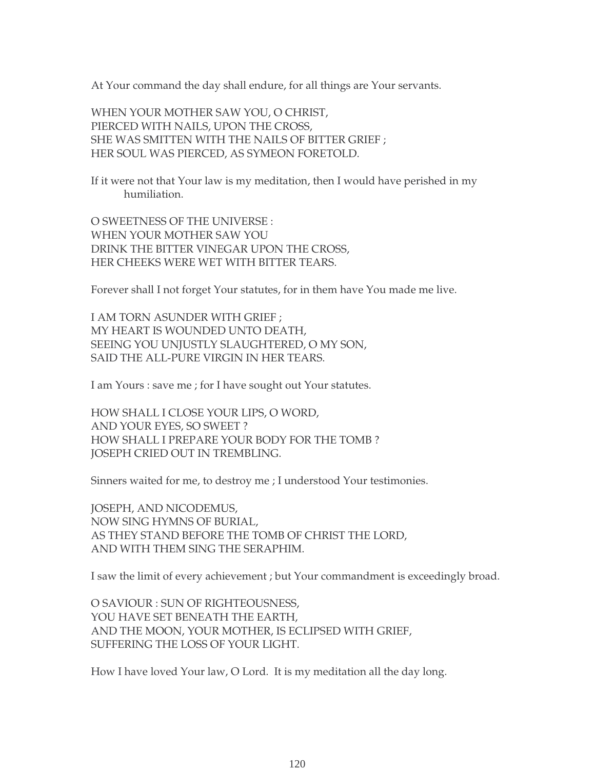At Your command the day shall endure, for all things are Your servants.

WHEN YOUR MOTHER SAW YOU, O CHRIST,
PIERCED WITH NAILS, UPON THE CROSS,
SHE WAS SMITTEN WITH THE NAILS OF BITTER GRIEF ;
HER SOUL WAS PIERCED, AS SYMEON FORETOLD.

If it were not that Your law is my meditation, then I would have perished in my humiliation.

O SWEETNESS OF THE UNIVERSE :
WHEN YOUR MOTHER SAW YOU
DRINK THE BITTER VINEGAR UPON THE CROSS,
HER CHEEKS WERE WET WITH BITTER TEARS.

Forever shall I not forget Your statutes, for in them have You made me live.

I AM TORN ASUNDER WITH GRIEF ;
MY HEART IS WOUNDED UNTO DEATH,
SEEING YOU UNJUSTLY SLAUGHTERED, O MY SON,
SAID THE ALL-PURE VIRGIN IN HER TEARS.

I am Yours : save me ; for I have sought out Your statutes.

HOW SHALL I CLOSE YOUR LIPS, O WORD,
AND YOUR EYES, SO SWEET ?
HOW SHALL I PREPARE YOUR BODY FOR THE TOMB ?
JOSEPH CRIED OUT IN TREMBLING.

Sinners waited for me, to destroy me ; I understood Your testimonies.

JOSEPH, AND NICODEMUS,
NOW SING HYMNS OF BURIAL,
AS THEY STAND BEFORE THE TOMB OF CHRIST THE LORD,
AND WITH THEM SING THE SERAPHIM.

I saw the limit of every achievement ; but Your commandment is exceedingly broad.

O SAVIOUR : SUN OF RIGHTEOUSNESS,
YOU HAVE SET BENEATH THE EARTH,
AND THE MOON, YOUR MOTHER, IS ECLIPSED WITH GRIEF,
SUFFERING THE LOSS OF YOUR LIGHT.

How I have loved Your law, O Lord. It is my meditation all the day long.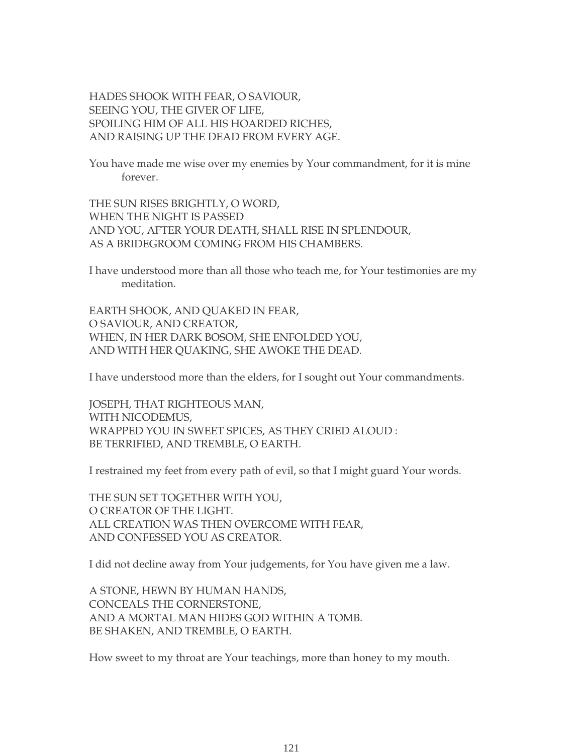HADES SHOOK WITH FEAR, O SAVIOUR,
SEEING YOU, THE GIVER OF LIFE,
SPOILING HIM OF ALL HIS HOARDED RICHES,
AND RAISING UP THE DEAD FROM EVERY AGE.

You have made me wise over my enemies by Your commandment, for it is mine forever.

THE SUN RISES BRIGHTLY, O WORD,
WHEN THE NIGHT IS PASSED
AND YOU, AFTER YOUR DEATH, SHALL RISE IN SPLENDOUR,
AS A BRIDEGROOM COMING FROM HIS CHAMBERS.

I have understood more than all those who teach me, for Your testimonies are my meditation.

EARTH SHOOK, AND QUAKED IN FEAR,
O SAVIOUR, AND CREATOR,
WHEN, IN HER DARK BOSOM, SHE ENFOLDED YOU,
AND WITH HER QUAKING, SHE AWOKE THE DEAD.

I have understood more than the elders, for I sought out Your commandments.

JOSEPH, THAT RIGHTEOUS MAN,
WITH NICODEMUS,
WRAPPED YOU IN SWEET SPICES, AS THEY CRIED ALOUD :
BE TERRIFIED, AND TREMBLE, O EARTH.

I restrained my feet from every path of evil, so that I might guard Your words.

THE SUN SET TOGETHER WITH YOU,
O CREATOR OF THE LIGHT.
ALL CREATION WAS THEN OVERCOME WITH FEAR,
AND CONFESSED YOU AS CREATOR.

I did not decline away from Your judgements, for You have given me a law.

A STONE, HEWN BY HUMAN HANDS,
CONCEALS THE CORNERSTONE,
AND A MORTAL MAN HIDES GOD WITHIN A TOMB.
BE SHAKEN, AND TREMBLE, O EARTH.

How sweet to my throat are Your teachings, more than honey to my mouth.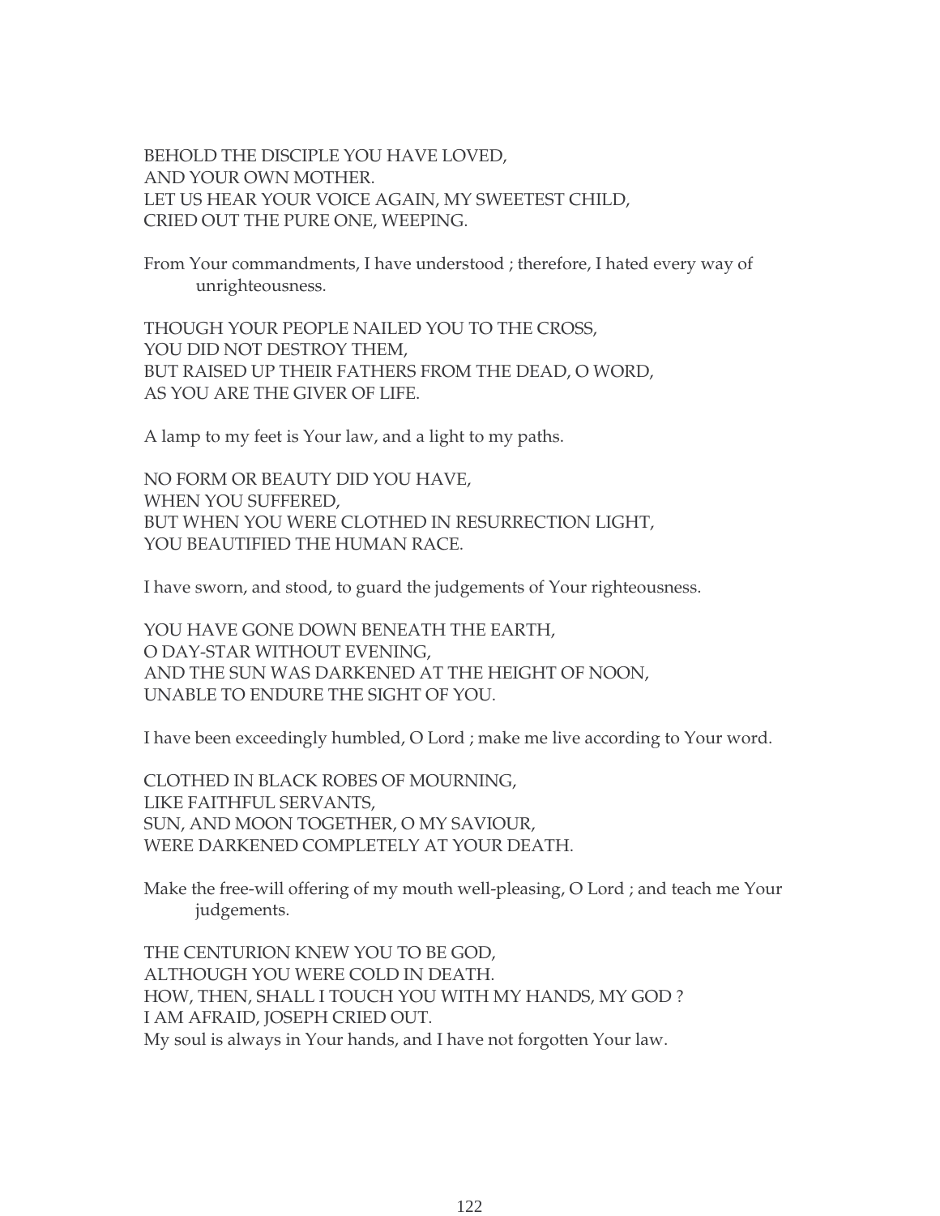BEHOLD THE DISCIPLE YOU HAVE LOVED,
AND YOUR OWN MOTHER.
LET US HEAR YOUR VOICE AGAIN, MY SWEETEST CHILD,
CRIED OUT THE PURE ONE, WEEPING.

From Your commandments, I have understood ; therefore, I hated every way of unrighteousness.

THOUGH YOUR PEOPLE NAILED YOU TO THE CROSS,
YOU DID NOT DESTROY THEM,
BUT RAISED UP THEIR FATHERS FROM THE DEAD, O WORD,
AS YOU ARE THE GIVER OF LIFE.

A lamp to my feet is Your law, and a light to my paths.

NO FORM OR BEAUTY DID YOU HAVE,
WHEN YOU SUFFERED,
BUT WHEN YOU WERE CLOTHED IN RESURRECTION LIGHT,
YOU BEAUTIFIED THE HUMAN RACE.

I have sworn, and stood, to guard the judgements of Your righteousness.

YOU HAVE GONE DOWN BENEATH THE EARTH,
O DAY-STAR WITHOUT EVENING,
AND THE SUN WAS DARKENED AT THE HEIGHT OF NOON,
UNABLE TO ENDURE THE SIGHT OF YOU.

I have been exceedingly humbled, O Lord ; make me live according to Your word.

CLOTHED IN BLACK ROBES OF MOURNING,
LIKE FAITHFUL SERVANTS,
SUN, AND MOON TOGETHER, O MY SAVIOUR,
WERE DARKENED COMPLETELY AT YOUR DEATH.

Make the free-will offering of my mouth well-pleasing, O Lord ; and teach me Your judgements.

THE CENTURION KNEW YOU TO BE GOD,
ALTHOUGH YOU WERE COLD IN DEATH.
HOW, THEN, SHALL I TOUCH YOU WITH MY HANDS, MY GOD ?
I AM AFRAID, JOSEPH CRIED OUT.
My soul is always in Your hands, and I have not forgotten Your law.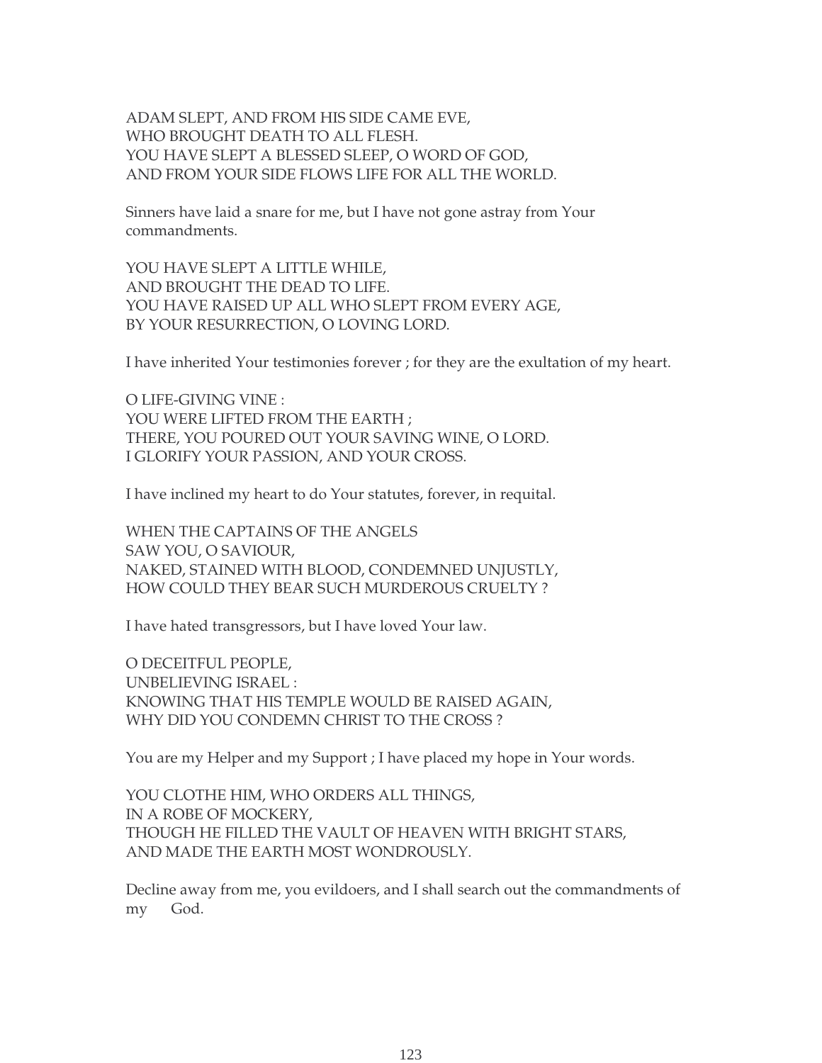ADAM SLEPT, AND FROM HIS SIDE CAME EVE,
WHO BROUGHT DEATH TO ALL FLESH.
YOU HAVE SLEPT A BLESSED SLEEP, O WORD OF GOD,
AND FROM YOUR SIDE FLOWS LIFE FOR ALL THE WORLD.

Sinners have laid a snare for me, but I have not gone astray from Your commandments.

YOU HAVE SLEPT A LITTLE WHILE,
AND BROUGHT THE DEAD TO LIFE.
YOU HAVE RAISED UP ALL WHO SLEPT FROM EVERY AGE,
BY YOUR RESURRECTION, O LOVING LORD.

I have inherited Your testimonies forever ; for they are the exultation of my heart.

O LIFE-GIVING VINE :
YOU WERE LIFTED FROM THE EARTH ;
THERE, YOU POURED OUT YOUR SAVING WINE, O LORD.
I GLORIFY YOUR PASSION, AND YOUR CROSS.

I have inclined my heart to do Your statutes, forever, in requital.

WHEN THE CAPTAINS OF THE ANGELS
SAW YOU, O SAVIOUR,
NAKED, STAINED WITH BLOOD, CONDEMNED UNJUSTLY,
HOW COULD THEY BEAR SUCH MURDEROUS CRUELTY ?

I have hated transgressors, but I have loved Your law.

O DECEITFUL PEOPLE,
UNBELIEVING ISRAEL :
KNOWING THAT HIS TEMPLE WOULD BE RAISED AGAIN,
WHY DID YOU CONDEMN CHRIST TO THE CROSS ?

You are my Helper and my Support ; I have placed my hope in Your words.

YOU CLOTHE HIM, WHO ORDERS ALL THINGS,
IN A ROBE OF MOCKERY,
THOUGH HE FILLED THE VAULT OF HEAVEN WITH BRIGHT STARS,
AND MADE THE EARTH MOST WONDROUSLY.

Decline away from me, you evildoers, and I shall search out the commandments of my God.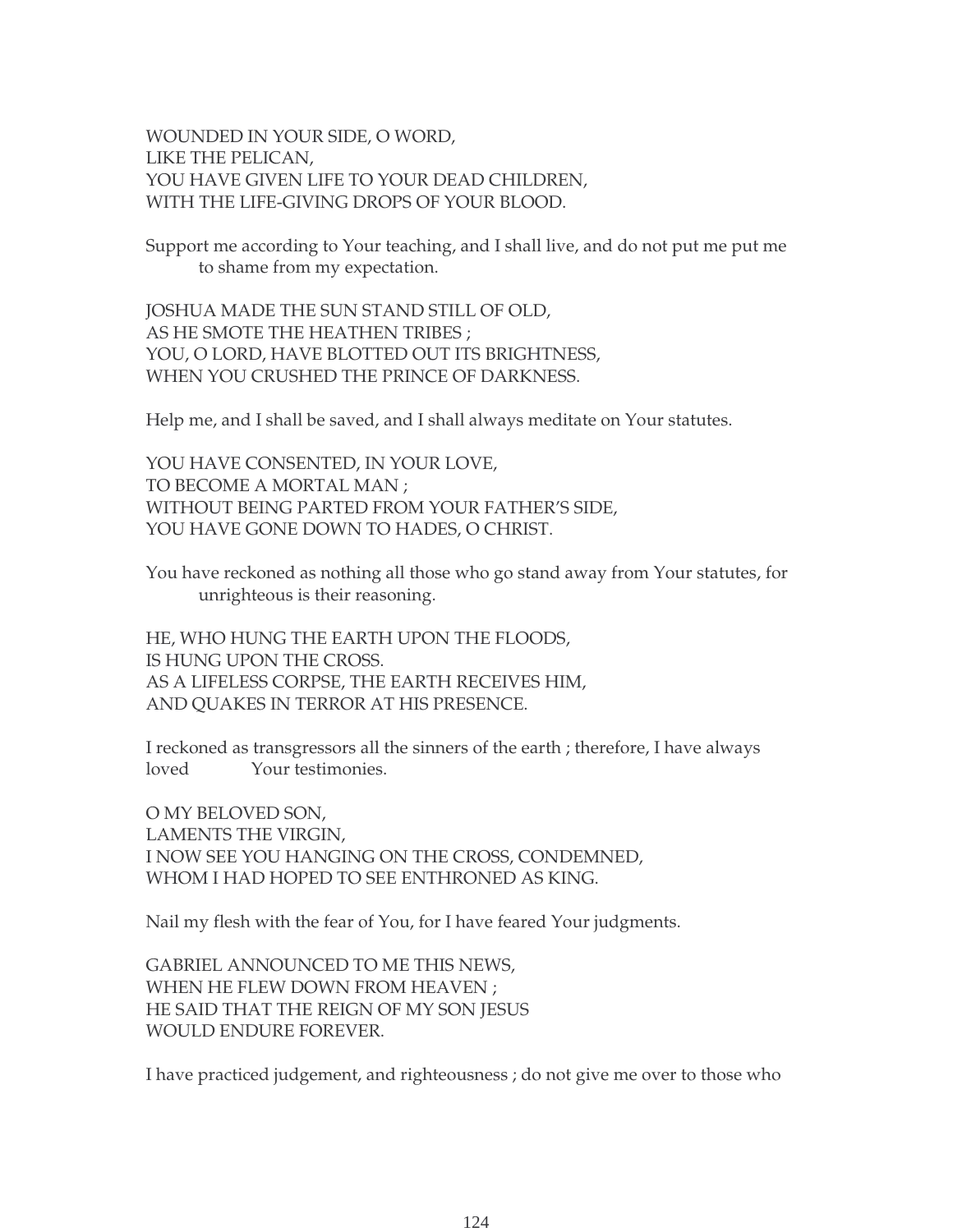WOUNDED IN YOUR SIDE, O WORD,  
LIKE THE PELICAN,  
YOU HAVE GIVEN LIFE TO YOUR DEAD CHILDREN,  
WITH THE LIFE-GIVING DROPS OF YOUR BLOOD.

Support me according to Your teaching, and I shall live, and do not put me put me to shame from my expectation.

JOSHUA MADE THE SUN STAND STILL OF OLD,  
AS HE SMOTE THE HEATHEN TRIBES ;  
YOU, O LORD, HAVE BLOTTED OUT ITS BRIGHTNESS,  
WHEN YOU CRUSHED THE PRINCE OF DARKNESS.

Help me, and I shall be saved, and I shall always meditate on Your statutes.

YOU HAVE CONSENTED, IN YOUR LOVE,  
TO BECOME A MORTAL MAN ;  
WITHOUT BEING PARTED FROM YOUR FATHER'S SIDE,  
YOU HAVE GONE DOWN TO HADES, O CHRIST.

You have reckoned as nothing all those who go stand away from Your statutes, for unrighteous is their reasoning.

HE, WHO HUNG THE EARTH UPON THE FLOODS,  
IS HUNG UPON THE CROSS.  
AS A LIFELESS CORPSE, THE EARTH RECEIVES HIM,  
AND QUAKES IN TERROR AT HIS PRESENCE.

I reckoned as transgressors all the sinners of the earth ; therefore, I have always loved Your testimonies.

O MY BELOVED SON,  
LAMENTS THE VIRGIN,  
I NOW SEE YOU HANGING ON THE CROSS, CONDEMNED,  
WHOM I HAD HOPED TO SEE ENTHRONED AS KING.

Nail my flesh with the fear of You, for I have feared Your judgments.

GABRIEL ANNOUNCED TO ME THIS NEWS,  
WHEN HE FLEW DOWN FROM HEAVEN ;  
HE SAID THAT THE REIGN OF MY SON JESUS  
WOULD ENDURE FOREVER.

I have practiced judgement, and righteousness ; do not give me over to those who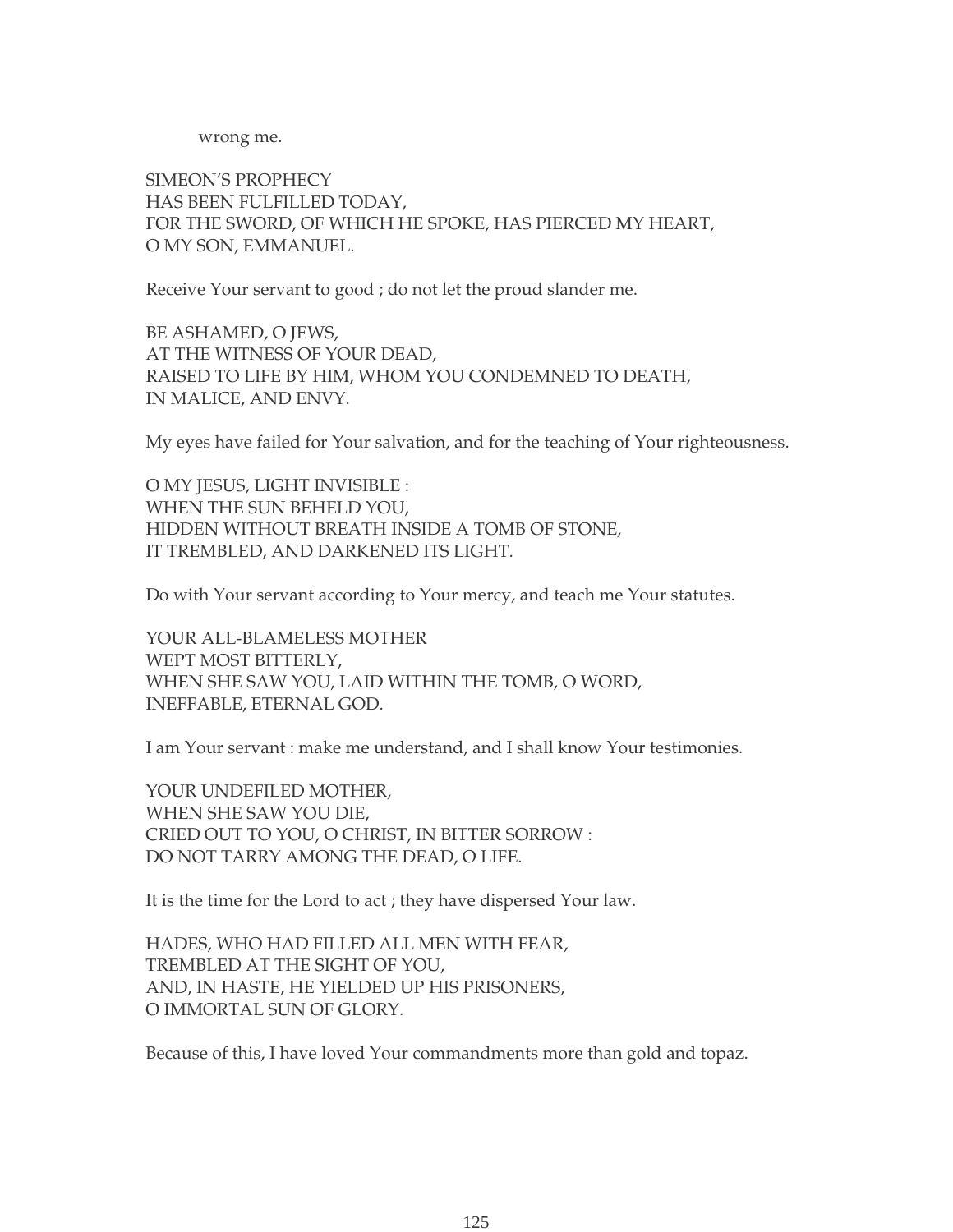wrong me.

SIMEON'S PROPHECY
HAS BEEN FULFILLED TODAY,
FOR THE SWORD, OF WHICH HE SPOKE, HAS PIERCED MY HEART,
O MY SON, EMMANUEL.

Receive Your servant to good ; do not let the proud slander me.

BE ASHAMED, O JEWS,
AT THE WITNESS OF YOUR DEAD,
RAISED TO LIFE BY HIM, WHOM YOU CONDEMNED TO DEATH,
IN MALICE, AND ENVY.

My eyes have failed for Your salvation, and for the teaching of Your righteousness.

O MY JESUS, LIGHT INVISIBLE :
WHEN THE SUN BEHELD YOU,
HIDDEN WITHOUT BREATH INSIDE A TOMB OF STONE,
IT TREMBLED, AND DARKENED ITS LIGHT.

Do with Your servant according to Your mercy, and teach me Your statutes.

YOUR ALL-BLAMELESS MOTHER
WEPT MOST BITTERLY,
WHEN SHE SAW YOU, LAID WITHIN THE TOMB, O WORD,
INEFFABLE, ETERNAL GOD.

I am Your servant : make me understand, and I shall know Your testimonies.

YOUR UNDEFILED MOTHER,
WHEN SHE SAW YOU DIE,
CRIED OUT TO YOU, O CHRIST, IN BITTER SORROW :
DO NOT TARRY AMONG THE DEAD, O LIFE.

It is the time for the Lord to act ; they have dispersed Your law.

HADES, WHO HAD FILLED ALL MEN WITH FEAR,
TREMBLED AT THE SIGHT OF YOU,
AND, IN HASTE, HE YIELDED UP HIS PRISONERS,
O IMMORTAL SUN OF GLORY.

Because of this, I have loved Your commandments more than gold and topaz.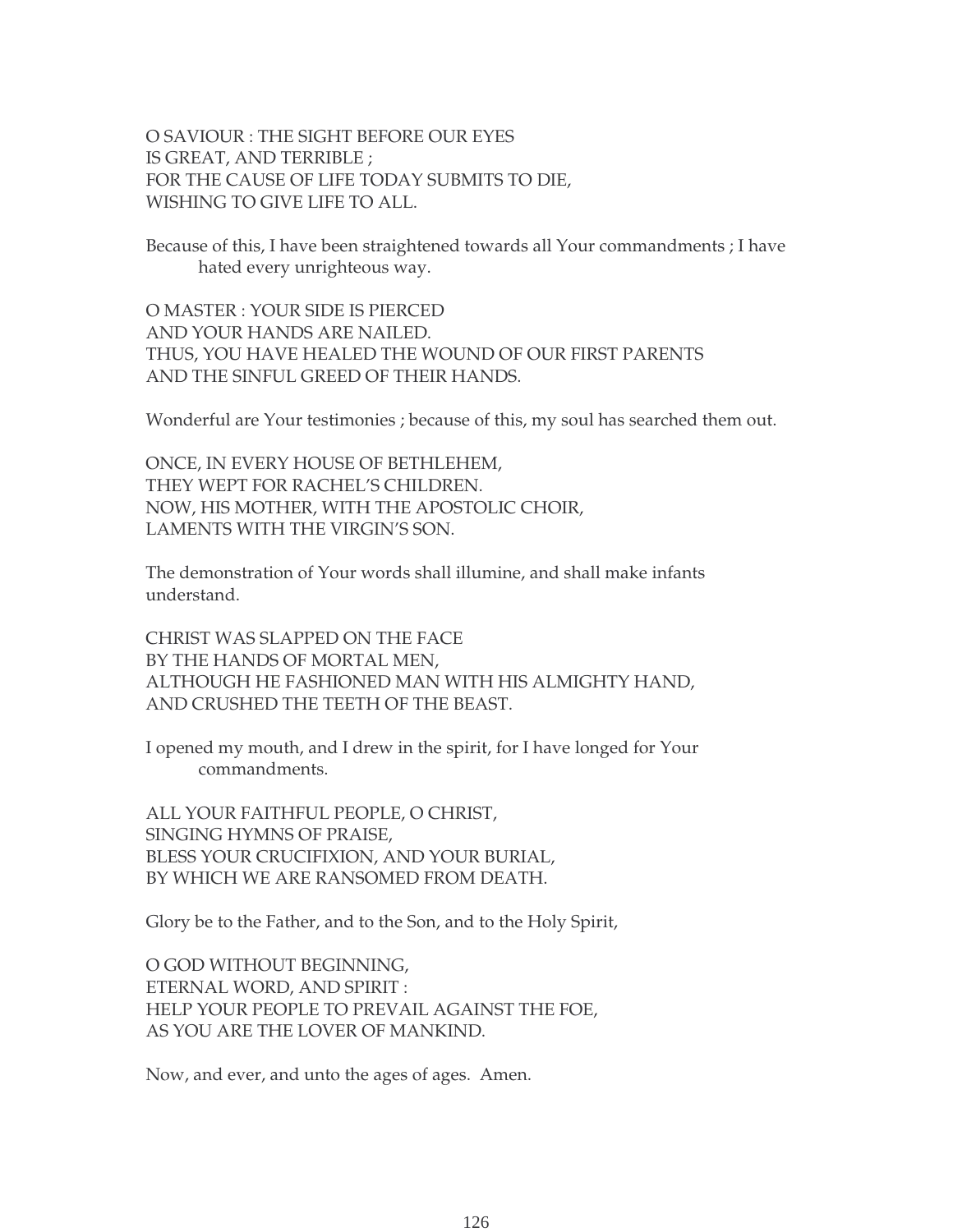O SAVIOUR : THE SIGHT BEFORE OUR EYES
IS GREAT, AND TERRIBLE ;
FOR THE CAUSE OF LIFE TODAY SUBMITS TO DIE,
WISHING TO GIVE LIFE TO ALL.

Because of this, I have been straightened towards all Your commandments ; I have hated every unrighteous way.

O MASTER : YOUR SIDE IS PIERCED
AND YOUR HANDS ARE NAILED.
THUS, YOU HAVE HEALED THE WOUND OF OUR FIRST PARENTS
AND THE SINFUL GREED OF THEIR HANDS.

Wonderful are Your testimonies ; because of this, my soul has searched them out.

ONCE, IN EVERY HOUSE OF BETHLEHEM,
THEY WEPT FOR RACHEL'S CHILDREN.
NOW, HIS MOTHER, WITH THE APOSTOLIC CHOIR,
LAMENTS WITH THE VIRGIN'S SON.

The demonstration of Your words shall illumine, and shall make infants understand.

CHRIST WAS SLAPPED ON THE FACE
BY THE HANDS OF MORTAL MEN,
ALTHOUGH HE FASHIONED MAN WITH HIS ALMIGHTY HAND,
AND CRUSHED THE TEETH OF THE BEAST.

I opened my mouth, and I drew in the spirit, for I have longed for Your commandments.

ALL YOUR FAITHFUL PEOPLE, O CHRIST,
SINGING HYMNS OF PRAISE,
BLESS YOUR CRUCIFIXION, AND YOUR BURIAL,
BY WHICH WE ARE RANSOMED FROM DEATH.

Glory be to the Father, and to the Son, and to the Holy Spirit,

O GOD WITHOUT BEGINNING,
ETERNAL WORD, AND SPIRIT :
HELP YOUR PEOPLE TO PREVAIL AGAINST THE FOE,
AS YOU ARE THE LOVER OF MANKIND.

Now, and ever, and unto the ages of ages. Amen.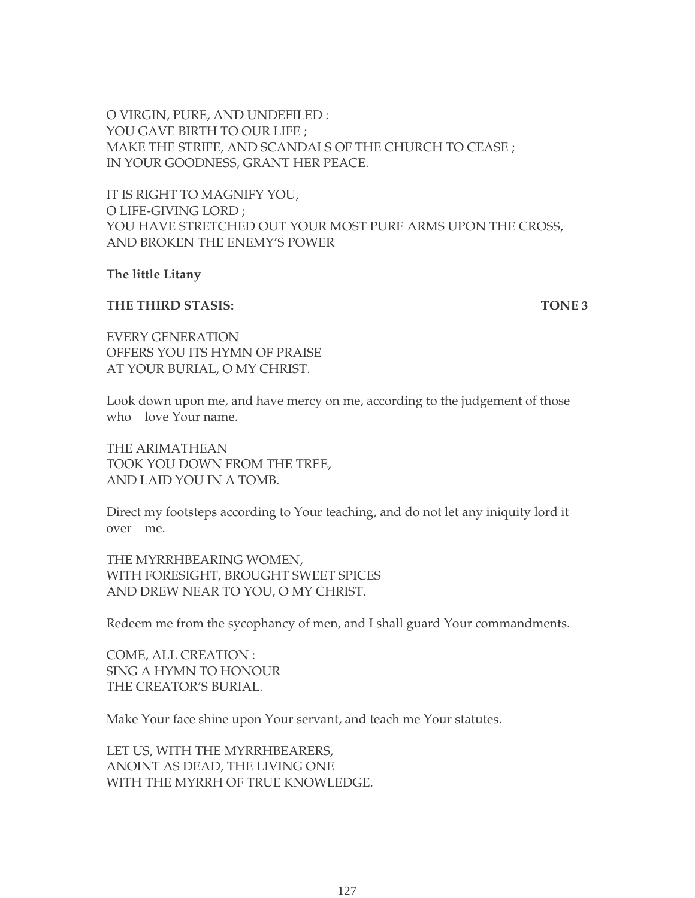O VIRGIN, PURE, AND UNDEFILED :
YOU GAVE BIRTH TO OUR LIFE ;
MAKE THE STRIFE, AND SCANDALS OF THE CHURCH TO CEASE ;
IN YOUR GOODNESS, GRANT HER PEACE.

IT IS RIGHT TO MAGNIFY YOU,
O LIFE-GIVING LORD ;
YOU HAVE STRETCHED OUT YOUR MOST PURE ARMS UPON THE CROSS,
AND BROKEN THE ENEMY'S POWER

**The little Litany**

**THE THIRD STASIS: TONE 3**

EVERY GENERATION
OFFERS YOU ITS HYMN OF PRAISE
AT YOUR BURIAL, O MY CHRIST.

Look down upon me, and have mercy on me, according to the judgement of those who love Your name.

THE ARIMATHEAN
TOOK YOU DOWN FROM THE TREE,
AND LAID YOU IN A TOMB.

Direct my footsteps according to Your teaching, and do not let any iniquity lord it over me.

THE MYRRHBEARING WOMEN,
WITH FORESIGHT, BROUGHT SWEET SPICES
AND DREW NEAR TO YOU, O MY CHRIST.

Redeem me from the sycophancy of men, and I shall guard Your commandments.

COME, ALL CREATION :
SING A HYMN TO HONOUR
THE CREATOR'S BURIAL.

Make Your face shine upon Your servant, and teach me Your statutes.

LET US, WITH THE MYRRHBEARERS,
ANOINT AS DEAD, THE LIVING ONE
WITH THE MYRRH OF TRUE KNOWLEDGE.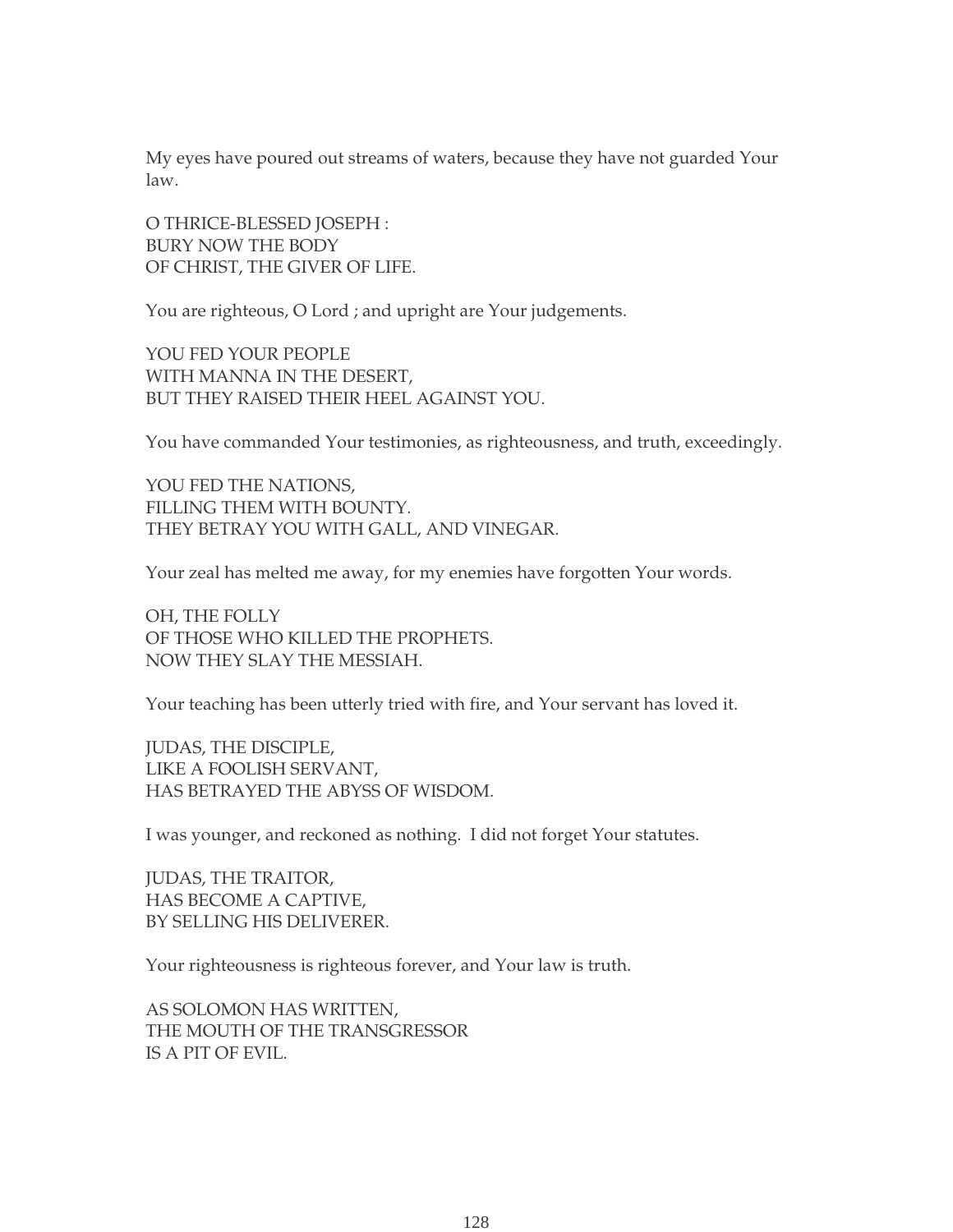My eyes have poured out streams of waters, because they have not guarded Your law.

O THRICE-BLESSED JOSEPH :
BURY NOW THE BODY
OF CHRIST, THE GIVER OF LIFE.

You are righteous, O Lord ; and upright are Your judgements.

YOU FED YOUR PEOPLE
WITH MANNA IN THE DESERT,
BUT THEY RAISED THEIR HEEL AGAINST YOU.

You have commanded Your testimonies, as righteousness, and truth, exceedingly.

YOU FED THE NATIONS,
FILLING THEM WITH BOUNTY.
THEY BETRAY YOU WITH GALL, AND VINEGAR.

Your zeal has melted me away, for my enemies have forgotten Your words.

OH, THE FOLLY
OF THOSE WHO KILLED THE PROPHETS.
NOW THEY SLAY THE MESSIAH.

Your teaching has been utterly tried with fire, and Your servant has loved it.

JUDAS, THE DISCIPLE,
LIKE A FOOLISH SERVANT,
HAS BETRAYED THE ABYSS OF WISDOM.

I was younger, and reckoned as nothing.  I did not forget Your statutes.

JUDAS, THE TRAITOR,
HAS BECOME A CAPTIVE,
BY SELLING HIS DELIVERER.

Your righteousness is righteous forever, and Your law is truth.

AS SOLOMON HAS WRITTEN,
THE MOUTH OF THE TRANSGRESSOR
IS A PIT OF EVIL.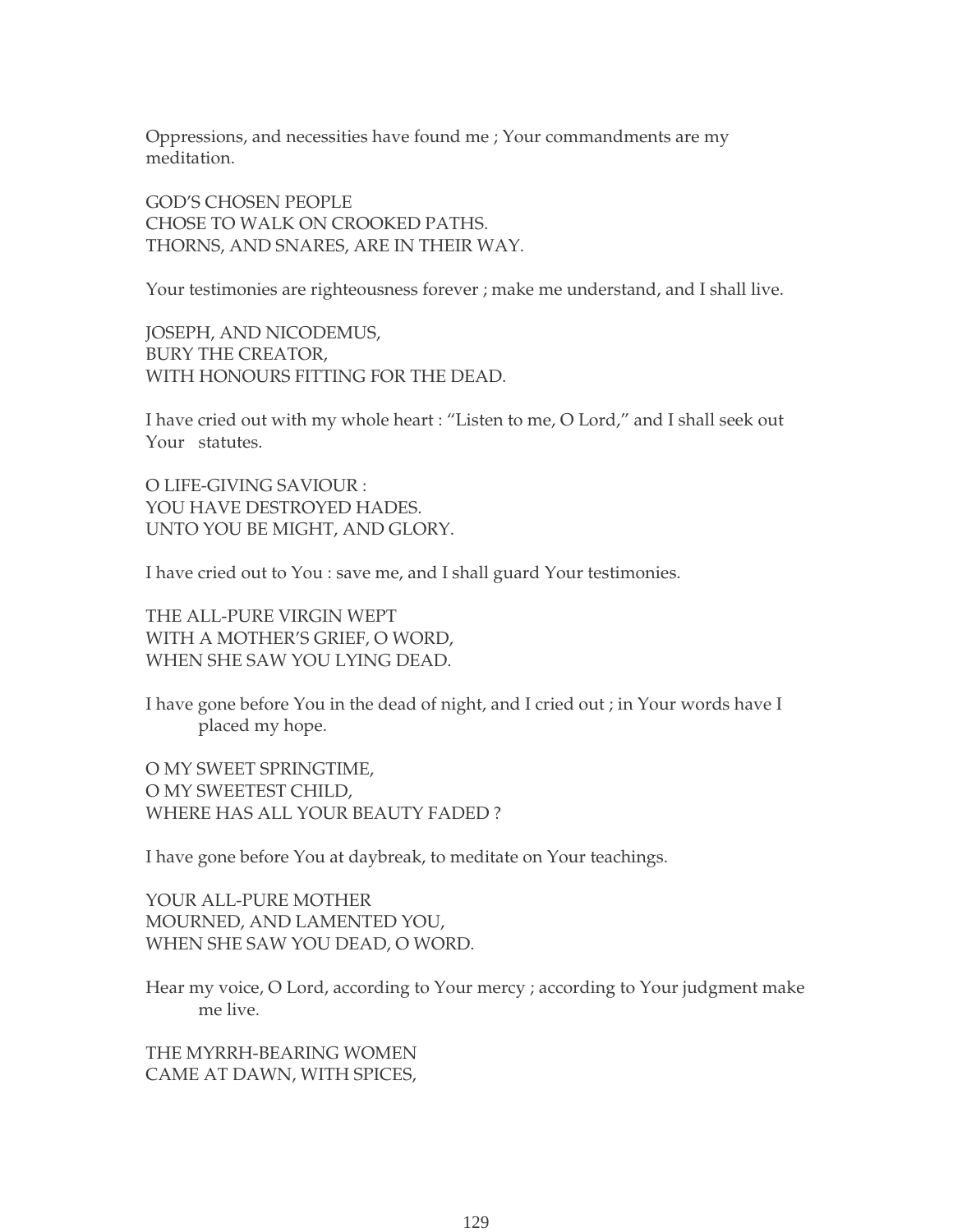Oppressions, and necessities have found me ; Your commandments are my meditation.

GOD'S CHOSEN PEOPLE
CHOSE TO WALK ON CROOKED PATHS.
THORNS, AND SNARES, ARE IN THEIR WAY.

Your testimonies are righteousness forever ; make me understand, and I shall live.

JOSEPH, AND NICODEMUS,
BURY THE CREATOR,
WITH HONOURS FITTING FOR THE DEAD.

I have cried out with my whole heart : "Listen to me, O Lord," and I shall seek out Your statutes.

O LIFE-GIVING SAVIOUR :
YOU HAVE DESTROYED HADES.
UNTO YOU BE MIGHT, AND GLORY.

I have cried out to You : save me, and I shall guard Your testimonies.

THE ALL-PURE VIRGIN WEPT
WITH A MOTHER'S GRIEF, O WORD,
WHEN SHE SAW YOU LYING DEAD.

I have gone before You in the dead of night, and I cried out ; in Your words have I placed my hope.

O MY SWEET SPRINGTIME,
O MY SWEETEST CHILD,
WHERE HAS ALL YOUR BEAUTY FADED ?

I have gone before You at daybreak, to meditate on Your teachings.

YOUR ALL-PURE MOTHER
MOURNED, AND LAMENTED YOU,
WHEN SHE SAW YOU DEAD, O WORD.

Hear my voice, O Lord, according to Your mercy ; according to Your judgment make me live.

THE MYRRH-BEARING WOMEN
CAME AT DAWN, WITH SPICES,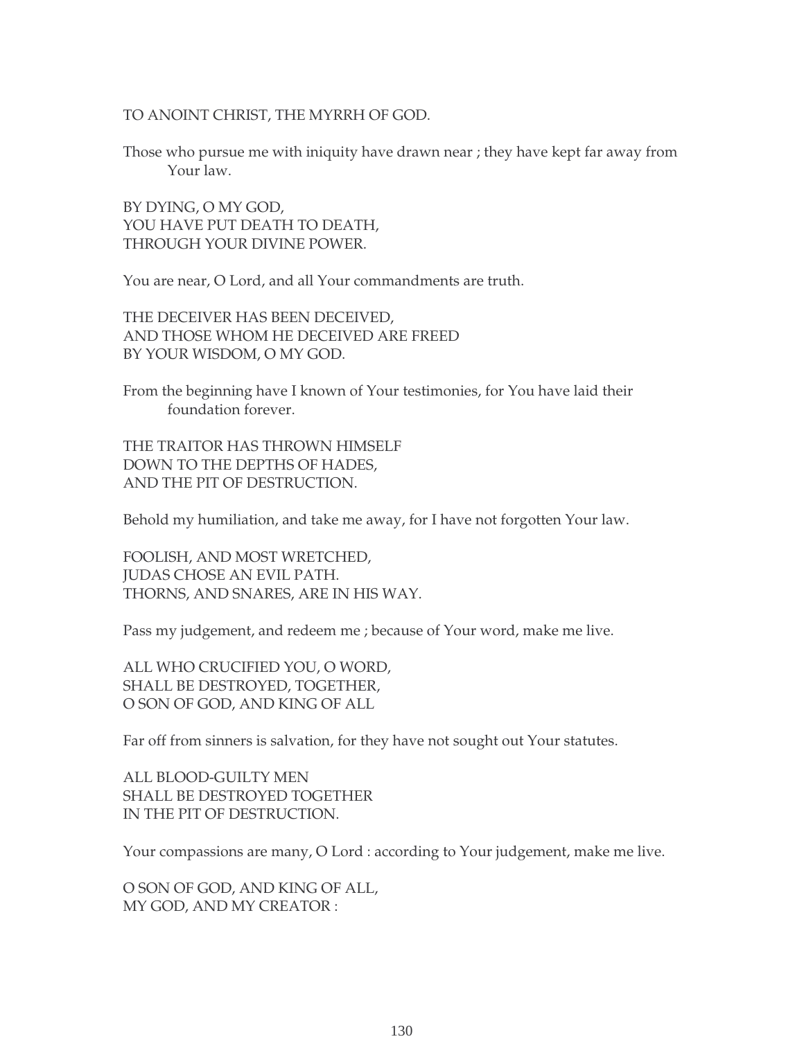TO ANOINT CHRIST, THE MYRRH OF GOD.

Those who pursue me with iniquity have drawn near ; they have kept far away from Your law.

BY DYING, O MY GOD,
YOU HAVE PUT DEATH TO DEATH,
THROUGH YOUR DIVINE POWER.

You are near, O Lord, and all Your commandments are truth.

THE DECEIVER HAS BEEN DECEIVED,
AND THOSE WHOM HE DECEIVED ARE FREED
BY YOUR WISDOM, O MY GOD.

From the beginning have I known of Your testimonies, for You have laid their foundation forever.

THE TRAITOR HAS THROWN HIMSELF
DOWN TO THE DEPTHS OF HADES,
AND THE PIT OF DESTRUCTION.

Behold my humiliation, and take me away, for I have not forgotten Your law.

FOOLISH, AND MOST WRETCHED,
JUDAS CHOSE AN EVIL PATH.
THORNS, AND SNARES, ARE IN HIS WAY.

Pass my judgement, and redeem me ; because of Your word, make me live.

ALL WHO CRUCIFIED YOU, O WORD,
SHALL BE DESTROYED, TOGETHER,
O SON OF GOD, AND KING OF ALL

Far off from sinners is salvation, for they have not sought out Your statutes.

ALL BLOOD-GUILTY MEN
SHALL BE DESTROYED TOGETHER
IN THE PIT OF DESTRUCTION.

Your compassions are many, O Lord : according to Your judgement, make me live.

O SON OF GOD, AND KING OF ALL,
MY GOD, AND MY CREATOR :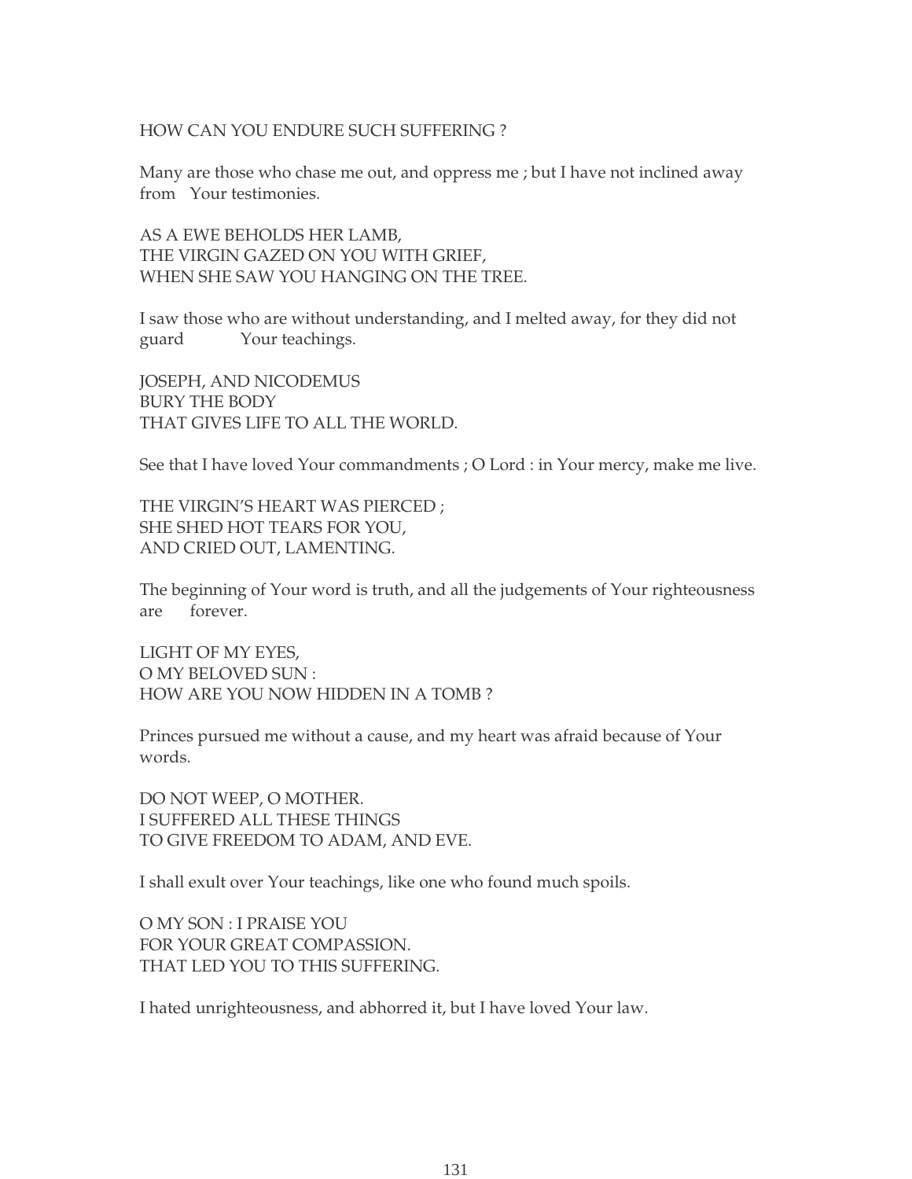HOW CAN YOU ENDURE SUCH SUFFERING ?

Many are those who chase me out, and oppress me ; but I have not inclined away from Your testimonies.

AS A EWE BEHOLDS HER LAMB,
THE VIRGIN GAZED ON YOU WITH GRIEF,
WHEN SHE SAW YOU HANGING ON THE TREE.

I saw those who are without understanding, and I melted away, for they did not guard Your teachings.

JOSEPH, AND NICODEMUS
BURY THE BODY
THAT GIVES LIFE TO ALL THE WORLD.

See that I have loved Your commandments ; O Lord : in Your mercy, make me live.

THE VIRGIN'S HEART WAS PIERCED ;
SHE SHED HOT TEARS FOR YOU,
AND CRIED OUT, LAMENTING.

The beginning of Your word is truth, and all the judgements of Your righteousness are forever.

LIGHT OF MY EYES,
O MY BELOVED SUN :
HOW ARE YOU NOW HIDDEN IN A TOMB ?

Princes pursued me without a cause, and my heart was afraid because of Your words.

DO NOT WEEP, O MOTHER.
I SUFFERED ALL THESE THINGS
TO GIVE FREEDOM TO ADAM, AND EVE.

I shall exult over Your teachings, like one who found much spoils.

O MY SON : I PRAISE YOU
FOR YOUR GREAT COMPASSION.
THAT LED YOU TO THIS SUFFERING.

I hated unrighteousness, and abhorred it, but I have loved Your law.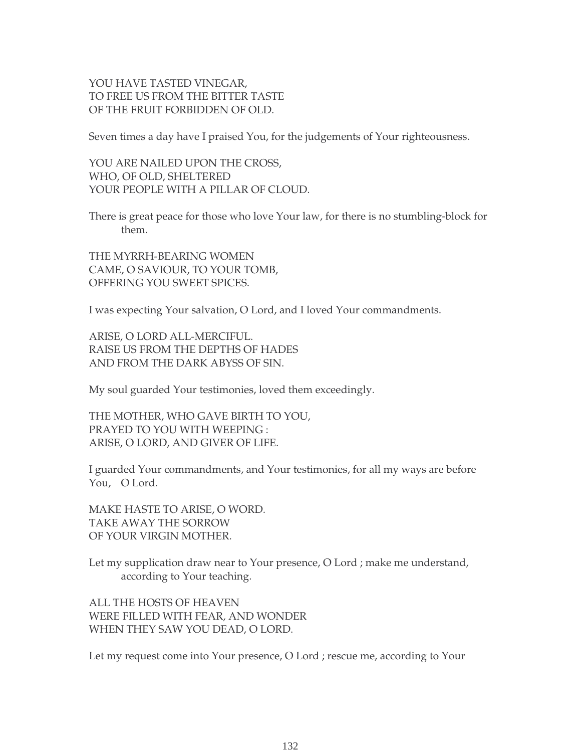YOU HAVE TASTED VINEGAR,
TO FREE US FROM THE BITTER TASTE
OF THE FRUIT FORBIDDEN OF OLD.

Seven times a day have I praised You, for the judgements of Your righteousness.

YOU ARE NAILED UPON THE CROSS,
WHO, OF OLD, SHELTERED
YOUR PEOPLE WITH A PILLAR OF CLOUD.

There is great peace for those who love Your law, for there is no stumbling-block for them.

THE MYRRH-BEARING WOMEN
CAME, O SAVIOUR, TO YOUR TOMB,
OFFERING YOU SWEET SPICES.

I was expecting Your salvation, O Lord, and I loved Your commandments.

ARISE, O LORD ALL-MERCIFUL.
RAISE US FROM THE DEPTHS OF HADES
AND FROM THE DARK ABYSS OF SIN.

My soul guarded Your testimonies, loved them exceedingly.

THE MOTHER, WHO GAVE BIRTH TO YOU,
PRAYED TO YOU WITH WEEPING :
ARISE, O LORD, AND GIVER OF LIFE.

I guarded Your commandments, and Your testimonies, for all my ways are before You, O Lord.

MAKE HASTE TO ARISE, O WORD.
TAKE AWAY THE SORROW
OF YOUR VIRGIN MOTHER.

Let my supplication draw near to Your presence, O Lord ; make me understand, according to Your teaching.

ALL THE HOSTS OF HEAVEN
WERE FILLED WITH FEAR, AND WONDER
WHEN THEY SAW YOU DEAD, O LORD.

Let my request come into Your presence, O Lord ; rescue me, according to Your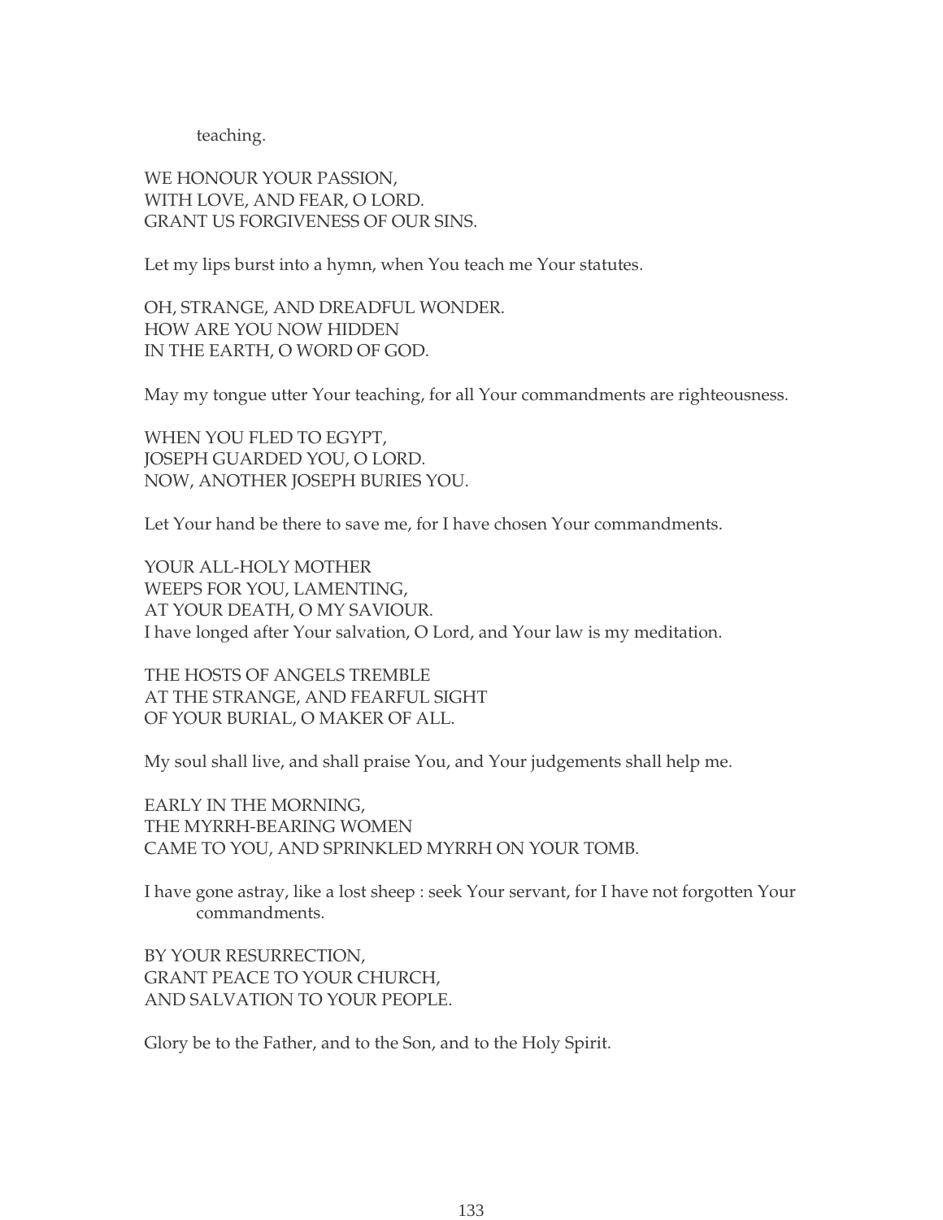teaching.

WE HONOUR YOUR PASSION,
WITH LOVE, AND FEAR, O LORD.
GRANT US FORGIVENESS OF OUR SINS.

Let my lips burst into a hymn, when You teach me Your statutes.

OH, STRANGE, AND DREADFUL WONDER.
HOW ARE YOU NOW HIDDEN
IN THE EARTH, O WORD OF GOD.

May my tongue utter Your teaching, for all Your commandments are righteousness.

WHEN YOU FLED TO EGYPT,
JOSEPH GUARDED YOU, O LORD.
NOW, ANOTHER JOSEPH BURIES YOU.

Let Your hand be there to save me, for I have chosen Your commandments.

YOUR ALL-HOLY MOTHER
WEEPS FOR YOU, LAMENTING,
AT YOUR DEATH, O MY SAVIOUR.
I have longed after Your salvation, O Lord, and Your law is my meditation.

THE HOSTS OF ANGELS TREMBLE
AT THE STRANGE, AND FEARFUL SIGHT
OF YOUR BURIAL, O MAKER OF ALL.

My soul shall live, and shall praise You, and Your judgements shall help me.

EARLY IN THE MORNING,
THE MYRRH-BEARING WOMEN
CAME TO YOU, AND SPRINKLED MYRRH ON YOUR TOMB.

I have gone astray, like a lost sheep : seek Your servant, for I have not forgotten Your commandments.

BY YOUR RESURRECTION,
GRANT PEACE TO YOUR CHURCH,
AND SALVATION TO YOUR PEOPLE.

Glory be to the Father, and to the Son, and to the Holy Spirit.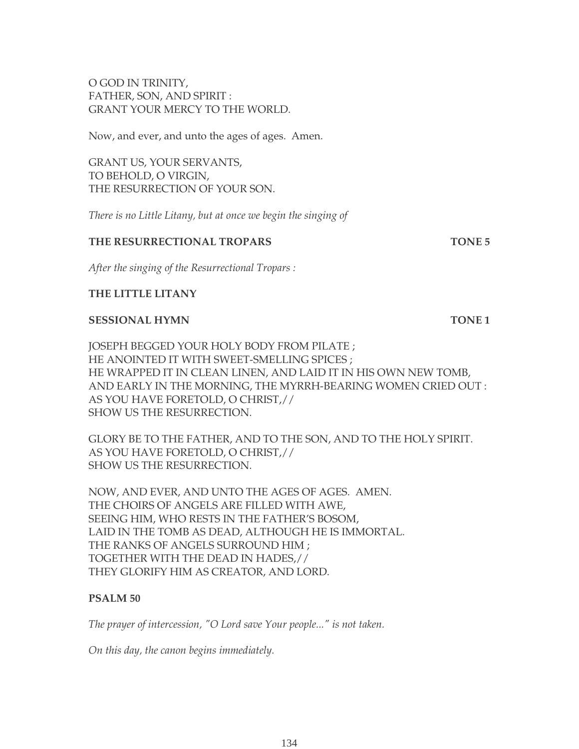O GOD IN TRINITY,
FATHER, SON, AND SPIRIT :
GRANT YOUR MERCY TO THE WORLD.

Now, and ever, and unto the ages of ages. Amen.

GRANT US, YOUR SERVANTS,
TO BEHOLD, O VIRGIN,
THE RESURRECTION OF YOUR SON.

*There is no Little Litany, but at once we begin the singing of*

**THE RESURRECTIONAL TROPARS** **TONE 5**

*After the singing of the Resurrectional Tropars :*

**THE LITTLE LITANY**

**SESSIONAL HYMN** **TONE 1**

JOSEPH BEGGED YOUR HOLY BODY FROM PILATE ;
HE ANOINTED IT WITH SWEET-SMELLING SPICES ;
HE WRAPPED IT IN CLEAN LINEN, AND LAID IT IN HIS OWN NEW TOMB,
AND EARLY IN THE MORNING, THE MYRRH-BEARING WOMEN CRIED OUT :
AS YOU HAVE FORETOLD, O CHRIST,//
SHOW US THE RESURRECTION.

GLORY BE TO THE FATHER, AND TO THE SON, AND TO THE HOLY SPIRIT.
AS YOU HAVE FORETOLD, O CHRIST,//
SHOW US THE RESURRECTION.

NOW, AND EVER, AND UNTO THE AGES OF AGES. AMEN.
THE CHOIRS OF ANGELS ARE FILLED WITH AWE,
SEEING HIM, WHO RESTS IN THE FATHER'S BOSOM,
LAID IN THE TOMB AS DEAD, ALTHOUGH HE IS IMMORTAL.
THE RANKS OF ANGELS SURROUND HIM ;
TOGETHER WITH THE DEAD IN HADES,//
THEY GLORIFY HIM AS CREATOR, AND LORD.

**PSALM 50**

*The prayer of intercession, "O Lord save Your people..." is not taken.*

*On this day, the canon begins immediately.*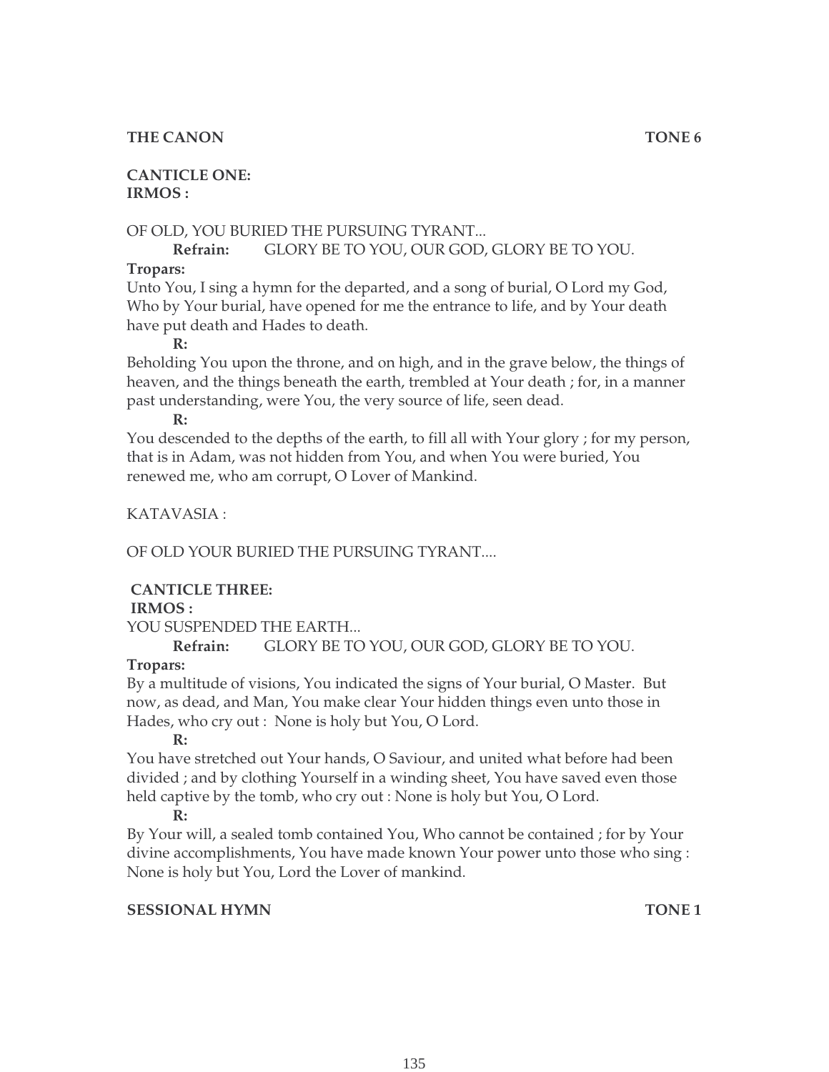**THE CANON** **TONE 6**

**CANTICLE ONE:**
**IRMOS :**

OF OLD, YOU BURIED THE PURSUING TYRANT...

**Refrain:** GLORY BE TO YOU, OUR GOD, GLORY BE TO YOU.

**Tropars:**

Unto You, I sing a hymn for the departed, and a song of burial, O Lord my God, Who by Your burial, have opened for me the entrance to life, and by Your death have put death and Hades to death.

**R:**

Beholding You upon the throne, and on high, and in the grave below, the things of heaven, and the things beneath the earth, trembled at Your death ; for, in a manner past understanding, were You, the very source of life, seen dead.

**R:**

You descended to the depths of the earth, to fill all with Your glory ; for my person, that is in Adam, was not hidden from You, and when You were buried, You renewed me, who am corrupt, O Lover of Mankind.

KATAVASIA :

OF OLD YOUR BURIED THE PURSUING TYRANT....

**CANTICLE THREE:**
**IRMOS :**

YOU SUSPENDED THE EARTH...

**Refrain:** GLORY BE TO YOU, OUR GOD, GLORY BE TO YOU.

**Tropars:**

By a multitude of visions, You indicated the signs of Your burial, O Master. But now, as dead, and Man, You make clear Your hidden things even unto those in Hades, who cry out : None is holy but You, O Lord.

**R:**

You have stretched out Your hands, O Saviour, and united what before had been divided ; and by clothing Yourself in a winding sheet, You have saved even those held captive by the tomb, who cry out : None is holy but You, O Lord.

**R:**

By Your will, a sealed tomb contained You, Who cannot be contained ; for by Your divine accomplishments, You have made known Your power unto those who sing : None is holy but You, Lord the Lover of mankind.

**SESSIONAL HYMN** **TONE 1**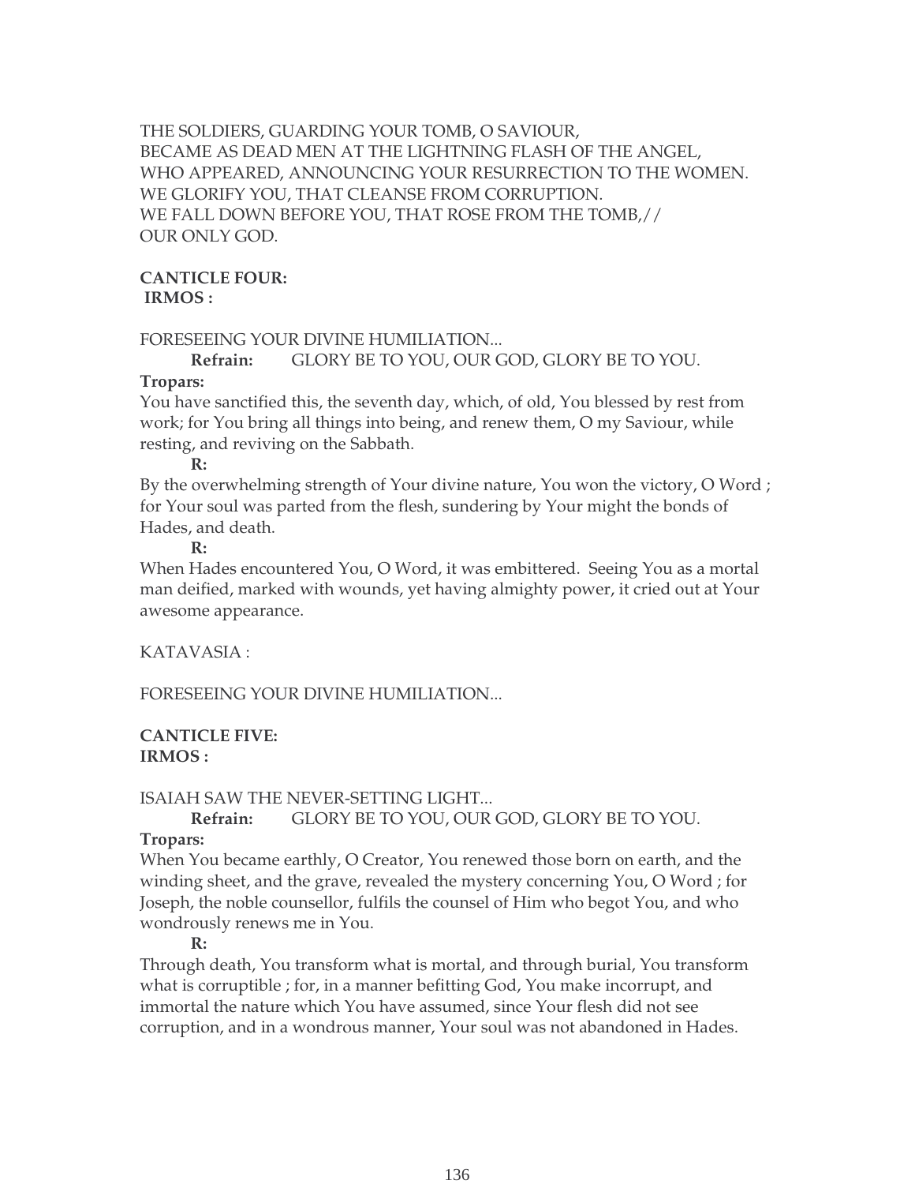THE SOLDIERS, GUARDING YOUR TOMB, O SAVIOUR,
BECAME AS DEAD MEN AT THE LIGHTNING FLASH OF THE ANGEL,
WHO APPEARED, ANNOUNCING YOUR RESURRECTION TO THE WOMEN.
WE GLORIFY YOU, THAT CLEANSE FROM CORRUPTION.
WE FALL DOWN BEFORE YOU, THAT ROSE FROM THE TOMB,//
OUR ONLY GOD.

**CANTICLE FOUR:**
**IRMOS :**

FORESEEING YOUR DIVINE HUMILIATION...

**Refrain:** GLORY BE TO YOU, OUR GOD, GLORY BE TO YOU.

**Tropars:**
You have sanctified this, the seventh day, which, of old, You blessed by rest from work; for You bring all things into being, and renew them, O my Saviour, while resting, and reviving on the Sabbath.

**R:**

By the overwhelming strength of Your divine nature, You won the victory, O Word ; for Your soul was parted from the flesh, sundering by Your might the bonds of Hades, and death.

**R:**

When Hades encountered You, O Word, it was embittered. Seeing You as a mortal man deified, marked with wounds, yet having almighty power, it cried out at Your awesome appearance.

KATAVASIA :

FORESEEING YOUR DIVINE HUMILIATION...

**CANTICLE FIVE:**
**IRMOS :**

ISAIAH SAW THE NEVER-SETTING LIGHT...

**Refrain:** GLORY BE TO YOU, OUR GOD, GLORY BE TO YOU.

**Tropars:**
When You became earthly, O Creator, You renewed those born on earth, and the winding sheet, and the grave, revealed the mystery concerning You, O Word ; for Joseph, the noble counsellor, fulfils the counsel of Him who begot You, and who wondrously renews me in You.

**R:**

Through death, You transform what is mortal, and through burial, You transform what is corruptible ; for, in a manner befitting God, You make incorrupt, and immortal the nature which You have assumed, since Your flesh did not see corruption, and in a wondrous manner, Your soul was not abandoned in Hades.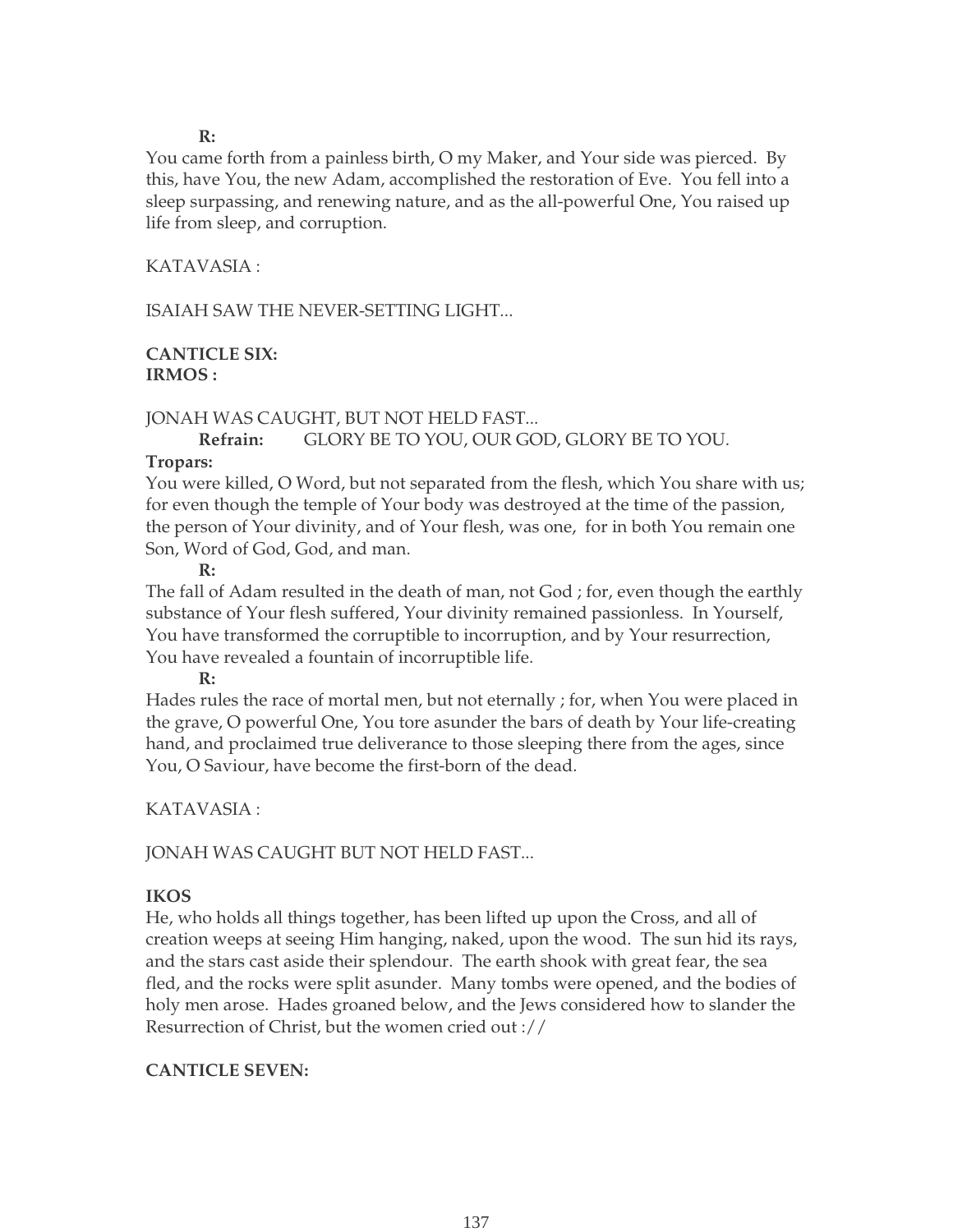**R:**

You came forth from a painless birth, O my Maker, and Your side was pierced. By this, have You, the new Adam, accomplished the restoration of Eve. You fell into a sleep surpassing, and renewing nature, and as the all-powerful One, You raised up life from sleep, and corruption.

KATAVASIA :

ISAIAH SAW THE NEVER-SETTING LIGHT...

**CANTICLE SIX:**
**IRMOS :**

JONAH WAS CAUGHT, BUT NOT HELD FAST...

**Refrain:** GLORY BE TO YOU, OUR GOD, GLORY BE TO YOU.

**Tropars:**

You were killed, O Word, but not separated from the flesh, which You share with us; for even though the temple of Your body was destroyed at the time of the passion, the person of Your divinity, and of Your flesh, was one, for in both You remain one Son, Word of God, God, and man.

**R:**

The fall of Adam resulted in the death of man, not God ; for, even though the earthly substance of Your flesh suffered, Your divinity remained passionless. In Yourself, You have transformed the corruptible to incorruption, and by Your resurrection, You have revealed a fountain of incorruptible life.

**R:**

Hades rules the race of mortal men, but not eternally ; for, when You were placed in the grave, O powerful One, You tore asunder the bars of death by Your life-creating hand, and proclaimed true deliverance to those sleeping there from the ages, since You, O Saviour, have become the first-born of the dead.

KATAVASIA :

JONAH WAS CAUGHT BUT NOT HELD FAST...

**IKOS**

He, who holds all things together, has been lifted up upon the Cross, and all of creation weeps at seeing Him hanging, naked, upon the wood. The sun hid its rays, and the stars cast aside their splendour. The earth shook with great fear, the sea fled, and the rocks were split asunder. Many tombs were opened, and the bodies of holy men arose. Hades groaned below, and the Jews considered how to slander the Resurrection of Christ, but the women cried out ://

**CANTICLE SEVEN:**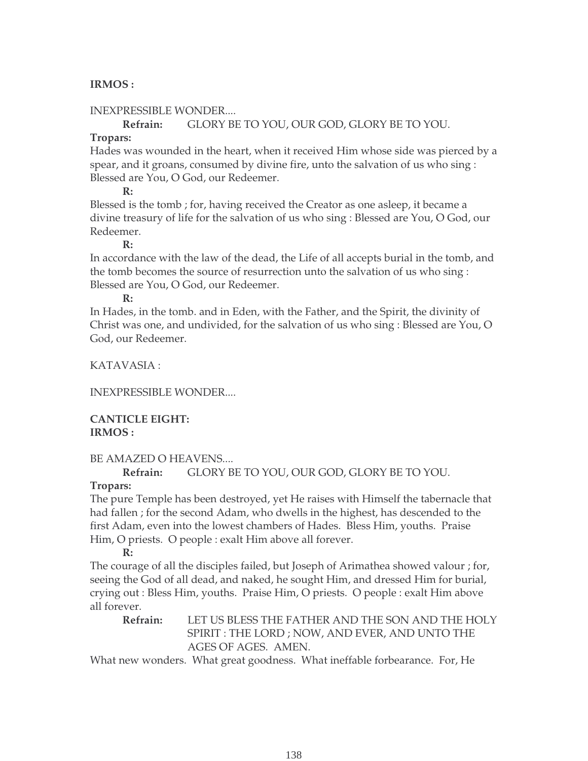**IRMOS :**

INEXPRESSIBLE WONDER....

**Refrain:** GLORY BE TO YOU, OUR GOD, GLORY BE TO YOU.

**Tropars:**

Hades was wounded in the heart, when it received Him whose side was pierced by a spear, and it groans, consumed by divine fire, unto the salvation of us who sing : Blessed are You, O God, our Redeemer.

**R:**

Blessed is the tomb ; for, having received the Creator as one asleep, it became a divine treasury of life for the salvation of us who sing : Blessed are You, O God, our Redeemer.

**R:**

In accordance with the law of the dead, the Life of all accepts burial in the tomb, and the tomb becomes the source of resurrection unto the salvation of us who sing : Blessed are You, O God, our Redeemer.

**R:**

In Hades, in the tomb. and in Eden, with the Father, and the Spirit, the divinity of Christ was one, and undivided, for the salvation of us who sing : Blessed are You, O God, our Redeemer.

KATAVASIA :

INEXPRESSIBLE WONDER....

**CANTICLE EIGHT:**
**IRMOS :**

BE AMAZED O HEAVENS....

**Refrain:** GLORY BE TO YOU, OUR GOD, GLORY BE TO YOU.

**Tropars:**

The pure Temple has been destroyed, yet He raises with Himself the tabernacle that had fallen ; for the second Adam, who dwells in the highest, has descended to the first Adam, even into the lowest chambers of Hades. Bless Him, youths. Praise Him, O priests. O people : exalt Him above all forever.

**R:**

The courage of all the disciples failed, but Joseph of Arimathea showed valour ; for, seeing the God of all dead, and naked, he sought Him, and dressed Him for burial, crying out : Bless Him, youths. Praise Him, O priests. O people : exalt Him above all forever.

**Refrain:** LET US BLESS THE FATHER AND THE SON AND THE HOLY SPIRIT : THE LORD ; NOW, AND EVER, AND UNTO THE AGES OF AGES. AMEN.

What new wonders. What great goodness. What ineffable forbearance. For, He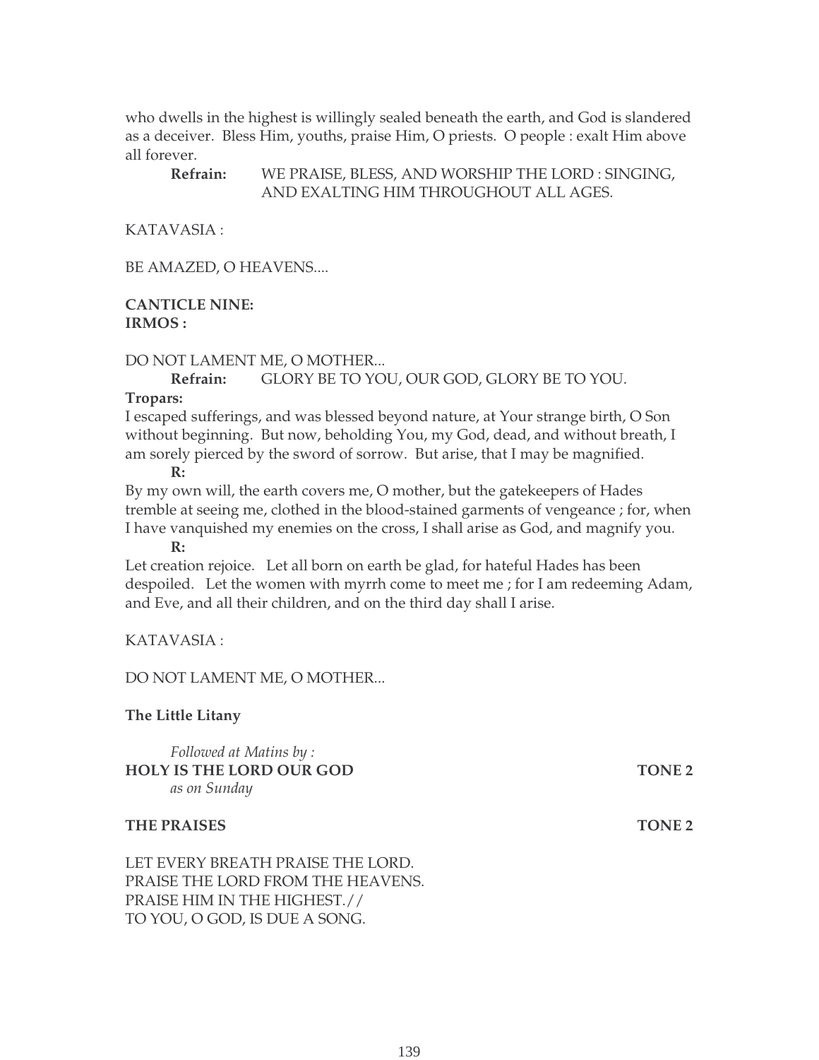who dwells in the highest is willingly sealed beneath the earth, and God is slandered as a deceiver. Bless Him, youths, praise Him, O priests. O people : exalt Him above all forever.

**Refrain:** WE PRAISE, BLESS, AND WORSHIP THE LORD : SINGING, AND EXALTING HIM THROUGHOUT ALL AGES.

KATAVASIA :

BE AMAZED, O HEAVENS....

**CANTICLE NINE:**
**IRMOS :**

DO NOT LAMENT ME, O MOTHER...

**Refrain:** GLORY BE TO YOU, OUR GOD, GLORY BE TO YOU.

**Tropars:**

I escaped sufferings, and was blessed beyond nature, at Your strange birth, O Son without beginning. But now, beholding You, my God, dead, and without breath, I am sorely pierced by the sword of sorrow. But arise, that I may be magnified.

**R:**

By my own will, the earth covers me, O mother, but the gatekeepers of Hades tremble at seeing me, clothed in the blood-stained garments of vengeance ; for, when I have vanquished my enemies on the cross, I shall arise as God, and magnify you.

**R:**

Let creation rejoice. Let all born on earth be glad, for hateful Hades has been despoiled. Let the women with myrrh come to meet me ; for I am redeeming Adam, and Eve, and all their children, and on the third day shall I arise.

KATAVASIA :

DO NOT LAMENT ME, O MOTHER...

**The Little Litany**

*Followed at Matins by :*

**HOLY IS THE LORD OUR GOD** **TONE 2**

*as on Sunday*

**THE PRAISES** **TONE 2**

LET EVERY BREATH PRAISE THE LORD.
PRAISE THE LORD FROM THE HEAVENS.
PRAISE HIM IN THE HIGHEST.//
TO YOU, O GOD, IS DUE A SONG.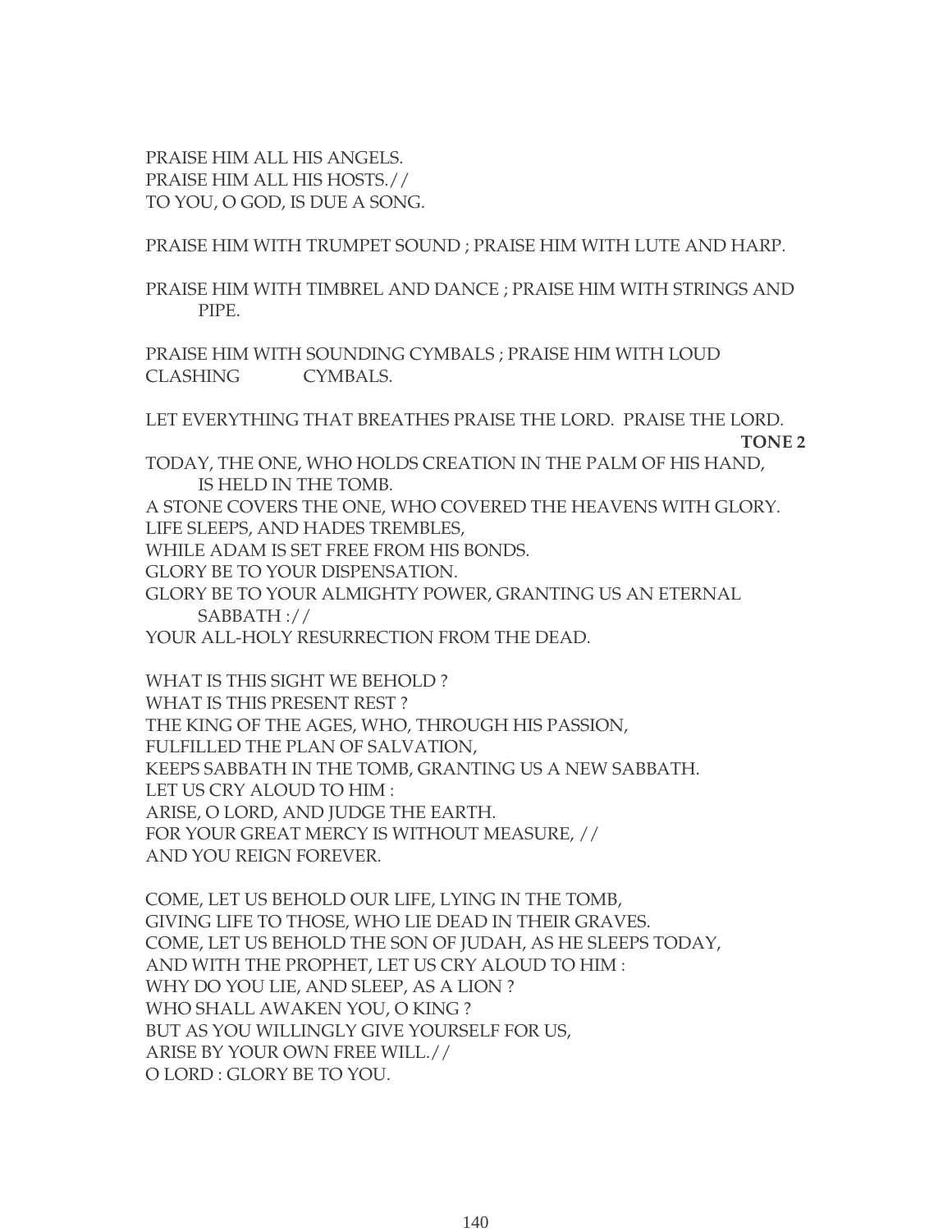PRAISE HIM ALL HIS ANGELS.
PRAISE HIM ALL HIS HOSTS.//
TO YOU, O GOD, IS DUE A SONG.

PRAISE HIM WITH TRUMPET SOUND ; PRAISE HIM WITH LUTE AND HARP.

PRAISE HIM WITH TIMBREL AND DANCE ; PRAISE HIM WITH STRINGS AND PIPE.

PRAISE HIM WITH SOUNDING CYMBALS ; PRAISE HIM WITH LOUD CLASHING CYMBALS.

LET EVERYTHING THAT BREATHES PRAISE THE LORD. PRAISE THE LORD.

**TONE 2**

TODAY, THE ONE, WHO HOLDS CREATION IN THE PALM OF HIS HAND, IS HELD IN THE TOMB.
A STONE COVERS THE ONE, WHO COVERED THE HEAVENS WITH GLORY.
LIFE SLEEPS, AND HADES TREMBLES,
WHILE ADAM IS SET FREE FROM HIS BONDS.
GLORY BE TO YOUR DISPENSATION.
GLORY BE TO YOUR ALMIGHTY POWER, GRANTING US AN ETERNAL SABBATH ://
YOUR ALL-HOLY RESURRECTION FROM THE DEAD.

WHAT IS THIS SIGHT WE BEHOLD ?
WHAT IS THIS PRESENT REST ?
THE KING OF THE AGES, WHO, THROUGH HIS PASSION,
FULFILLED THE PLAN OF SALVATION,
KEEPS SABBATH IN THE TOMB, GRANTING US A NEW SABBATH.
LET US CRY ALOUD TO HIM :
ARISE, O LORD, AND JUDGE THE EARTH.
FOR YOUR GREAT MERCY IS WITHOUT MEASURE, //
AND YOU REIGN FOREVER.

COME, LET US BEHOLD OUR LIFE, LYING IN THE TOMB,
GIVING LIFE TO THOSE, WHO LIE DEAD IN THEIR GRAVES.
COME, LET US BEHOLD THE SON OF JUDAH, AS HE SLEEPS TODAY,
AND WITH THE PROPHET, LET US CRY ALOUD TO HIM :
WHY DO YOU LIE, AND SLEEP, AS A LION ?
WHO SHALL AWAKEN YOU, O KING ?
BUT AS YOU WILLINGLY GIVE YOURSELF FOR US,
ARISE BY YOUR OWN FREE WILL.//
O LORD : GLORY BE TO YOU.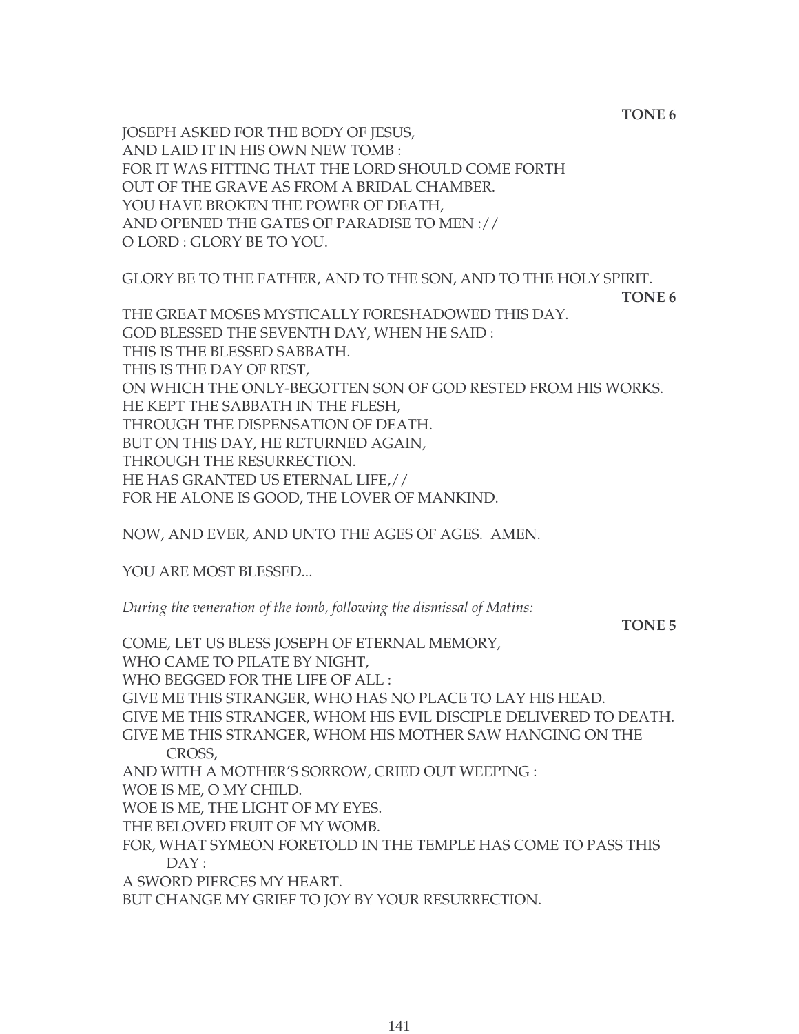**TONE 6**

JOSEPH ASKED FOR THE BODY OF JESUS,
AND LAID IT IN HIS OWN NEW TOMB :
FOR IT WAS FITTING THAT THE LORD SHOULD COME FORTH
OUT OF THE GRAVE AS FROM A BRIDAL CHAMBER.
YOU HAVE BROKEN THE POWER OF DEATH,
AND OPENED THE GATES OF PARADISE TO MEN ://
O LORD : GLORY BE TO YOU.

GLORY BE TO THE FATHER, AND TO THE SON, AND TO THE HOLY SPIRIT.

**TONE 6**

THE GREAT MOSES MYSTICALLY FORESHADOWED THIS DAY.
GOD BLESSED THE SEVENTH DAY, WHEN HE SAID :
THIS IS THE BLESSED SABBATH.
THIS IS THE DAY OF REST,
ON WHICH THE ONLY-BEGOTTEN SON OF GOD RESTED FROM HIS WORKS.
HE KEPT THE SABBATH IN THE FLESH,
THROUGH THE DISPENSATION OF DEATH.
BUT ON THIS DAY, HE RETURNED AGAIN,
THROUGH THE RESURRECTION.
HE HAS GRANTED US ETERNAL LIFE,//
FOR HE ALONE IS GOOD, THE LOVER OF MANKIND.

NOW, AND EVER, AND UNTO THE AGES OF AGES. AMEN.

YOU ARE MOST BLESSED...

*During the veneration of the tomb, following the dismissal of Matins:*

**TONE 5**

COME, LET US BLESS JOSEPH OF ETERNAL MEMORY,
WHO CAME TO PILATE BY NIGHT,
WHO BEGGED FOR THE LIFE OF ALL :
GIVE ME THIS STRANGER, WHO HAS NO PLACE TO LAY HIS HEAD.
GIVE ME THIS STRANGER, WHOM HIS EVIL DISCIPLE DELIVERED TO DEATH.
GIVE ME THIS STRANGER, WHOM HIS MOTHER SAW HANGING ON THE CROSS,
AND WITH A MOTHER'S SORROW, CRIED OUT WEEPING :
WOE IS ME, O MY CHILD.
WOE IS ME, THE LIGHT OF MY EYES.
THE BELOVED FRUIT OF MY WOMB.
FOR, WHAT SYMEON FORETOLD IN THE TEMPLE HAS COME TO PASS THIS DAY :
A SWORD PIERCES MY HEART.
BUT CHANGE MY GRIEF TO JOY BY YOUR RESURRECTION.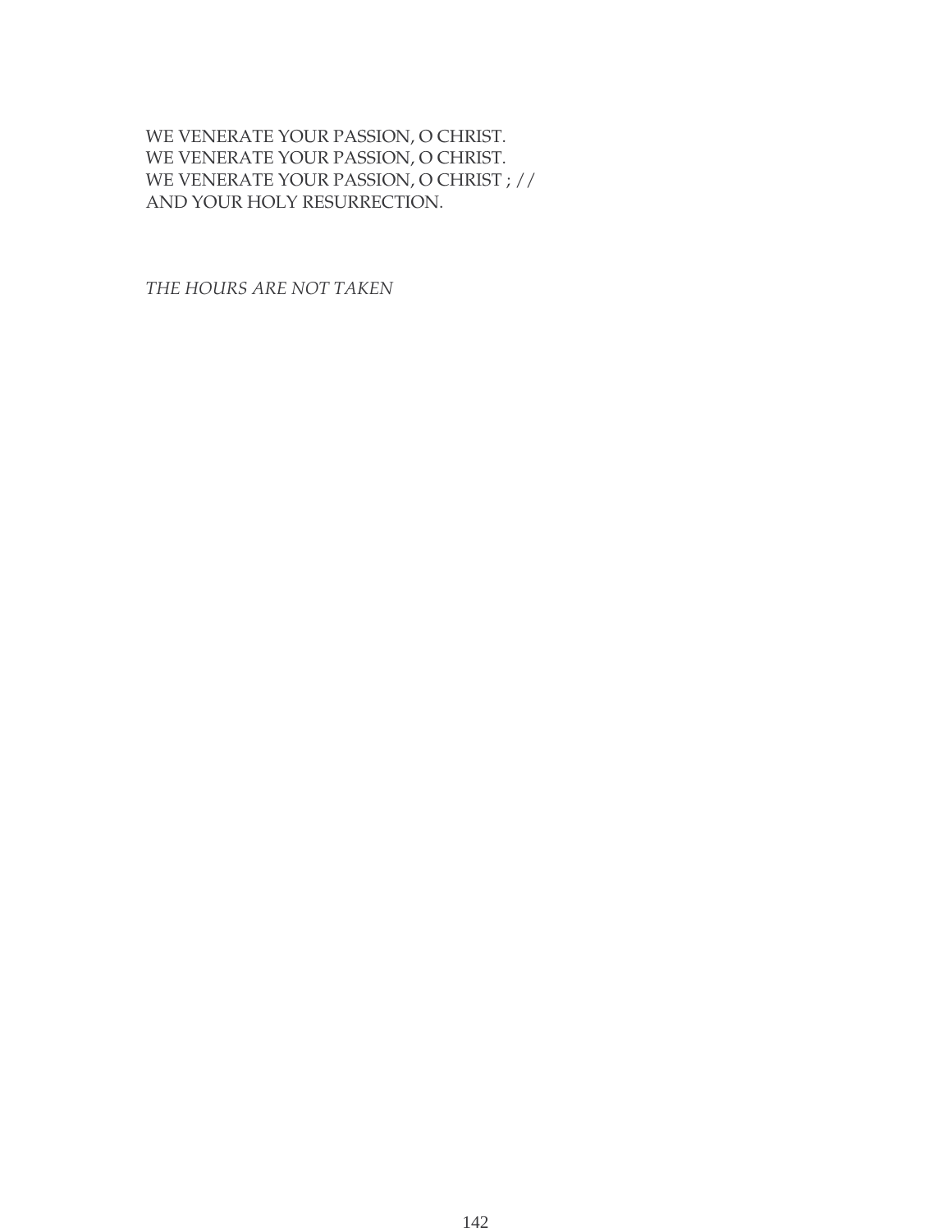WE VENERATE YOUR PASSION, O CHRIST.
WE VENERATE YOUR PASSION, O CHRIST.
WE VENERATE YOUR PASSION, O CHRIST ; //
AND YOUR HOLY RESURRECTION.

*THE HOURS ARE NOT TAKEN*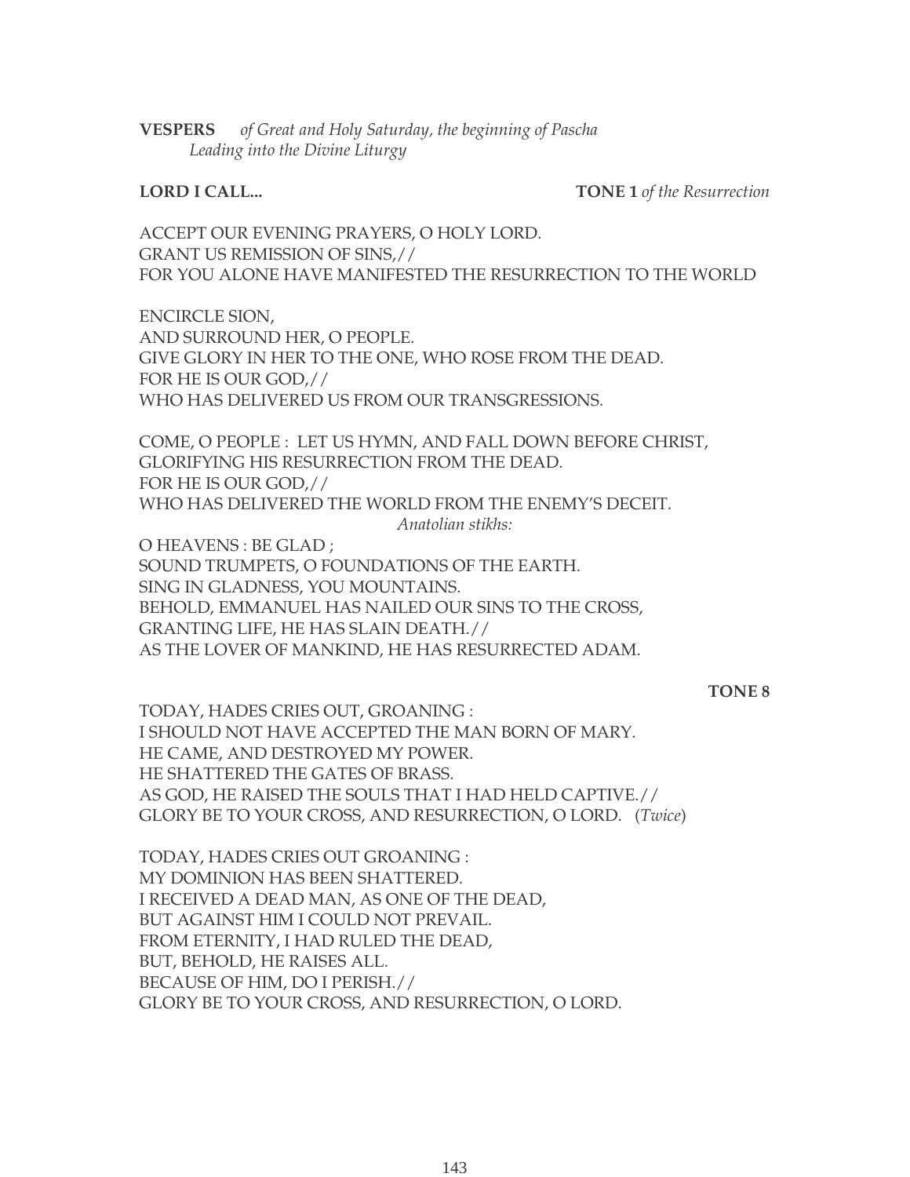**VESPERS** *of Great and Holy Saturday, the beginning of Pascha*
*Leading into the Divine Liturgy*

**LORD I CALL...** **TONE 1** *of the Resurrection*

ACCEPT OUR EVENING PRAYERS, O HOLY LORD.
GRANT US REMISSION OF SINS,//
FOR YOU ALONE HAVE MANIFESTED THE RESURRECTION TO THE WORLD

ENCIRCLE SION,
AND SURROUND HER, O PEOPLE.
GIVE GLORY IN HER TO THE ONE, WHO ROSE FROM THE DEAD.
FOR HE IS OUR GOD,//
WHO HAS DELIVERED US FROM OUR TRANSGRESSIONS.

COME, O PEOPLE : LET US HYMN, AND FALL DOWN BEFORE CHRIST,
GLORIFYING HIS RESURRECTION FROM THE DEAD.
FOR HE IS OUR GOD,//
WHO HAS DELIVERED THE WORLD FROM THE ENEMY'S DECEIT.

*Anatolian stikhs:*

O HEAVENS : BE GLAD ;
SOUND TRUMPETS, O FOUNDATIONS OF THE EARTH.
SING IN GLADNESS, YOU MOUNTAINS.
BEHOLD, EMMANUEL HAS NAILED OUR SINS TO THE CROSS,
GRANTING LIFE, HE HAS SLAIN DEATH.//
AS THE LOVER OF MANKIND, HE HAS RESURRECTED ADAM.

**TONE 8**

TODAY, HADES CRIES OUT, GROANING :
I SHOULD NOT HAVE ACCEPTED THE MAN BORN OF MARY.
HE CAME, AND DESTROYED MY POWER.
HE SHATTERED THE GATES OF BRASS.
AS GOD, HE RAISED THE SOULS THAT I HAD HELD CAPTIVE.//
GLORY BE TO YOUR CROSS, AND RESURRECTION, O LORD. (*Twice*)

TODAY, HADES CRIES OUT GROANING :
MY DOMINION HAS BEEN SHATTERED.
I RECEIVED A DEAD MAN, AS ONE OF THE DEAD,
BUT AGAINST HIM I COULD NOT PREVAIL.
FROM ETERNITY, I HAD RULED THE DEAD,
BUT, BEHOLD, HE RAISES ALL.
BECAUSE OF HIM, DO I PERISH.//
GLORY BE TO YOUR CROSS, AND RESURRECTION, O LORD.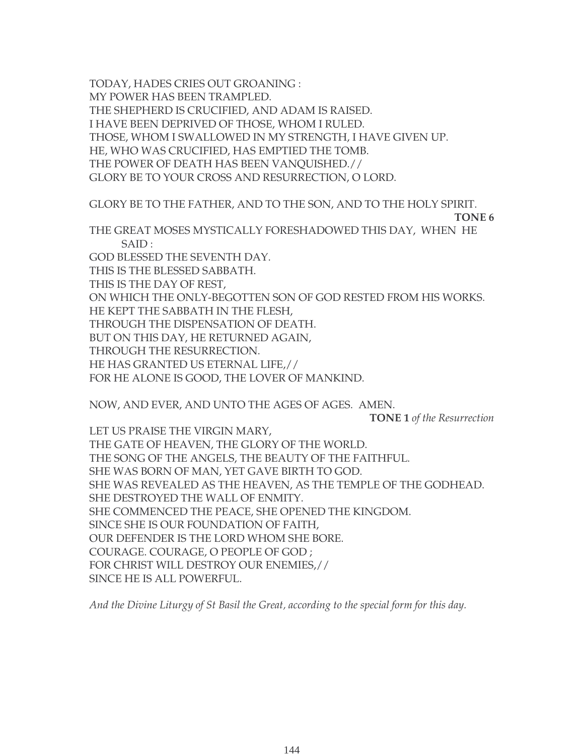TODAY, HADES CRIES OUT GROANING :
MY POWER HAS BEEN TRAMPLED.
THE SHEPHERD IS CRUCIFIED, AND ADAM IS RAISED.
I HAVE BEEN DEPRIVED OF THOSE, WHOM I RULED.
THOSE, WHOM I SWALLOWED IN MY STRENGTH, I HAVE GIVEN UP.
HE, WHO WAS CRUCIFIED, HAS EMPTIED THE TOMB.
THE POWER OF DEATH HAS BEEN VANQUISHED.//
GLORY BE TO YOUR CROSS AND RESURRECTION, O LORD.

GLORY BE TO THE FATHER, AND TO THE SON, AND TO THE HOLY SPIRIT.

**TONE 6**

THE GREAT MOSES MYSTICALLY FORESHADOWED THIS DAY, WHEN HE SAID :
GOD BLESSED THE SEVENTH DAY.
THIS IS THE BLESSED SABBATH.
THIS IS THE DAY OF REST,
ON WHICH THE ONLY-BEGOTTEN SON OF GOD RESTED FROM HIS WORKS.
HE KEPT THE SABBATH IN THE FLESH,
THROUGH THE DISPENSATION OF DEATH.
BUT ON THIS DAY, HE RETURNED AGAIN,
THROUGH THE RESURRECTION.
HE HAS GRANTED US ETERNAL LIFE,//
FOR HE ALONE IS GOOD, THE LOVER OF MANKIND.

NOW, AND EVER, AND UNTO THE AGES OF AGES. AMEN.

**TONE 1** *of the Resurrection*

LET US PRAISE THE VIRGIN MARY,
THE GATE OF HEAVEN, THE GLORY OF THE WORLD.
THE SONG OF THE ANGELS, THE BEAUTY OF THE FAITHFUL.
SHE WAS BORN OF MAN, YET GAVE BIRTH TO GOD.
SHE WAS REVEALED AS THE HEAVEN, AS THE TEMPLE OF THE GODHEAD.
SHE DESTROYED THE WALL OF ENMITY.
SHE COMMENCED THE PEACE, SHE OPENED THE KINGDOM.
SINCE SHE IS OUR FOUNDATION OF FAITH,
OUR DEFENDER IS THE LORD WHOM SHE BORE.
COURAGE. COURAGE, O PEOPLE OF GOD ;
FOR CHRIST WILL DESTROY OUR ENEMIES,//
SINCE HE IS ALL POWERFUL.

*And the Divine Liturgy of St Basil the Great, according to the special form for this day.*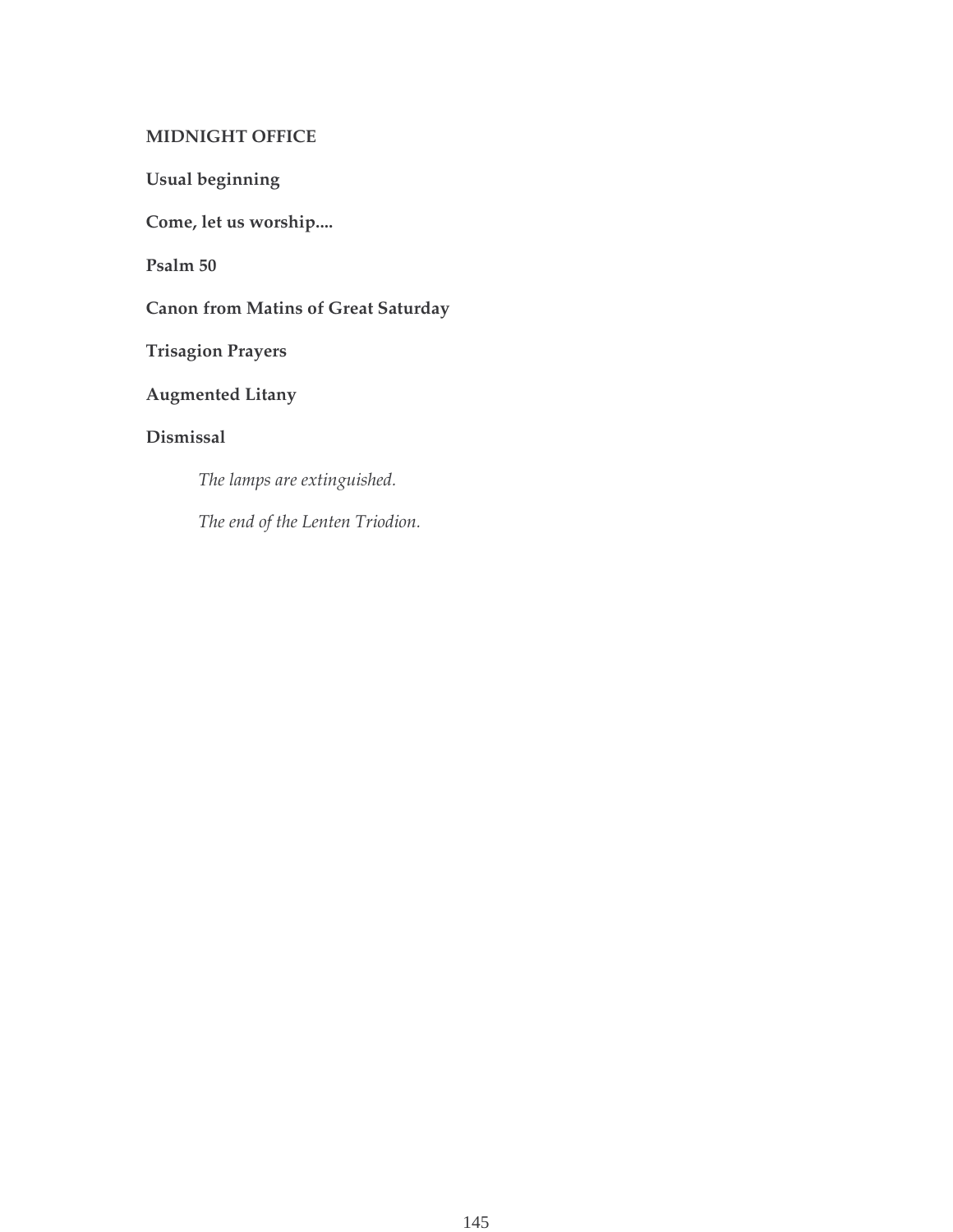**MIDNIGHT OFFICE**

**Usual beginning**

**Come, let us worship....**

**Psalm 50**

**Canon from Matins of Great Saturday**

**Trisagion Prayers**

**Augmented Litany**

**Dismissal**

*The lamps are extinguished.*

*The end of the Lenten Triodion.*